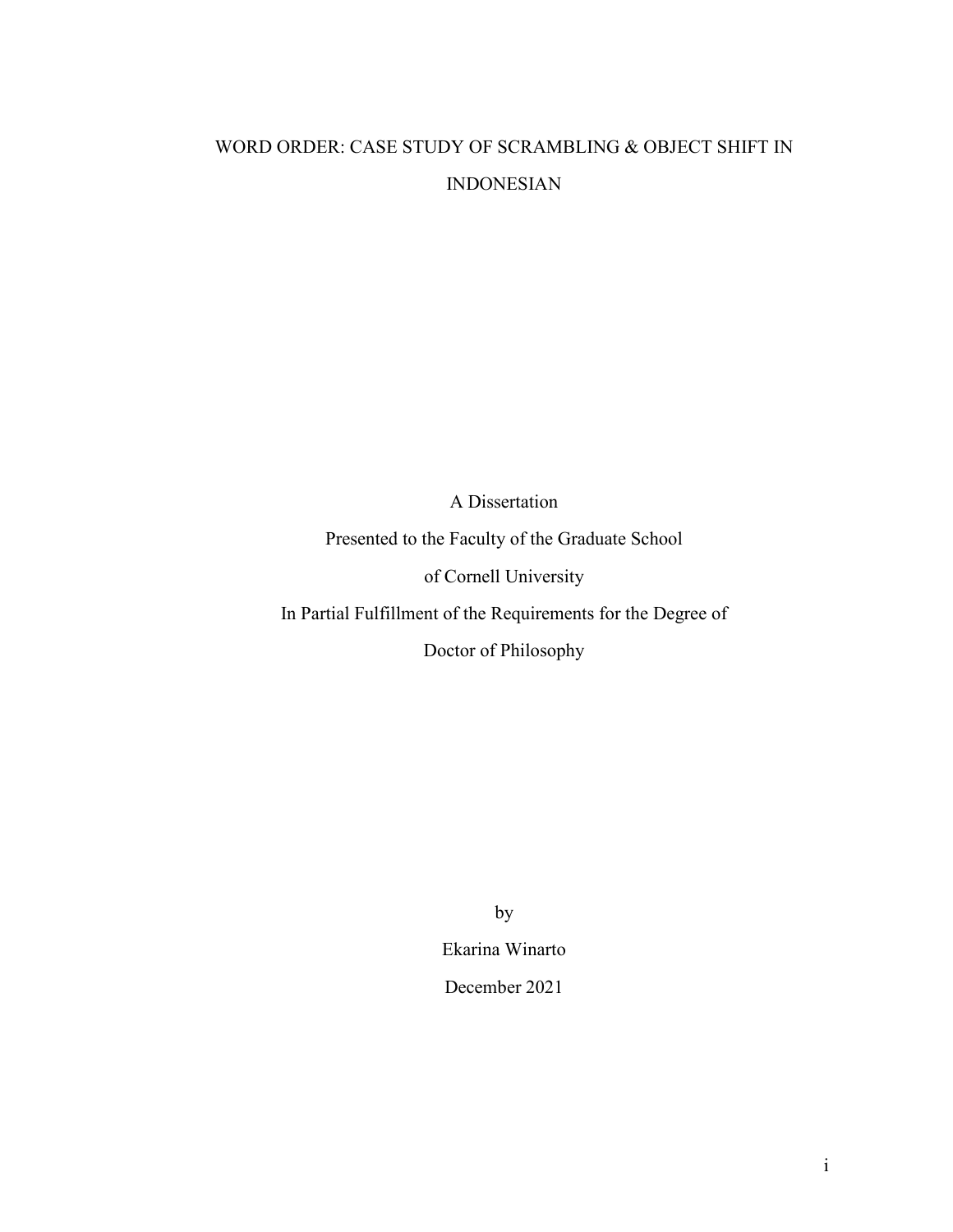# WORD ORDER: CASE STUDY OF SCRAMBLING & OBJECT SHIFT IN INDONESIAN

A Dissertation

Presented to the Faculty of the Graduate School

of Cornell University

In Partial Fulfillment of the Requirements for the Degree of

Doctor of Philosophy

by

Ekarina Winarto

December 2021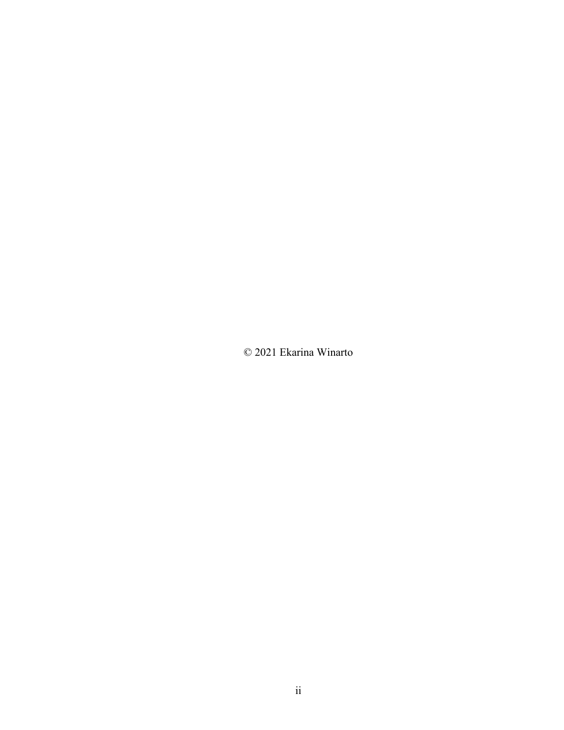© 2021 Ekarina Winarto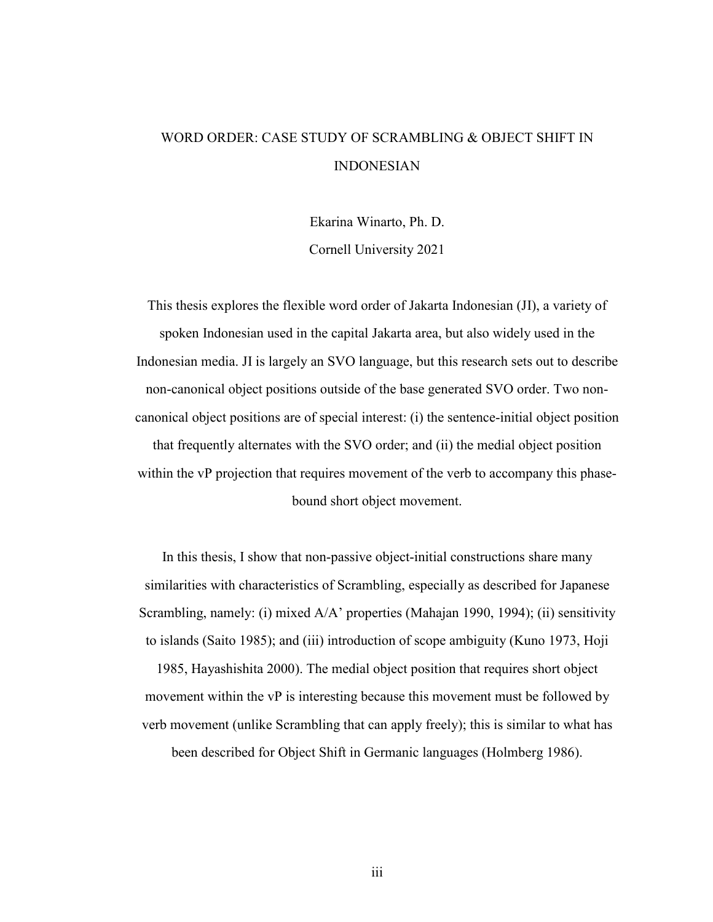# WORD ORDER: CASE STUDY OF SCRAMBLING & OBJECT SHIFT IN INDONESIAN

Ekarina Winarto, Ph. D.

Cornell University 2021

This thesis explores the flexible word order of Jakarta Indonesian (JI), a variety of spoken Indonesian used in the capital Jakarta area, but also widely used in the Indonesian media. JI is largely an SVO language, but this research sets out to describe non-canonical object positions outside of the base generated SVO order. Two non-canonical object positions are of special interest: (i) the sentence-initial object position that frequently alternates with the SVO order; and (ii) the medial object position within the vP projection that requires movement of the verb to accompany this phase-bound short object movement.

In this thesis, I show that non-passive object-initial constructions share many similarities with characteristics of Scrambling, especially as described for Japanese Scrambling, namely: (i) mixed A/A' properties (Mahajan 1990, 1994); (ii) sensitivity to islands (Saito 1985); and (iii) introduction of scope ambiguity (Kuno 1973, Hoji 1985, Hayashishita 2000). The medial object position that requires short object movement within the vP is interesting because this movement must be followed by verb movement (unlike Scrambling that can apply freely); this is similar to what has been described for Object Shift in Germanic languages (Holmberg 1986).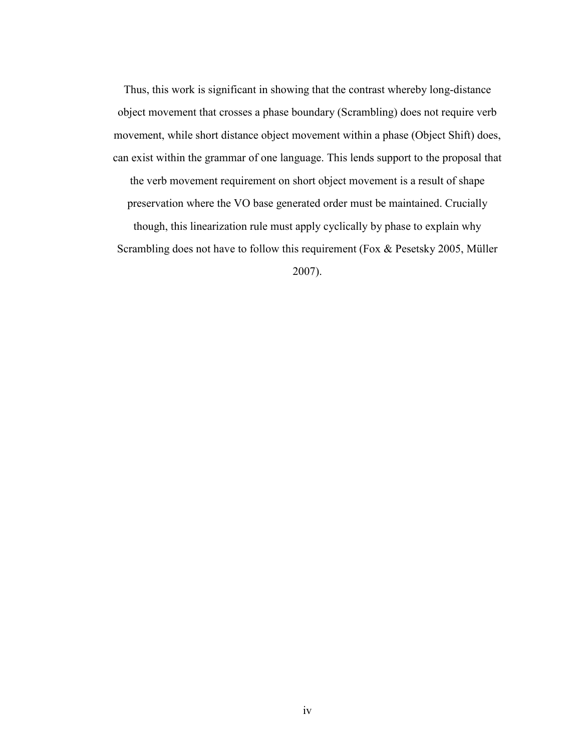Thus, this work is significant in showing that the contrast whereby long-distance object movement that crosses a phase boundary (Scrambling) does not require verb movement, while short distance object movement within a phase (Object Shift) does, can exist within the grammar of one language. This lends support to the proposal that the verb movement requirement on short object movement is a result of shape preservation where the VO base generated order must be maintained. Crucially though, this linearization rule must apply cyclically by phase to explain why Scrambling does not have to follow this requirement (Fox & Pesetsky 2005, Müller 2007).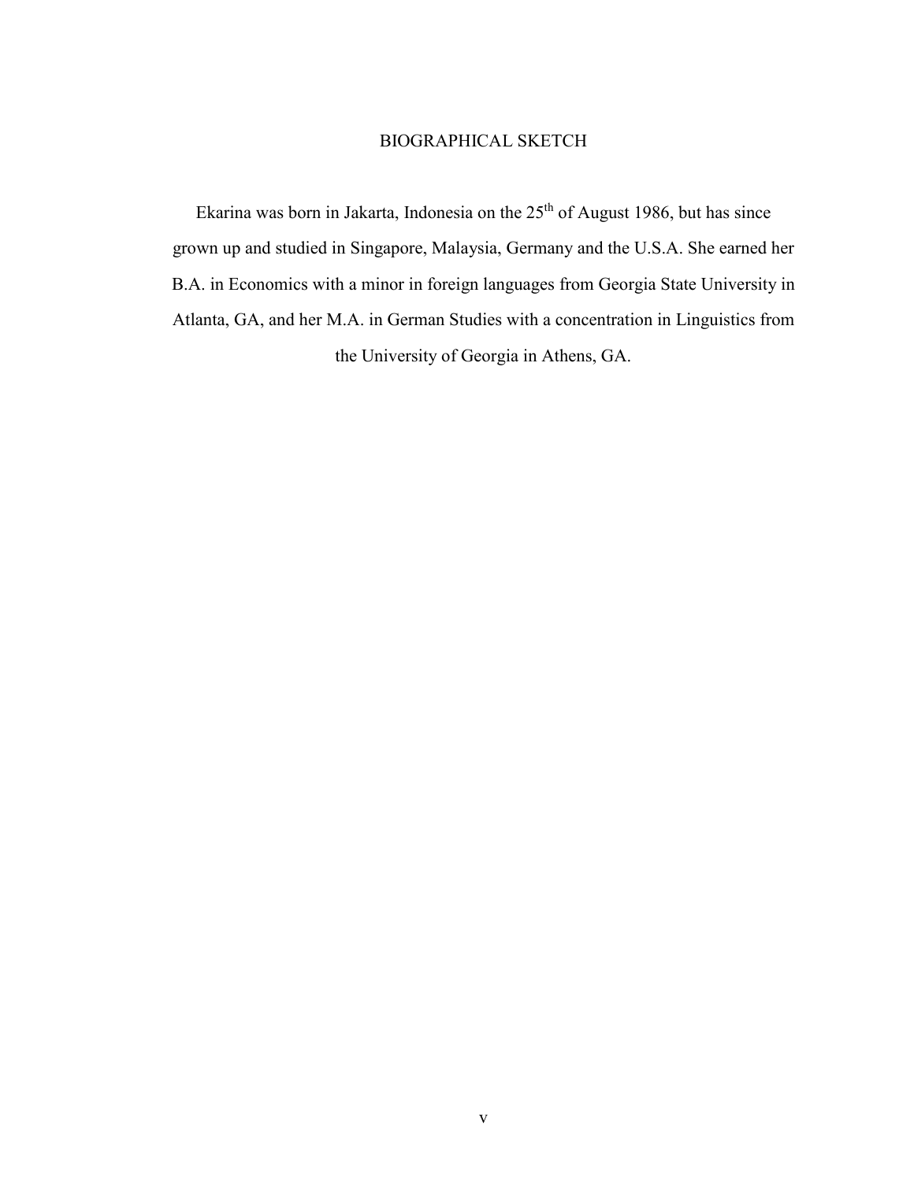# BIOGRAPHICAL SKETCH

Ekarina was born in Jakarta, Indonesia on the 25th of August 1986, but has since grown up and studied in Singapore, Malaysia, Germany and the U.S.A. She earned her B.A. in Economics with a minor in foreign languages from Georgia State University in Atlanta, GA, and her M.A. in German Studies with a concentration in Linguistics from the University of Georgia in Athens, GA.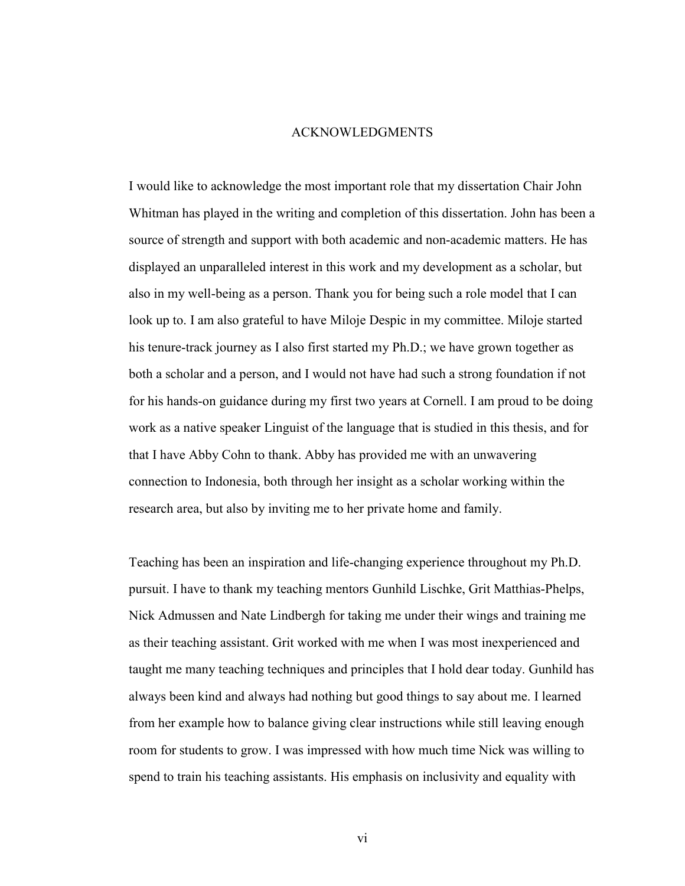# ACKNOWLEDGMENTS

I would like to acknowledge the most important role that my dissertation Chair John Whitman has played in the writing and completion of this dissertation. John has been a source of strength and support with both academic and non-academic matters. He has displayed an unparalleled interest in this work and my development as a scholar, but also in my well-being as a person. Thank you for being such a role model that I can look up to. I am also grateful to have Miloje Despic in my committee. Miloje started his tenure-track journey as I also first started my Ph.D.; we have grown together as both a scholar and a person, and I would not have had such a strong foundation if not for his hands-on guidance during my first two years at Cornell. I am proud to be doing work as a native speaker Linguist of the language that is studied in this thesis, and for that I have Abby Cohn to thank. Abby has provided me with an unwavering connection to Indonesia, both through her insight as a scholar working within the research area, but also by inviting me to her private home and family.

Teaching has been an inspiration and life-changing experience throughout my Ph.D. pursuit. I have to thank my teaching mentors Gunhild Lischke, Grit Matthias-Phelps, Nick Admussen and Nate Lindbergh for taking me under their wings and training me as their teaching assistant. Grit worked with me when I was most inexperienced and taught me many teaching techniques and principles that I hold dear today. Gunhild has always been kind and always had nothing but good things to say about me. I learned from her example how to balance giving clear instructions while still leaving enough room for students to grow. I was impressed with how much time Nick was willing to spend to train his teaching assistants. His emphasis on inclusivity and equality with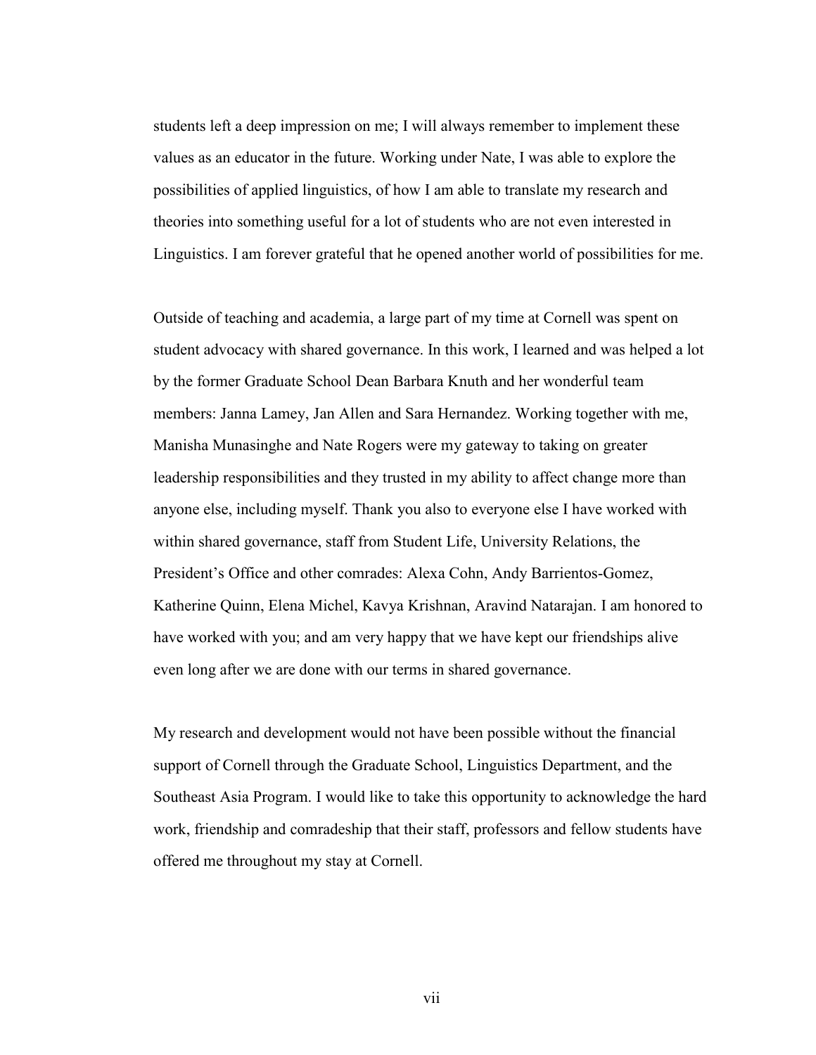students left a deep impression on me; I will always remember to implement these values as an educator in the future. Working under Nate, I was able to explore the possibilities of applied linguistics, of how I am able to translate my research and theories into something useful for a lot of students who are not even interested in Linguistics. I am forever grateful that he opened another world of possibilities for me.

Outside of teaching and academia, a large part of my time at Cornell was spent on student advocacy with shared governance. In this work, I learned and was helped a lot by the former Graduate School Dean Barbara Knuth and her wonderful team members: Janna Lamey, Jan Allen and Sara Hernandez. Working together with me, Manisha Munasinghe and Nate Rogers were my gateway to taking on greater leadership responsibilities and they trusted in my ability to affect change more than anyone else, including myself. Thank you also to everyone else I have worked with within shared governance, staff from Student Life, University Relations, the President's Office and other comrades: Alexa Cohn, Andy Barrientos-Gomez, Katherine Quinn, Elena Michel, Kavya Krishnan, Aravind Natarajan. I am honored to have worked with you; and am very happy that we have kept our friendships alive even long after we are done with our terms in shared governance.

My research and development would not have been possible without the financial support of Cornell through the Graduate School, Linguistics Department, and the Southeast Asia Program. I would like to take this opportunity to acknowledge the hard work, friendship and comradeship that their staff, professors and fellow students have offered me throughout my stay at Cornell.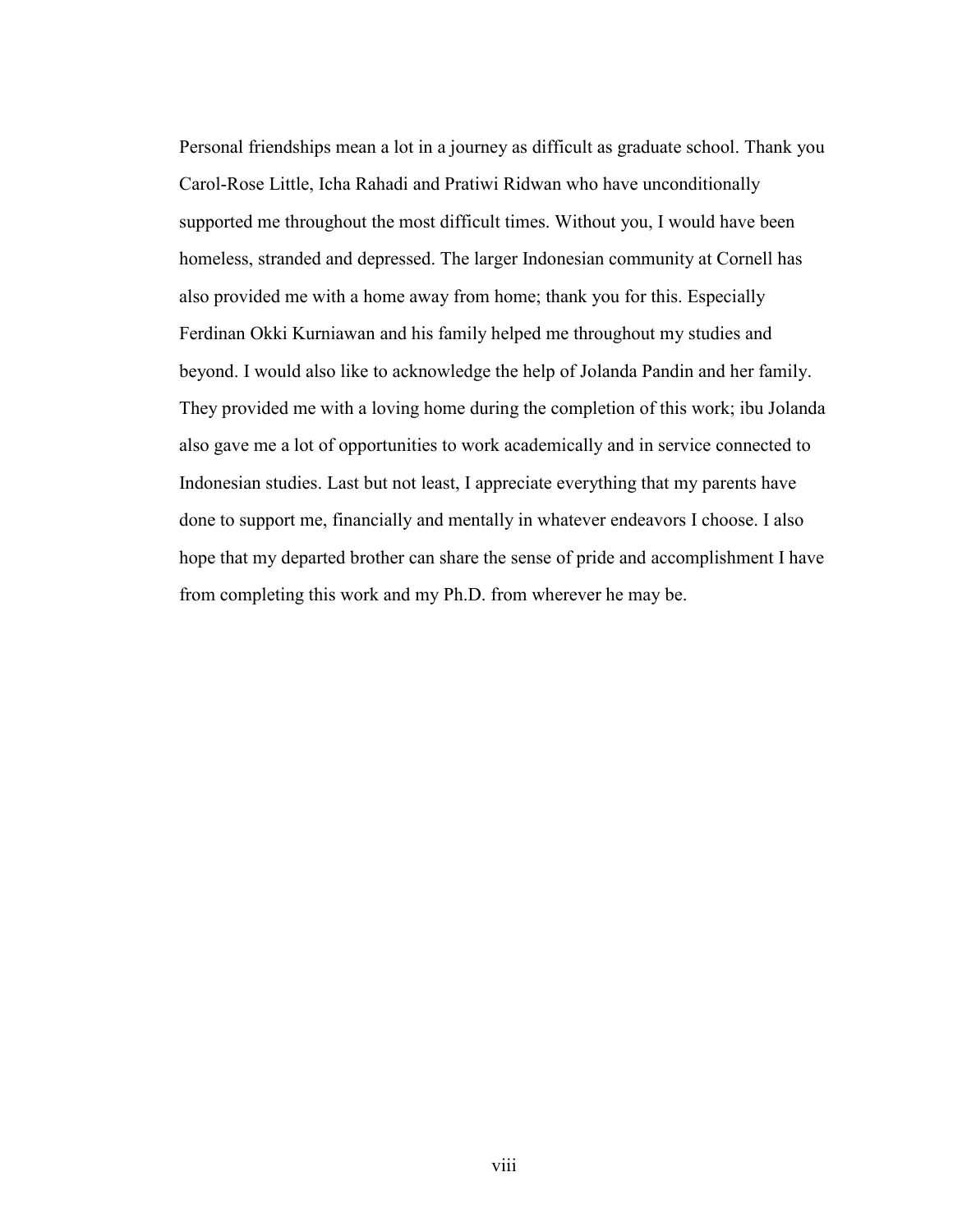Personal friendships mean a lot in a journey as difficult as graduate school. Thank you Carol-Rose Little, Icha Rahadi and Pratiwi Ridwan who have unconditionally supported me throughout the most difficult times. Without you, I would have been homeless, stranded and depressed. The larger Indonesian community at Cornell has also provided me with a home away from home; thank you for this. Especially Ferdinan Okki Kurniawan and his family helped me throughout my studies and beyond. I would also like to acknowledge the help of Jolanda Pandin and her family. They provided me with a loving home during the completion of this work; ibu Jolanda also gave me a lot of opportunities to work academically and in service connected to Indonesian studies. Last but not least, I appreciate everything that my parents have done to support me, financially and mentally in whatever endeavors I choose. I also hope that my departed brother can share the sense of pride and accomplishment I have from completing this work and my Ph.D. from wherever he may be.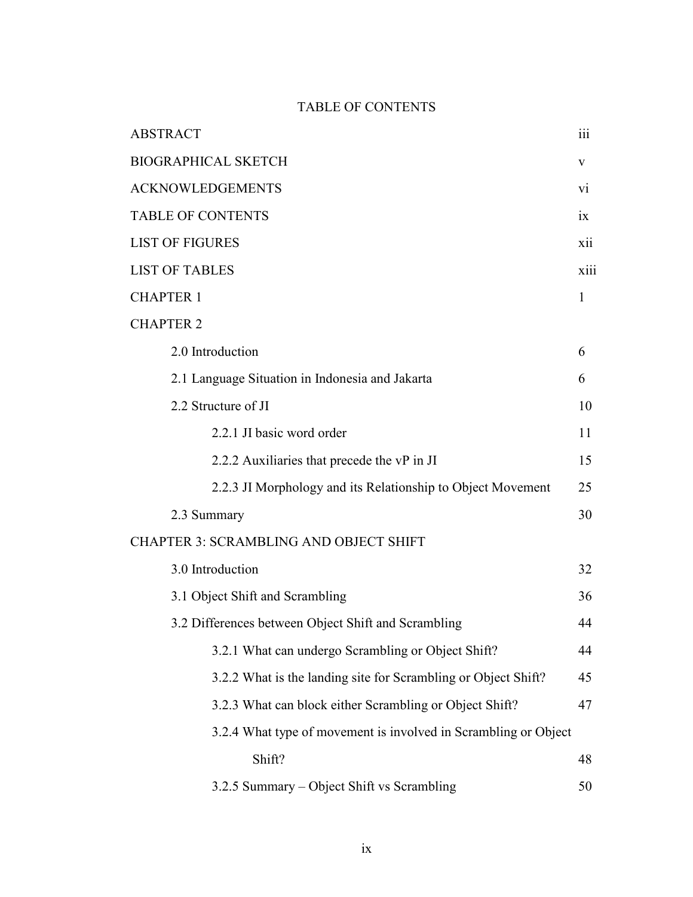# TABLE OF CONTENTS

| | |
|---|---|
| ABSTRACT | iii |
| BIOGRAPHICAL SKETCH | v |
| ACKNOWLEDGEMENTS | vi |
| TABLE OF CONTENTS | ix |
| LIST OF FIGURES | xii |
| LIST OF TABLES | xiii |
| CHAPTER 1 | 1 |
| CHAPTER 2 | |
| 2.0 Introduction | 6 |
| 2.1 Language Situation in Indonesia and Jakarta | 6 |
| 2.2 Structure of JI | 10 |
| 2.2.1 JI basic word order | 11 |
| 2.2.2 Auxiliaries that precede the vP in JI | 15 |
| 2.2.3 JI Morphology and its Relationship to Object Movement | 25 |
| 2.3 Summary | 30 |
| CHAPTER 3: SCRAMBLING AND OBJECT SHIFT | |
| 3.0 Introduction | 32 |
| 3.1 Object Shift and Scrambling | 36 |
| 3.2 Differences between Object Shift and Scrambling | 44 |
| 3.2.1 What can undergo Scrambling or Object Shift? | 44 |
| 3.2.2 What is the landing site for Scrambling or Object Shift? | 45 |
| 3.2.3 What can block either Scrambling or Object Shift? | 47 |
| 3.2.4 What type of movement is involved in Scrambling or Object Shift? | 48 |
| 3.2.5 Summary – Object Shift vs Scrambling | 50 |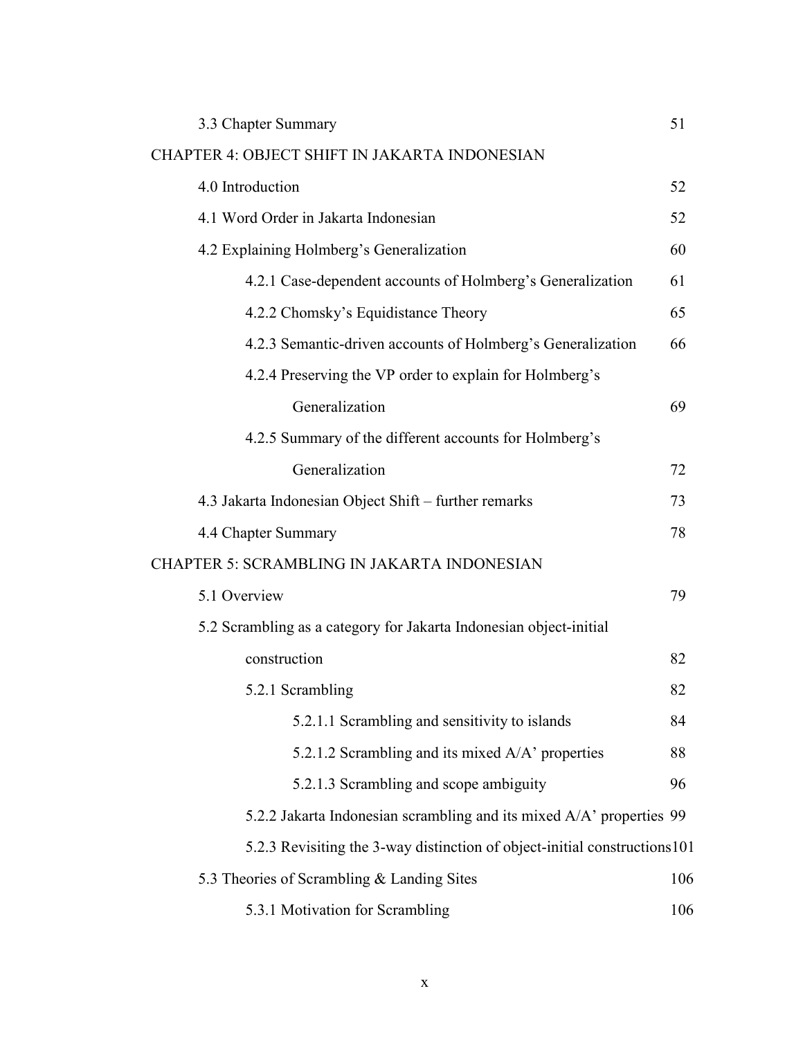3.3 Chapter Summary 51

CHAPTER 4: OBJECT SHIFT IN JAKARTA INDONESIAN

4.0 Introduction 52

4.1 Word Order in Jakarta Indonesian 52

4.2 Explaining Holmberg's Generalization 60

4.2.1 Case-dependent accounts of Holmberg's Generalization 61

4.2.2 Chomsky's Equidistance Theory 65

4.2.3 Semantic-driven accounts of Holmberg's Generalization 66

4.2.4 Preserving the VP order to explain for Holmberg's Generalization 69

4.2.5 Summary of the different accounts for Holmberg's Generalization 72

4.3 Jakarta Indonesian Object Shift – further remarks 73

4.4 Chapter Summary 78

CHAPTER 5: SCRAMBLING IN JAKARTA INDONESIAN

5.1 Overview 79

5.2 Scrambling as a category for Jakarta Indonesian object-initial construction 82

5.2.1 Scrambling 82

5.2.1.1 Scrambling and sensitivity to islands 84

5.2.1.2 Scrambling and its mixed A/A' properties 88

5.2.1.3 Scrambling and scope ambiguity 96

5.2.2 Jakarta Indonesian scrambling and its mixed A/A' properties 99

5.2.3 Revisiting the 3-way distinction of object-initial constructions 101

5.3 Theories of Scrambling & Landing Sites 106

5.3.1 Motivation for Scrambling 106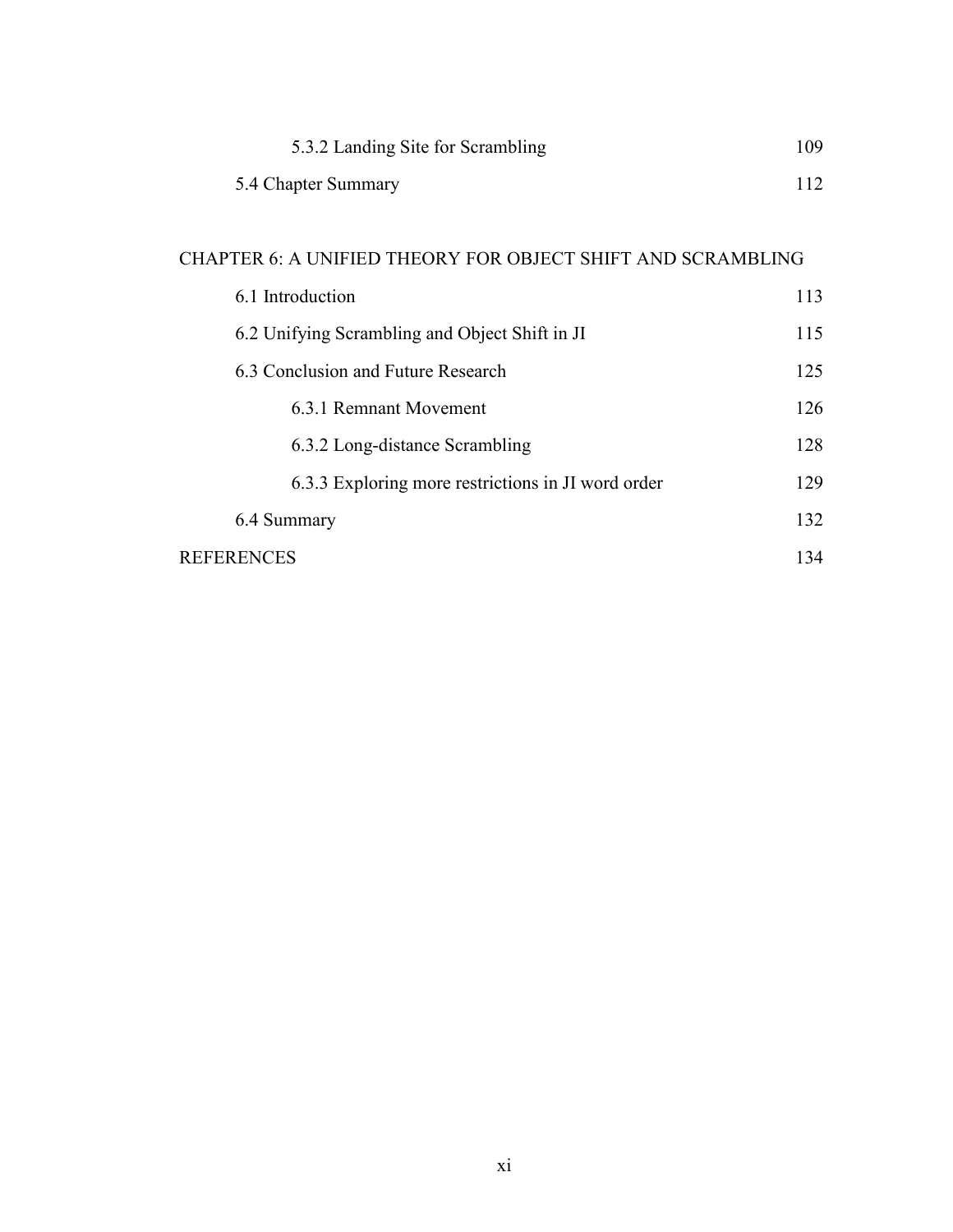5.3.2 Landing Site for Scrambling 109

5.4 Chapter Summary 112

CHAPTER 6: A UNIFIED THEORY FOR OBJECT SHIFT AND SCRAMBLING

6.1 Introduction 113

6.2 Unifying Scrambling and Object Shift in JI 115

6.3 Conclusion and Future Research 125

6.3.1 Remnant Movement 126

6.3.2 Long-distance Scrambling 128

6.3.3 Exploring more restrictions in JI word order 129

6.4 Summary 132

REFERENCES 134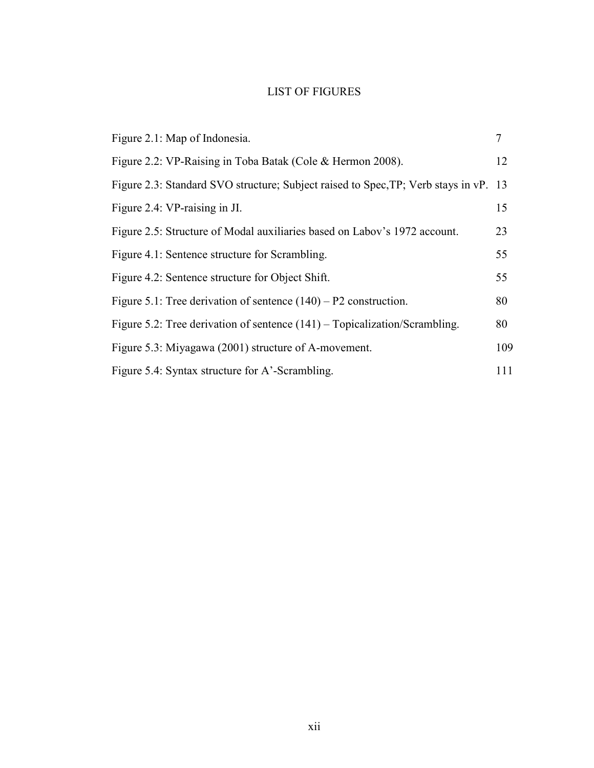# LIST OF FIGURES

| | |
|---|---|
| Figure 2.1: Map of Indonesia. | 7 |
| Figure 2.2: VP-Raising in Toba Batak (Cole & Hermon 2008). | 12 |
| Figure 2.3: Standard SVO structure; Subject raised to Spec,TP; Verb stays in vP. | 13 |
| Figure 2.4: VP-raising in JI. | 15 |
| Figure 2.5: Structure of Modal auxiliaries based on Labov's 1972 account. | 23 |
| Figure 4.1: Sentence structure for Scrambling. | 55 |
| Figure 4.2: Sentence structure for Object Shift. | 55 |
| Figure 5.1: Tree derivation of sentence (140) – P2 construction. | 80 |
| Figure 5.2: Tree derivation of sentence (141) – Topicalization/Scrambling. | 80 |
| Figure 5.3: Miyagawa (2001) structure of A-movement. | 109 |
| Figure 5.4: Syntax structure for A'-Scrambling. | 111 |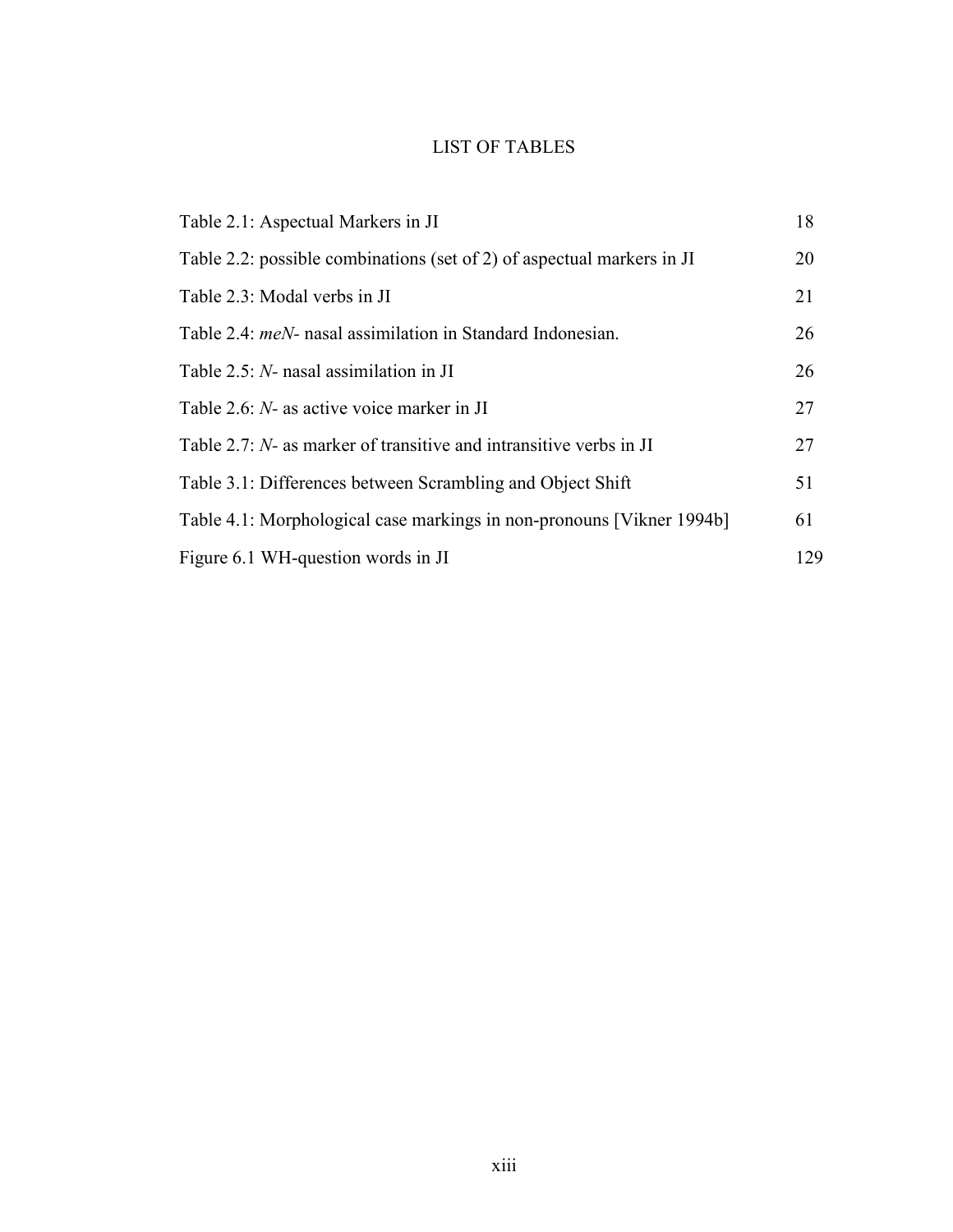# LIST OF TABLES

| | |
|---|---|
| Table 2.1: Aspectual Markers in JI | 18 |
| Table 2.2: possible combinations (set of 2) of aspectual markers in JI | 20 |
| Table 2.3: Modal verbs in JI | 21 |
| Table 2.4: *meN-* nasal assimilation in Standard Indonesian. | 26 |
| Table 2.5: *N-* nasal assimilation in JI | 26 |
| Table 2.6: *N-* as active voice marker in JI | 27 |
| Table 2.7: *N-* as marker of transitive and intransitive verbs in JI | 27 |
| Table 3.1: Differences between Scrambling and Object Shift | 51 |
| Table 4.1: Morphological case markings in non-pronouns [Vikner 1994b] | 61 |
| Figure 6.1 WH-question words in JI | 129 |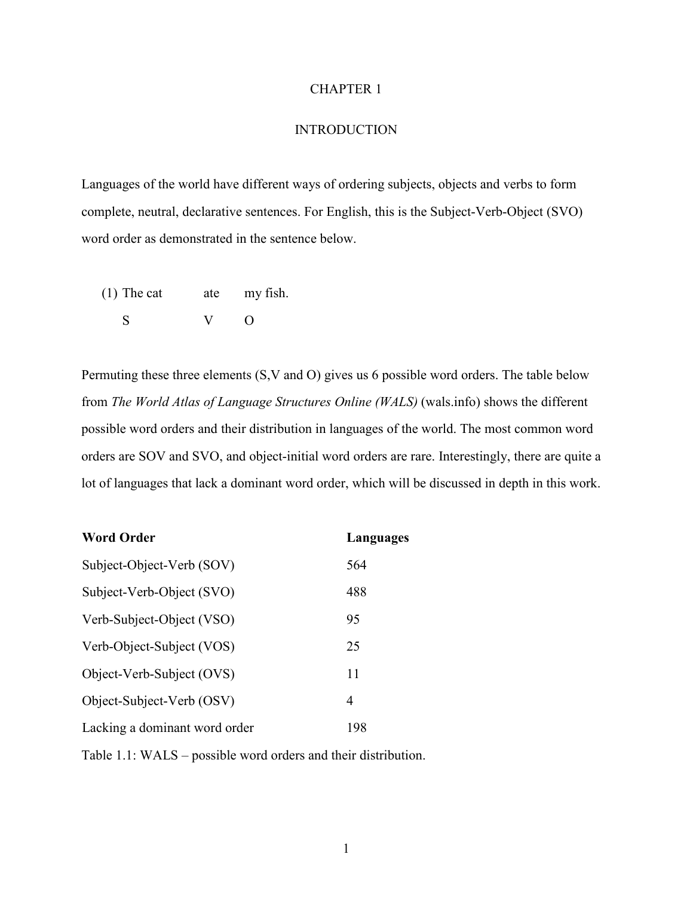# CHAPTER 1

# INTRODUCTION

Languages of the world have different ways of ordering subjects, objects and verbs to form complete, neutral, declarative sentences. For English, this is the Subject-Verb-Object (SVO) word order as demonstrated in the sentence below.

(1) The cat ate my fish.
S V O

Permuting these three elements (S,V and O) gives us 6 possible word orders. The table below from *The World Atlas of Language Structures Online (WALS)* (wals.info) shows the different possible word orders and their distribution in languages of the world. The most common word orders are SOV and SVO, and object-initial word orders are rare. Interestingly, there are quite a lot of languages that lack a dominant word order, which will be discussed in depth in this work.

| **Word Order** | **Languages** |
|---|---|
| Subject-Object-Verb (SOV) | 564 |
| Subject-Verb-Object (SVO) | 488 |
| Verb-Subject-Object (VSO) | 95 |
| Verb-Object-Subject (VOS) | 25 |
| Object-Verb-Subject (OVS) | 11 |
| Object-Subject-Verb (OSV) | 4 |
| Lacking a dominant word order | 198 |

Table 1.1: WALS – possible word orders and their distribution.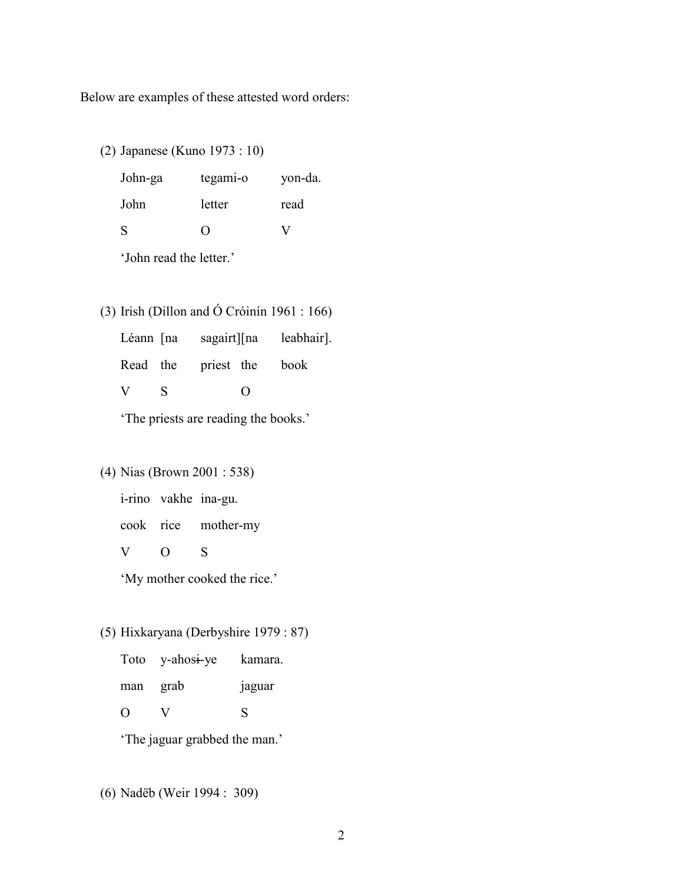Below are examples of these attested word orders:

(2) Japanese (Kuno 1973 : 10)

| John-ga | tegami-o | yon-da. |
|---|---|---|
| John | letter | read |
| S | O | V |

'John read the letter.'

(3) Irish (Dillon and Ó Cróinín 1961 : 166)

| Léann | [na | sagairt][na | leabhair]. |
|---|---|---|---|
| Read | the | priest the | book |
| V | S | O | |

'The priests are reading the books.'

(4) Nias (Brown 2001 : 538)

| i-rino | vakhe | ina-gu. |
|---|---|---|
| cook | rice | mother-my |
| V | O | S |

'My mother cooked the rice.'

(5) Hixkaryana (Derbyshire 1979 : 87)

| Toto | y-ahosɨ-ye | kamara. |
|---|---|---|
| man | grab | jaguar |
| O | V | S |

'The jaguar grabbed the man.'

(6) Nadëb (Weir 1994 : 309)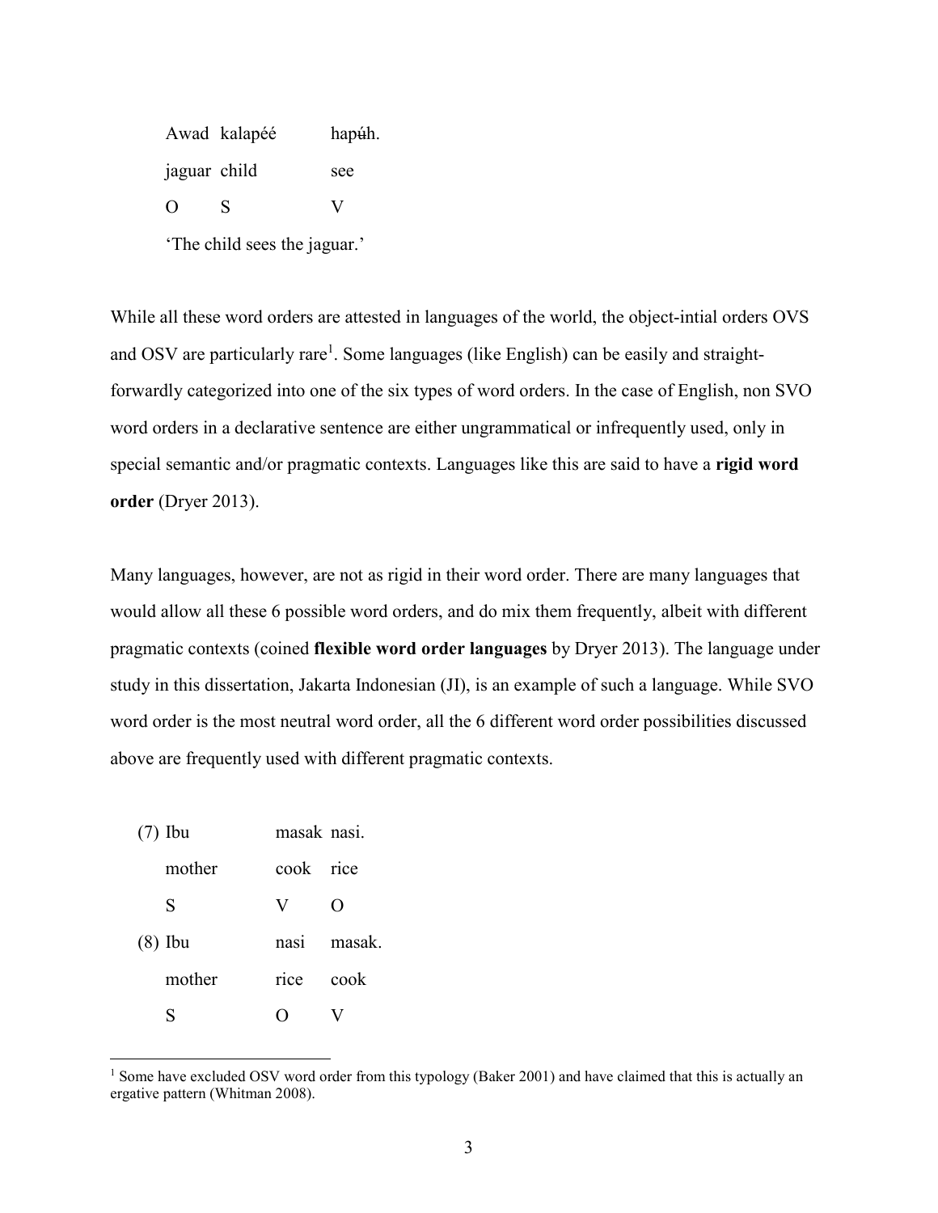| Awad | kalapéé | hapʉ́h. |
|---|---|---|
| jaguar | child | see |
| O | S | V |

'The child sees the jaguar.'

While all these word orders are attested in languages of the world, the object-intial orders OVS and OSV are particularly rare[1]. Some languages (like English) can be easily and straight-forwardly categorized into one of the six types of word orders. In the case of English, non SVO word orders in a declarative sentence are either ungrammatical or infrequently used, only in special semantic and/or pragmatic contexts. Languages like this are said to have a **rigid word order** (Dryer 2013).

Many languages, however, are not as rigid in their word order. There are many languages that would allow all these 6 possible word orders, and do mix them frequently, albeit with different pragmatic contexts (coined **flexible word order languages** by Dryer 2013). The language under study in this dissertation, Jakarta Indonesian (JI), is an example of such a language. While SVO word order is the most neutral word order, all the 6 different word order possibilities discussed above are frequently used with different pragmatic contexts.

| | | | |
|---|---|---|---|
| (7) | Ibu | masak | nasi. |
| | mother | cook | rice |
| | S | V | O |
| (8) | Ibu | nasi | masak. |
| | mother | rice | cook |
| | S | O | V |

[1] Some have excluded OSV word order from this typology (Baker 2001) and have claimed that this is actually an ergative pattern (Whitman 2008).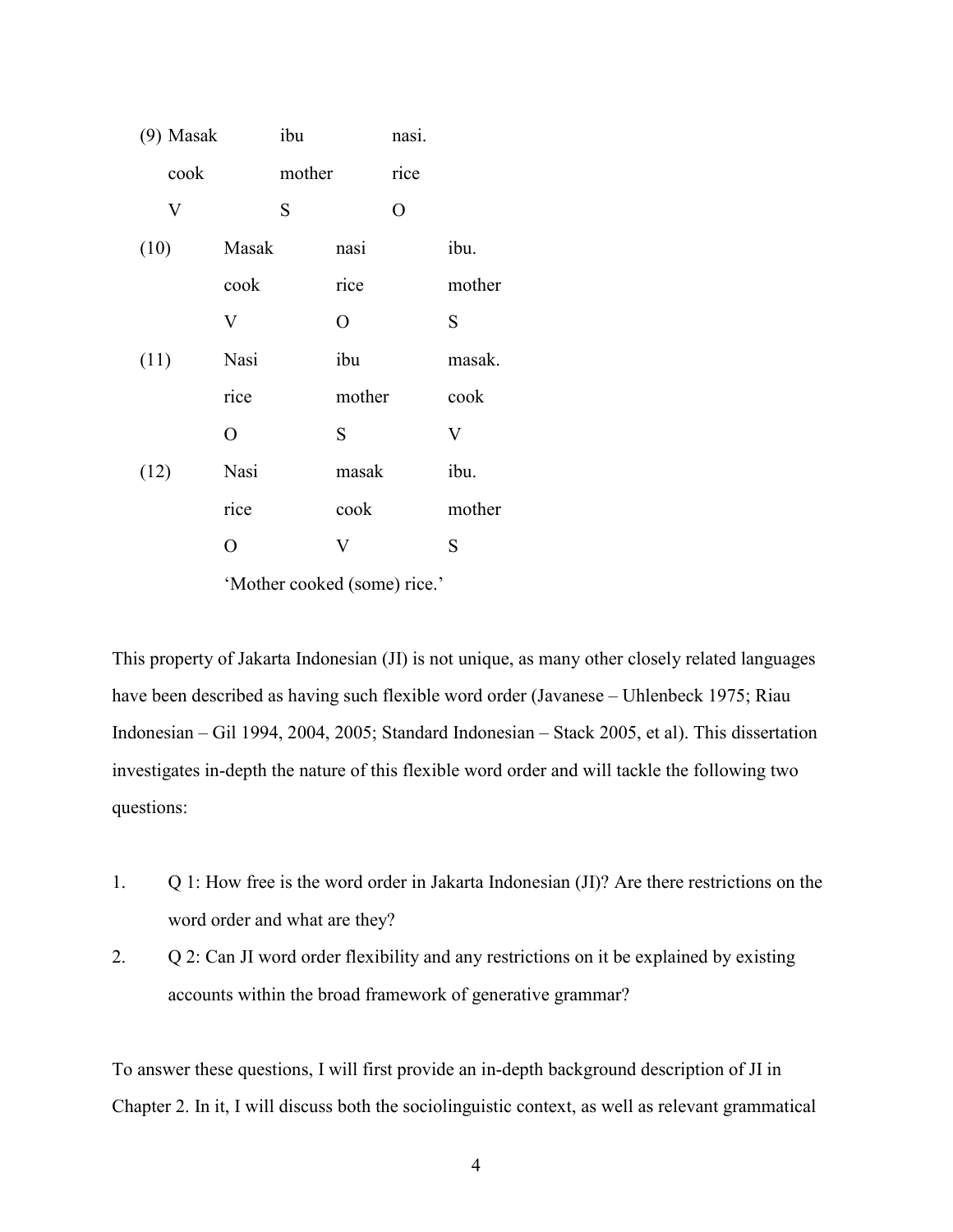(9) Masak ibu nasi.
    cook mother rice
    V S O

(10) Masak nasi ibu.
     cook rice mother
     V O S

(11) Nasi ibu masak.
     rice mother cook
     O S V

(12) Nasi masak ibu.
     rice cook mother
     O V S
     'Mother cooked (some) rice.'

This property of Jakarta Indonesian (JI) is not unique, as many other closely related languages have been described as having such flexible word order (Javanese – Uhlenbeck 1975; Riau Indonesian – Gil 1994, 2004, 2005; Standard Indonesian – Stack 2005, et al). This dissertation investigates in-depth the nature of this flexible word order and will tackle the following two questions:

1. Q 1: How free is the word order in Jakarta Indonesian (JI)? Are there restrictions on the word order and what are they?
2. Q 2: Can JI word order flexibility and any restrictions on it be explained by existing accounts within the broad framework of generative grammar?

To answer these questions, I will first provide an in-depth background description of JI in Chapter 2. In it, I will discuss both the sociolinguistic context, as well as relevant grammatical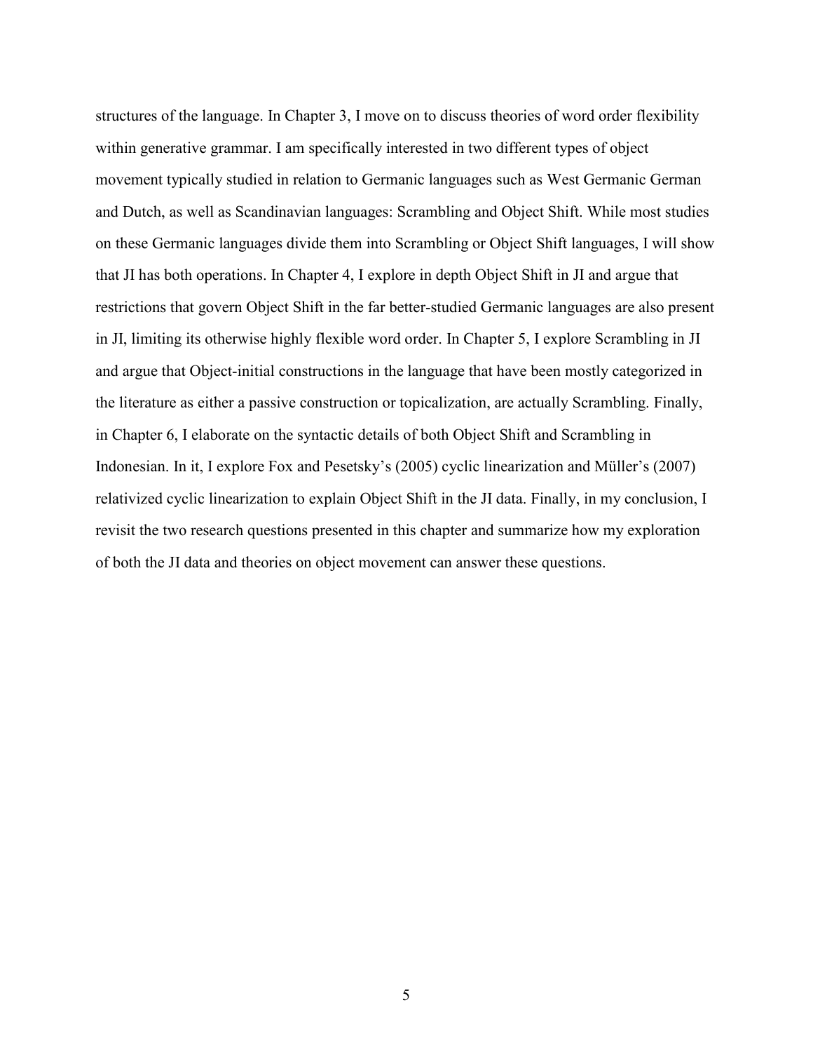structures of the language. In Chapter 3, I move on to discuss theories of word order flexibility within generative grammar. I am specifically interested in two different types of object movement typically studied in relation to Germanic languages such as West Germanic German and Dutch, as well as Scandinavian languages: Scrambling and Object Shift. While most studies on these Germanic languages divide them into Scrambling or Object Shift languages, I will show that JI has both operations. In Chapter 4, I explore in depth Object Shift in JI and argue that restrictions that govern Object Shift in the far better-studied Germanic languages are also present in JI, limiting its otherwise highly flexible word order. In Chapter 5, I explore Scrambling in JI and argue that Object-initial constructions in the language that have been mostly categorized in the literature as either a passive construction or topicalization, are actually Scrambling. Finally, in Chapter 6, I elaborate on the syntactic details of both Object Shift and Scrambling in Indonesian. In it, I explore Fox and Pesetsky's (2005) cyclic linearization and Müller's (2007) relativized cyclic linearization to explain Object Shift in the JI data. Finally, in my conclusion, I revisit the two research questions presented in this chapter and summarize how my exploration of both the JI data and theories on object movement can answer these questions.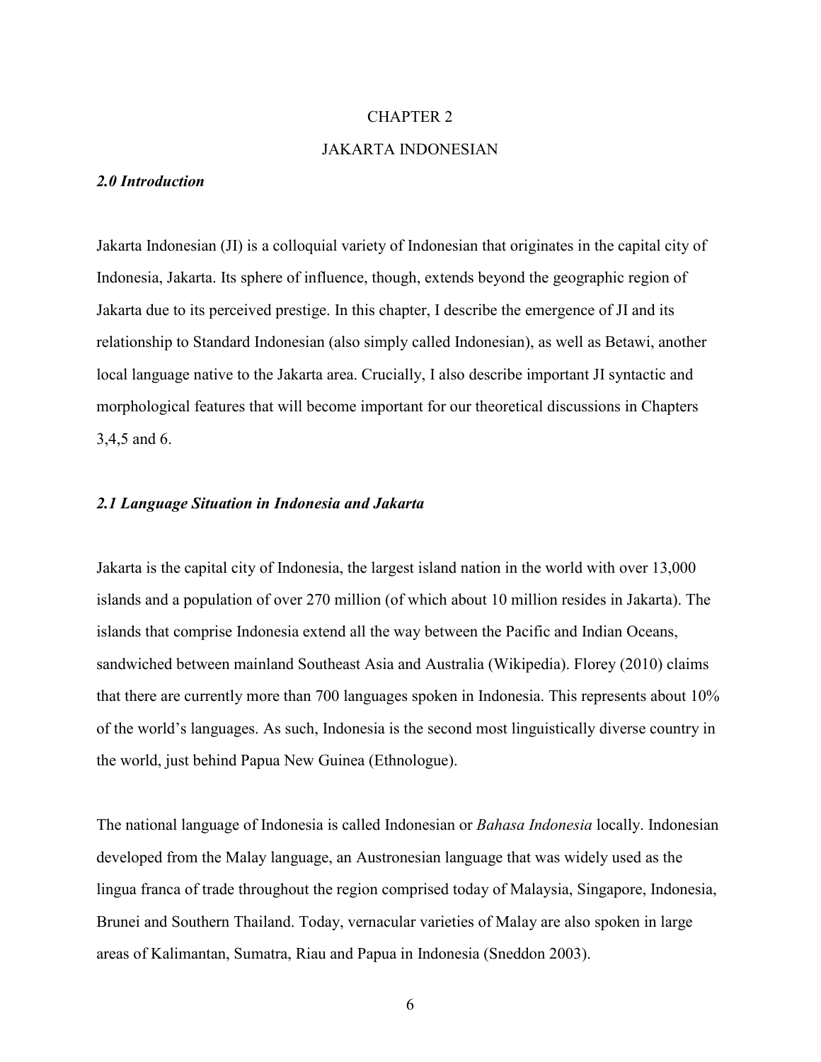# CHAPTER 2

# JAKARTA INDONESIAN

### *2.0 Introduction*

Jakarta Indonesian (JI) is a colloquial variety of Indonesian that originates in the capital city of Indonesia, Jakarta. Its sphere of influence, though, extends beyond the geographic region of Jakarta due to its perceived prestige. In this chapter, I describe the emergence of JI and its relationship to Standard Indonesian (also simply called Indonesian), as well as Betawi, another local language native to the Jakarta area. Crucially, I also describe important JI syntactic and morphological features that will become important for our theoretical discussions in Chapters 3,4,5 and 6.

### *2.1 Language Situation in Indonesia and Jakarta*

Jakarta is the capital city of Indonesia, the largest island nation in the world with over 13,000 islands and a population of over 270 million (of which about 10 million resides in Jakarta). The islands that comprise Indonesia extend all the way between the Pacific and Indian Oceans, sandwiched between mainland Southeast Asia and Australia (Wikipedia). Florey (2010) claims that there are currently more than 700 languages spoken in Indonesia. This represents about 10% of the world's languages. As such, Indonesia is the second most linguistically diverse country in the world, just behind Papua New Guinea (Ethnologue).

The national language of Indonesia is called Indonesian or *Bahasa Indonesia* locally. Indonesian developed from the Malay language, an Austronesian language that was widely used as the lingua franca of trade throughout the region comprised today of Malaysia, Singapore, Indonesia, Brunei and Southern Thailand. Today, vernacular varieties of Malay are also spoken in large areas of Kalimantan, Sumatra, Riau and Papua in Indonesia (Sneddon 2003).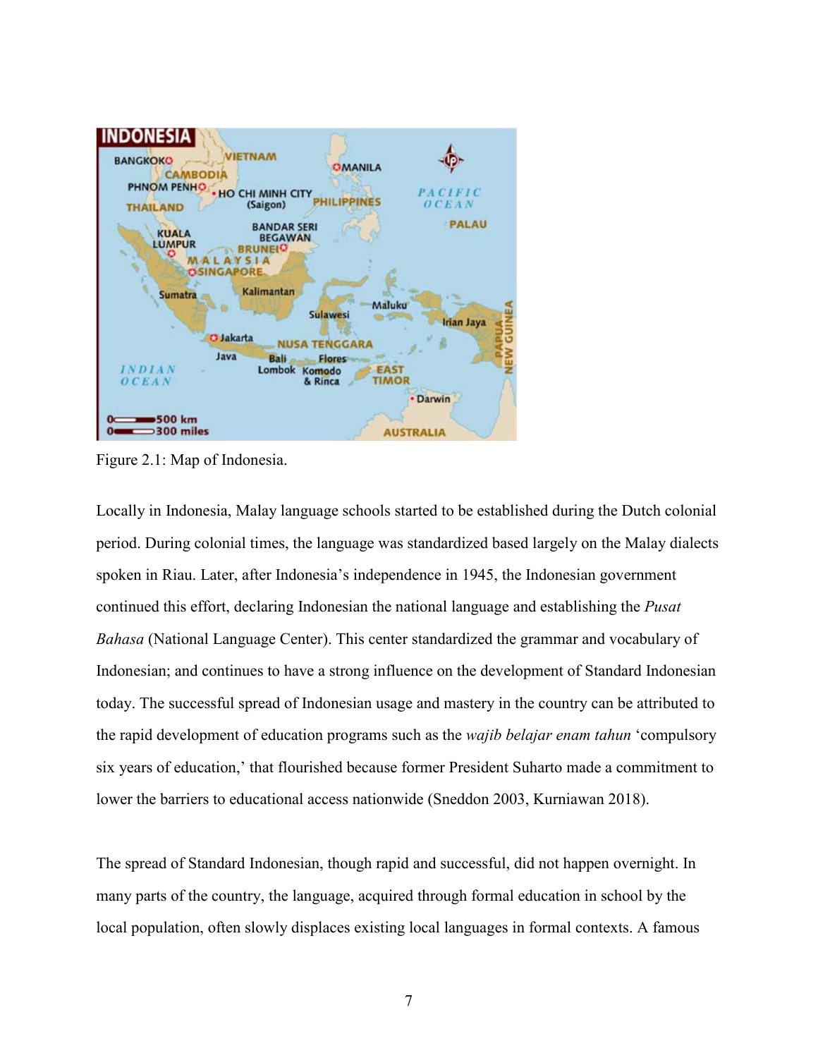Figure 2.1: Map of Indonesia.

Locally in Indonesia, Malay language schools started to be established during the Dutch colonial period. During colonial times, the language was standardized based largely on the Malay dialects spoken in Riau. Later, after Indonesia's independence in 1945, the Indonesian government continued this effort, declaring Indonesian the national language and establishing the *Pusat Bahasa* (National Language Center). This center standardized the grammar and vocabulary of Indonesian; and continues to have a strong influence on the development of Standard Indonesian today. The successful spread of Indonesian usage and mastery in the country can be attributed to the rapid development of education programs such as the *wajib belajar enam tahun* 'compulsory six years of education,' that flourished because former President Suharto made a commitment to lower the barriers to educational access nationwide (Sneddon 2003, Kurniawan 2018).

The spread of Standard Indonesian, though rapid and successful, did not happen overnight. In many parts of the country, the language, acquired through formal education in school by the local population, often slowly displaces existing local languages in formal contexts. A famous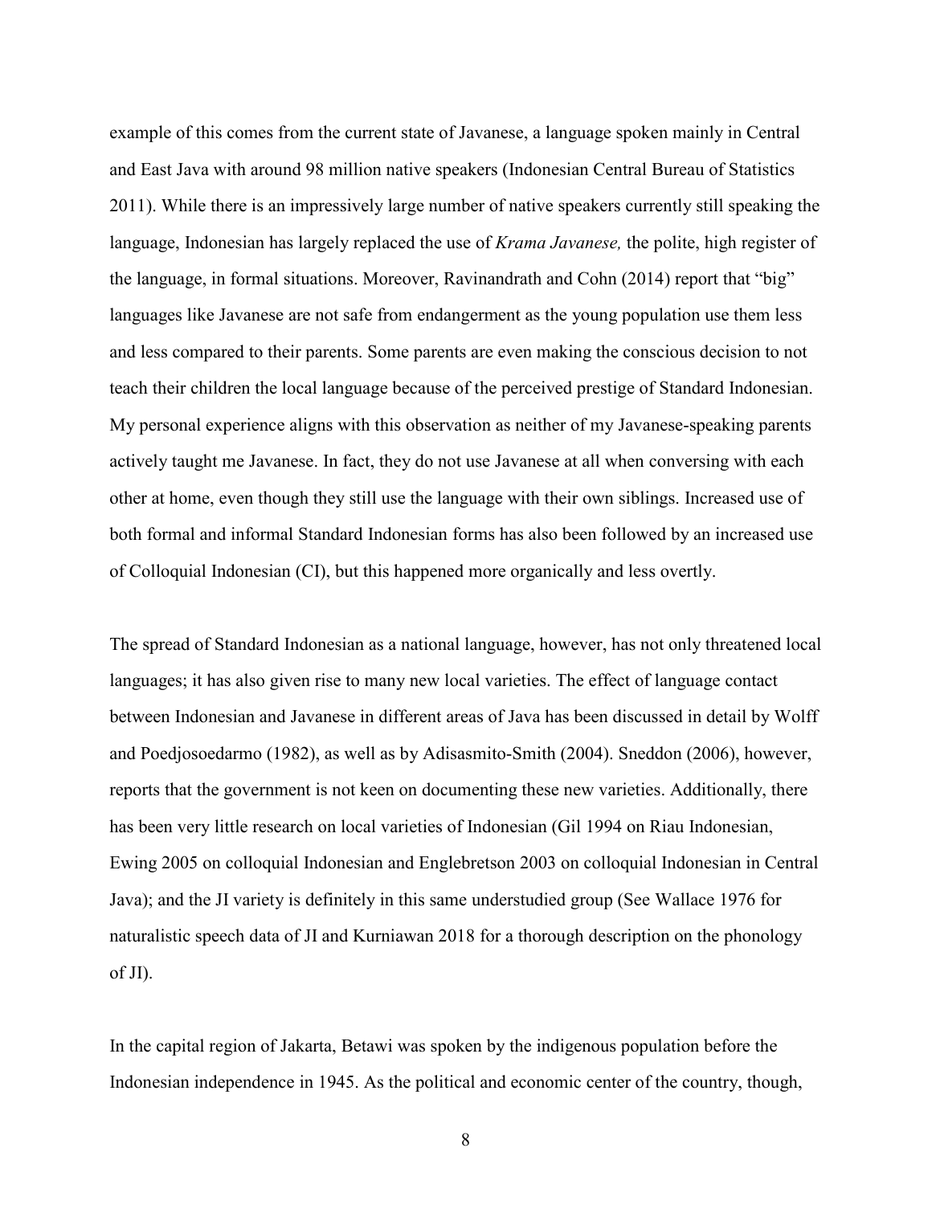example of this comes from the current state of Javanese, a language spoken mainly in Central and East Java with around 98 million native speakers (Indonesian Central Bureau of Statistics 2011). While there is an impressively large number of native speakers currently still speaking the language, Indonesian has largely replaced the use of *Krama Javanese,* the polite, high register of the language, in formal situations. Moreover, Ravinandrath and Cohn (2014) report that "big" languages like Javanese are not safe from endangerment as the young population use them less and less compared to their parents. Some parents are even making the conscious decision to not teach their children the local language because of the perceived prestige of Standard Indonesian. My personal experience aligns with this observation as neither of my Javanese-speaking parents actively taught me Javanese. In fact, they do not use Javanese at all when conversing with each other at home, even though they still use the language with their own siblings. Increased use of both formal and informal Standard Indonesian forms has also been followed by an increased use of Colloquial Indonesian (CI), but this happened more organically and less overtly.

The spread of Standard Indonesian as a national language, however, has not only threatened local languages; it has also given rise to many new local varieties. The effect of language contact between Indonesian and Javanese in different areas of Java has been discussed in detail by Wolff and Poedjosoedarmo (1982), as well as by Adisasmito-Smith (2004). Sneddon (2006), however, reports that the government is not keen on documenting these new varieties. Additionally, there has been very little research on local varieties of Indonesian (Gil 1994 on Riau Indonesian, Ewing 2005 on colloquial Indonesian and Englebretson 2003 on colloquial Indonesian in Central Java); and the JI variety is definitely in this same understudied group (See Wallace 1976 for naturalistic speech data of JI and Kurniawan 2018 for a thorough description on the phonology of JI).

In the capital region of Jakarta, Betawi was spoken by the indigenous population before the Indonesian independence in 1945. As the political and economic center of the country, though,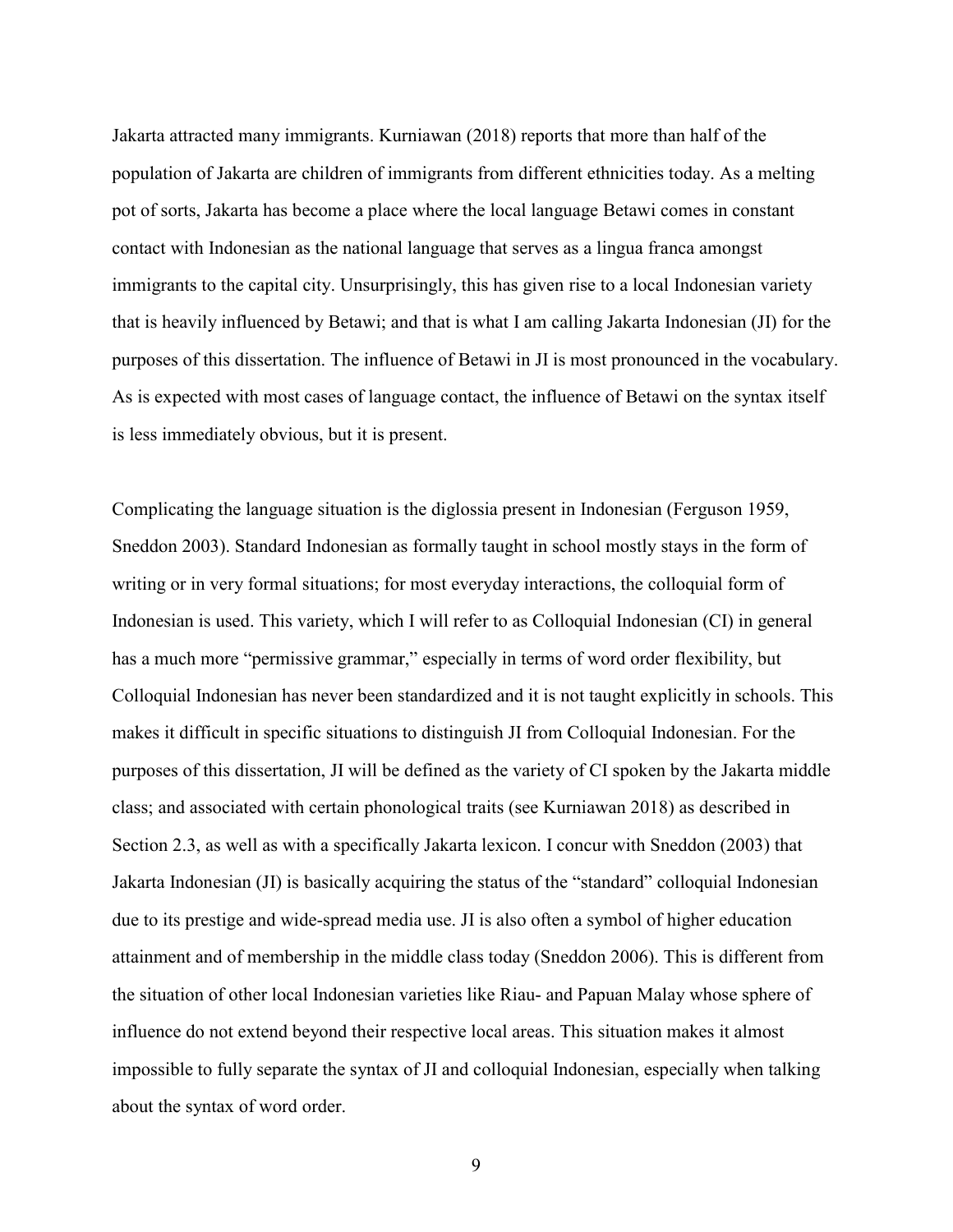Jakarta attracted many immigrants. Kurniawan (2018) reports that more than half of the population of Jakarta are children of immigrants from different ethnicities today. As a melting pot of sorts, Jakarta has become a place where the local language Betawi comes in constant contact with Indonesian as the national language that serves as a lingua franca amongst immigrants to the capital city. Unsurprisingly, this has given rise to a local Indonesian variety that is heavily influenced by Betawi; and that is what I am calling Jakarta Indonesian (JI) for the purposes of this dissertation. The influence of Betawi in JI is most pronounced in the vocabulary. As is expected with most cases of language contact, the influence of Betawi on the syntax itself is less immediately obvious, but it is present.

Complicating the language situation is the diglossia present in Indonesian (Ferguson 1959, Sneddon 2003). Standard Indonesian as formally taught in school mostly stays in the form of writing or in very formal situations; for most everyday interactions, the colloquial form of Indonesian is used. This variety, which I will refer to as Colloquial Indonesian (CI) in general has a much more "permissive grammar," especially in terms of word order flexibility, but Colloquial Indonesian has never been standardized and it is not taught explicitly in schools. This makes it difficult in specific situations to distinguish JI from Colloquial Indonesian. For the purposes of this dissertation, JI will be defined as the variety of CI spoken by the Jakarta middle class; and associated with certain phonological traits (see Kurniawan 2018) as described in Section 2.3, as well as with a specifically Jakarta lexicon. I concur with Sneddon (2003) that Jakarta Indonesian (JI) is basically acquiring the status of the "standard" colloquial Indonesian due to its prestige and wide-spread media use. JI is also often a symbol of higher education attainment and of membership in the middle class today (Sneddon 2006). This is different from the situation of other local Indonesian varieties like Riau- and Papuan Malay whose sphere of influence do not extend beyond their respective local areas. This situation makes it almost impossible to fully separate the syntax of JI and colloquial Indonesian, especially when talking about the syntax of word order.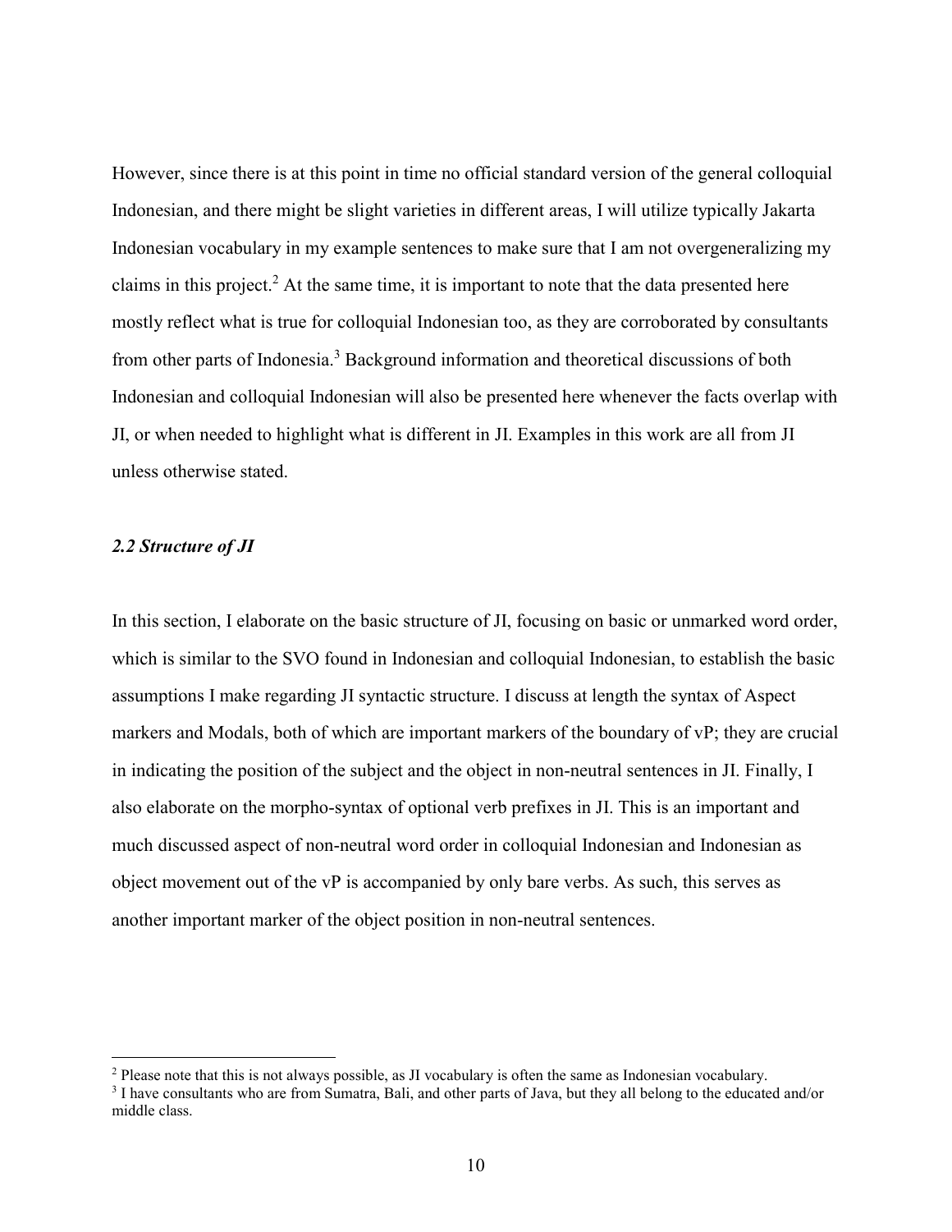However, since there is at this point in time no official standard version of the general colloquial Indonesian, and there might be slight varieties in different areas, I will utilize typically Jakarta Indonesian vocabulary in my example sentences to make sure that I am not overgeneralizing my claims in this project.[2] At the same time, it is important to note that the data presented here mostly reflect what is true for colloquial Indonesian too, as they are corroborated by consultants from other parts of Indonesia.[3] Background information and theoretical discussions of both Indonesian and colloquial Indonesian will also be presented here whenever the facts overlap with JI, or when needed to highlight what is different in JI. Examples in this work are all from JI unless otherwise stated.

### *2.2 Structure of JI*

In this section, I elaborate on the basic structure of JI, focusing on basic or unmarked word order, which is similar to the SVO found in Indonesian and colloquial Indonesian, to establish the basic assumptions I make regarding JI syntactic structure. I discuss at length the syntax of Aspect markers and Modals, both of which are important markers of the boundary of vP; they are crucial in indicating the position of the subject and the object in non-neutral sentences in JI. Finally, I also elaborate on the morpho-syntax of optional verb prefixes in JI. This is an important and much discussed aspect of non-neutral word order in colloquial Indonesian and Indonesian as object movement out of the vP is accompanied by only bare verbs. As such, this serves as another important marker of the object position in non-neutral sentences.

---

[2] Please note that this is not always possible, as JI vocabulary is often the same as Indonesian vocabulary.

[3] I have consultants who are from Sumatra, Bali, and other parts of Java, but they all belong to the educated and/or middle class.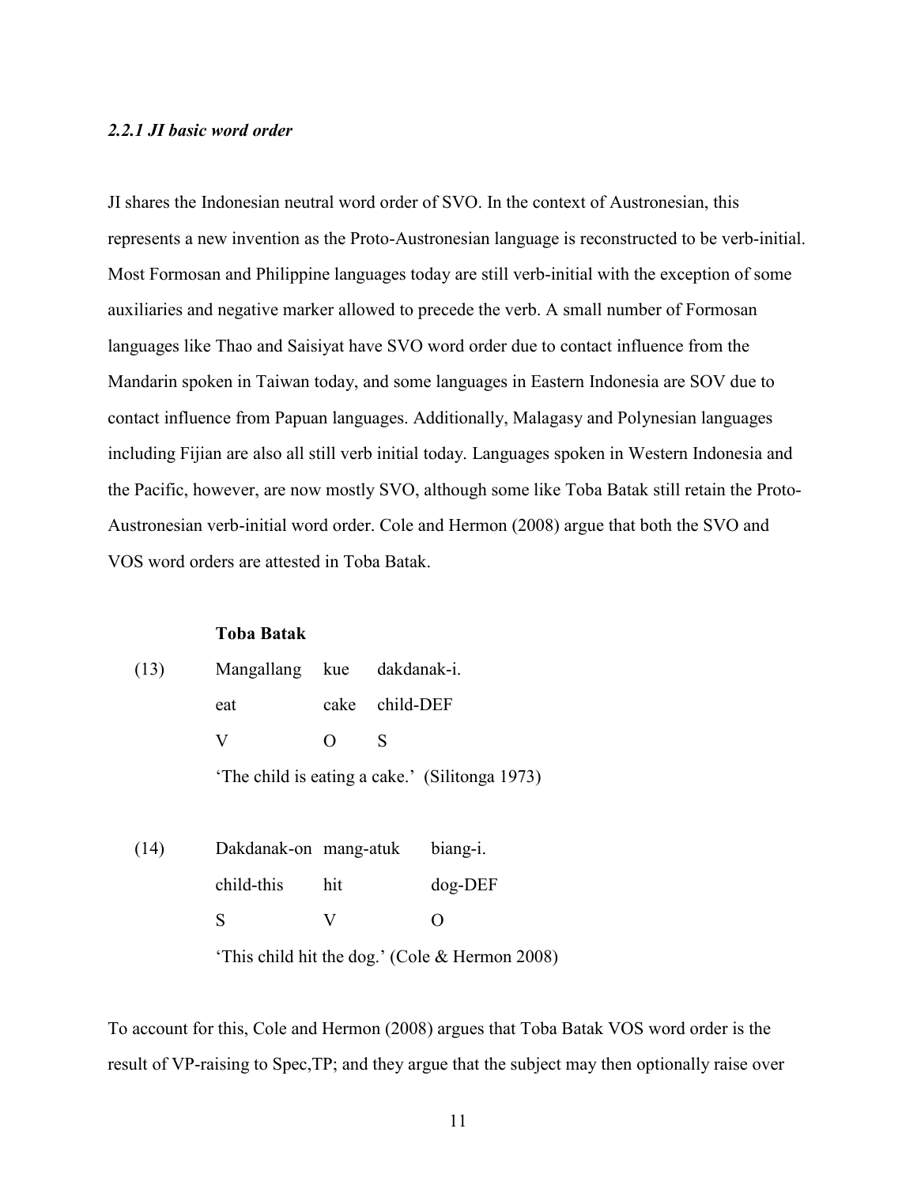### *2.2.1 JI basic word order*

JI shares the Indonesian neutral word order of SVO. In the context of Austronesian, this represents a new invention as the Proto-Austronesian language is reconstructed to be verb-initial. Most Formosan and Philippine languages today are still verb-initial with the exception of some auxiliaries and negative marker allowed to precede the verb. A small number of Formosan languages like Thao and Saisiyat have SVO word order due to contact influence from the Mandarin spoken in Taiwan today, and some languages in Eastern Indonesia are SOV due to contact influence from Papuan languages. Additionally, Malagasy and Polynesian languages including Fijian are also all still verb initial today. Languages spoken in Western Indonesia and the Pacific, however, are now mostly SVO, although some like Toba Batak still retain the Proto-Austronesian verb-initial word order. Cole and Hermon (2008) argue that both the SVO and VOS word orders are attested in Toba Batak.

**Toba Batak**

(13) Mangallang kue dakdanak-i.
eat cake child-DEF
V O S
'The child is eating a cake.' (Silitonga 1973)

(14) Dakdanak-on mang-atuk biang-i.
child-this hit dog-DEF
S V O
'This child hit the dog.' (Cole & Hermon 2008)

To account for this, Cole and Hermon (2008) argues that Toba Batak VOS word order is the result of VP-raising to Spec,TP; and they argue that the subject may then optionally raise over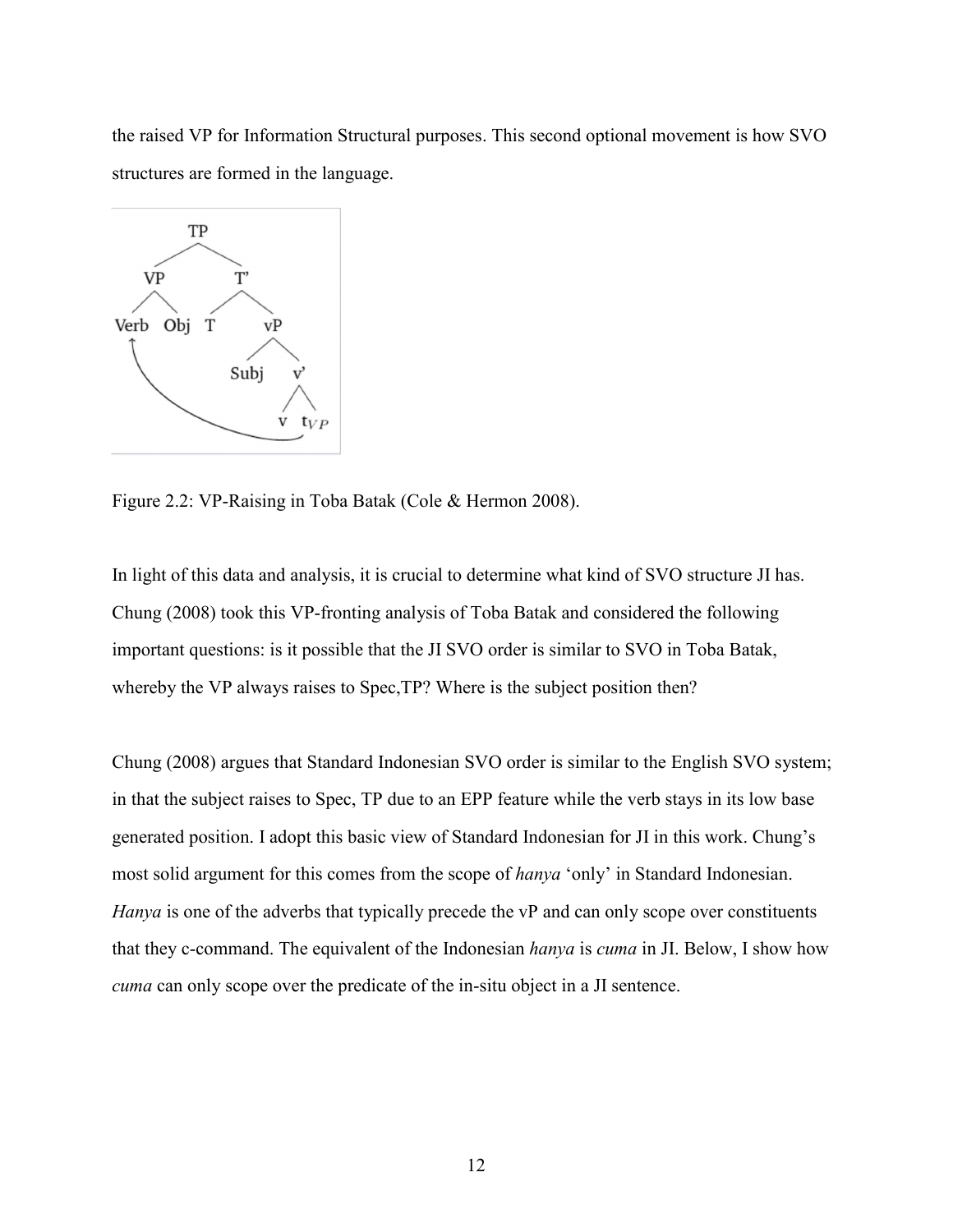the raised VP for Information Structural purposes. This second optional movement is how SVO structures are formed in the language.

Figure 2.2: VP-Raising in Toba Batak (Cole & Hermon 2008).

In light of this data and analysis, it is crucial to determine what kind of SVO structure JI has. Chung (2008) took this VP-fronting analysis of Toba Batak and considered the following important questions: is it possible that the JI SVO order is similar to SVO in Toba Batak, whereby the VP always raises to Spec,TP? Where is the subject position then?

Chung (2008) argues that Standard Indonesian SVO order is similar to the English SVO system; in that the subject raises to Spec, TP due to an EPP feature while the verb stays in its low base generated position. I adopt this basic view of Standard Indonesian for JI in this work. Chung's most solid argument for this comes from the scope of *hanya* 'only' in Standard Indonesian. *Hanya* is one of the adverbs that typically precede the vP and can only scope over constituents that they c-command. The equivalent of the Indonesian *hanya* is *cuma* in JI. Below, I show how *cuma* can only scope over the predicate of the in-situ object in a JI sentence.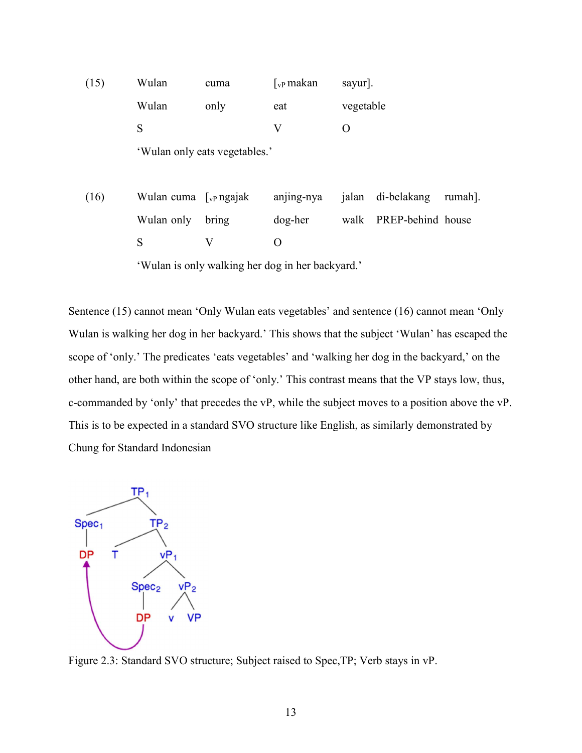(15) Wulan cuma [$_{vP}$ makan sayur].

| | | | |
|---|---|---|---|
| Wulan | cuma | [$_{vP}$ makan | sayur]. |
| Wulan | only | eat | vegetable |
| S | | V | O |

'Wulan only eats vegetables.'

(16) Wulan cuma [$_{vP}$ ngajak anjing-nya jalan di-belakang rumah].

| | | | | | |
|---|---|---|---|---|---|
| Wulan cuma | [$_{vP}$ ngajak | anjing-nya | jalan | di-belakang | rumah]. |
| Wulan only | bring | dog-her | walk | PREP-behind | house |
| S | V | O | | | |

'Wulan is only walking her dog in her backyard.'

Sentence (15) cannot mean 'Only Wulan eats vegetables' and sentence (16) cannot mean 'Only Wulan is walking her dog in her backyard.' This shows that the subject 'Wulan' has escaped the scope of 'only.' The predicates 'eats vegetables' and 'walking her dog in the backyard,' on the other hand, are both within the scope of 'only.' This contrast means that the VP stays low, thus, c-commanded by 'only' that precedes the vP, while the subject moves to a position above the vP. This is to be expected in a standard SVO structure like English, as similarly demonstrated by Chung for Standard Indonesian

```
            TP1
           /    \
       Spec1     TP2
         |      /    \
        DP     T      vP1
        ^            /    \
        |        Spec2     vP2
        |          |      /   \
        +--------- DP    v     VP
```

Figure 2.3: Standard SVO structure; Subject raised to Spec,TP; Verb stays in vP.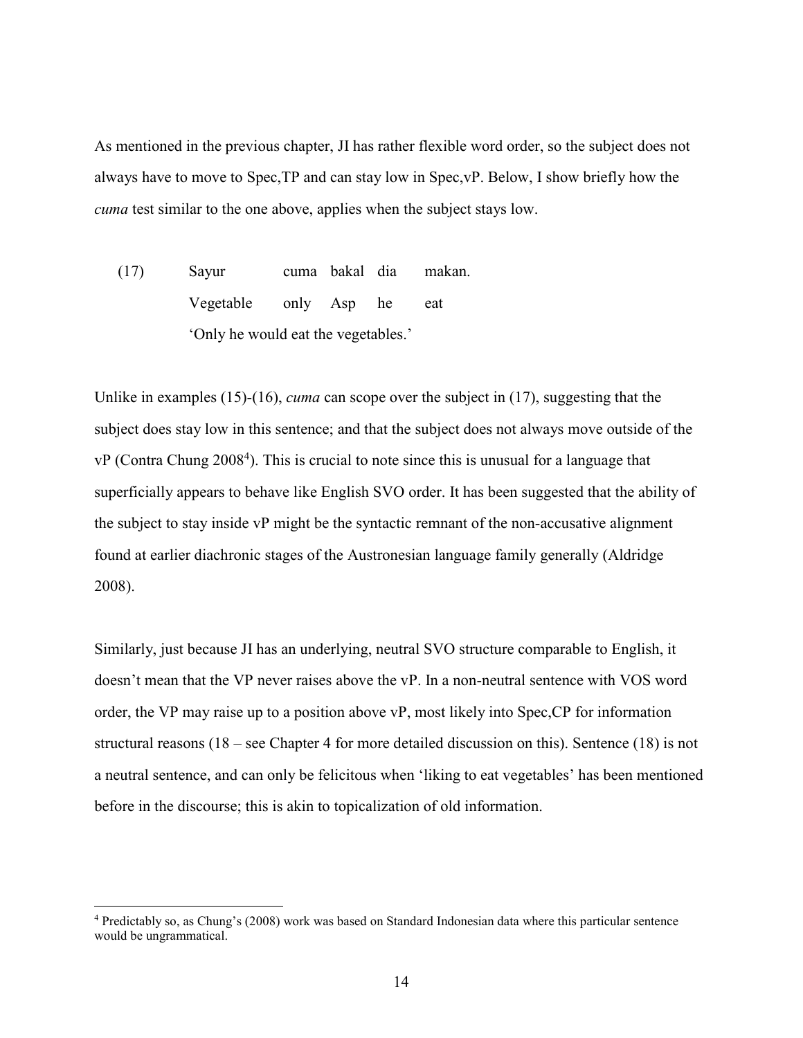As mentioned in the previous chapter, JI has rather flexible word order, so the subject does not always have to move to Spec,TP and can stay low in Spec,vP. Below, I show briefly how the *cuma* test similar to the one above, applies when the subject stays low.

(17) Sayur cuma bakal dia makan.
     Vegetable only Asp he eat
     'Only he would eat the vegetables.'

Unlike in examples (15)-(16), *cuma* can scope over the subject in (17), suggesting that the subject does stay low in this sentence; and that the subject does not always move outside of the vP (Contra Chung 2008[4]). This is crucial to note since this is unusual for a language that superficially appears to behave like English SVO order. It has been suggested that the ability of the subject to stay inside vP might be the syntactic remnant of the non-accusative alignment found at earlier diachronic stages of the Austronesian language family generally (Aldridge 2008).

Similarly, just because JI has an underlying, neutral SVO structure comparable to English, it doesn't mean that the VP never raises above the vP. In a non-neutral sentence with VOS word order, the VP may raise up to a position above vP, most likely into Spec,CP for information structural reasons (18 – see Chapter 4 for more detailed discussion on this). Sentence (18) is not a neutral sentence, and can only be felicitous when 'liking to eat vegetables' has been mentioned before in the discourse; this is akin to topicalization of old information.

[4] Predictably so, as Chung's (2008) work was based on Standard Indonesian data where this particular sentence would be ungrammatical.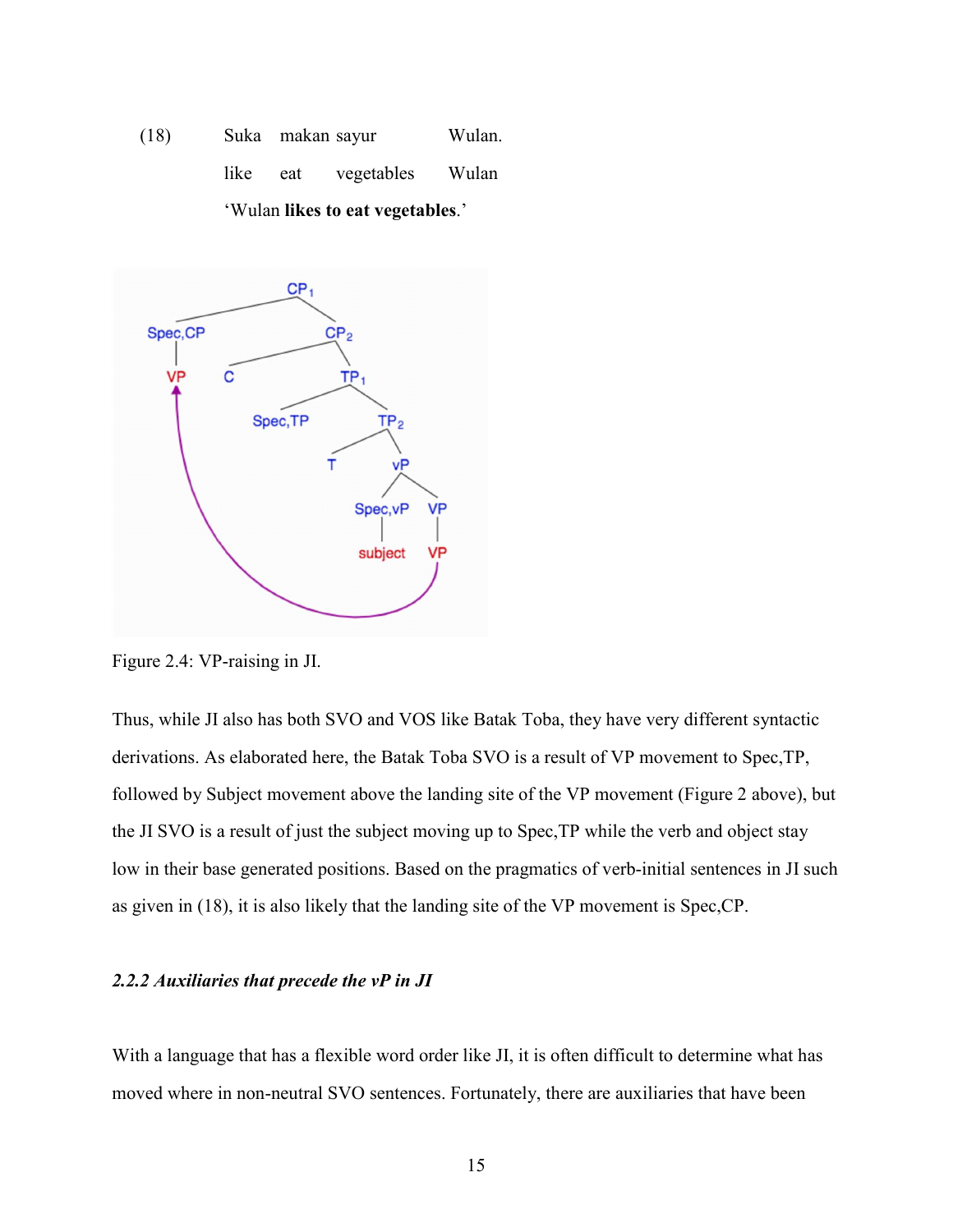(18) Suka makan sayur Wulan.

like eat vegetables Wulan

'Wulan **likes to eat vegetables**.'

Figure 2.4: VP-raising in JI.

Thus, while JI also has both SVO and VOS like Batak Toba, they have very different syntactic derivations. As elaborated here, the Batak Toba SVO is a result of VP movement to Spec,TP, followed by Subject movement above the landing site of the VP movement (Figure 2 above), but the JI SVO is a result of just the subject moving up to Spec,TP while the verb and object stay low in their base generated positions. Based on the pragmatics of verb-initial sentences in JI such as given in (18), it is also likely that the landing site of the VP movement is Spec,CP.

### *2.2.2 Auxiliaries that precede the vP in JI*

With a language that has a flexible word order like JI, it is often difficult to determine what has moved where in non-neutral SVO sentences. Fortunately, there are auxiliaries that have been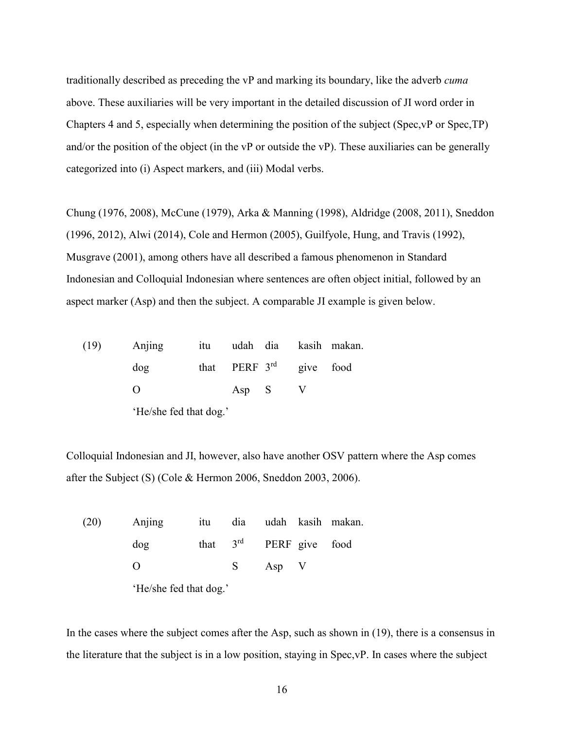traditionally described as preceding the vP and marking its boundary, like the adverb *cuma* above. These auxiliaries will be very important in the detailed discussion of JI word order in Chapters 4 and 5, especially when determining the position of the subject (Spec,vP or Spec,TP) and/or the position of the object (in the vP or outside the vP). These auxiliaries can be generally categorized into (i) Aspect markers, and (iii) Modal verbs.

Chung (1976, 2008), McCune (1979), Arka & Manning (1998), Aldridge (2008, 2011), Sneddon (1996, 2012), Alwi (2014), Cole and Hermon (2005), Guilfyole, Hung, and Travis (1992), Musgrave (2001), among others have all described a famous phenomenon in Standard Indonesian and Colloquial Indonesian where sentences are often object initial, followed by an aspect marker (Asp) and then the subject. A comparable JI example is given below.

(19)

| Anjing | itu | udah | dia | kasih | makan. |
|---|---|---|---|---|---|
| dog | that | PERF | 3rd | give | food |
| O | | Asp | S | V | |

'He/she fed that dog.'

Colloquial Indonesian and JI, however, also have another OSV pattern where the Asp comes after the Subject (S) (Cole & Hermon 2006, Sneddon 2003, 2006).

(20)

| Anjing | itu | dia | udah | kasih | makan. |
|---|---|---|---|---|---|
| dog | that | 3rd | PERF | give | food |
| O | | S | Asp | V | |

'He/she fed that dog.'

In the cases where the subject comes after the Asp, such as shown in (19), there is a consensus in the literature that the subject is in a low position, staying in Spec,vP. In cases where the subject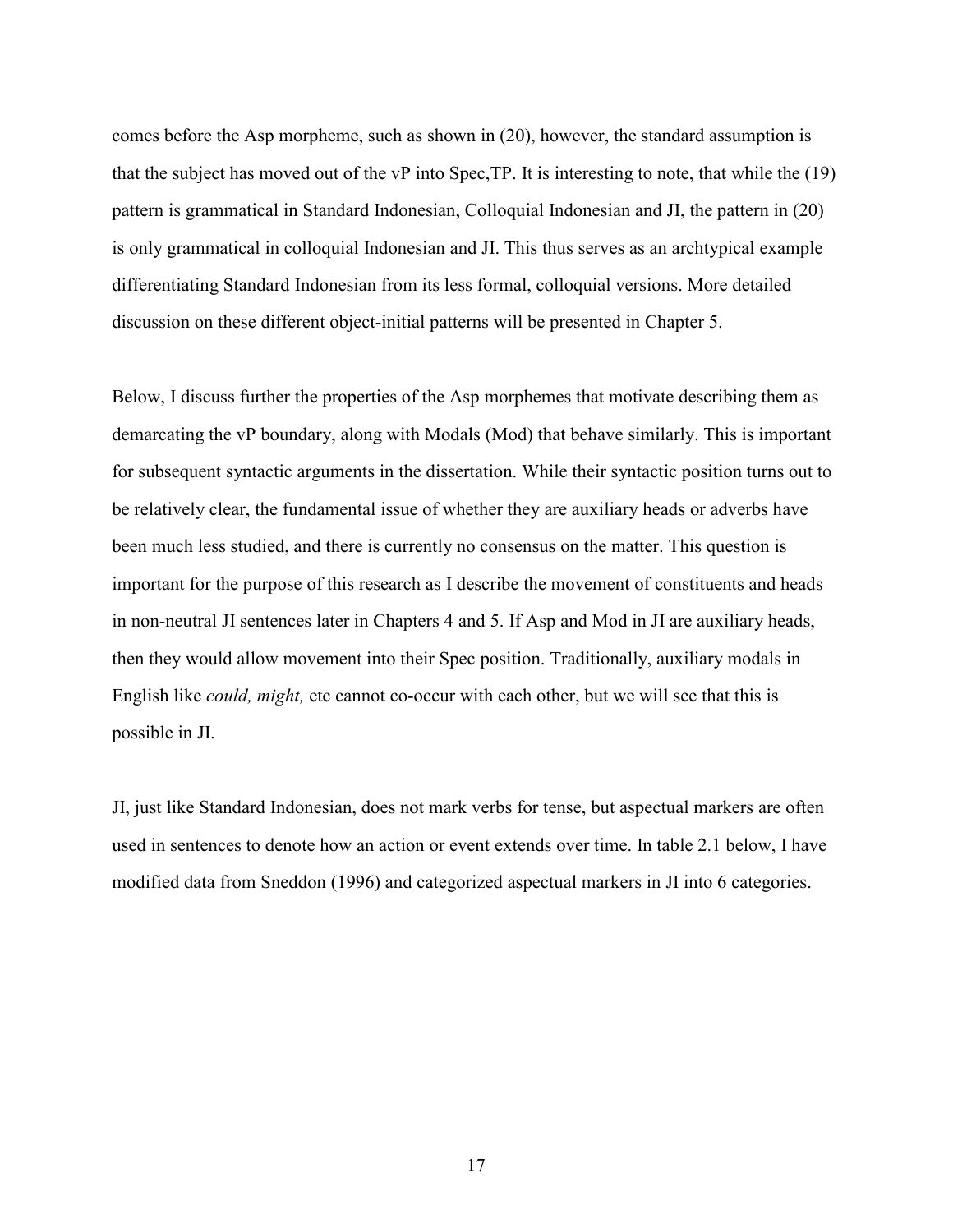comes before the Asp morpheme, such as shown in (20), however, the standard assumption is that the subject has moved out of the vP into Spec,TP. It is interesting to note, that while the (19) pattern is grammatical in Standard Indonesian, Colloquial Indonesian and JI, the pattern in (20) is only grammatical in colloquial Indonesian and JI. This thus serves as an archtypical example differentiating Standard Indonesian from its less formal, colloquial versions. More detailed discussion on these different object-initial patterns will be presented in Chapter 5.

Below, I discuss further the properties of the Asp morphemes that motivate describing them as demarcating the vP boundary, along with Modals (Mod) that behave similarly. This is important for subsequent syntactic arguments in the dissertation. While their syntactic position turns out to be relatively clear, the fundamental issue of whether they are auxiliary heads or adverbs have been much less studied, and there is currently no consensus on the matter. This question is important for the purpose of this research as I describe the movement of constituents and heads in non-neutral JI sentences later in Chapters 4 and 5. If Asp and Mod in JI are auxiliary heads, then they would allow movement into their Spec position. Traditionally, auxiliary modals in English like *could, might,* etc cannot co-occur with each other, but we will see that this is possible in JI.

JI, just like Standard Indonesian, does not mark verbs for tense, but aspectual markers are often used in sentences to denote how an action or event extends over time. In table 2.1 below, I have modified data from Sneddon (1996) and categorized aspectual markers in JI into 6 categories.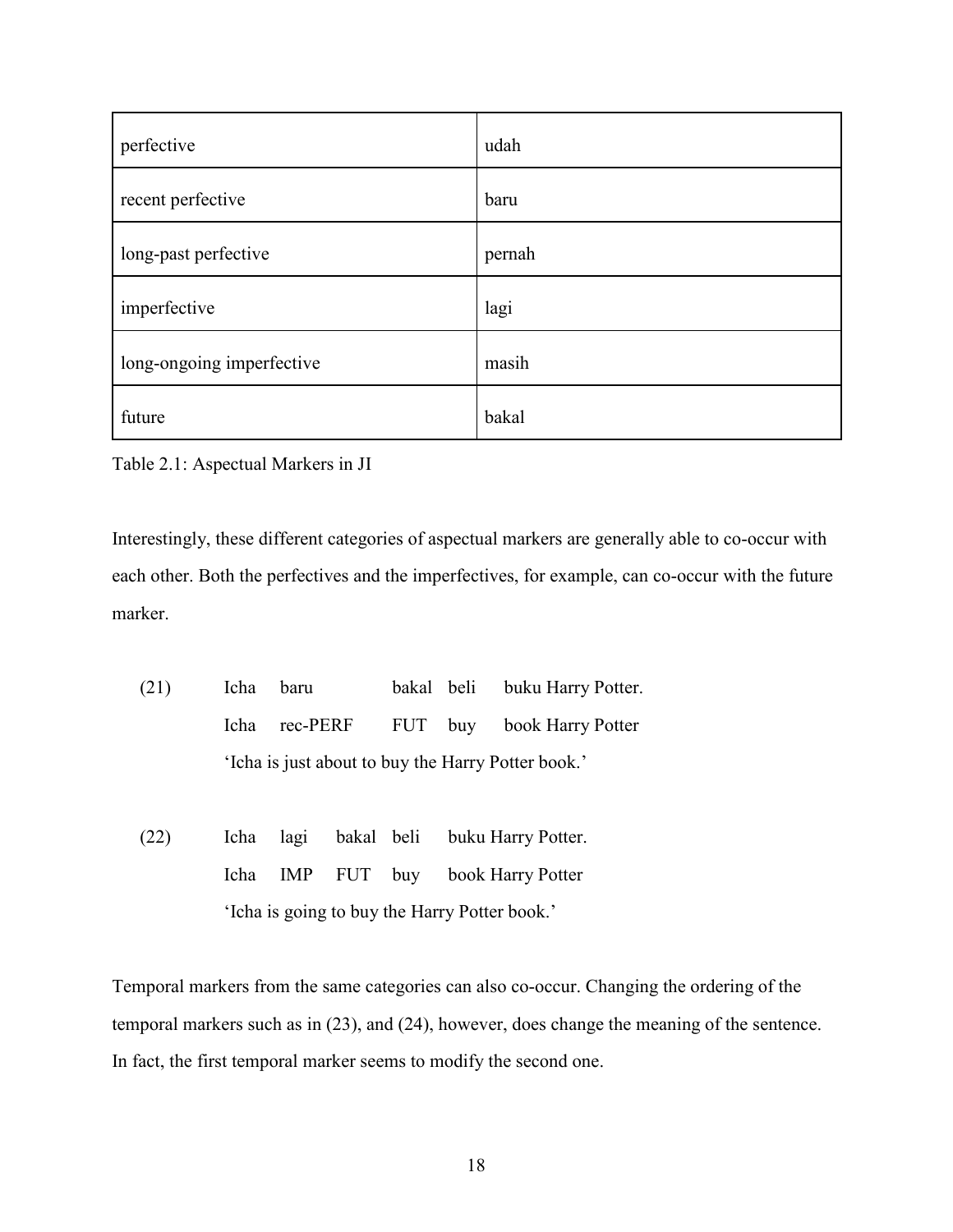| perfective | udah |
|---|---|
| recent perfective | baru |
| long-past perfective | pernah |
| imperfective | lagi |
| long-ongoing imperfective | masih |
| future | bakal |

Table 2.1: Aspectual Markers in JI

Interestingly, these different categories of aspectual markers are generally able to co-occur with each other. Both the perfectives and the imperfectives, for example, can co-occur with the future marker.

(21) Icha baru bakal beli buku Harry Potter.
Icha rec-PERF FUT buy book Harry Potter
'Icha is just about to buy the Harry Potter book.'

(22) Icha lagi bakal beli buku Harry Potter.
Icha IMP FUT buy book Harry Potter
'Icha is going to buy the Harry Potter book.'

Temporal markers from the same categories can also co-occur. Changing the ordering of the temporal markers such as in (23), and (24), however, does change the meaning of the sentence. In fact, the first temporal marker seems to modify the second one.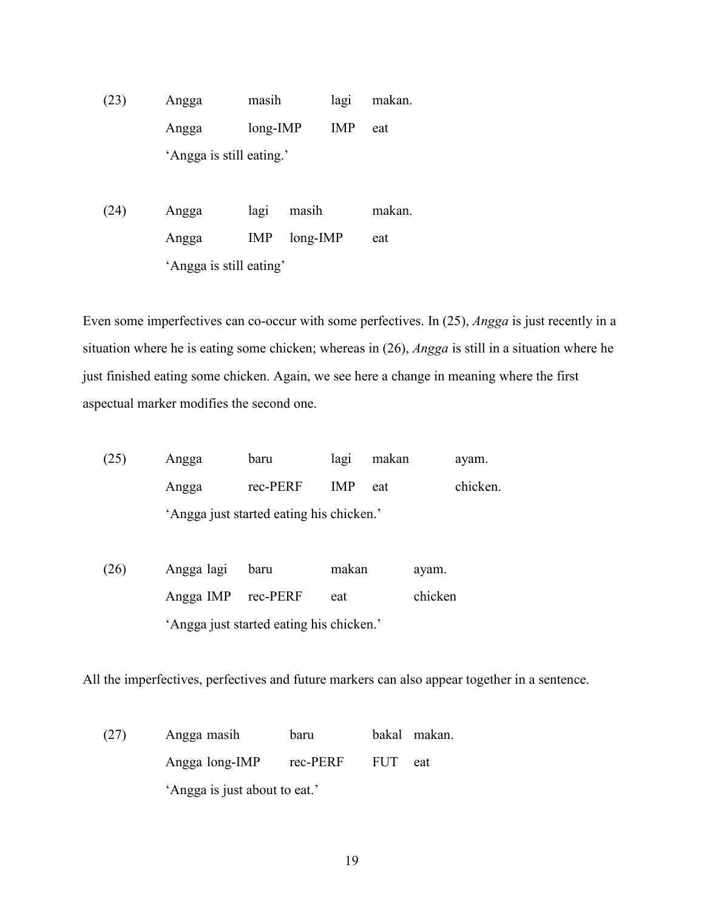(23) Angga masih lagi makan.
     Angga long-IMP IMP eat
     'Angga is still eating.'

(24) Angga lagi masih makan.
     Angga IMP long-IMP eat
     'Angga is still eating'

Even some imperfectives can co-occur with some perfectives. In (25), *Angga* is just recently in a situation where he is eating some chicken; whereas in (26), *Angga* is still in a situation where he just finished eating some chicken. Again, we see here a change in meaning where the first aspectual marker modifies the second one.

(25) Angga baru lagi makan ayam.
     Angga rec-PERF IMP eat chicken.
     'Angga just started eating his chicken.'

(26) Angga lagi baru makan ayam.
     Angga IMP rec-PERF eat chicken
     'Angga just started eating his chicken.'

All the imperfectives, perfectives and future markers can also appear together in a sentence.

(27) Angga masih baru bakal makan.
     Angga long-IMP rec-PERF FUT eat
     'Angga is just about to eat.'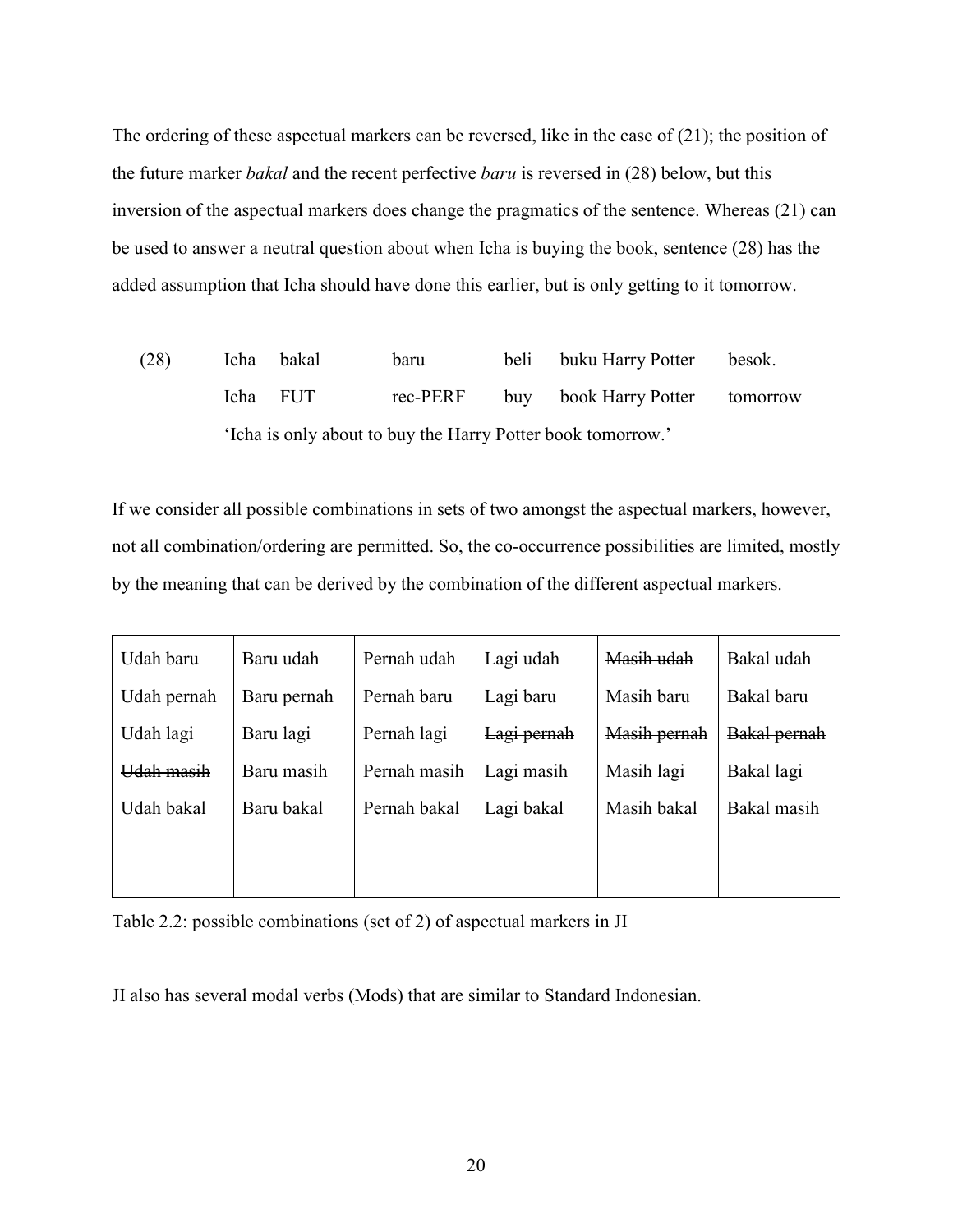The ordering of these aspectual markers can be reversed, like in the case of (21); the position of the future marker *bakal* and the recent perfective *baru* is reversed in (28) below, but this inversion of the aspectual markers does change the pragmatics of the sentence. Whereas (21) can be used to answer a neutral question about when Icha is buying the book, sentence (28) has the added assumption that Icha should have done this earlier, but is only getting to it tomorrow.

(28) Icha bakal baru beli buku Harry Potter besok.
  Icha FUT rec-PERF buy book Harry Potter tomorrow
  'Icha is only about to buy the Harry Potter book tomorrow.'

If we consider all possible combinations in sets of two amongst the aspectual markers, however, not all combination/ordering are permitted. So, the co-occurrence possibilities are limited, mostly by the meaning that can be derived by the combination of the different aspectual markers.

| | | | | | |
|---|---|---|---|---|---|
| Udah baru | Baru udah | Pernah udah | Lagi udah | ~~Masih udah~~ | Bakal udah |
| Udah pernah | Baru pernah | Pernah baru | Lagi baru | Masih baru | Bakal baru |
| Udah lagi | Baru lagi | Pernah lagi | ~~Lagi pernah~~ | ~~Masih pernah~~ | ~~Bakal pernah~~ |
| ~~Udah masih~~ | Baru masih | Pernah masih | Lagi masih | Masih lagi | Bakal lagi |
| Udah bakal | Baru bakal | Pernah bakal | Lagi bakal | Masih bakal | Bakal masih |

Table 2.2: possible combinations (set of 2) of aspectual markers in JI

JI also has several modal verbs (Mods) that are similar to Standard Indonesian.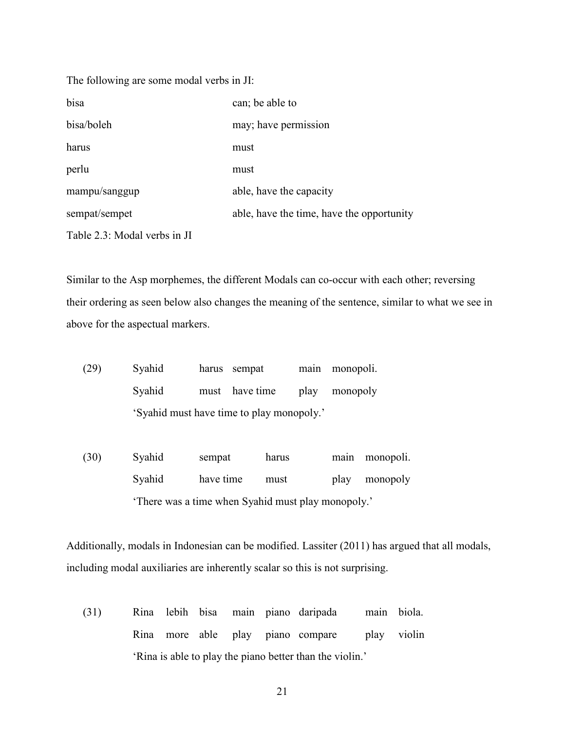The following are some modal verbs in JI:

| | |
|---|---|
| bisa | can; be able to |
| bisa/boleh | may; have permission |
| harus | must |
| perlu | must |
| mampu/sanggup | able, have the capacity |
| sempat/sempet | able, have the time, have the opportunity |

Table 2.3: Modal verbs in JI

Similar to the Asp morphemes, the different Modals can co-occur with each other; reversing their ordering as seen below also changes the meaning of the sentence, similar to what we see in above for the aspectual markers.

(29) Syahid harus sempat main monopoli.
     Syahid must have time play monopoly
     'Syahid must have time to play monopoly.'

(30) Syahid sempat harus main monopoli.
     Syahid have time must play monopoly
     'There was a time when Syahid must play monopoly.'

Additionally, modals in Indonesian can be modified. Lassiter (2011) has argued that all modals, including modal auxiliaries are inherently scalar so this is not surprising.

(31) Rina lebih bisa main piano daripada main biola.
     Rina more able play piano compare play violin
     'Rina is able to play the piano better than the violin.'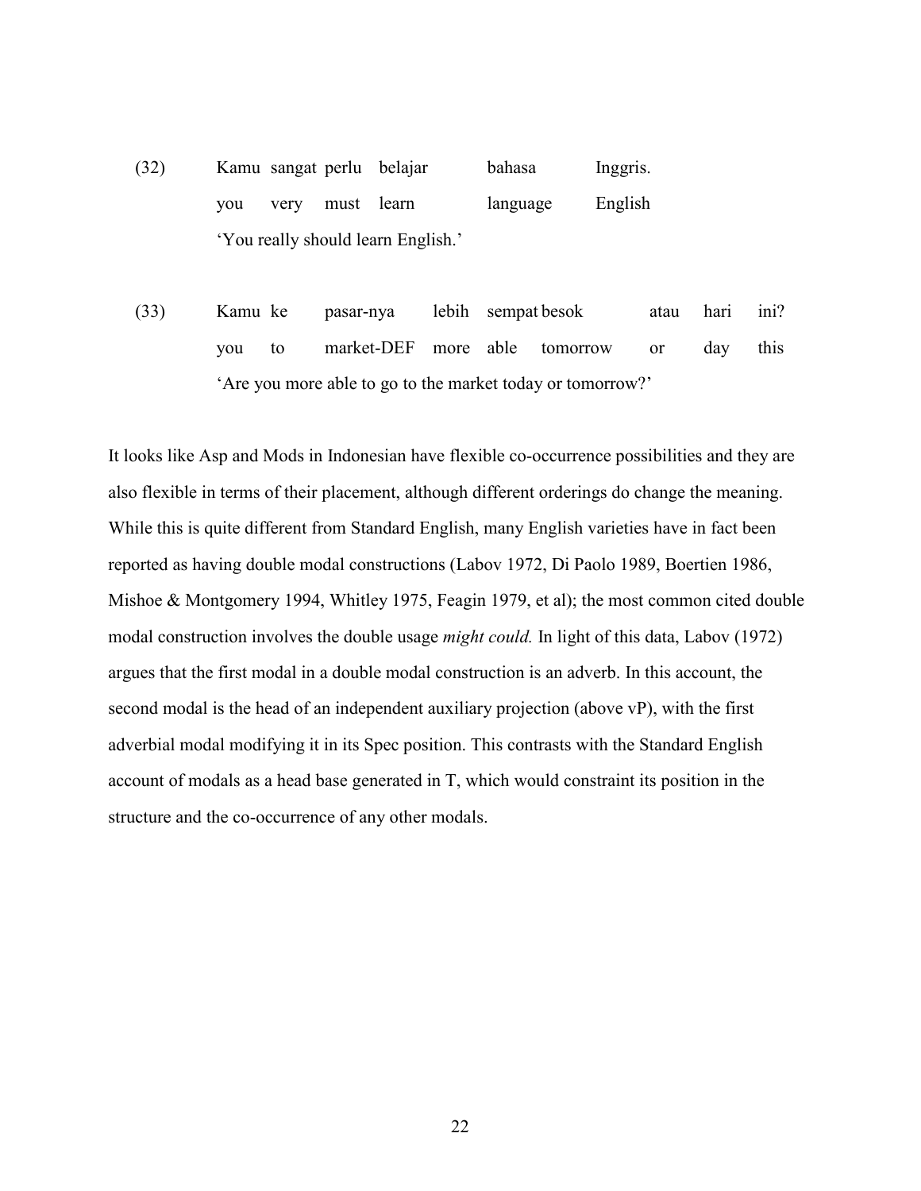(32) Kamu sangat perlu belajar bahasa Inggris.
you very must learn language English
'You really should learn English.'

(33) Kamu ke pasar-nya lebih sempat besok atau hari ini?
you to market-DEF more able tomorrow or day this
'Are you more able to go to the market today or tomorrow?'

It looks like Asp and Mods in Indonesian have flexible co-occurrence possibilities and they are also flexible in terms of their placement, although different orderings do change the meaning. While this is quite different from Standard English, many English varieties have in fact been reported as having double modal constructions (Labov 1972, Di Paolo 1989, Boertien 1986, Mishoe & Montgomery 1994, Whitley 1975, Feagin 1979, et al); the most common cited double modal construction involves the double usage *might could.* In light of this data, Labov (1972) argues that the first modal in a double modal construction is an adverb. In this account, the second modal is the head of an independent auxiliary projection (above vP), with the first adverbial modal modifying it in its Spec position. This contrasts with the Standard English account of modals as a head base generated in T, which would constraint its position in the structure and the co-occurrence of any other modals.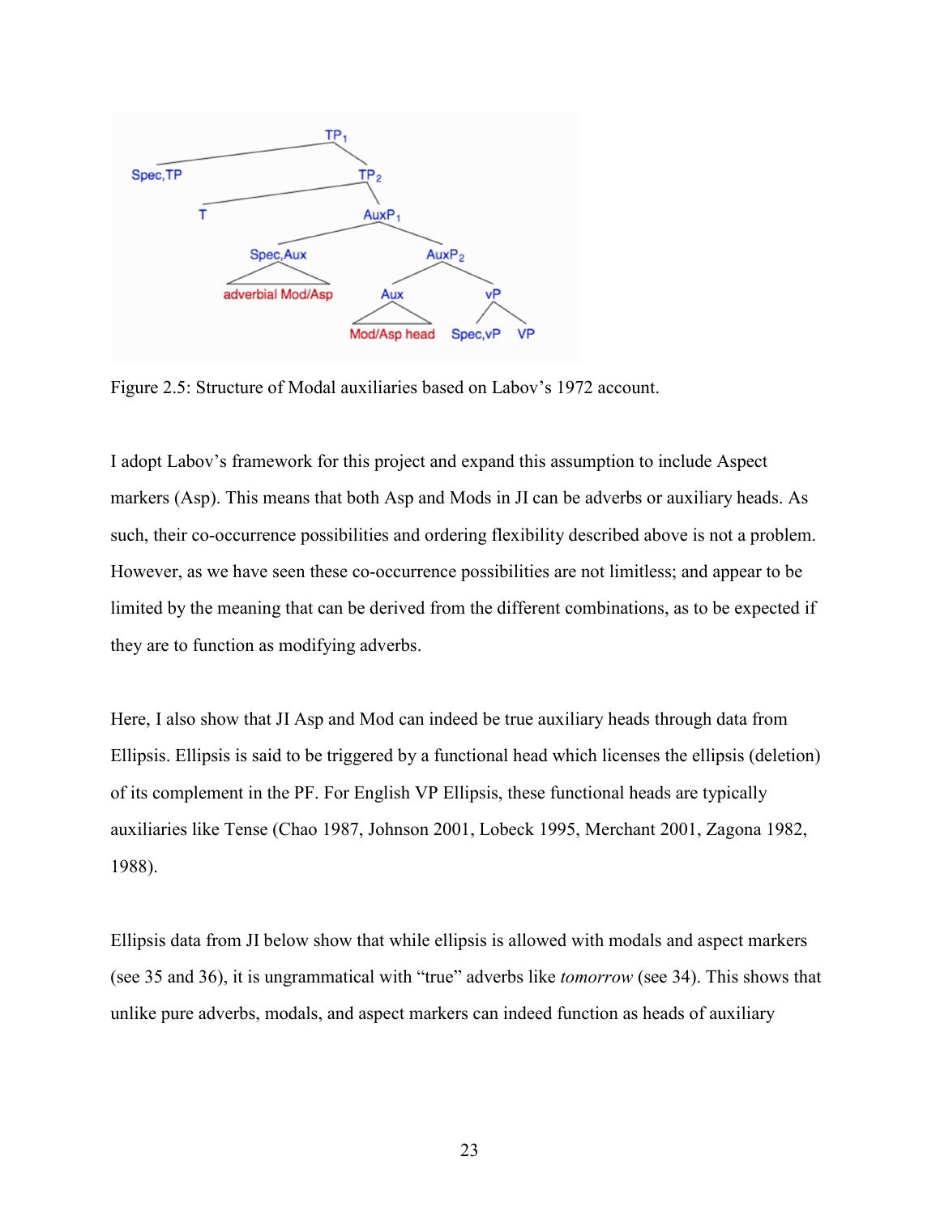Figure 2.5: Structure of Modal auxiliaries based on Labov's 1972 account.

I adopt Labov's framework for this project and expand this assumption to include Aspect markers (Asp). This means that both Asp and Mods in JI can be adverbs or auxiliary heads. As such, their co-occurrence possibilities and ordering flexibility described above is not a problem. However, as we have seen these co-occurrence possibilities are not limitless; and appear to be limited by the meaning that can be derived from the different combinations, as to be expected if they are to function as modifying adverbs.

Here, I also show that JI Asp and Mod can indeed be true auxiliary heads through data from Ellipsis. Ellipsis is said to be triggered by a functional head which licenses the ellipsis (deletion) of its complement in the PF. For English VP Ellipsis, these functional heads are typically auxiliaries like Tense (Chao 1987, Johnson 2001, Lobeck 1995, Merchant 2001, Zagona 1982, 1988).

Ellipsis data from JI below show that while ellipsis is allowed with modals and aspect markers (see 35 and 36), it is ungrammatical with "true" adverbs like *tomorrow* (see 34). This shows that unlike pure adverbs, modals, and aspect markers can indeed function as heads of auxiliary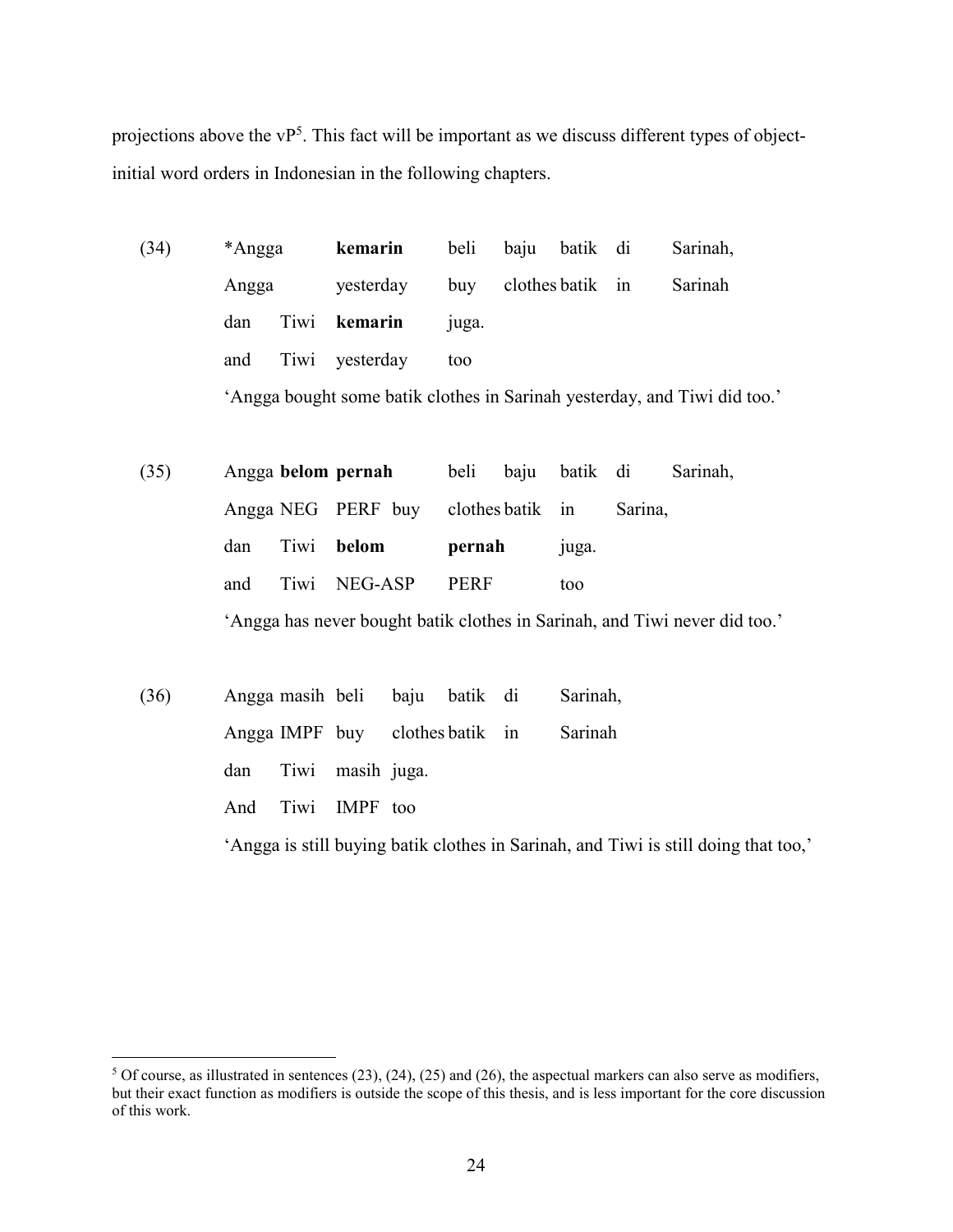projections above the vP[5]. This fact will be important as we discuss different types of object-initial word orders in Indonesian in the following chapters.

(34) *Angga **kemarin** beli baju batik di Sarinah,
Angga yesterday buy clothes batik in Sarinah
dan Tiwi **kemarin** juga.
and Tiwi yesterday too
'Angga bought some batik clothes in Sarinah yesterday, and Tiwi did too.'

(35) Angga **belom pernah** beli baju batik di Sarinah,
Angga NEG PERF buy clothes batik in Sarina,
dan Tiwi **belom** **pernah** juga.
and Tiwi NEG-ASP PERF too
'Angga has never bought batik clothes in Sarinah, and Tiwi never did too.'

(36) Angga masih beli baju batik di Sarinah,
Angga IMPF buy clothes batik in Sarinah
dan Tiwi masih juga.
And Tiwi IMPF too
'Angga is still buying batik clothes in Sarinah, and Tiwi is still doing that too,'

[5] Of course, as illustrated in sentences (23), (24), (25) and (26), the aspectual markers can also serve as modifiers, but their exact function as modifiers is outside the scope of this thesis, and is less important for the core discussion of this work.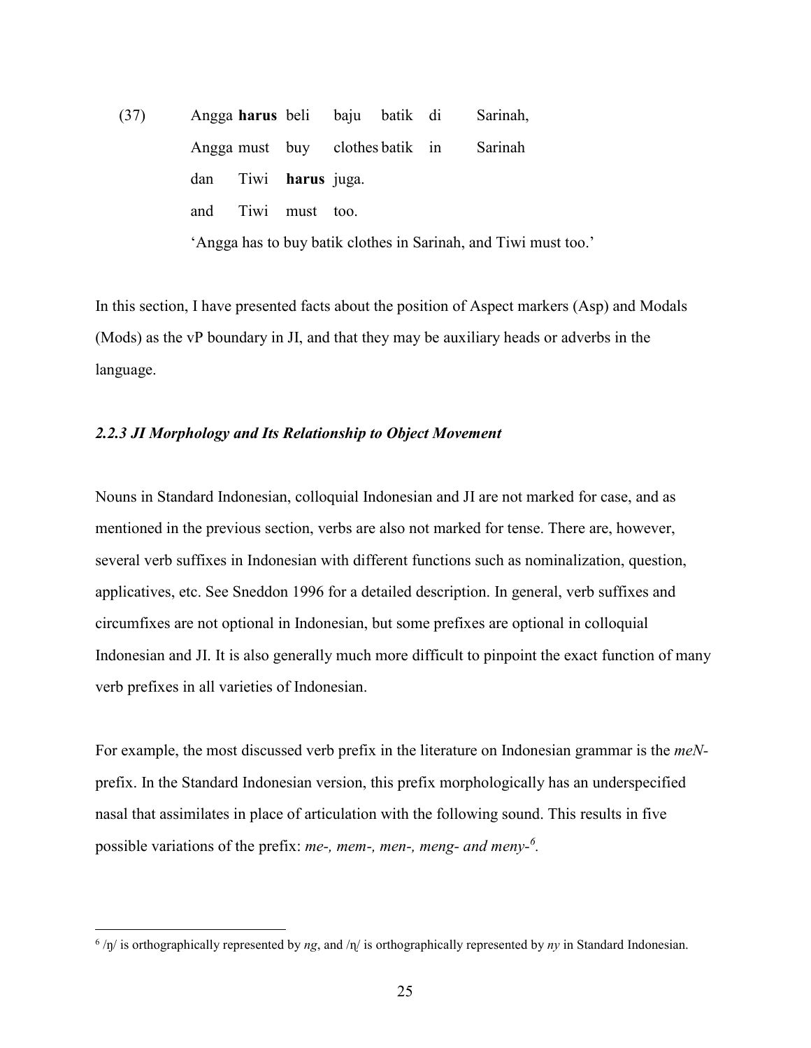(37) Angga **harus** beli baju batik di Sarinah,
Angga must buy clothes batik in Sarinah
dan Tiwi **harus** juga.
and Tiwi must too.
'Angga has to buy batik clothes in Sarinah, and Tiwi must too.'

In this section, I have presented facts about the position of Aspect markers (Asp) and Modals (Mods) as the vP boundary in JI, and that they may be auxiliary heads or adverbs in the language.

### *2.2.3 JI Morphology and Its Relationship to Object Movement*

Nouns in Standard Indonesian, colloquial Indonesian and JI are not marked for case, and as mentioned in the previous section, verbs are also not marked for tense. There are, however, several verb suffixes in Indonesian with different functions such as nominalization, question, applicatives, etc. See Sneddon 1996 for a detailed description. In general, verb suffixes and circumfixes are not optional in Indonesian, but some prefixes are optional in colloquial Indonesian and JI. It is also generally much more difficult to pinpoint the exact function of many verb prefixes in all varieties of Indonesian.

For example, the most discussed verb prefix in the literature on Indonesian grammar is the *meN-* prefix. In the Standard Indonesian version, this prefix morphologically has an underspecified nasal that assimilates in place of articulation with the following sound. This results in five possible variations of the prefix: *me-, mem-, men-, meng- and meny-*[6].

[6] /ŋ/ is orthographically represented by *ng*, and /ɲ/ is orthographically represented by *ny* in Standard Indonesian.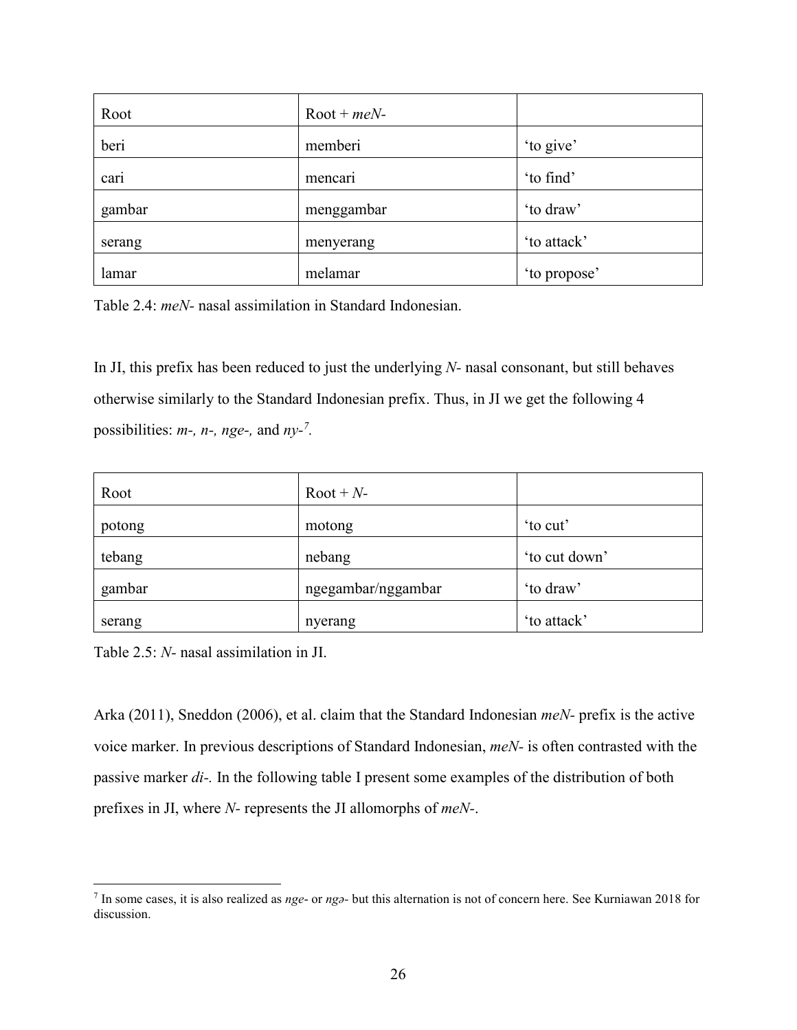| Root | Root + *meN-* | |
|---|---|---|
| beri | memberi | 'to give' |
| cari | mencari | 'to find' |
| gambar | menggambar | 'to draw' |
| serang | menyerang | 'to attack' |
| lamar | melamar | 'to propose' |

Table 2.4: *meN-* nasal assimilation in Standard Indonesian.

In JI, this prefix has been reduced to just the underlying *N-* nasal consonant, but still behaves otherwise similarly to the Standard Indonesian prefix. Thus, in JI we get the following 4 possibilities: *m-, n-, nge-,* and *ny-*[7].

| Root | Root + *N-* | |
|---|---|---|
| potong | motong | 'to cut' |
| tebang | nebang | 'to cut down' |
| gambar | ngegambar/nggambar | 'to draw' |
| serang | nyerang | 'to attack' |

Table 2.5: *N-* nasal assimilation in JI.

Arka (2011), Sneddon (2006), et al. claim that the Standard Indonesian *meN-* prefix is the active voice marker. In previous descriptions of Standard Indonesian, *meN-* is often contrasted with the passive marker *di-.* In the following table I present some examples of the distribution of both prefixes in JI, where *N-* represents the JI allomorphs of *meN-*.

[7] In some cases, it is also realized as *nge-* or *ngə-* but this alternation is not of concern here. See Kurniawan 2018 for discussion.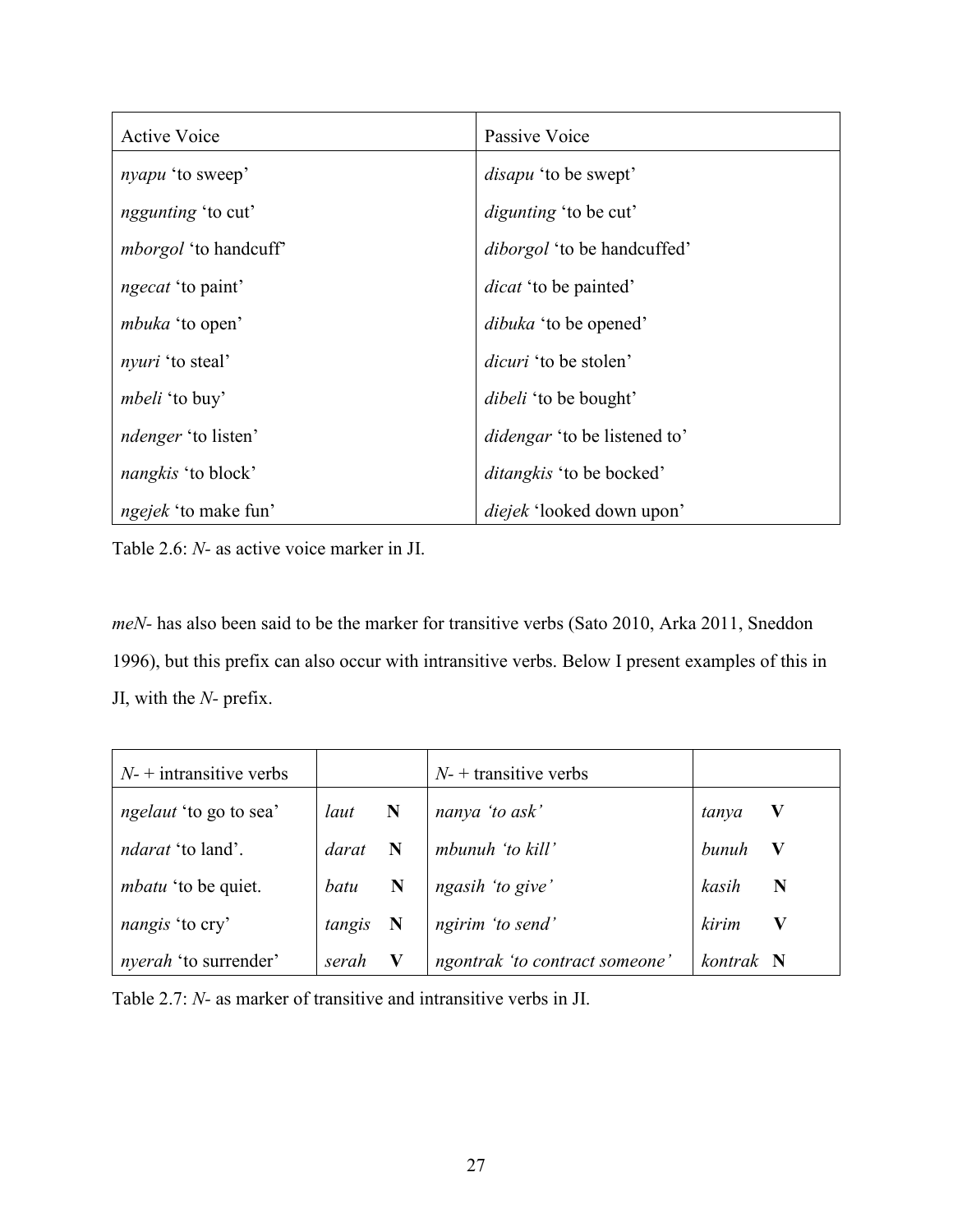| Active Voice | Passive Voice |
|---|---|
| *nyapu* 'to sweep' | *disapu* 'to be swept' |
| *nggunting* 'to cut' | *digunting* 'to be cut' |
| *mborgol* 'to handcuff' | *diborgol* 'to be handcuffed' |
| *ngecat* 'to paint' | *dicat* 'to be painted' |
| *mbuka* 'to open' | *dibuka* 'to be opened' |
| *nyuri* 'to steal' | *dicuri* 'to be stolen' |
| *mbeli* 'to buy' | *dibeli* 'to be bought' |
| *ndenger* 'to listen' | *didengar* 'to be listened to' |
| *nangkis* 'to block' | *ditangkis* 'to be bocked' |
| *ngejek* 'to make fun' | *diejek* 'looked down upon' |

Table 2.6: *N-* as active voice marker in JI.

*meN-* has also been said to be the marker for transitive verbs (Sato 2010, Arka 2011, Sneddon 1996), but this prefix can also occur with intransitive verbs. Below I present examples of this in JI, with the *N-* prefix.

| *N-* + intransitive verbs | | *N-* + transitive verbs | |
|---|---|---|---|
| *ngelaut* 'to go to sea' | *laut* **N** | *nanya 'to ask'* | *tanya* **V** |
| *ndarat* 'to land'. | *darat* **N** | *mbunuh 'to kill'* | *bunuh* **V** |
| *mbatu* 'to be quiet. | *batu* **N** | *ngasih 'to give'* | *kasih* **N** |
| *nangis* 'to cry' | *tangis* **N** | *ngirim 'to send'* | *kirim* **V** |
| *nyerah* 'to surrender' | *serah* **V** | *ngontrak 'to contract someone'* | *kontrak* **N** |

Table 2.7: *N-* as marker of transitive and intransitive verbs in JI.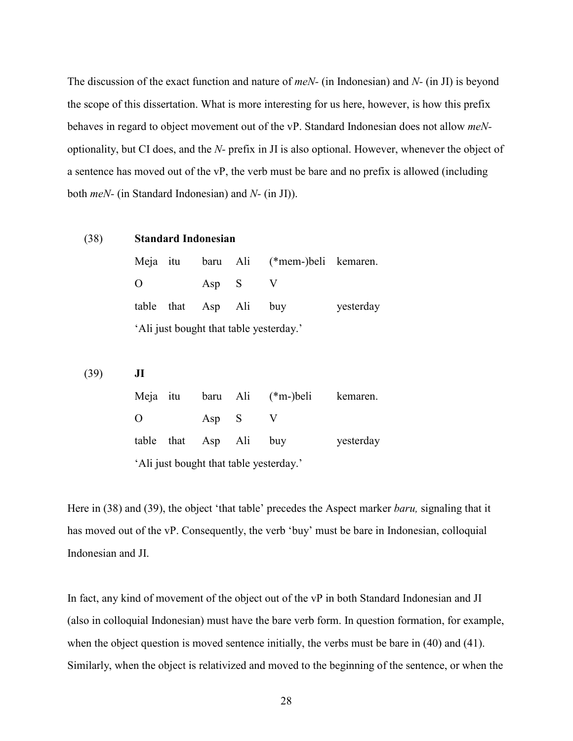The discussion of the exact function and nature of *meN-* (in Indonesian) and *N-* (in JI) is beyond the scope of this dissertation. What is more interesting for us here, however, is how this prefix behaves in regard to object movement out of the vP. Standard Indonesian does not allow *meN-* optionality, but CI does, and the *N-* prefix in JI is also optional. However, whenever the object of a sentence has moved out of the vP, the verb must be bare and no prefix is allowed (including both *meN-* (in Standard Indonesian) and *N-* (in JI)).

(38) **Standard Indonesian**

| Meja | itu | baru | Ali | (*mem-)beli | kemaren. |
|---|---|---|---|---|---|
| O | | Asp | S | V | |
| table | that | Asp | Ali | buy | yesterday |

'Ali just bought that table yesterday.'

(39) **JI**

| Meja | itu | baru | Ali | (*m-)beli | kemaren. |
|---|---|---|---|---|---|
| O | | Asp | S | V | |
| table | that | Asp | Ali | buy | yesterday |

'Ali just bought that table yesterday.'

Here in (38) and (39), the object 'that table' precedes the Aspect marker *baru,* signaling that it has moved out of the vP. Consequently, the verb 'buy' must be bare in Indonesian, colloquial Indonesian and JI.

In fact, any kind of movement of the object out of the vP in both Standard Indonesian and JI (also in colloquial Indonesian) must have the bare verb form. In question formation, for example, when the object question is moved sentence initially, the verbs must be bare in (40) and (41). Similarly, when the object is relativized and moved to the beginning of the sentence, or when the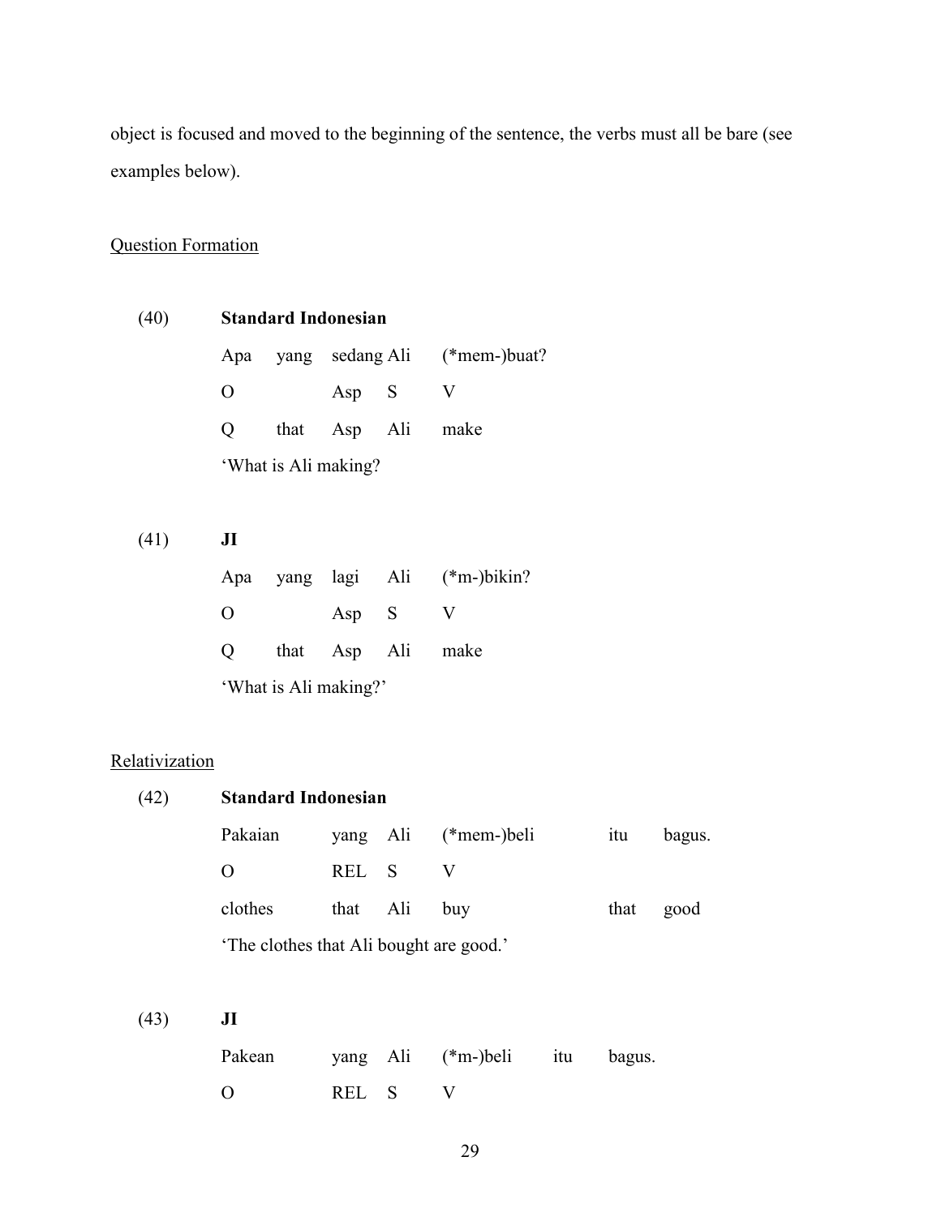object is focused and moved to the beginning of the sentence, the verbs must all be bare (see examples below).

<u>Question Formation</u>

(40) **Standard Indonesian**

| Apa | yang | sedang | Ali | (*mem-)buat? |
|---|---|---|---|---|
| O | | Asp | S | V |
| Q | that | Asp | Ali | make |

'What is Ali making?

(41) **JI**

| Apa | yang | lagi | Ali | (*m-)bikin? |
|---|---|---|---|---|
| O | | Asp | S | V |
| Q | that | Asp | Ali | make |

'What is Ali making?'

<u>Relativization</u>

(42) **Standard Indonesian**

| Pakaian | yang | Ali | (*mem-)beli | itu | bagus. |
|---|---|---|---|---|---|
| O | REL | S | V | | |
| clothes | that | Ali | buy | that | good |

'The clothes that Ali bought are good.'

(43) **JI**

| Pakean | yang | Ali | (*m-)beli | itu | bagus. |
|---|---|---|---|---|---|
| O | REL | S | V | | |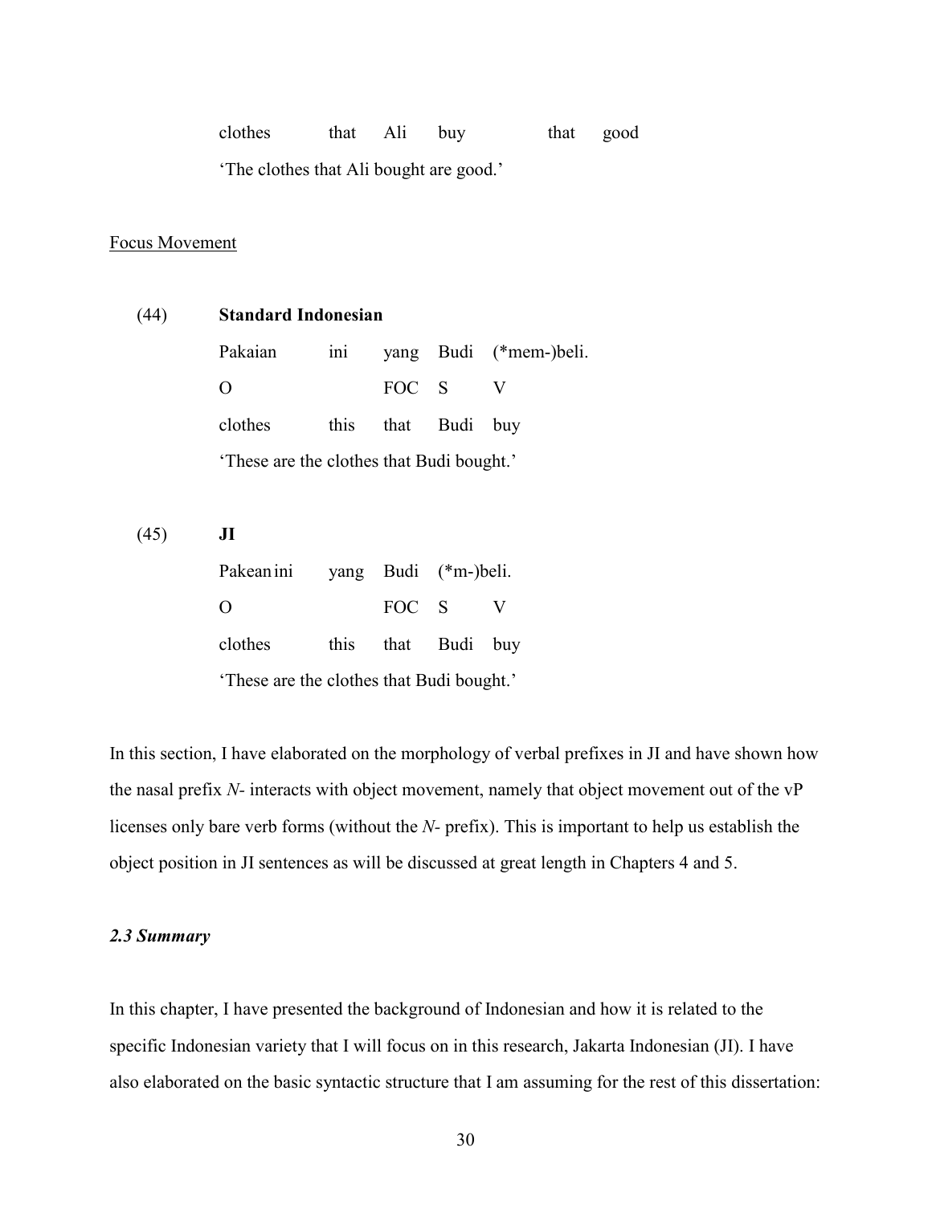clothes that Ali buy that good

'The clothes that Ali bought are good.'

Focus Movement

(44) **Standard Indonesian**

| | | | | |
|---|---|---|---|---|
| Pakaian | ini | yang | Budi | (*mem-)beli. |
| O | | FOC | S | V |
| clothes | this | that | Budi | buy |

'These are the clothes that Budi bought.'

(45) **JI**

| | | | | |
|---|---|---|---|---|
| Pakean ini | | yang | Budi | (*m-)beli. |
| O | | FOC | S | V |
| clothes | this | that | Budi | buy |

'These are the clothes that Budi bought.'

In this section, I have elaborated on the morphology of verbal prefixes in JI and have shown how the nasal prefix *N-* interacts with object movement, namely that object movement out of the vP licenses only bare verb forms (without the *N-* prefix). This is important to help us establish the object position in JI sentences as will be discussed at great length in Chapters 4 and 5.

### *2.3 Summary*

In this chapter, I have presented the background of Indonesian and how it is related to the specific Indonesian variety that I will focus on in this research, Jakarta Indonesian (JI). I have also elaborated on the basic syntactic structure that I am assuming for the rest of this dissertation: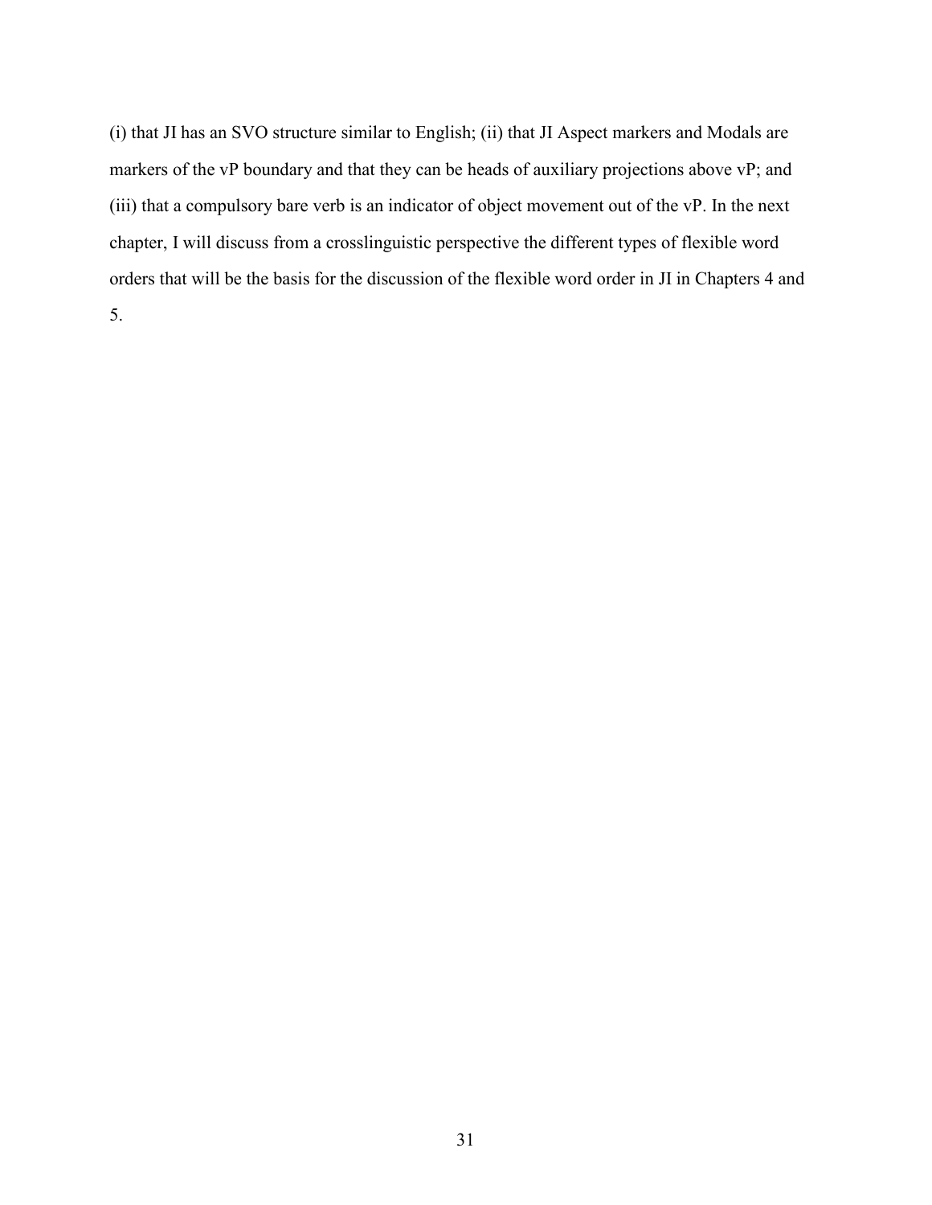(i) that JI has an SVO structure similar to English; (ii) that JI Aspect markers and Modals are markers of the vP boundary and that they can be heads of auxiliary projections above vP; and (iii) that a compulsory bare verb is an indicator of object movement out of the vP. In the next chapter, I will discuss from a crosslinguistic perspective the different types of flexible word orders that will be the basis for the discussion of the flexible word order in JI in Chapters 4 and 5.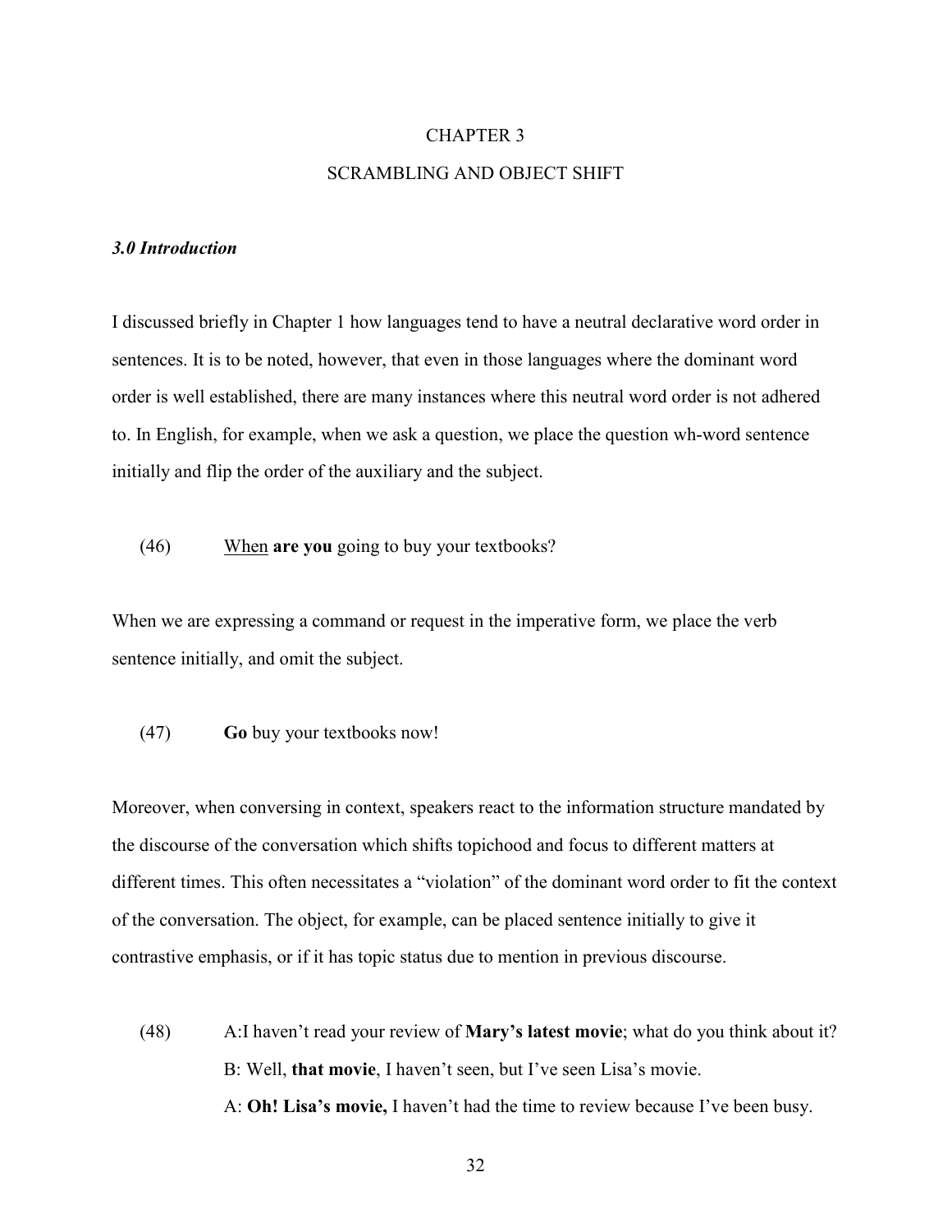# CHAPTER 3

# SCRAMBLING AND OBJECT SHIFT

### *3.0 Introduction*

I discussed briefly in Chapter 1 how languages tend to have a neutral declarative word order in sentences. It is to be noted, however, that even in those languages where the dominant word order is well established, there are many instances where this neutral word order is not adhered to. In English, for example, when we ask a question, we place the question wh-word sentence initially and flip the order of the auxiliary and the subject.

(46) <u>When</u> **are you** going to buy your textbooks?

When we are expressing a command or request in the imperative form, we place the verb sentence initially, and omit the subject.

(47) **Go** buy your textbooks now!

Moreover, when conversing in context, speakers react to the information structure mandated by the discourse of the conversation which shifts topichood and focus to different matters at different times. This often necessitates a "violation" of the dominant word order to fit the context of the conversation. The object, for example, can be placed sentence initially to give it contrastive emphasis, or if it has topic status due to mention in previous discourse.

(48) A:I haven't read your review of **Mary's latest movie**; what do you think about it?
B: Well, **that movie**, I haven't seen, but I've seen Lisa's movie.
A: **Oh! Lisa's movie,** I haven't had the time to review because I've been busy.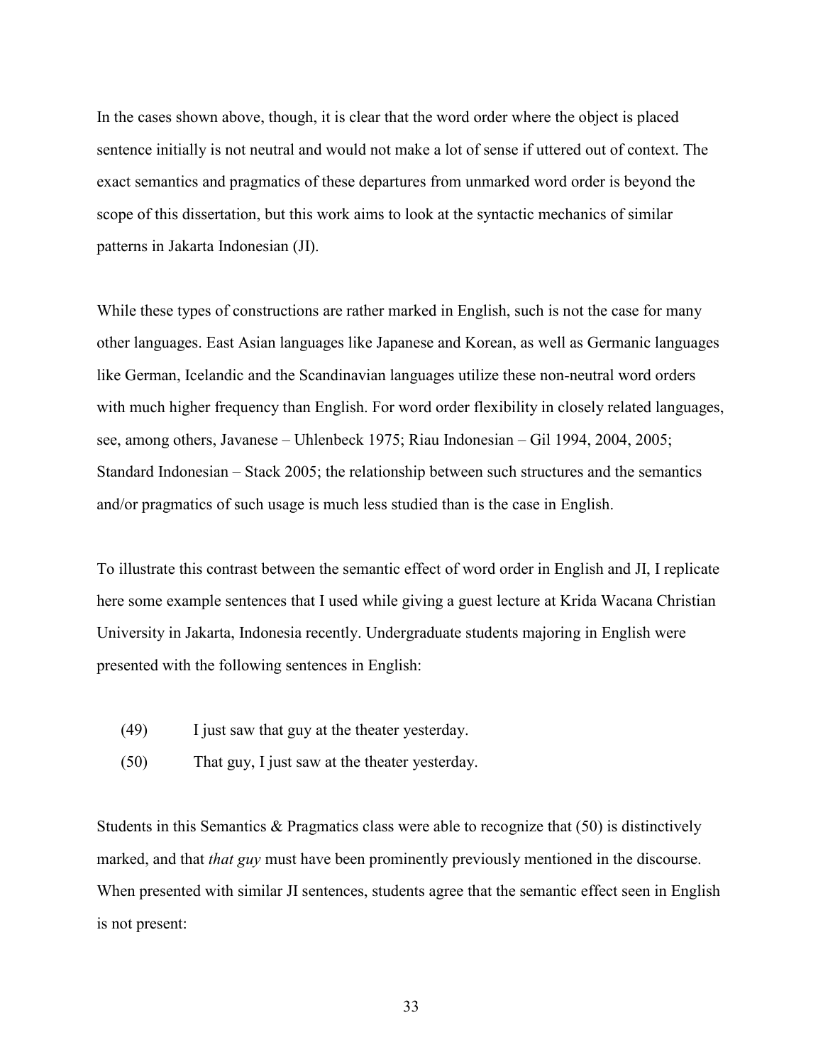In the cases shown above, though, it is clear that the word order where the object is placed sentence initially is not neutral and would not make a lot of sense if uttered out of context. The exact semantics and pragmatics of these departures from unmarked word order is beyond the scope of this dissertation, but this work aims to look at the syntactic mechanics of similar patterns in Jakarta Indonesian (JI).

While these types of constructions are rather marked in English, such is not the case for many other languages. East Asian languages like Japanese and Korean, as well as Germanic languages like German, Icelandic and the Scandinavian languages utilize these non-neutral word orders with much higher frequency than English. For word order flexibility in closely related languages, see, among others, Javanese – Uhlenbeck 1975; Riau Indonesian – Gil 1994, 2004, 2005; Standard Indonesian – Stack 2005; the relationship between such structures and the semantics and/or pragmatics of such usage is much less studied than is the case in English.

To illustrate this contrast between the semantic effect of word order in English and JI, I replicate here some example sentences that I used while giving a guest lecture at Krida Wacana Christian University in Jakarta, Indonesia recently. Undergraduate students majoring in English were presented with the following sentences in English:

(49) I just saw that guy at the theater yesterday.

(50) That guy, I just saw at the theater yesterday.

Students in this Semantics & Pragmatics class were able to recognize that (50) is distinctively marked, and that *that guy* must have been prominently previously mentioned in the discourse. When presented with similar JI sentences, students agree that the semantic effect seen in English is not present: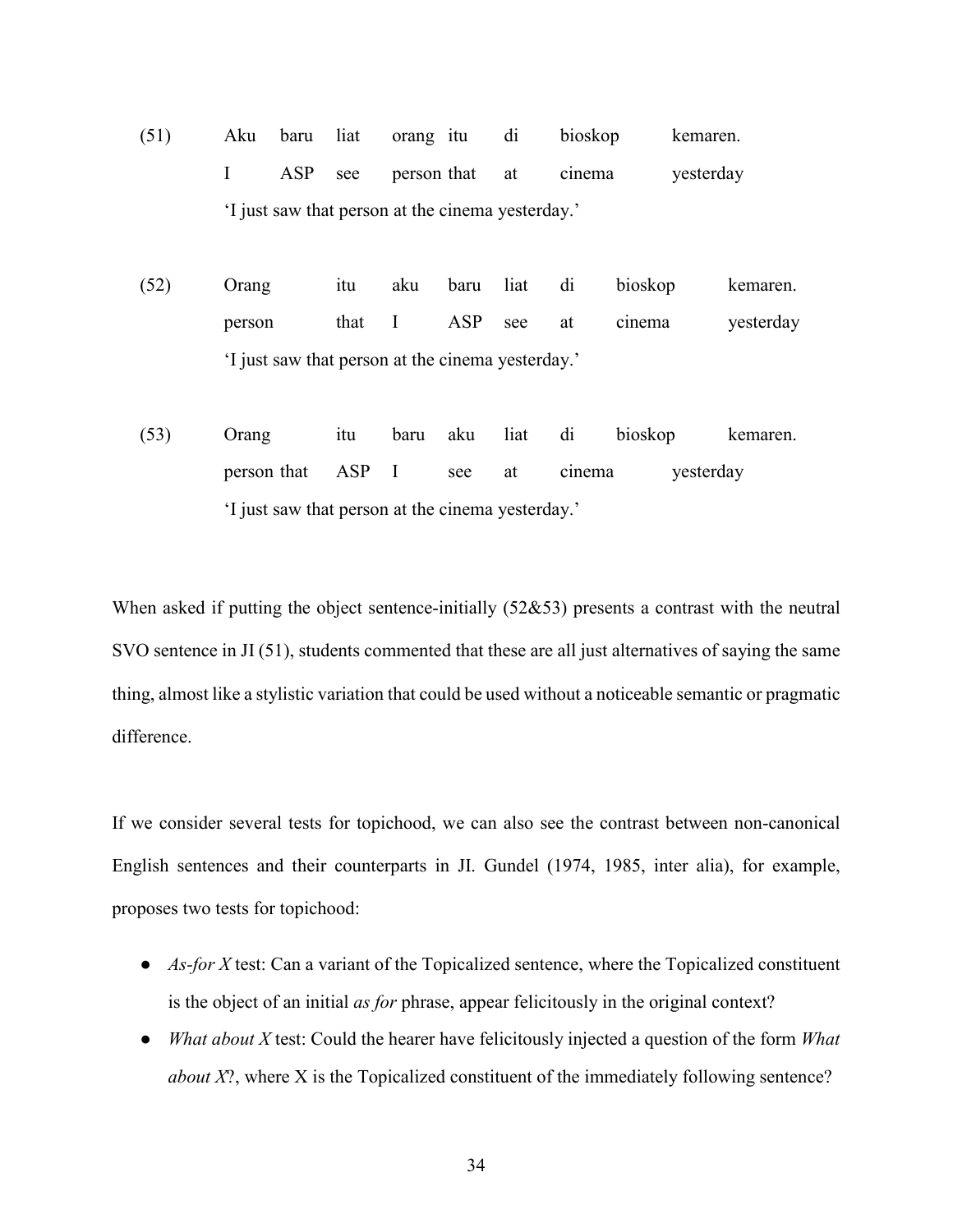(51) Aku baru liat orang itu di bioskop kemaren.
I ASP see person that at cinema yesterday
'I just saw that person at the cinema yesterday.'

(52) Orang itu aku baru liat di bioskop kemaren.
person that I ASP see at cinema yesterday
'I just saw that person at the cinema yesterday.'

(53) Orang itu baru aku liat di bioskop kemaren.
person that ASP I see at cinema yesterday
'I just saw that person at the cinema yesterday.'

When asked if putting the object sentence-initially (52&53) presents a contrast with the neutral SVO sentence in JI (51), students commented that these are all just alternatives of saying the same thing, almost like a stylistic variation that could be used without a noticeable semantic or pragmatic difference.

If we consider several tests for topichood, we can also see the contrast between non-canonical English sentences and their counterparts in JI. Gundel (1974, 1985, inter alia), for example, proposes two tests for topichood:

- *As-for X* test: Can a variant of the Topicalized sentence, where the Topicalized constituent is the object of an initial *as for* phrase, appear felicitously in the original context?
- *What about X* test: Could the hearer have felicitously injected a question of the form *What about X*?, where X is the Topicalized constituent of the immediately following sentence?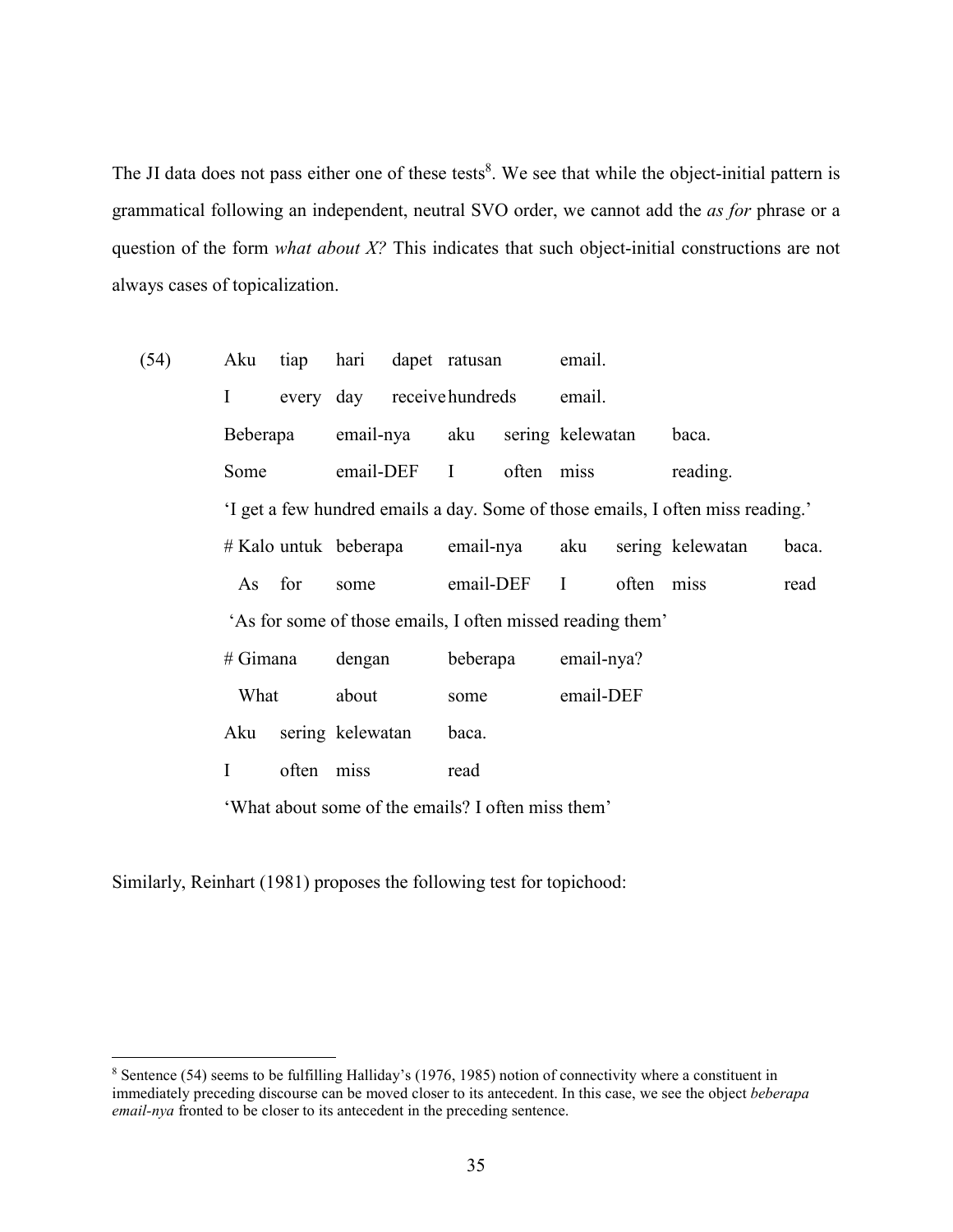The JI data does not pass either one of these tests[8]. We see that while the object-initial pattern is grammatical following an independent, neutral SVO order, we cannot add the *as for* phrase or a question of the form *what about X?* This indicates that such object-initial constructions are not always cases of topicalization.

(54)

| Aku | tiap | hari | dapet | ratusan | email. |
|---|---|---|---|---|---|
| I | every | day | receive | hundreds | email. |

| Beberapa | email-nya | aku | sering | kelewatan | baca. |
|---|---|---|---|---|---|
| Some | email-DEF | I | often | miss | reading. |

'I get a few hundred emails a day. Some of those emails, I often miss reading.'

| # Kalo | untuk | beberapa | email-nya | aku | sering | kelewatan | baca. |
|---|---|---|---|---|---|---|---|
| As | for | some | email-DEF | I | often | miss | read |

'As for some of those emails, I often missed reading them'

| # Gimana | dengan | beberapa | email-nya? |
|---|---|---|---|
| What | about | some | email-DEF |

| Aku | sering | kelewatan | baca. |
|---|---|---|---|
| I | often | miss | read |

'What about some of the emails? I often miss them'

Similarly, Reinhart (1981) proposes the following test for topichood:

---

[8] Sentence (54) seems to be fulfilling Halliday's (1976, 1985) notion of connectivity where a constituent in immediately preceding discourse can be moved closer to its antecedent. In this case, we see the object *beberapa email-nya* fronted to be closer to its antecedent in the preceding sentence.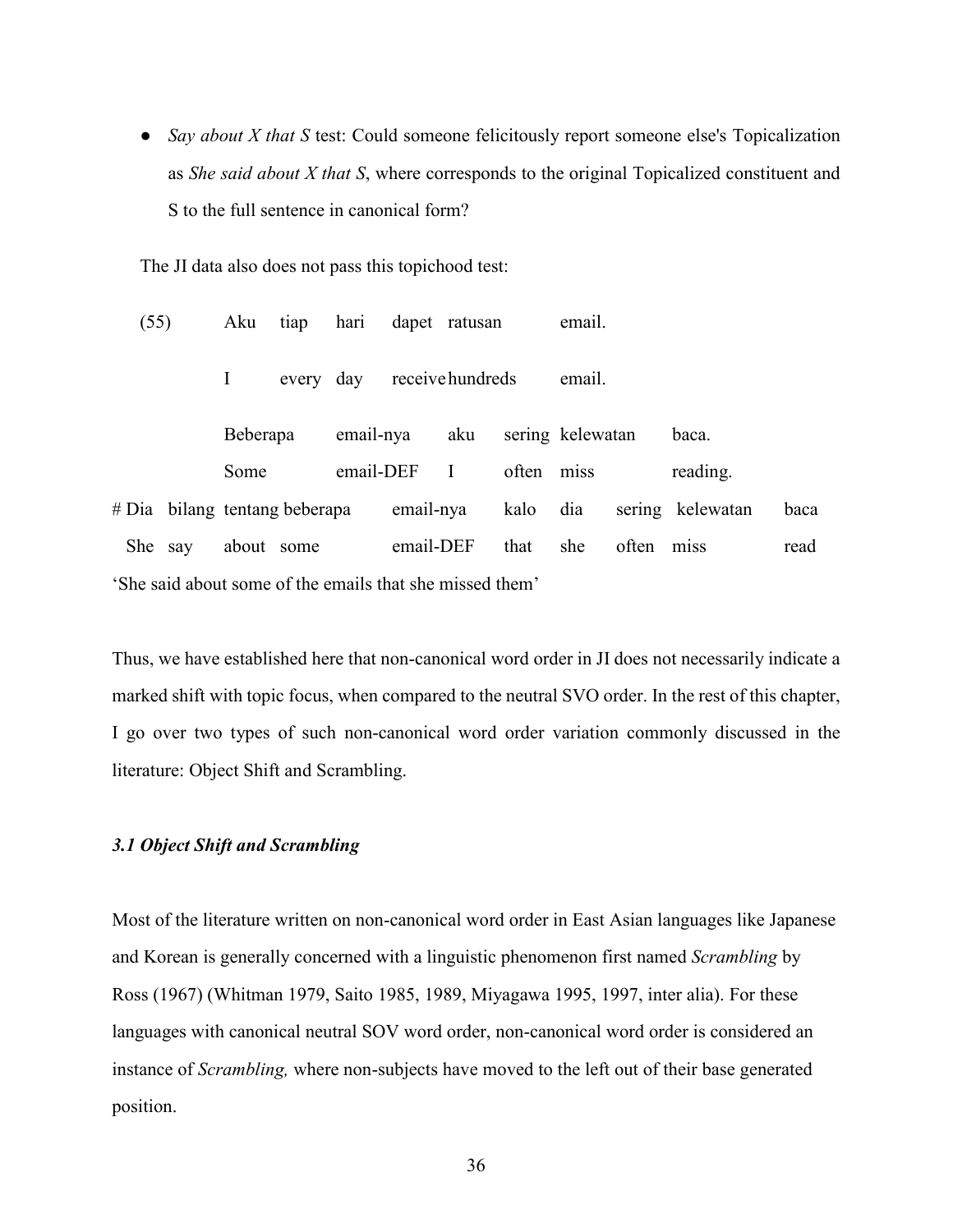- *Say about X that S* test: Could someone felicitously report someone else's Topicalization as *She said about X that S*, where corresponds to the original Topicalized constituent and S to the full sentence in canonical form?

The JI data also does not pass this topichood test:

(55)

| | | | | | | | | | | |
|---|---|---|---|---|---|---|---|---|---|---|
| | | Aku | tiap | hari | dapet | ratusan | | email. | | |
| | | I | every | day | receive | hundreds | | email. | | |
| | | Beberapa | | email-nya | | aku | sering | kelewatan | | baca. |
| | | Some | | email-DEF | | I | often | miss | | reading. |
| # Dia | bilang | tentang | beberapa | email-nya | | kalo | dia | sering | kelewatan | baca |
| She | say | about | some | email-DEF | | that | she | often | miss | read |

'She said about some of the emails that she missed them'

Thus, we have established here that non-canonical word order in JI does not necessarily indicate a marked shift with topic focus, when compared to the neutral SVO order. In the rest of this chapter, I go over two types of such non-canonical word order variation commonly discussed in the literature: Object Shift and Scrambling.

### *3.1 Object Shift and Scrambling*

Most of the literature written on non-canonical word order in East Asian languages like Japanese and Korean is generally concerned with a linguistic phenomenon first named *Scrambling* by Ross (1967) (Whitman 1979, Saito 1985, 1989, Miyagawa 1995, 1997, inter alia). For these languages with canonical neutral SOV word order, non-canonical word order is considered an instance of *Scrambling,* where non-subjects have moved to the left out of their base generated position.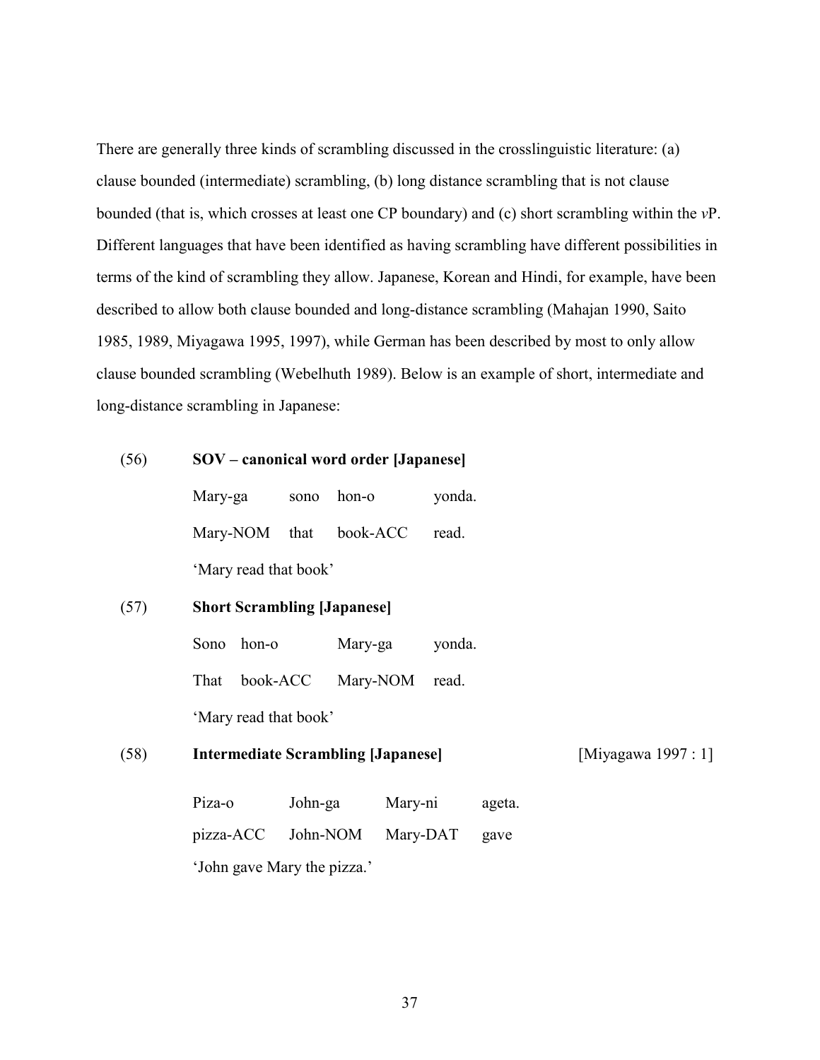There are generally three kinds of scrambling discussed in the crosslinguistic literature: (a) clause bounded (intermediate) scrambling, (b) long distance scrambling that is not clause bounded (that is, which crosses at least one CP boundary) and (c) short scrambling within the *v*P. Different languages that have been identified as having scrambling have different possibilities in terms of the kind of scrambling they allow. Japanese, Korean and Hindi, for example, have been described to allow both clause bounded and long-distance scrambling (Mahajan 1990, Saito 1985, 1989, Miyagawa 1995, 1997), while German has been described by most to only allow clause bounded scrambling (Webelhuth 1989). Below is an example of short, intermediate and long-distance scrambling in Japanese:

(56) **SOV – canonical word order [Japanese]**

| Mary-ga | sono | hon-o | yonda. |
|---|---|---|---|
| Mary-NOM | that | book-ACC | read. |

'Mary read that book'

(57) **Short Scrambling [Japanese]**

| Sono | hon-o | Mary-ga | yonda. |
|---|---|---|---|
| That | book-ACC | Mary-NOM | read. |

'Mary read that book'

(58) **Intermediate Scrambling [Japanese]** [Miyagawa 1997 : 1]

| Piza-o | John-ga | Mary-ni | ageta. |
|---|---|---|---|
| pizza-ACC | John-NOM | Mary-DAT | gave |

'John gave Mary the pizza.'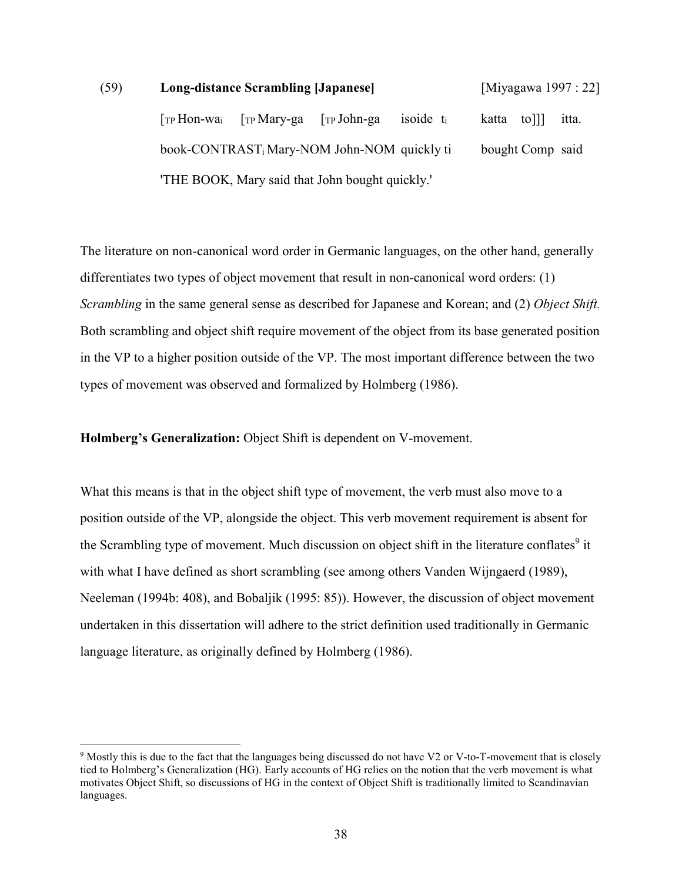(59) **Long-distance Scrambling [Japanese]** [Miyagawa 1997 : 22]

[$_{TP}$ Hon-wa$_i$ [$_{TP}$ Mary-ga [$_{TP}$ John-ga isoide t$_i$ katta to]]] itta.

book-CONTRAST$_i$ Mary-NOM John-NOM quickly ti bought Comp said

'THE BOOK, Mary said that John bought quickly.'

The literature on non-canonical word order in Germanic languages, on the other hand, generally differentiates two types of object movement that result in non-canonical word orders: (1) *Scrambling* in the same general sense as described for Japanese and Korean; and (2) *Object Shift.* Both scrambling and object shift require movement of the object from its base generated position in the VP to a higher position outside of the VP. The most important difference between the two types of movement was observed and formalized by Holmberg (1986).

**Holmberg's Generalization:** Object Shift is dependent on V-movement.

What this means is that in the object shift type of movement, the verb must also move to a position outside of the VP, alongside the object. This verb movement requirement is absent for the Scrambling type of movement. Much discussion on object shift in the literature conflates[9] it with what I have defined as short scrambling (see among others Vanden Wijngaerd (1989), Neeleman (1994b: 408), and Bobaljik (1995: 85)). However, the discussion of object movement undertaken in this dissertation will adhere to the strict definition used traditionally in Germanic language literature, as originally defined by Holmberg (1986).

---

[9] Mostly this is due to the fact that the languages being discussed do not have V2 or V-to-T-movement that is closely tied to Holmberg's Generalization (HG). Early accounts of HG relies on the notion that the verb movement is what motivates Object Shift, so discussions of HG in the context of Object Shift is traditionally limited to Scandinavian languages.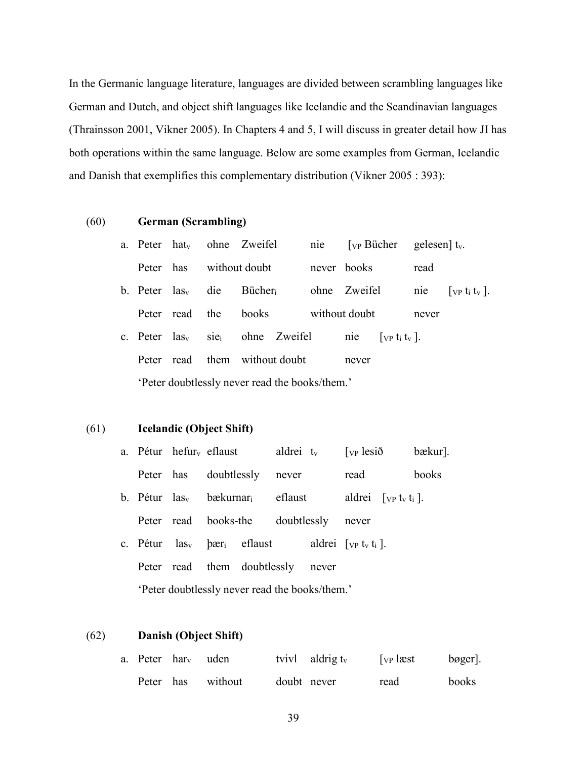In the Germanic language literature, languages are divided between scrambling languages like German and Dutch, and object shift languages like Icelandic and the Scandinavian languages (Thrainsson 2001, Vikner 2005). In Chapters 4 and 5, I will discuss in greater detail how JI has both operations within the same language. Below are some examples from German, Icelandic and Danish that exemplifies this complementary distribution (Vikner 2005 : 393):

(60) **German (Scrambling)**

a. Peter hat$_v$ ohne Zweifel nie [$_{VP}$ Bücher gelesen] t$_v$.
   Peter has without doubt never books read

b. Peter las$_v$ die Bücher$_i$ ohne Zweifel nie [$_{VP}$ t$_i$ t$_v$ ].
   Peter read the books without doubt never

c. Peter las$_v$ sie$_i$ ohne Zweifel nie [$_{VP}$ t$_i$ t$_v$ ].
   Peter read them without doubt never

   'Peter doubtlessly never read the books/them.'

(61) **Icelandic (Object Shift)**

a. Pétur hefur$_v$ eflaust aldrei t$_v$ [$_{VP}$ lesið bækur].
   Peter has doubtlessly never read books

b. Pétur las$_v$ bækurnar$_i$ eflaust aldrei [$_{VP}$ t$_v$ t$_i$ ].
   Peter read books-the doubtlessly never

c. Pétur las$_v$ þær$_i$ eflaust aldrei [$_{VP}$ t$_v$ t$_i$ ].
   Peter read them doubtlessly never

   'Peter doubtlessly never read the books/them.'

(62) **Danish (Object Shift)**

a. Peter har$_v$ uden tvivl aldrig t$_v$ [$_{VP}$ læst bøger].
   Peter has without doubt never read books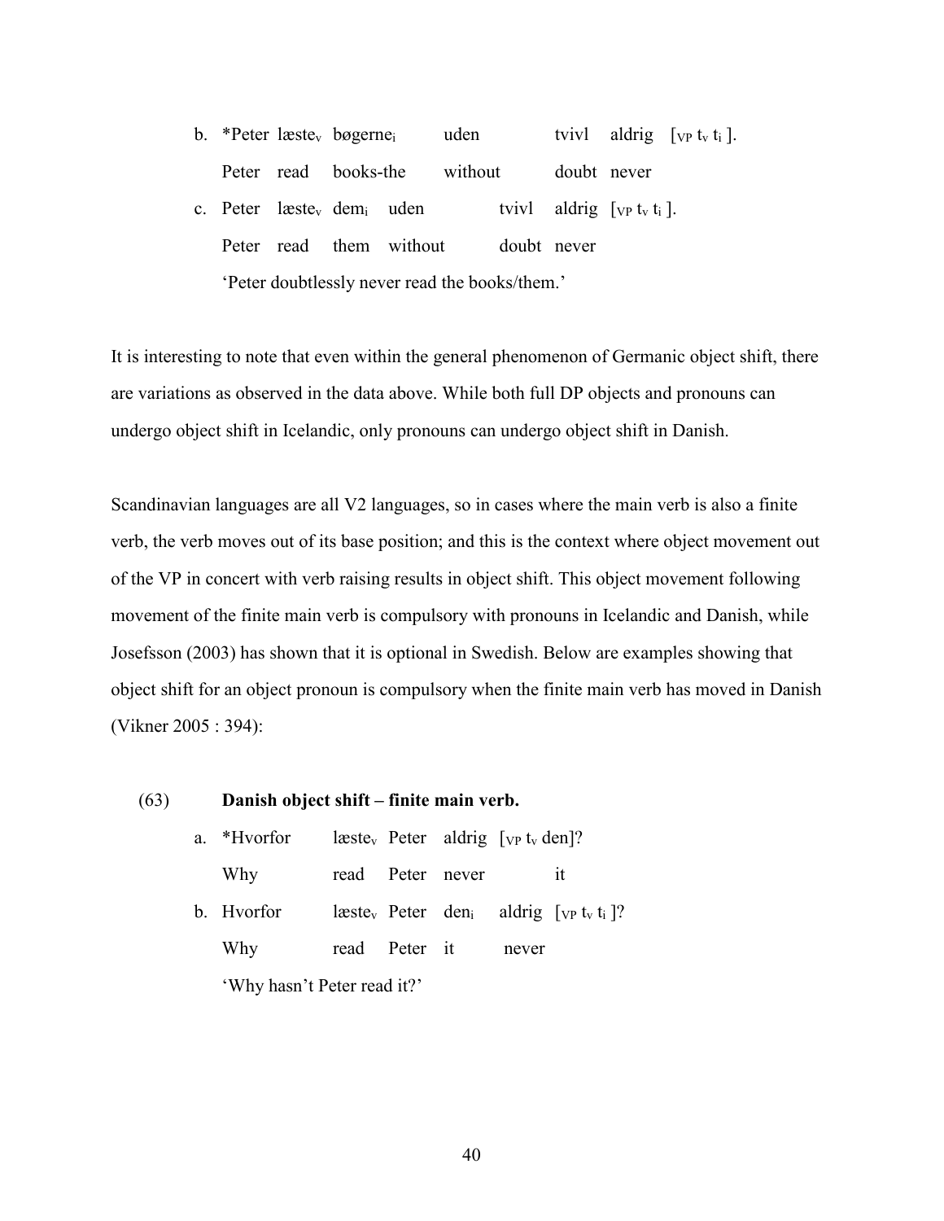b. *Peter læste$_v$ bøgerne$_i$ uden tvivl aldrig [$_{VP}$ $t_v$ $t_i$ ].

   Peter read books-the without doubt never

c. Peter læste$_v$ dem$_i$ uden tvivl aldrig [$_{VP}$ $t_v$ $t_i$ ].

   Peter read them without doubt never

   'Peter doubtlessly never read the books/them.'

It is interesting to note that even within the general phenomenon of Germanic object shift, there are variations as observed in the data above. While both full DP objects and pronouns can undergo object shift in Icelandic, only pronouns can undergo object shift in Danish.

Scandinavian languages are all V2 languages, so in cases where the main verb is also a finite verb, the verb moves out of its base position; and this is the context where object movement out of the VP in concert with verb raising results in object shift. This object movement following movement of the finite main verb is compulsory with pronouns in Icelandic and Danish, while Josefsson (2003) has shown that it is optional in Swedish. Below are examples showing that object shift for an object pronoun is compulsory when the finite main verb has moved in Danish (Vikner 2005 : 394):

(63) **Danish object shift – finite main verb.**

a. *Hvorfor læste$_v$ Peter aldrig [$_{VP}$ $t_v$ den]?

   Why read Peter never it

b. Hvorfor læste$_v$ Peter den$_i$ aldrig [$_{VP}$ $t_v$ $t_i$ ]?

   Why read Peter it never

   'Why hasn't Peter read it?'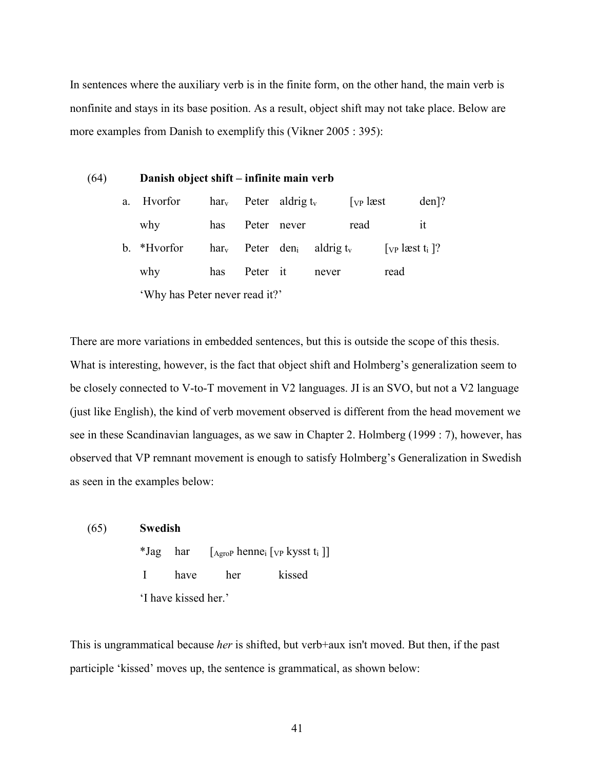In sentences where the auxiliary verb is in the finite form, on the other hand, the main verb is nonfinite and stays in its base position. As a result, object shift may not take place. Below are more examples from Danish to exemplify this (Vikner 2005 : 395):

(64) **Danish object shift – infinite main verb**

| | | | | | | |
|---|---|---|---|---|---|---|
| a. | Hvorfor | $\text{har}_v$ | Peter | aldrig $t_v$ | [$_{VP}$ læst | den]? |
| | why | has | Peter | never | read | it |

| | | | | | | |
|---|---|---|---|---|---|---|
| b. | *Hvorfor | $\text{har}_v$ | Peter | $\text{den}_i$ | aldrig $t_v$ | [$_{VP}$ læst $t_i$ ]? |
| | why | has | Peter | it | never | read |

'Why has Peter never read it?'

There are more variations in embedded sentences, but this is outside the scope of this thesis. What is interesting, however, is the fact that object shift and Holmberg's generalization seem to be closely connected to V-to-T movement in V2 languages. JI is an SVO, but not a V2 language (just like English), the kind of verb movement observed is different from the head movement we see in these Scandinavian languages, as we saw in Chapter 2. Holmberg (1999 : 7), however, has observed that VP remnant movement is enough to satisfy Holmberg's Generalization in Swedish as seen in the examples below:

(65) **Swedish**

| | | | |
|---|---|---|---|
| *Jag | har | [$_{AgroP}$ $\text{henne}_i$ | [$_{VP}$ kysst $t_i$ ]] |
| I | have | her | kissed |

'I have kissed her.'

This is ungrammatical because *her* is shifted, but verb+aux isn't moved. But then, if the past participle 'kissed' moves up, the sentence is grammatical, as shown below: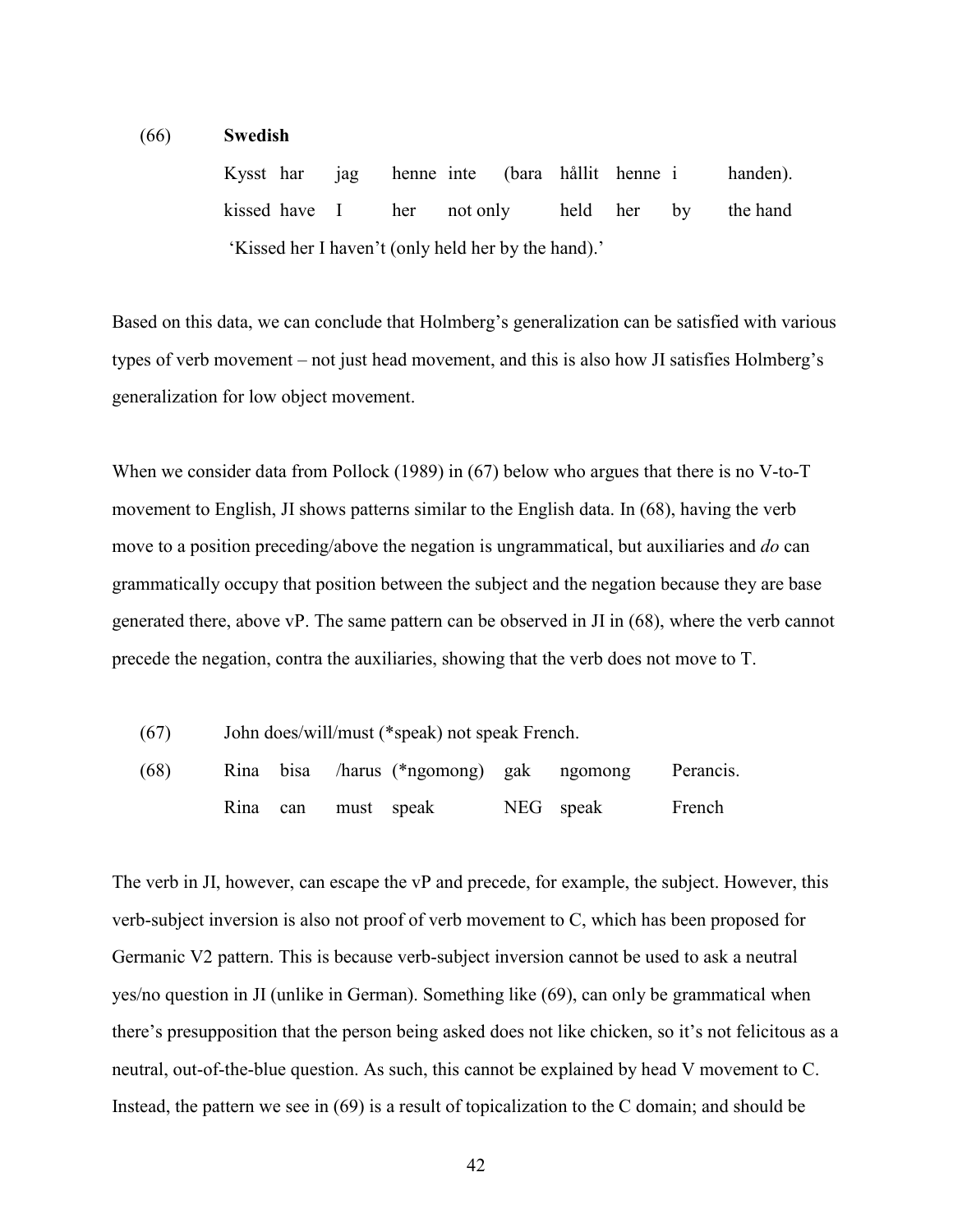(66) **Swedish**

| | | | | | | | | | |
|---|---|---|---|---|---|---|---|---|---|
| Kysst | har | jag | henne | inte | (bara | hållit | henne | i | handen). |
| kissed | have | I | her | not | only | held | her | by | the hand |

'Kissed her I haven't (only held her by the hand).'

Based on this data, we can conclude that Holmberg's generalization can be satisfied with various types of verb movement – not just head movement, and this is also how JI satisfies Holmberg's generalization for low object movement.

When we consider data from Pollock (1989) in (67) below who argues that there is no V-to-T movement to English, JI shows patterns similar to the English data. In (68), having the verb move to a position preceding/above the negation is ungrammatical, but auxiliaries and *do* can grammatically occupy that position between the subject and the negation because they are base generated there, above vP. The same pattern can be observed in JI in (68), where the verb cannot precede the negation, contra the auxiliaries, showing that the verb does not move to T.

(67) John does/will/must (*speak) not speak French.

(68)

| | | | | | | |
|---|---|---|---|---|---|---|
| Rina | bisa | /harus | (*ngomong) | gak | ngomong | Perancis. |
| Rina | can | must | speak | NEG | speak | French |

The verb in JI, however, can escape the vP and precede, for example, the subject. However, this verb-subject inversion is also not proof of verb movement to C, which has been proposed for Germanic V2 pattern. This is because verb-subject inversion cannot be used to ask a neutral yes/no question in JI (unlike in German). Something like (69), can only be grammatical when there's presupposition that the person being asked does not like chicken, so it's not felicitous as a neutral, out-of-the-blue question. As such, this cannot be explained by head V movement to C. Instead, the pattern we see in (69) is a result of topicalization to the C domain; and should be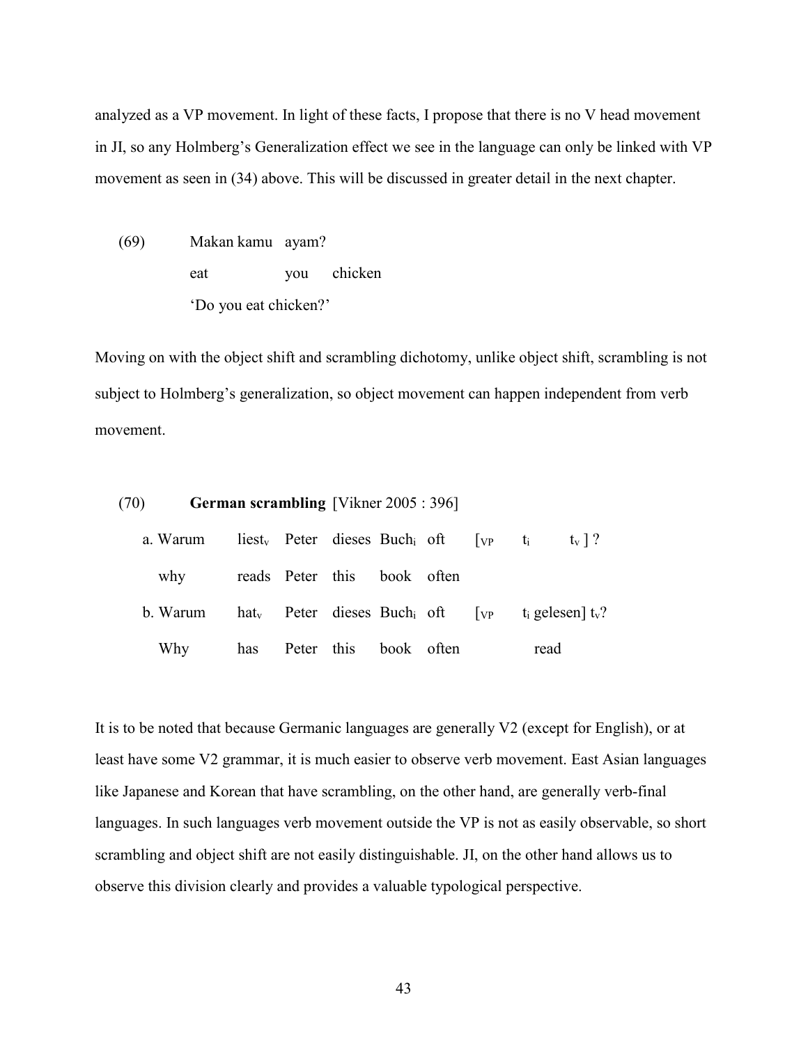analyzed as a VP movement. In light of these facts, I propose that there is no V head movement in JI, so any Holmberg's Generalization effect we see in the language can only be linked with VP movement as seen in (34) above. This will be discussed in greater detail in the next chapter.

(69) Makan kamu ayam?
eat you chicken
'Do you eat chicken?'

Moving on with the object shift and scrambling dichotomy, unlike object shift, scrambling is not subject to Holmberg's generalization, so object movement can happen independent from verb movement.

(70) **German scrambling** [Vikner 2005 : 396]

a. Warum liest$_v$ Peter dieses Buch$_i$ oft [$_{VP}$ t$_i$ t$_v$ ] ?
why reads Peter this book often

b. Warum hat$_v$ Peter dieses Buch$_i$ oft [$_{VP}$ t$_i$ gelesen] t$_v$?
Why has Peter this book often read

It is to be noted that because Germanic languages are generally V2 (except for English), or at least have some V2 grammar, it is much easier to observe verb movement. East Asian languages like Japanese and Korean that have scrambling, on the other hand, are generally verb-final languages. In such languages verb movement outside the VP is not as easily observable, so short scrambling and object shift are not easily distinguishable. JI, on the other hand allows us to observe this division clearly and provides a valuable typological perspective.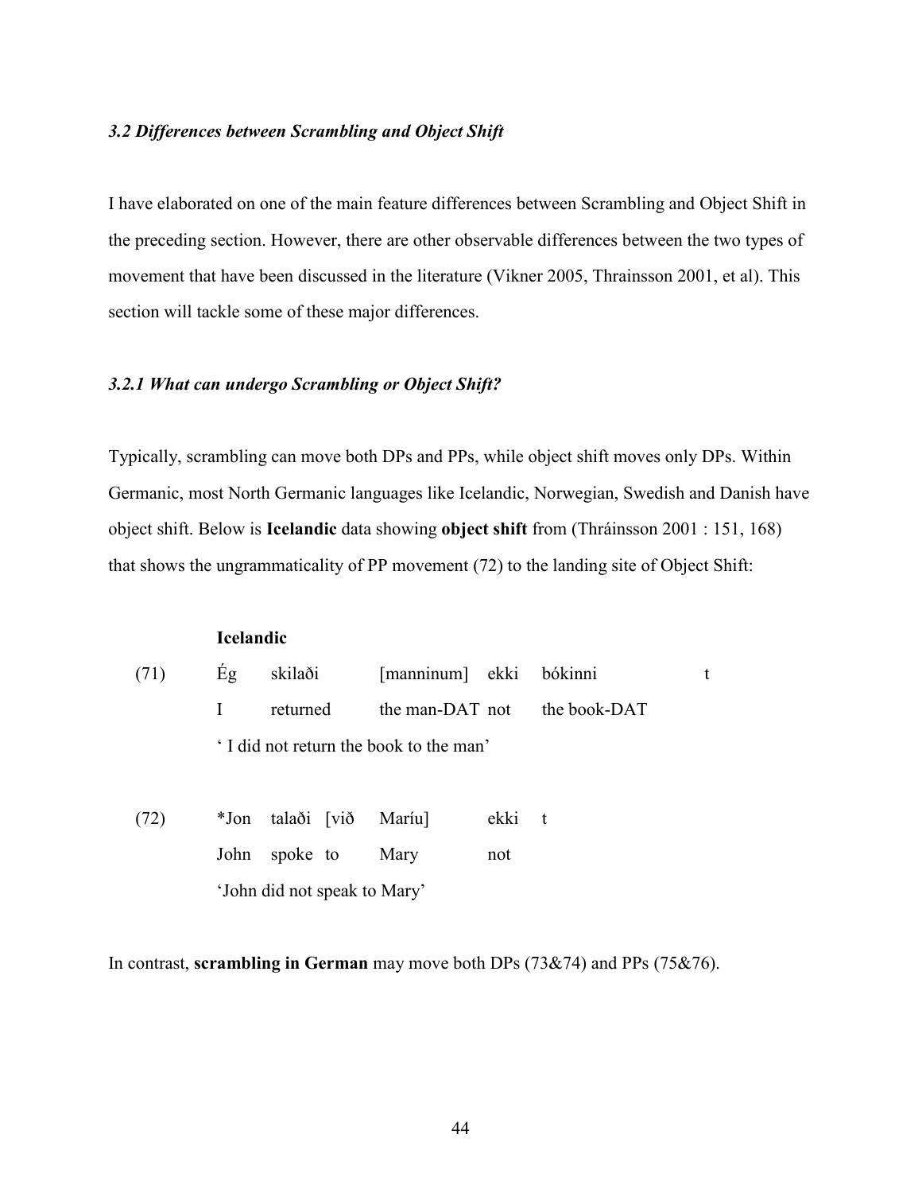### *3.2 Differences between Scrambling and Object Shift*

I have elaborated on one of the main feature differences between Scrambling and Object Shift in the preceding section. However, there are other observable differences between the two types of movement that have been discussed in the literature (Vikner 2005, Thrainsson 2001, et al). This section will tackle some of these major differences.

#### *3.2.1 What can undergo Scrambling or Object Shift?*

Typically, scrambling can move both DPs and PPs, while object shift moves only DPs. Within Germanic, most North Germanic languages like Icelandic, Norwegian, Swedish and Danish have object shift. Below is **Icelandic** data showing **object shift** from (Thráinsson 2001 : 151, 168) that shows the ungrammaticality of PP movement (72) to the landing site of Object Shift:

**Icelandic**

| | | | | | | |
|---|---|---|---|---|---|---|
| (71) | Ég | skilaði | [manninum] | ekki | bókinni | t |
| | I | returned | the man-DAT | not | the book-DAT | |
| | ' I did not return the book to the man' | | | | | |

| | | | | | | |
|---|---|---|---|---|---|---|
| (72) | *Jon | talaði | [við | Maríu] | ekki | t |
| | John | spoke | to | Mary | not | |
| | 'John did not speak to Mary' | | | | | |

In contrast, **scrambling in German** may move both DPs (73&74) and PPs (75&76).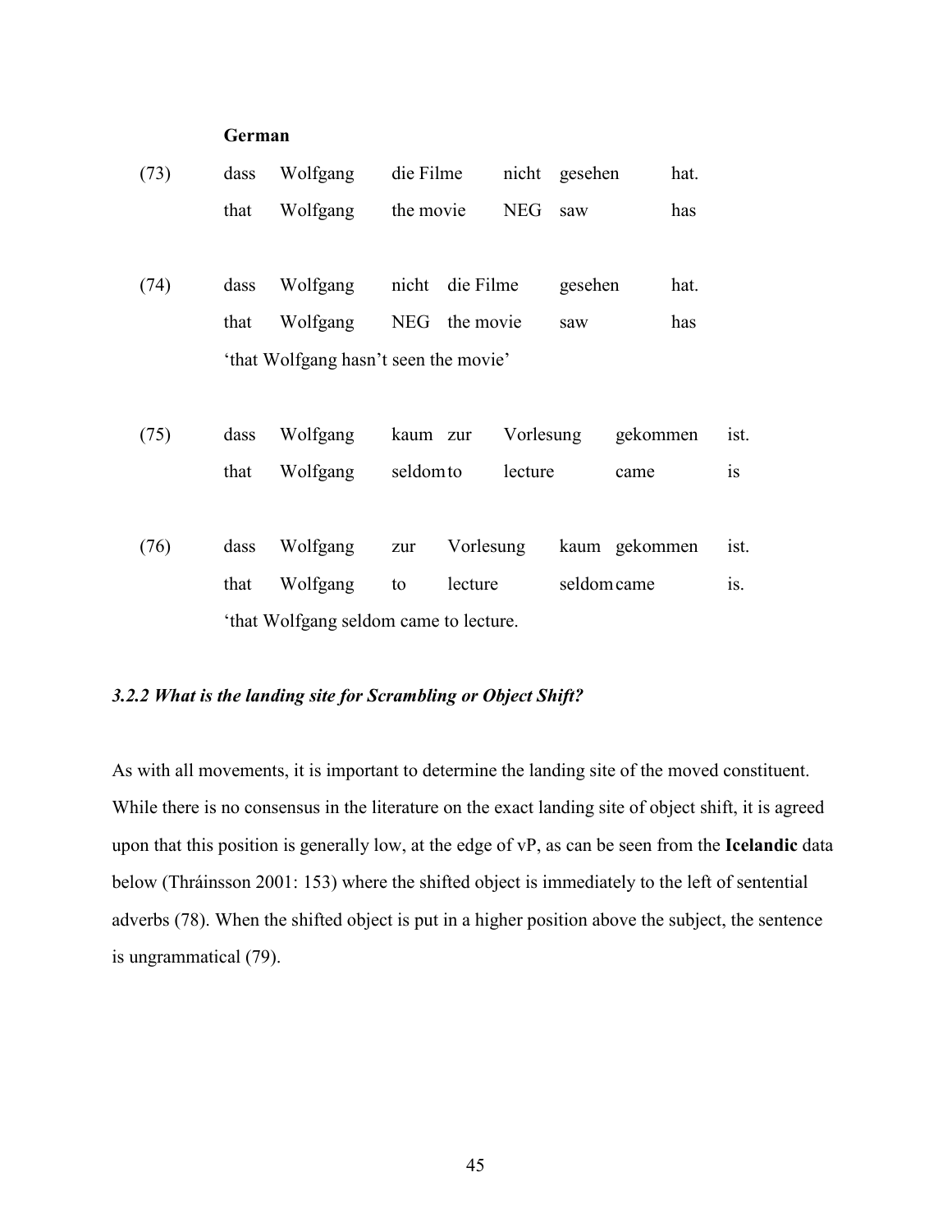**German**

(73) dass Wolfgang die Filme nicht gesehen hat.
    that Wolfgang the movie NEG saw has

(74) dass Wolfgang nicht die Filme gesehen hat.
    that Wolfgang NEG the movie saw has
    'that Wolfgang hasn't seen the movie'

(75) dass Wolfgang kaum zur Vorlesung gekommen ist.
    that Wolfgang seldom to lecture came is

(76) dass Wolfgang zur Vorlesung kaum gekommen ist.
    that Wolfgang to lecture seldom came is.
    'that Wolfgang seldom came to lecture.

### *3.2.2 What is the landing site for Scrambling or Object Shift?*

As with all movements, it is important to determine the landing site of the moved constituent. While there is no consensus in the literature on the exact landing site of object shift, it is agreed upon that this position is generally low, at the edge of vP, as can be seen from the **Icelandic** data below (Thráinsson 2001: 153) where the shifted object is immediately to the left of sentential adverbs (78). When the shifted object is put in a higher position above the subject, the sentence is ungrammatical (79).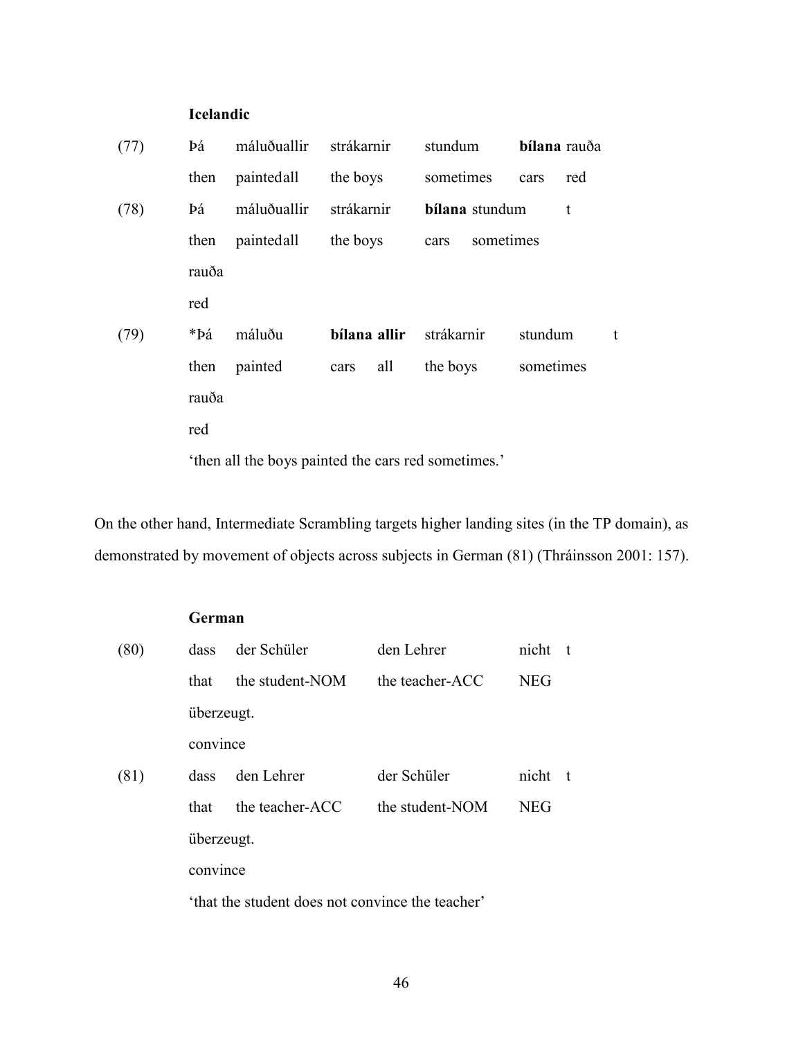**Icelandic**

| | | | | | | |
|---|---|---|---|---|---|---|
| (77) | Þá | máluðuallir | strákarnir | stundum | **bílana** rauða | |
| | then | paintedall | the boys | sometimes | cars red | |
| (78) | Þá | máluðuallir | strákarnir | **bílana** stundum | t | |
| | then | paintedall | the boys | cars sometimes | | |
| | rauða | | | | | |
| | red | | | | | |
| (79) | *Þá | máluðu | **bílana allir** | strákarnir | stundum | t |
| | then | painted | cars all | the boys | sometimes | |
| | rauða | | | | | |
| | red | | | | | |

'then all the boys painted the cars red sometimes.'

On the other hand, Intermediate Scrambling targets higher landing sites (in the TP domain), as demonstrated by movement of objects across subjects in German (81) (Thráinsson 2001: 157).

**German**

| | | | | |
|---|---|---|---|---|
| (80) | dass | der Schüler | den Lehrer | nicht t |
| | that | the student-NOM | the teacher-ACC | NEG |
| | überzeugt. | | | |
| | convince | | | |
| (81) | dass | den Lehrer | der Schüler | nicht t |
| | that | the teacher-ACC | the student-NOM | NEG |
| | überzeugt. | | | |
| | convince | | | |

'that the student does not convince the teacher'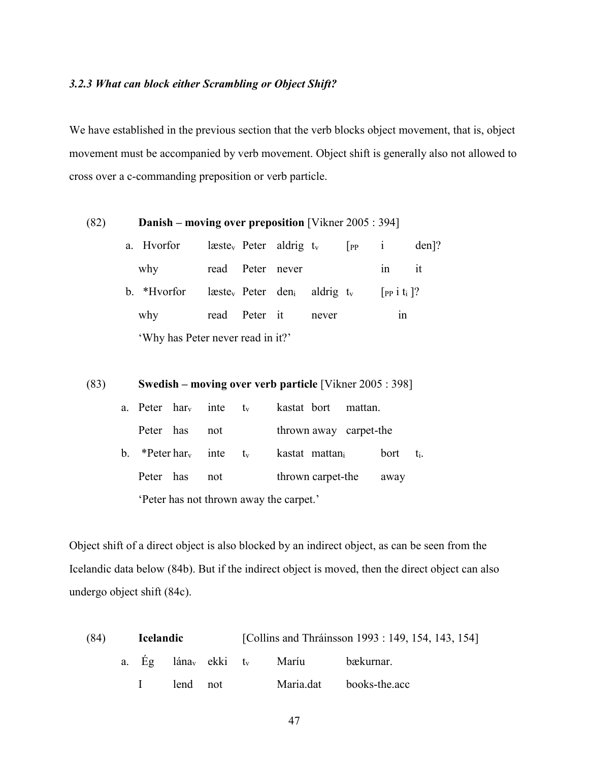### *3.2.3 What can block either Scrambling or Object Shift?*

We have established in the previous section that the verb blocks object movement, that is, object movement must be accompanied by verb movement. Object shift is generally also not allowed to cross over a c-commanding preposition or verb particle.

(82) **Danish – moving over preposition** [Vikner 2005 : 394]

a. Hvorfor læste$_v$ Peter aldrig t$_v$ [$_{PP}$ i den]?
   why read Peter never in it

b. *Hvorfor læste$_v$ Peter den$_i$ aldrig t$_v$ [$_{PP}$ i t$_i$ ]?
   why read Peter it never in

   'Why has Peter never read in it?'

(83) **Swedish – moving over verb particle** [Vikner 2005 : 398]

a. Peter har$_v$ inte t$_v$ kastat bort mattan.
   Peter has not thrown away carpet-the

b. *Peter har$_v$ inte t$_v$ kastat mattan$_i$ bort t$_i$.
   Peter has not thrown carpet-the away

   'Peter has not thrown away the carpet.'

Object shift of a direct object is also blocked by an indirect object, as can be seen from the Icelandic data below (84b). But if the indirect object is moved, then the direct object can also undergo object shift (84c).

(84) **Icelandic** [Collins and Thráinsson 1993 : 149, 154, 143, 154]

a. Ég lána$_v$ ekki t$_v$ Maríu bækurnar.
   I lend not Maria.dat books-the.acc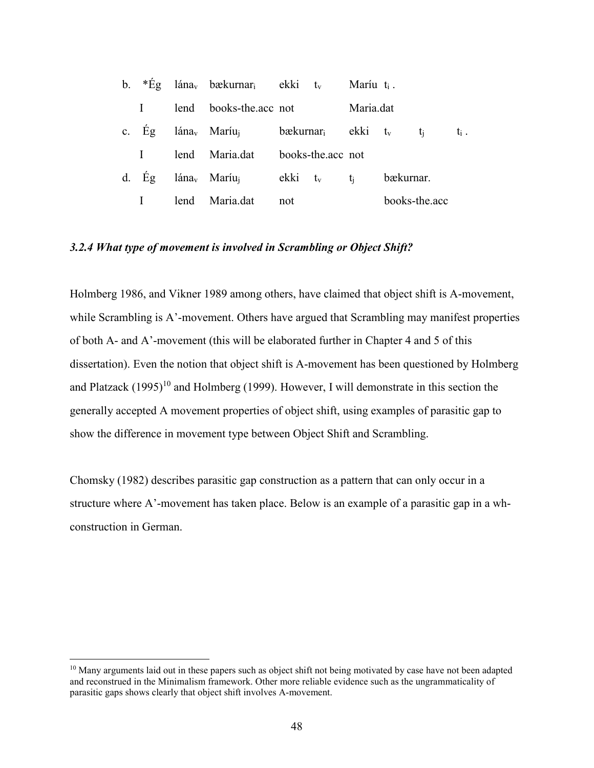b. \*Ég lána$_v$ bækurnar$_i$ ekki $t_v$ Maríu $t_i$ .
   I lend books-the.acc not Maria.dat

c. Ég lána$_v$ Maríu$_j$ bækurnar$_i$ ekki $t_v$ $t_j$ $t_i$ .
   I lend Maria.dat books-the.acc not

d. Ég lána$_v$ Maríu$_j$ ekki $t_v$ $t_j$ bækurnar.
   I lend Maria.dat not books-the.acc

### *3.2.4 What type of movement is involved in Scrambling or Object Shift?*

Holmberg 1986, and Vikner 1989 among others, have claimed that object shift is A-movement, while Scrambling is A'-movement. Others have argued that Scrambling may manifest properties of both A- and A'-movement (this will be elaborated further in Chapter 4 and 5 of this dissertation). Even the notion that object shift is A-movement has been questioned by Holmberg and Platzack (1995)[10] and Holmberg (1999). However, I will demonstrate in this section the generally accepted A movement properties of object shift, using examples of parasitic gap to show the difference in movement type between Object Shift and Scrambling.

Chomsky (1982) describes parasitic gap construction as a pattern that can only occur in a structure where A'-movement has taken place. Below is an example of a parasitic gap in a wh-construction in German.

---

[10] Many arguments laid out in these papers such as object shift not being motivated by case have not been adapted and reconstrued in the Minimalism framework. Other more reliable evidence such as the ungrammaticality of parasitic gaps shows clearly that object shift involves A-movement.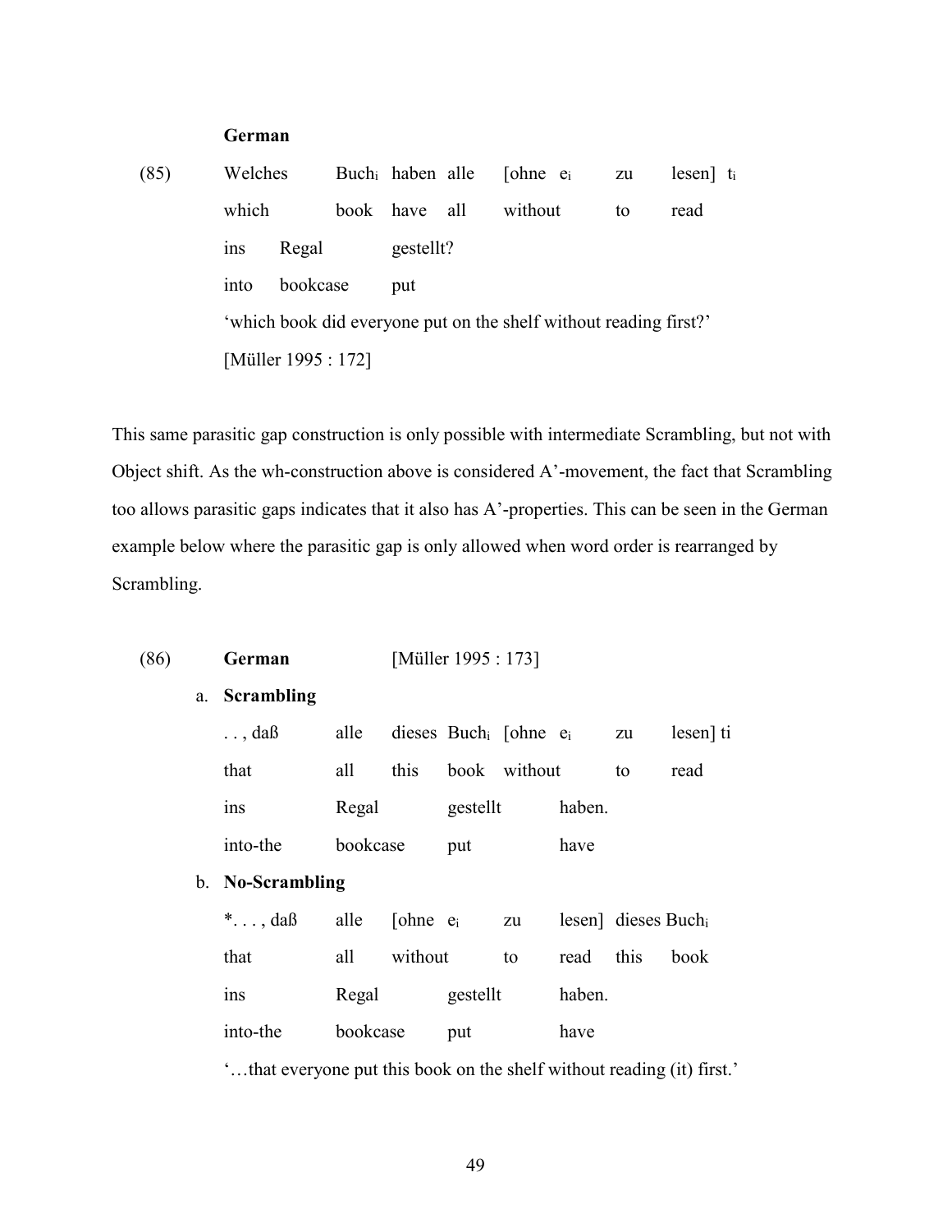**German**

(85) Welches Buch$_i$ haben alle [ohne $e_i$ zu lesen] $t_i$
which book have all without to read
ins Regal gestellt?
into bookcase put
'which book did everyone put on the shelf without reading first?'
[Müller 1995 : 172]

This same parasitic gap construction is only possible with intermediate Scrambling, but not with Object shift. As the wh-construction above is considered A'-movement, the fact that Scrambling too allows parasitic gaps indicates that it also has A'-properties. This can be seen in the German example below where the parasitic gap is only allowed when word order is rearranged by Scrambling.

(86) **German** [Müller 1995 : 173]

a. **Scrambling**

. . , daß alle dieses Buch$_i$ [ohne $e_i$ zu lesen] ti
that all this book without to read
ins Regal gestellt haben.
into-the bookcase put have

b. **No-Scrambling**

*. . . , daß alle [ohne $e_i$ zu lesen] dieses Buch$_i$
that all without to read this book
ins Regal gestellt haben.
into-the bookcase put have
'…that everyone put this book on the shelf without reading (it) first.'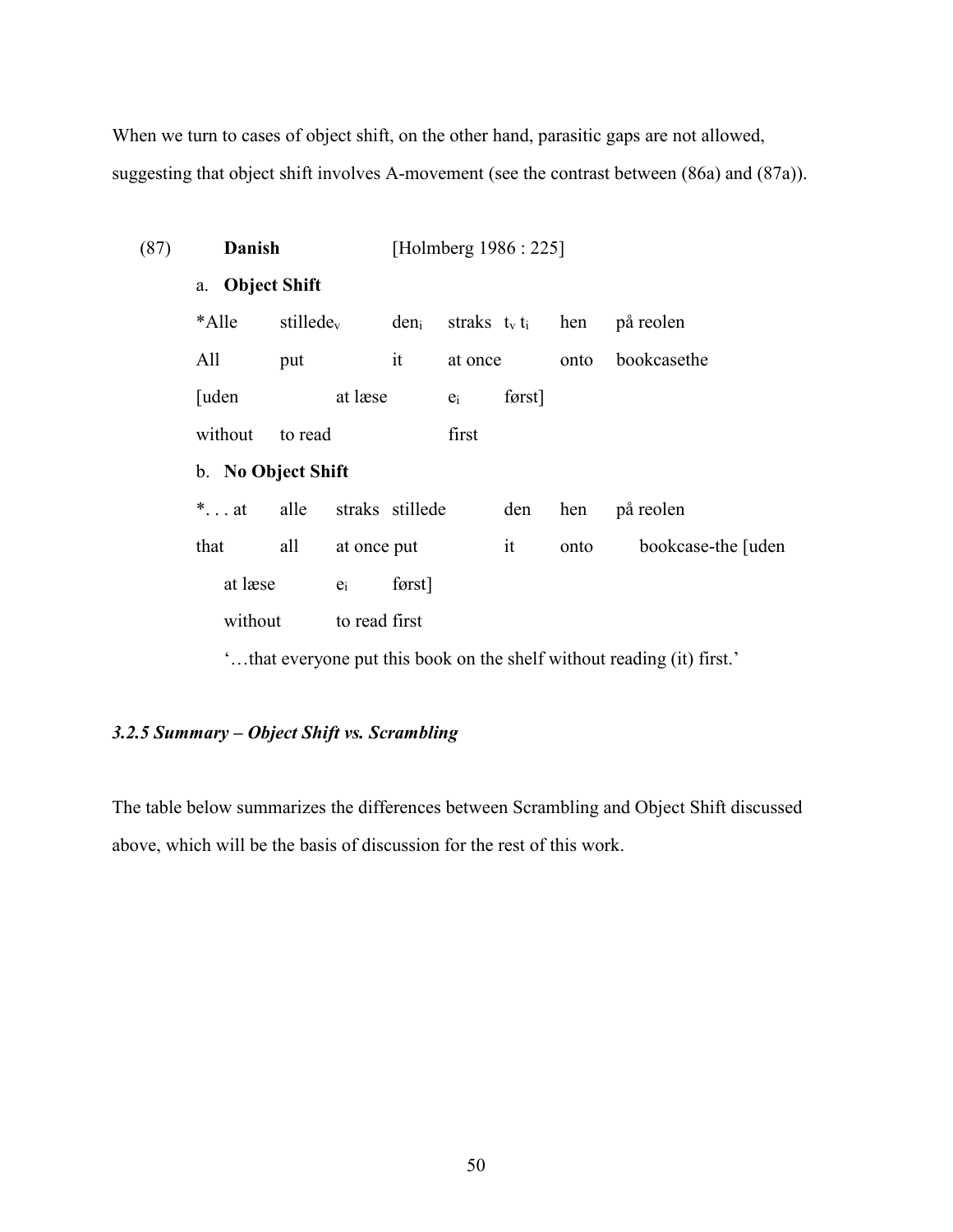When we turn to cases of object shift, on the other hand, parasitic gaps are not allowed, suggesting that object shift involves A-movement (see the contrast between (86a) and (87a)).

(87) **Danish** [Holmberg 1986 : 225]

a. **Object Shift**

*Alle stillede$_v$ den$_i$ straks $t_v$ $t_i$ hen på reolen
All put it at once onto bookcasethe
[uden at læse $e_i$ først]
without to read first

b. **No Object Shift**

*. . . at alle straks stillede den hen på reolen
that all at once put it onto bookcase-the [uden
at læse $e_i$ først]
without to read first

'…that everyone put this book on the shelf without reading (it) first.'

### *3.2.5 Summary – Object Shift vs. Scrambling*

The table below summarizes the differences between Scrambling and Object Shift discussed above, which will be the basis of discussion for the rest of this work.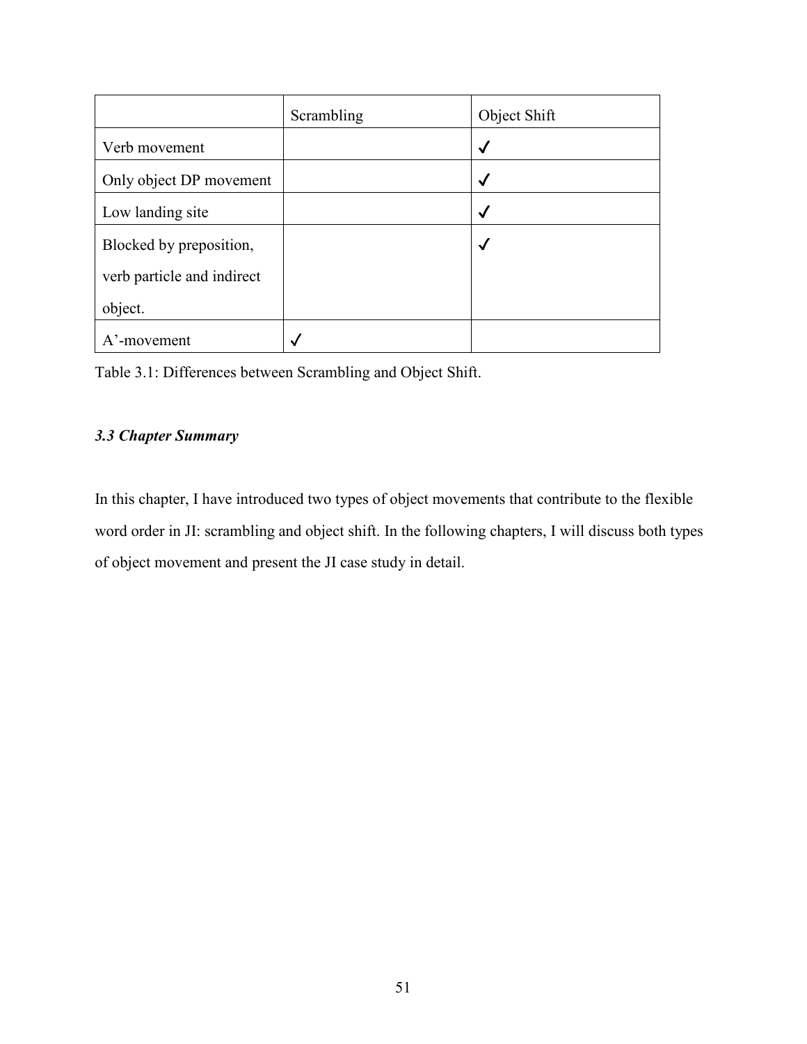| | Scrambling | Object Shift |
|---|---|---|
| Verb movement | | ✓ |
| Only object DP movement | | ✓ |
| Low landing site | | ✓ |
| Blocked by preposition, verb particle and indirect object. | | ✓ |
| A’-movement | ✓ | |

Table 3.1: Differences between Scrambling and Object Shift.

### *3.3 Chapter Summary*

In this chapter, I have introduced two types of object movements that contribute to the flexible word order in JI: scrambling and object shift. In the following chapters, I will discuss both types of object movement and present the JI case study in detail.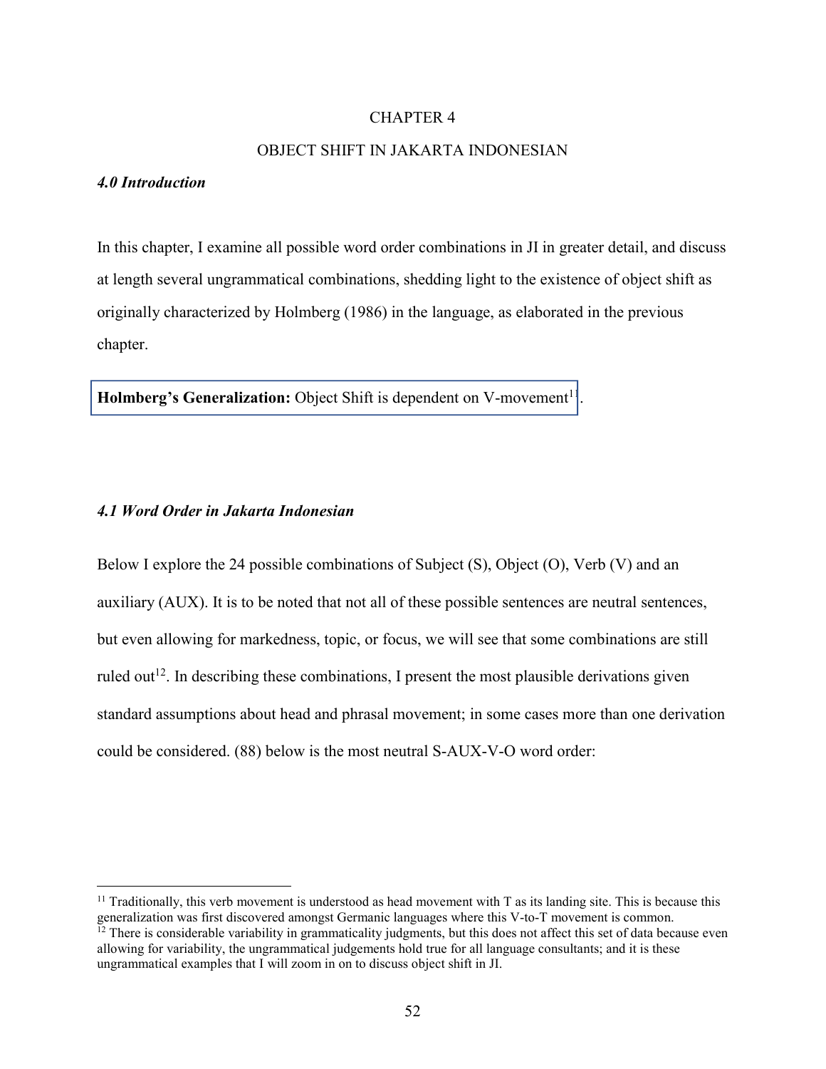# CHAPTER 4

# OBJECT SHIFT IN JAKARTA INDONESIAN

### *4.0 Introduction*

In this chapter, I examine all possible word order combinations in JI in greater detail, and discuss at length several ungrammatical combinations, shedding light to the existence of object shift as originally characterized by Holmberg (1986) in the language, as elaborated in the previous chapter.

**Holmberg's Generalization:** Object Shift is dependent on V-movement[11].

### *4.1 Word Order in Jakarta Indonesian*

Below I explore the 24 possible combinations of Subject (S), Object (O), Verb (V) and an auxiliary (AUX). It is to be noted that not all of these possible sentences are neutral sentences, but even allowing for markedness, topic, or focus, we will see that some combinations are still ruled out[12]. In describing these combinations, I present the most plausible derivations given standard assumptions about head and phrasal movement; in some cases more than one derivation could be considered. (88) below is the most neutral S-AUX-V-O word order:

---

[11] Traditionally, this verb movement is understood as head movement with T as its landing site. This is because this generalization was first discovered amongst Germanic languages where this V-to-T movement is common.

[12] There is considerable variability in grammaticality judgments, but this does not affect this set of data because even allowing for variability, the ungrammatical judgements hold true for all language consultants; and it is these ungrammatical examples that I will zoom in on to discuss object shift in JI.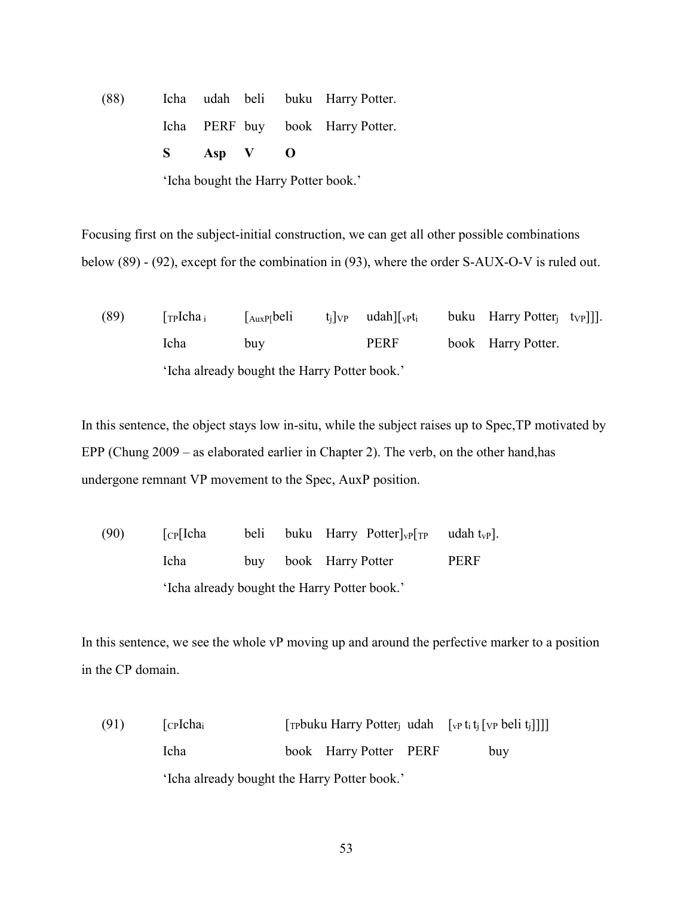(88) Icha udah beli buku Harry Potter.
Icha PERF buy book Harry Potter.
**S Asp V O**
'Icha bought the Harry Potter book.'

Focusing first on the subject-initial construction, we can get all other possible combinations below (89) - (92), except for the combination in (93), where the order S-AUX-O-V is ruled out.

(89) [$_{TP}$Icha $_i$ [$_{AuxP}$[beli $t_j$]$_{VP}$ udah][$_{vP}$$t_i$ buku Harry Potter$_j$ $t_{VP}$]]].
Icha buy PERF book Harry Potter.
'Icha already bought the Harry Potter book.'

In this sentence, the object stays low in-situ, while the subject raises up to Spec,TP motivated by EPP (Chung 2009 – as elaborated earlier in Chapter 2). The verb, on the other hand,has undergone remnant VP movement to the Spec, AuxP position.

(90) [$_{CP}$[Icha beli buku Harry Potter]$_{vP}$[$_{TP}$ udah $t_{vP}$].
Icha buy book Harry Potter PERF
'Icha already bought the Harry Potter book.'

In this sentence, we see the whole vP moving up and around the perfective marker to a position in the CP domain.

(91) [$_{CP}$Icha$_i$ [$_{TP}$buku Harry Potter$_j$ udah [$_{vP}$ $t_i$ $t_j$ [$_{VP}$ beli $t_j$]]]]
Icha book Harry Potter PERF buy
'Icha already bought the Harry Potter book.'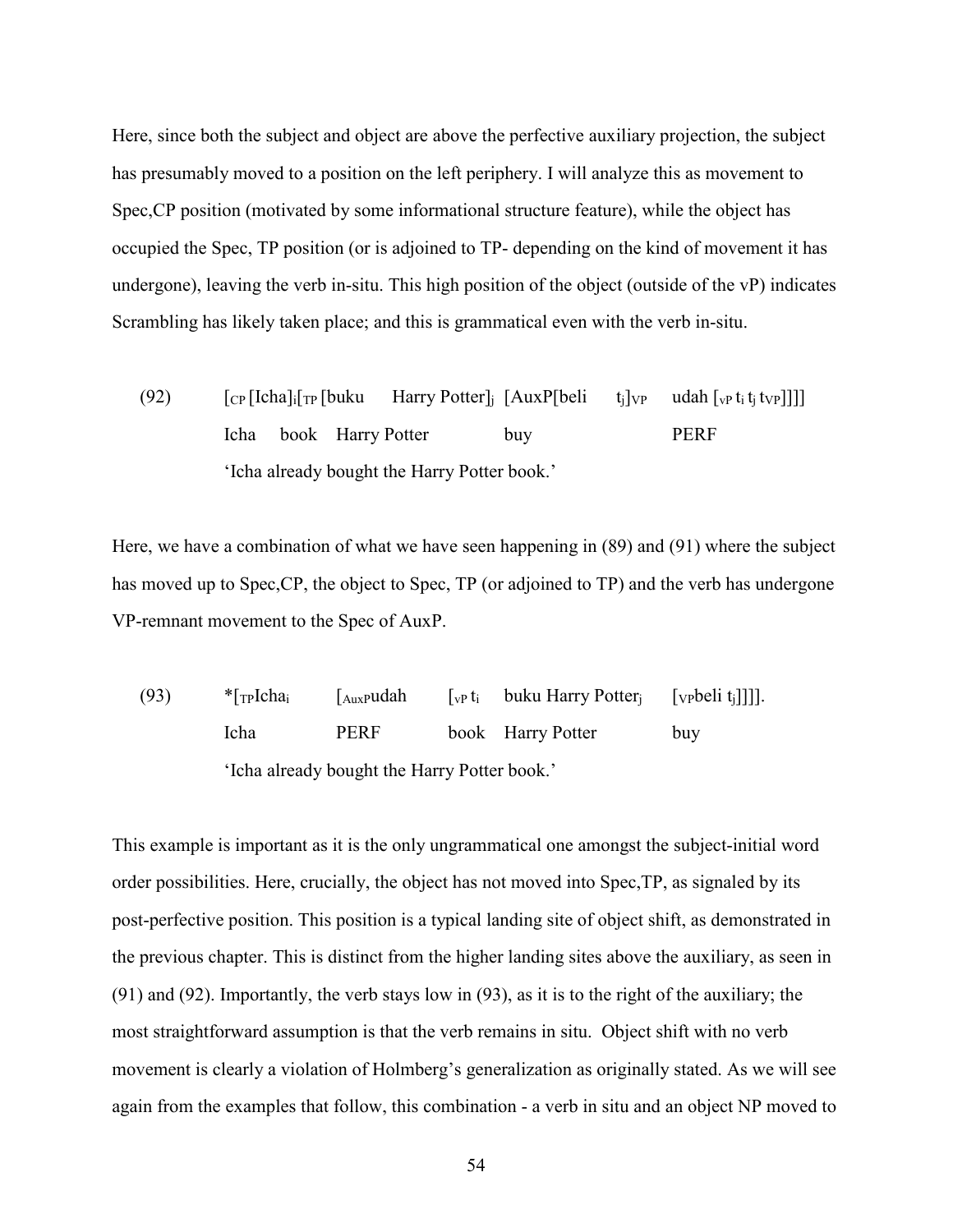Here, since both the subject and object are above the perfective auxiliary projection, the subject has presumably moved to a position on the left periphery. I will analyze this as movement to Spec,CP position (motivated by some informational structure feature), while the object has occupied the Spec, TP position (or is adjoined to TP- depending on the kind of movement it has undergone), leaving the verb in-situ. This high position of the object (outside of the vP) indicates Scrambling has likely taken place; and this is grammatical even with the verb in-situ.

(92) $[_{CP}$ [Icha]$_i$ $[_{TP}$ [buku Harry Potter]$_j$ [AuxP[beli $t_j]_{VP}$ udah $[_{vP}$ $t_i$ $t_j$ $t_{VP}$]]]]

Icha book Harry Potter buy PERF

'Icha already bought the Harry Potter book.'

Here, we have a combination of what we have seen happening in (89) and (91) where the subject has moved up to Spec,CP, the object to Spec, TP (or adjoined to TP) and the verb has undergone VP-remnant movement to the Spec of AuxP.

(93) *$[_{TP}$Icha$_i$ $[_{AuxP}$udah $[_{vP}$ $t_i$ buku Harry Potter$_j$ $[_{VP}$beli $t_j$]]]].

Icha PERF book Harry Potter buy

'Icha already bought the Harry Potter book.'

This example is important as it is the only ungrammatical one amongst the subject-initial word order possibilities. Here, crucially, the object has not moved into Spec,TP, as signaled by its post-perfective position. This position is a typical landing site of object shift, as demonstrated in the previous chapter. This is distinct from the higher landing sites above the auxiliary, as seen in (91) and (92). Importantly, the verb stays low in (93), as it is to the right of the auxiliary; the most straightforward assumption is that the verb remains in situ. Object shift with no verb movement is clearly a violation of Holmberg's generalization as originally stated. As we will see again from the examples that follow, this combination - a verb in situ and an object NP moved to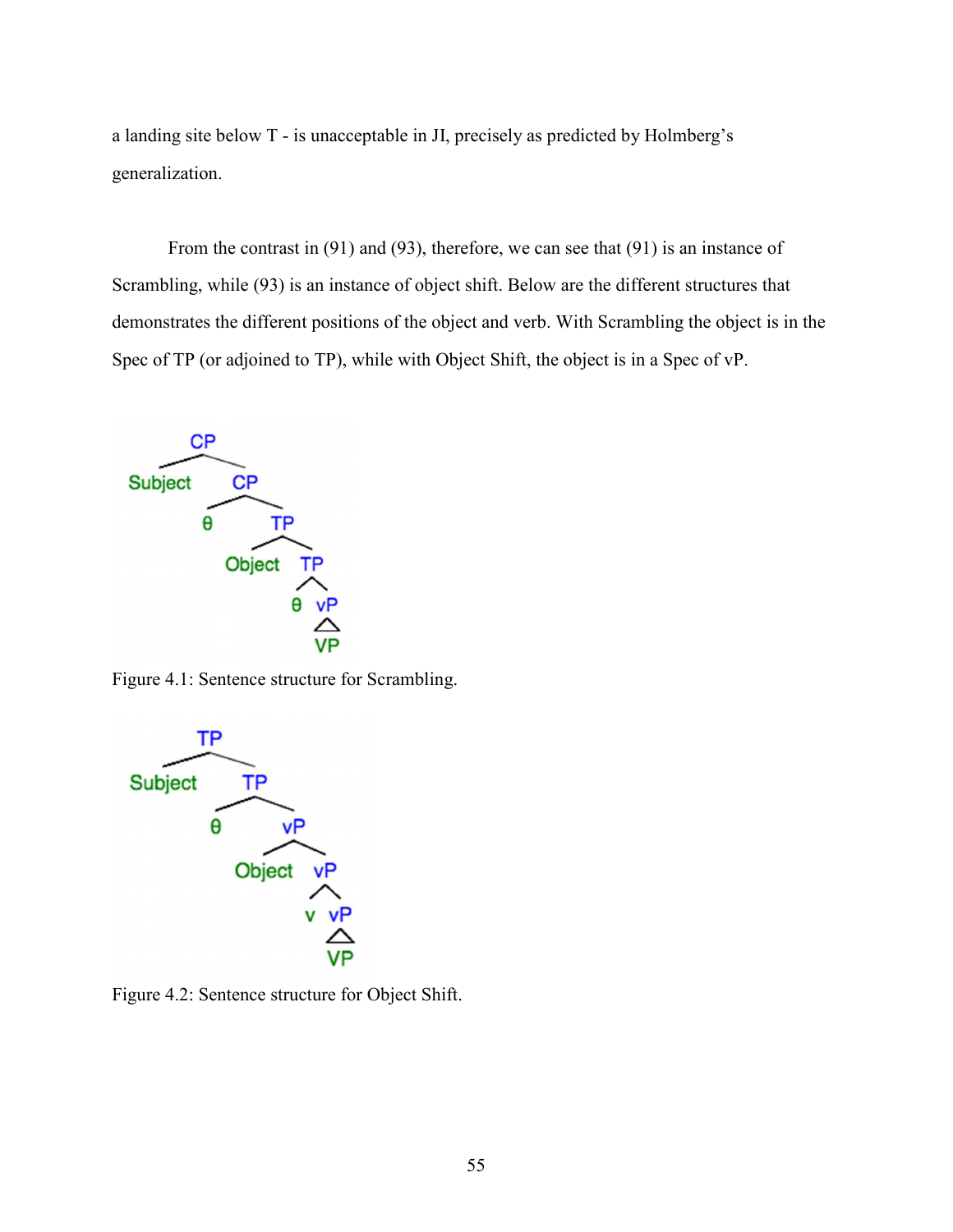a landing site below T - is unacceptable in JI, precisely as predicted by Holmberg's generalization.

From the contrast in (91) and (93), therefore, we can see that (91) is an instance of Scrambling, while (93) is an instance of object shift. Below are the different structures that demonstrates the different positions of the object and verb. With Scrambling the object is in the Spec of TP (or adjoined to TP), while with Object Shift, the object is in a Spec of vP.

```
            CP
          /    \
    Subject     CP
              /    \
             θ      TP
                  /    \
            Object      TP
                       /  \
                      θ    vP
                           /\
                           VP
```

Figure 4.1: Sentence structure for Scrambling.

```
            TP
          /    \
    Subject     TP
              /    \
             θ      vP
                  /    \
            Object      vP
                       /  \
                      v    vP
                           /\
                           VP
```

Figure 4.2: Sentence structure for Object Shift.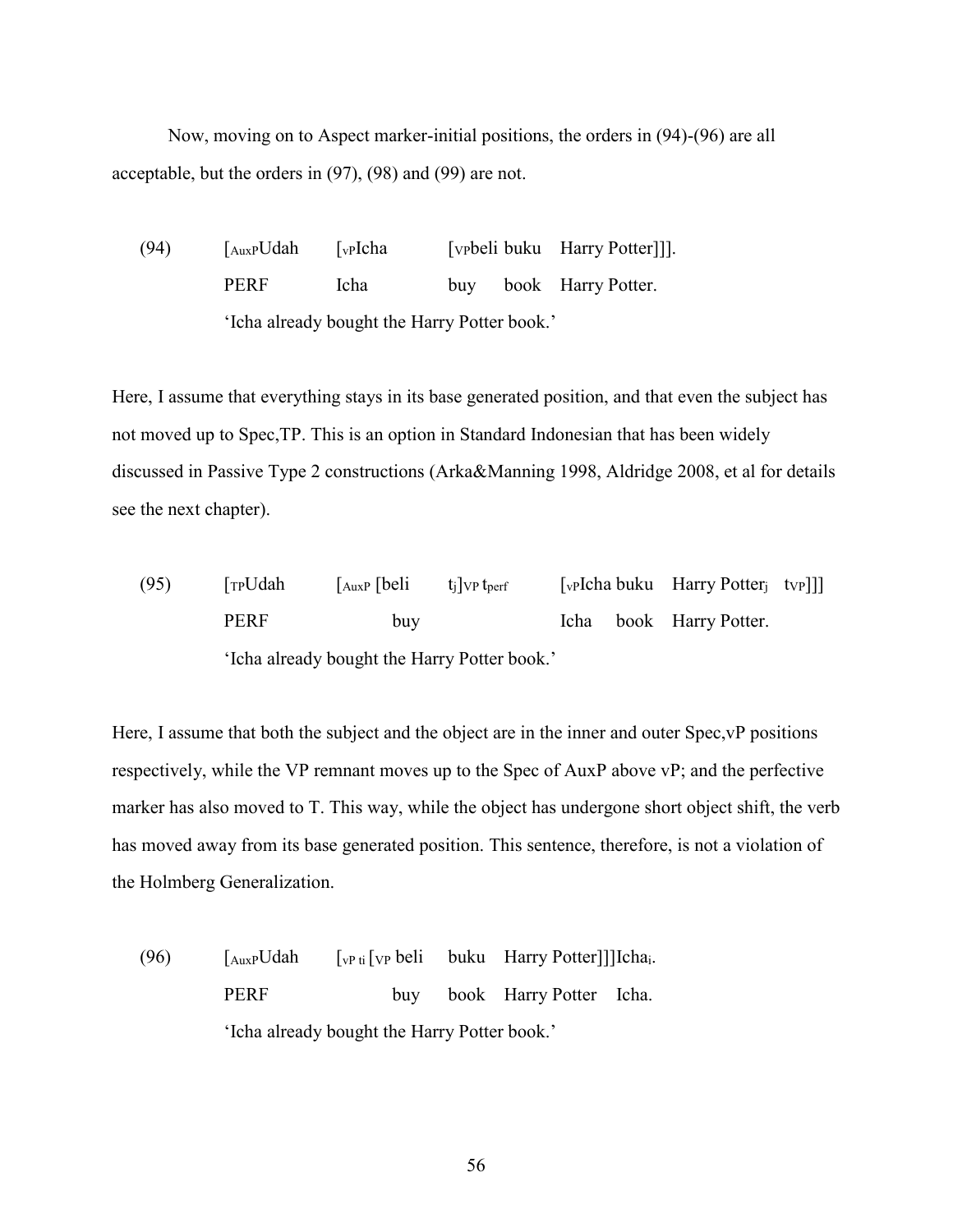Now, moving on to Aspect marker-initial positions, the orders in (94)-(96) are all acceptable, but the orders in (97), (98) and (99) are not.

(94) [$_{AuxP}$Udah [$_{vP}$Icha [$_{VP}$beli buku Harry Potter]]].
PERF Icha buy book Harry Potter.
'Icha already bought the Harry Potter book.'

Here, I assume that everything stays in its base generated position, and that even the subject has not moved up to Spec,TP. This is an option in Standard Indonesian that has been widely discussed in Passive Type 2 constructions (Arka&Manning 1998, Aldridge 2008, et al for details see the next chapter).

(95) [$_{TP}$Udah [$_{AuxP}$ [beli $t_j$]$_{VP}$ $t_{perf}$ [$_{vP}$Icha buku Harry Potter$_j$ $t_{VP}$]]]
PERF buy Icha book Harry Potter.
'Icha already bought the Harry Potter book.'

Here, I assume that both the subject and the object are in the inner and outer Spec,vP positions respectively, while the VP remnant moves up to the Spec of AuxP above vP; and the perfective marker has also moved to T. This way, while the object has undergone short object shift, the verb has moved away from its base generated position. This sentence, therefore, is not a violation of the Holmberg Generalization.

(96) [$_{AuxP}$Udah [$_{vP}$ $t_i$ [$_{VP}$ beli buku Harry Potter]]]Icha$_i$.
PERF buy book Harry Potter Icha.
'Icha already bought the Harry Potter book.'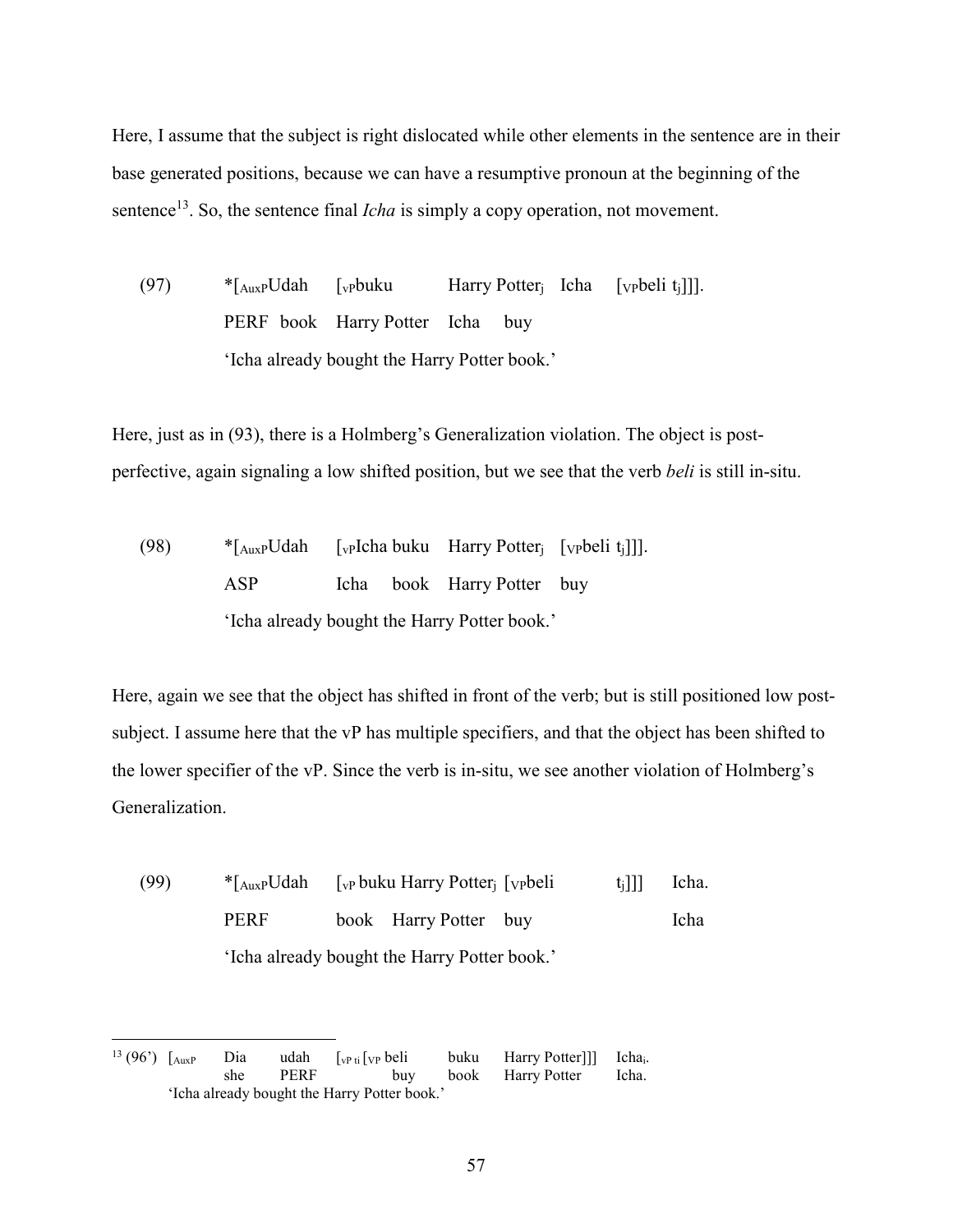Here, I assume that the subject is right dislocated while other elements in the sentence are in their base generated positions, because we can have a resumptive pronoun at the beginning of the sentence[13]. So, the sentence final *Icha* is simply a copy operation, not movement.

(97) *[$_{AuxP}$Udah [$_{vP}$buku Harry Potter$_j$ Icha [$_{VP}$beli $t_j$]]].
PERF book Harry Potter Icha buy
'Icha already bought the Harry Potter book.'

Here, just as in (93), there is a Holmberg's Generalization violation. The object is post-perfective, again signaling a low shifted position, but we see that the verb *beli* is still in-situ.

(98) *[$_{AuxP}$Udah [$_{vP}$Icha buku Harry Potter$_j$ [$_{VP}$beli $t_j$]]].
ASP Icha book Harry Potter buy
'Icha already bought the Harry Potter book.'

Here, again we see that the object has shifted in front of the verb; but is still positioned low post-subject. I assume here that the vP has multiple specifiers, and that the object has been shifted to the lower specifier of the vP. Since the verb is in-situ, we see another violation of Holmberg's Generalization.

(99) *[$_{AuxP}$Udah [$_{vP}$ buku Harry Potter$_j$ [$_{VP}$beli $t_j$]]] Icha.
PERF book Harry Potter buy Icha
'Icha already bought the Harry Potter book.'

---

[13] (96') [$_{AuxP}$ Dia udah [$_{vP\ ti}$ [$_{VP}$ beli buku Harry Potter]]] Icha$_i$.
she PERF buy book Harry Potter Icha.
'Icha already bought the Harry Potter book.'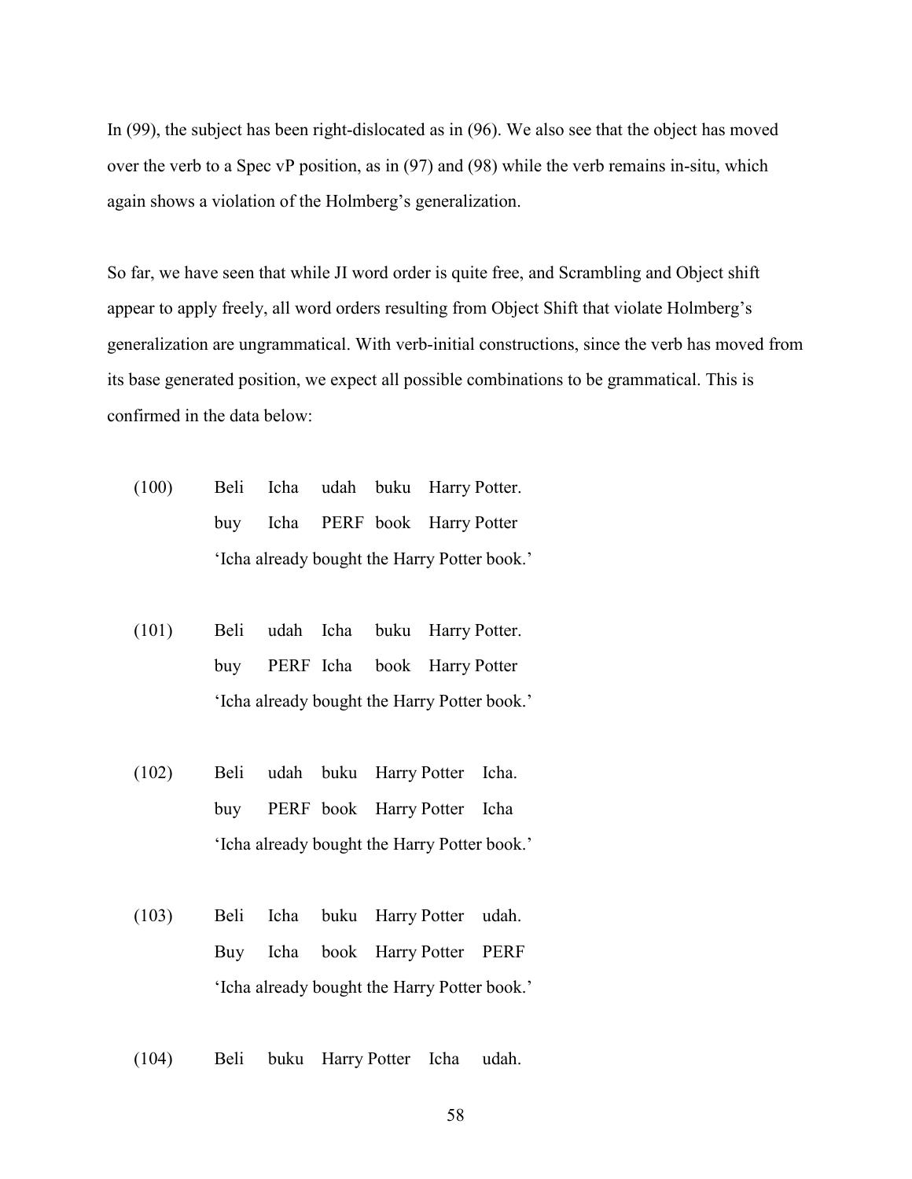In (99), the subject has been right-dislocated as in (96). We also see that the object has moved over the verb to a Spec vP position, as in (97) and (98) while the verb remains in-situ, which again shows a violation of the Holmberg's generalization.

So far, we have seen that while JI word order is quite free, and Scrambling and Object shift appear to apply freely, all word orders resulting from Object Shift that violate Holmberg's generalization are ungrammatical. With verb-initial constructions, since the verb has moved from its base generated position, we expect all possible combinations to be grammatical. This is confirmed in the data below:

(100) Beli Icha udah buku Harry Potter.
 buy Icha PERF book Harry Potter
 'Icha already bought the Harry Potter book.'

(101) Beli udah Icha buku Harry Potter.
 buy PERF Icha book Harry Potter
 'Icha already bought the Harry Potter book.'

(102) Beli udah buku Harry Potter Icha.
 buy PERF book Harry Potter Icha
 'Icha already bought the Harry Potter book.'

(103) Beli Icha buku Harry Potter udah.
 Buy Icha book Harry Potter PERF
 'Icha already bought the Harry Potter book.'

(104) Beli buku Harry Potter Icha udah.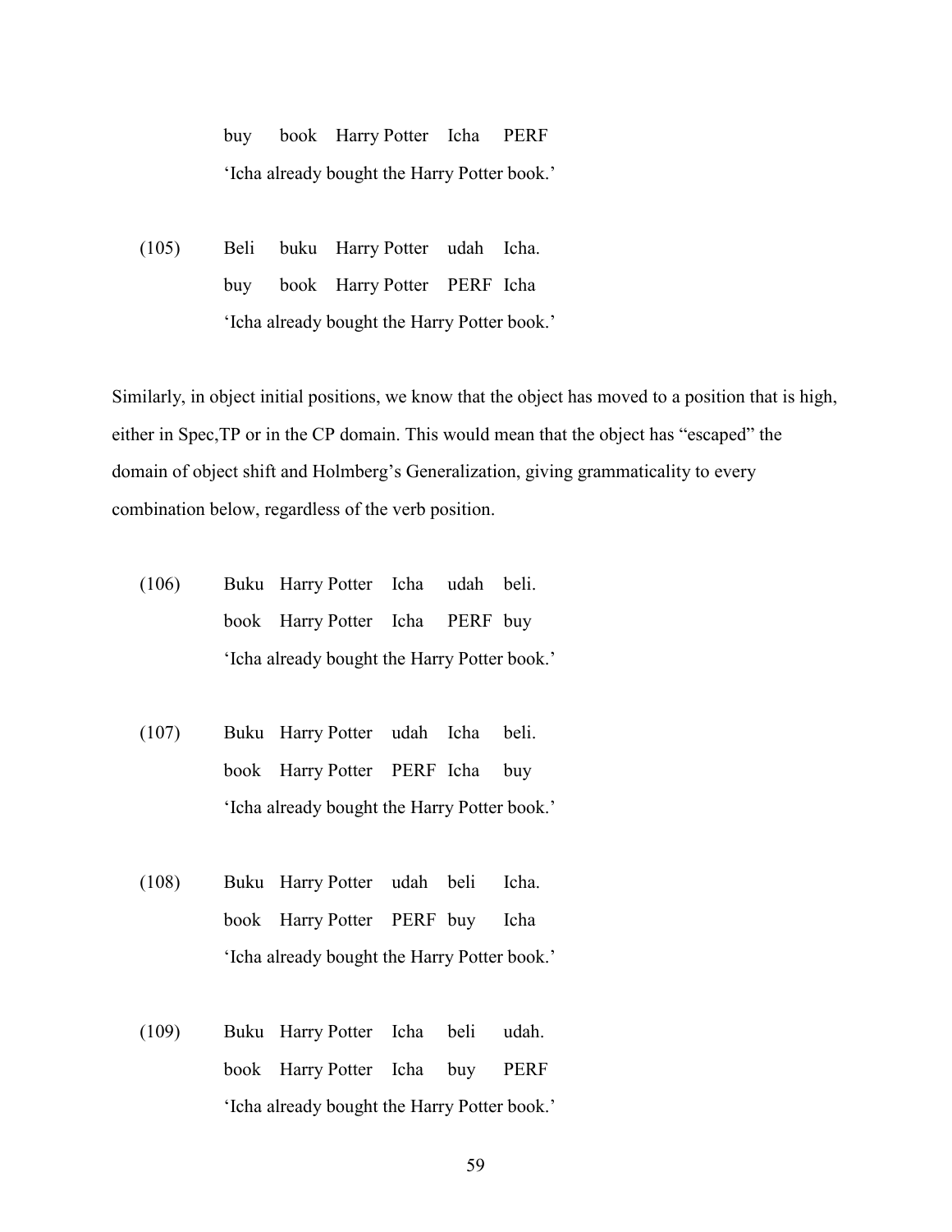buy book Harry Potter Icha PERF
'Icha already bought the Harry Potter book.'

(105) Beli buku Harry Potter udah Icha.
buy book Harry Potter PERF Icha
'Icha already bought the Harry Potter book.'

Similarly, in object initial positions, we know that the object has moved to a position that is high, either in Spec,TP or in the CP domain. This would mean that the object has "escaped" the domain of object shift and Holmberg's Generalization, giving grammaticality to every combination below, regardless of the verb position.

(106) Buku Harry Potter Icha udah beli.
book Harry Potter Icha PERF buy
'Icha already bought the Harry Potter book.'

(107) Buku Harry Potter udah Icha beli.
book Harry Potter PERF Icha buy
'Icha already bought the Harry Potter book.'

(108) Buku Harry Potter udah beli Icha.
book Harry Potter PERF buy Icha
'Icha already bought the Harry Potter book.'

(109) Buku Harry Potter Icha beli udah.
book Harry Potter Icha buy PERF
'Icha already bought the Harry Potter book.'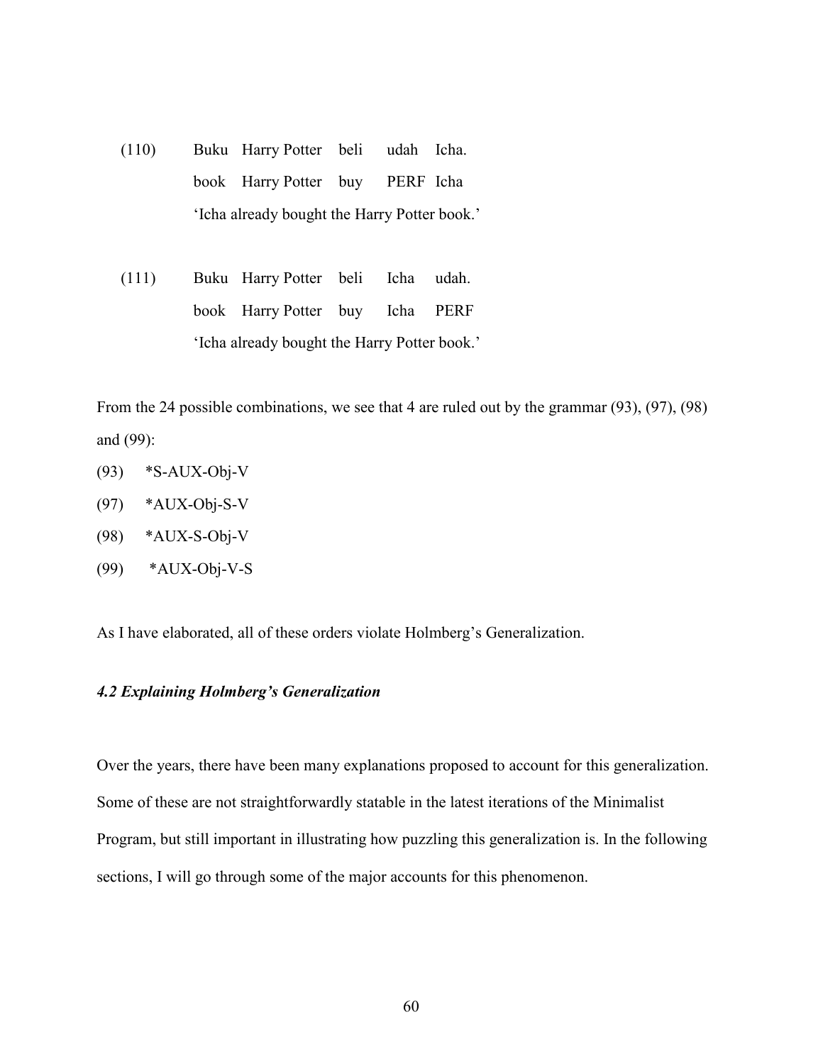(110) Buku Harry Potter beli udah Icha.
     book Harry Potter buy PERF Icha
     'Icha already bought the Harry Potter book.'

(111) Buku Harry Potter beli Icha udah.
     book Harry Potter buy Icha PERF
     'Icha already bought the Harry Potter book.'

From the 24 possible combinations, we see that 4 are ruled out by the grammar (93), (97), (98) and (99):

(93) *S-AUX-Obj-V

(97) *AUX-Obj-S-V

(98) *AUX-S-Obj-V

(99) *AUX-Obj-V-S

As I have elaborated, all of these orders violate Holmberg's Generalization.

### *4.2 Explaining Holmberg's Generalization*

Over the years, there have been many explanations proposed to account for this generalization. Some of these are not straightforwardly statable in the latest iterations of the Minimalist Program, but still important in illustrating how puzzling this generalization is. In the following sections, I will go through some of the major accounts for this phenomenon.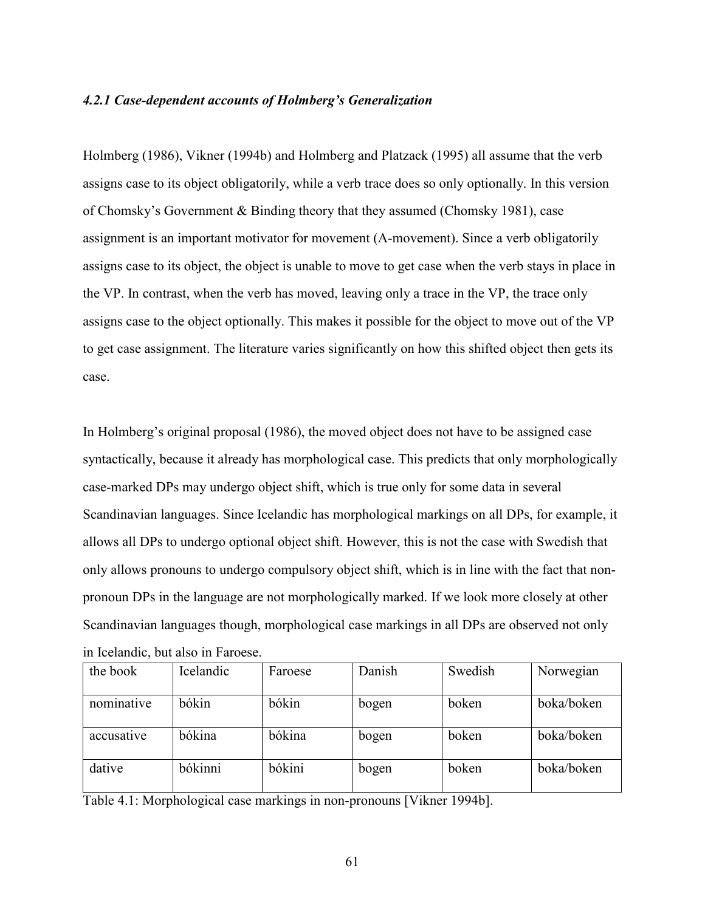#### *4.2.1 Case-dependent accounts of Holmberg's Generalization*

Holmberg (1986), Vikner (1994b) and Holmberg and Platzack (1995) all assume that the verb assigns case to its object obligatorily, while a verb trace does so only optionally. In this version of Chomsky's Government & Binding theory that they assumed (Chomsky 1981), case assignment is an important motivator for movement (A-movement). Since a verb obligatorily assigns case to its object, the object is unable to move to get case when the verb stays in place in the VP. In contrast, when the verb has moved, leaving only a trace in the VP, the trace only assigns case to the object optionally. This makes it possible for the object to move out of the VP to get case assignment. The literature varies significantly on how this shifted object then gets its case.

In Holmberg's original proposal (1986), the moved object does not have to be assigned case syntactically, because it already has morphological case. This predicts that only morphologically case-marked DPs may undergo object shift, which is true only for some data in several Scandinavian languages. Since Icelandic has morphological markings on all DPs, for example, it allows all DPs to undergo optional object shift. However, this is not the case with Swedish that only allows pronouns to undergo compulsory object shift, which is in line with the fact that non-pronoun DPs in the language are not morphologically marked. If we look more closely at other Scandinavian languages though, morphological case markings in all DPs are observed not only in Icelandic, but also in Faroese.

| the book | Icelandic | Faroese | Danish | Swedish | Norwegian |
|---|---|---|---|---|---|
| nominative | bókin | bókin | bogen | boken | boka/boken |
| accusative | bókina | bókina | bogen | boken | boka/boken |
| dative | bókinni | bókini | bogen | boken | boka/boken |

Table 4.1: Morphological case markings in non-pronouns [Vikner 1994b].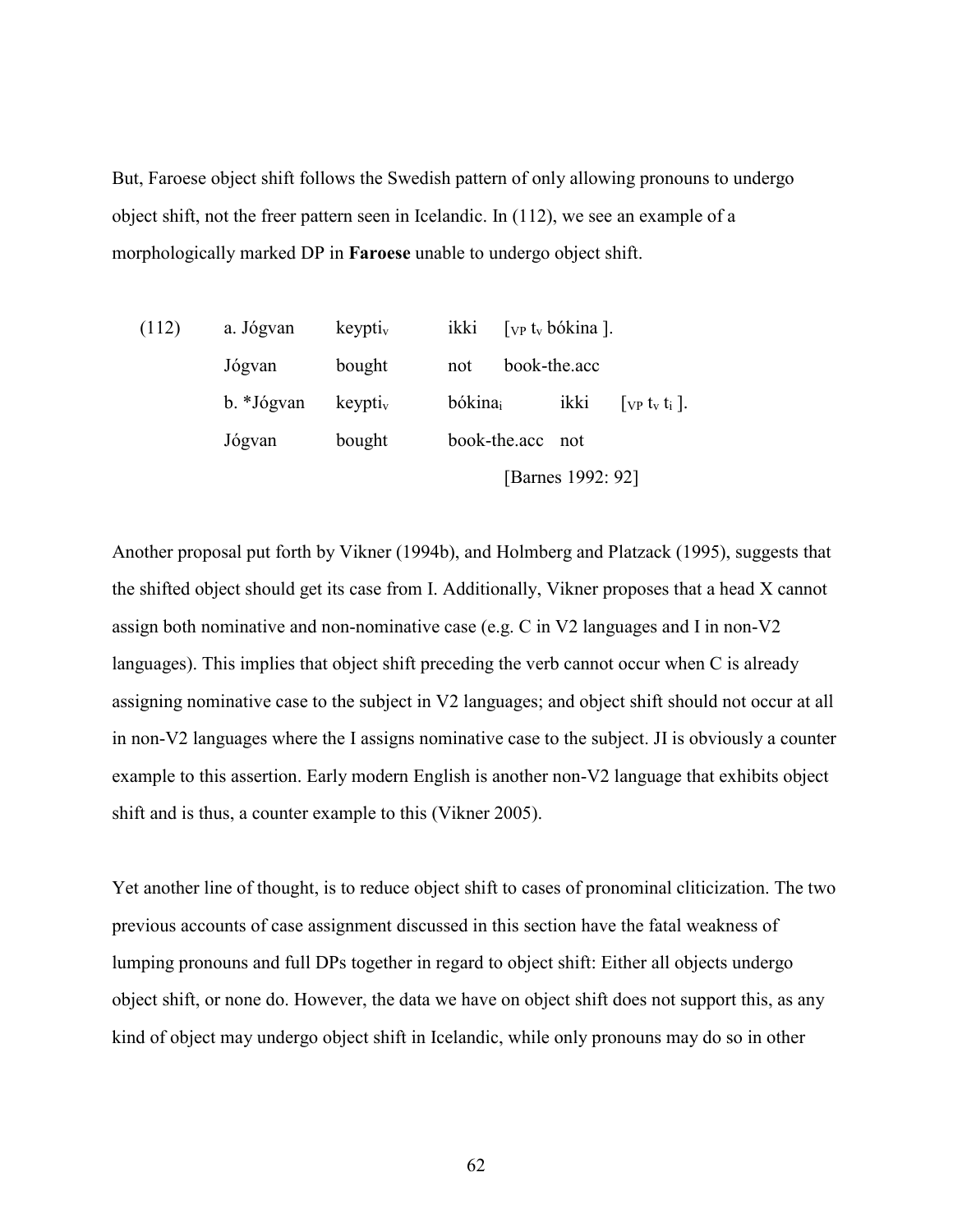But, Faroese object shift follows the Swedish pattern of only allowing pronouns to undergo object shift, not the freer pattern seen in Icelandic. In (112), we see an example of a morphologically marked DP in **Faroese** unable to undergo object shift.

(112) a. Jógvan keypti$_v$ ikki [$_{VP}$ t$_v$ bókina ].
Jógvan bought not book-the.acc

b. *Jógvan keypti$_v$ bókina$_i$ ikki [$_{VP}$ t$_v$ t$_i$ ].
Jógvan bought book-the.acc not

[Barnes 1992: 92]

Another proposal put forth by Vikner (1994b), and Holmberg and Platzack (1995), suggests that the shifted object should get its case from I. Additionally, Vikner proposes that a head X cannot assign both nominative and non-nominative case (e.g. C in V2 languages and I in non-V2 languages). This implies that object shift preceding the verb cannot occur when C is already assigning nominative case to the subject in V2 languages; and object shift should not occur at all in non-V2 languages where the I assigns nominative case to the subject. JI is obviously a counter example to this assertion. Early modern English is another non-V2 language that exhibits object shift and is thus, a counter example to this (Vikner 2005).

Yet another line of thought, is to reduce object shift to cases of pronominal cliticization. The two previous accounts of case assignment discussed in this section have the fatal weakness of lumping pronouns and full DPs together in regard to object shift: Either all objects undergo object shift, or none do. However, the data we have on object shift does not support this, as any kind of object may undergo object shift in Icelandic, while only pronouns may do so in other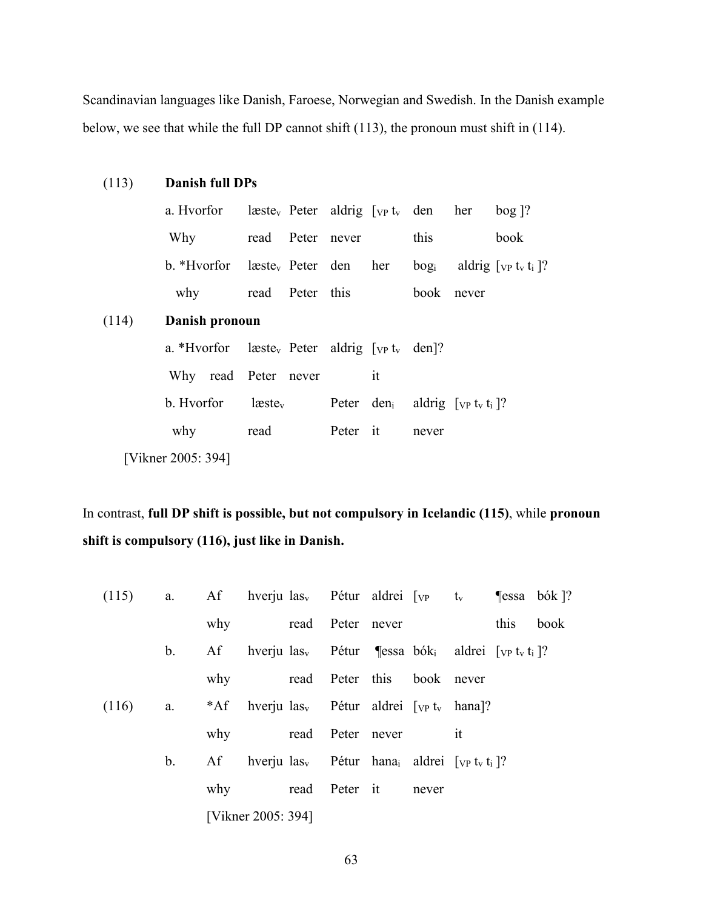Scandinavian languages like Danish, Faroese, Norwegian and Swedish. In the Danish example below, we see that while the full DP cannot shift (113), the pronoun must shift in (114).

(113) **Danish full DPs**

a. Hvorfor læste$_v$ Peter aldrig [$_{VP}$ t$_v$ den her bog ]?
 Why read Peter never this book

b. *Hvorfor læste$_v$ Peter den her bog$_i$ aldrig [$_{VP}$ t$_v$ t$_i$ ]?
 why read Peter this book never

(114) **Danish pronoun**

a. *Hvorfor læste$_v$ Peter aldrig [$_{VP}$ t$_v$ den]?
 Why read Peter never it

b. Hvorfor læste$_v$ Peter den$_i$ aldrig [$_{VP}$ t$_v$ t$_i$ ]?
 why read Peter it never

[Vikner 2005: 394]

In contrast, **full DP shift is possible, but not compulsory in Icelandic (115)**, while **pronoun shift is compulsory (116), just like in Danish.**

(115) a. Af hverju las$_v$ Pétur aldrei [$_{VP}$ t$_v$ ¶essa bók ]?
 why read Peter never this book

b. Af hverju las$_v$ Pétur ¶essa bók$_i$ aldrei [$_{VP}$ t$_v$ t$_i$ ]?
 why read Peter this book never

(116) a. *Af hverju las$_v$ Pétur aldrei [$_{VP}$ t$_v$ hana]?
 why read Peter never it

b. Af hverju las$_v$ Pétur hana$_i$ aldrei [$_{VP}$ t$_v$ t$_i$ ]?
 why read Peter it never

[Vikner 2005: 394]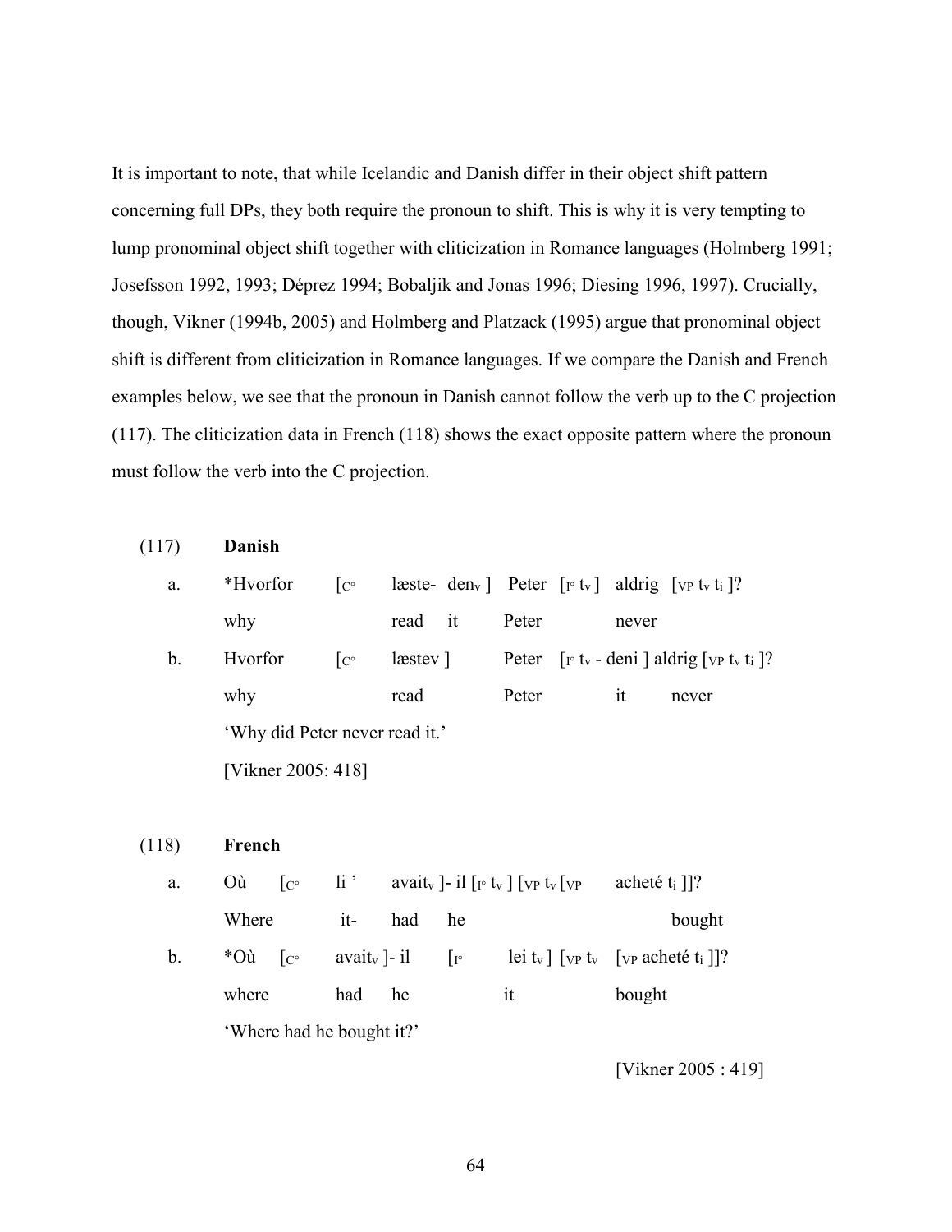It is important to note, that while Icelandic and Danish differ in their object shift pattern concerning full DPs, they both require the pronoun to shift. This is why it is very tempting to lump pronominal object shift together with cliticization in Romance languages (Holmberg 1991; Josefsson 1992, 1993; Déprez 1994; Bobaljik and Jonas 1996; Diesing 1996, 1997). Crucially, though, Vikner (1994b, 2005) and Holmberg and Platzack (1995) argue that pronominal object shift is different from cliticization in Romance languages. If we compare the Danish and French examples below, we see that the pronoun in Danish cannot follow the verb up to the C projection (117). The cliticization data in French (118) shows the exact opposite pattern where the pronoun must follow the verb into the C projection.

(117) **Danish**

a. *Hvorfor [$_{C°}$ læste- den$_v$ ] Peter [$_{I°}$ $t_v$ ] aldrig [$_{VP}$ $t_v$ $t_i$ ]?
   why read it Peter never

b. Hvorfor [$_{C°}$ læste$_v$ ] Peter [$_{I°}$ $t_v$ - den$_i$ ] aldrig [$_{VP}$ $t_v$ $t_i$ ]?
   why read Peter it never
   'Why did Peter never read it.'
   [Vikner 2005: 418]

(118) **French**

a. Où [$_{C°}$ l$_i$ ' avait$_v$ ]- il [$_{I°}$ $t_v$ ] [$_{VP}$ $t_v$ [$_{VP}$ acheté $t_i$ ]]?
   Where it- had he bought

b. *Où [$_{C°}$ avait$_v$ ]- il [$_{I°}$ le$_i$ $t_v$ ] [$_{VP}$ $t_v$ [$_{VP}$ acheté $t_i$ ]]?
   where had he it bought
   'Where had he bought it?'

[Vikner 2005 : 419]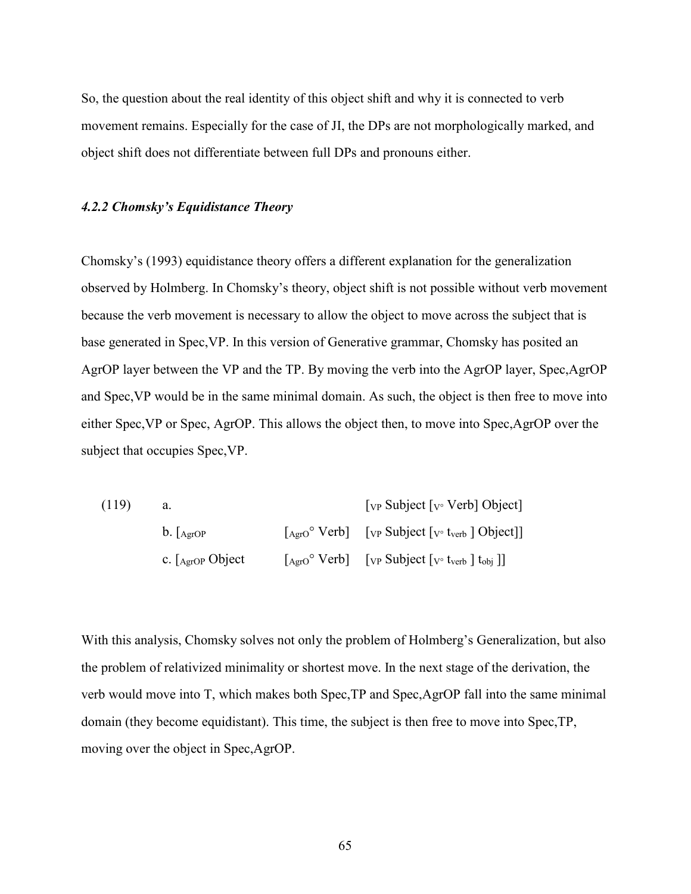So, the question about the real identity of this object shift and why it is connected to verb movement remains. Especially for the case of JI, the DPs are not morphologically marked, and object shift does not differentiate between full DPs and pronouns either.

#### *4.2.2 Chomsky's Equidistance Theory*

Chomsky's (1993) equidistance theory offers a different explanation for the generalization observed by Holmberg. In Chomsky's theory, object shift is not possible without verb movement because the verb movement is necessary to allow the object to move across the subject that is base generated in Spec,VP. In this version of Generative grammar, Chomsky has posited an AgrOP layer between the VP and the TP. By moving the verb into the AgrOP layer, Spec,AgrOP and Spec,VP would be in the same minimal domain. As such, the object is then free to move into either Spec,VP or Spec, AgrOP. This allows the object then, to move into Spec,AgrOP over the subject that occupies Spec,VP.

(119) a. [$_{VP}$ Subject [$_{V°}$ Verb] Object]

b. [$_{AgrOP}$ [$_{AgrO°}$ Verb] [$_{VP}$ Subject [$_{V°}$ $t_{verb}$ ] Object]]

c. [$_{AgrOP}$ Object [$_{AgrO°}$ Verb] [$_{VP}$ Subject [$_{V°}$ $t_{verb}$ ] $t_{obj}$ ]]

With this analysis, Chomsky solves not only the problem of Holmberg's Generalization, but also the problem of relativized minimality or shortest move. In the next stage of the derivation, the verb would move into T, which makes both Spec,TP and Spec,AgrOP fall into the same minimal domain (they become equidistant). This time, the subject is then free to move into Spec,TP, moving over the object in Spec,AgrOP.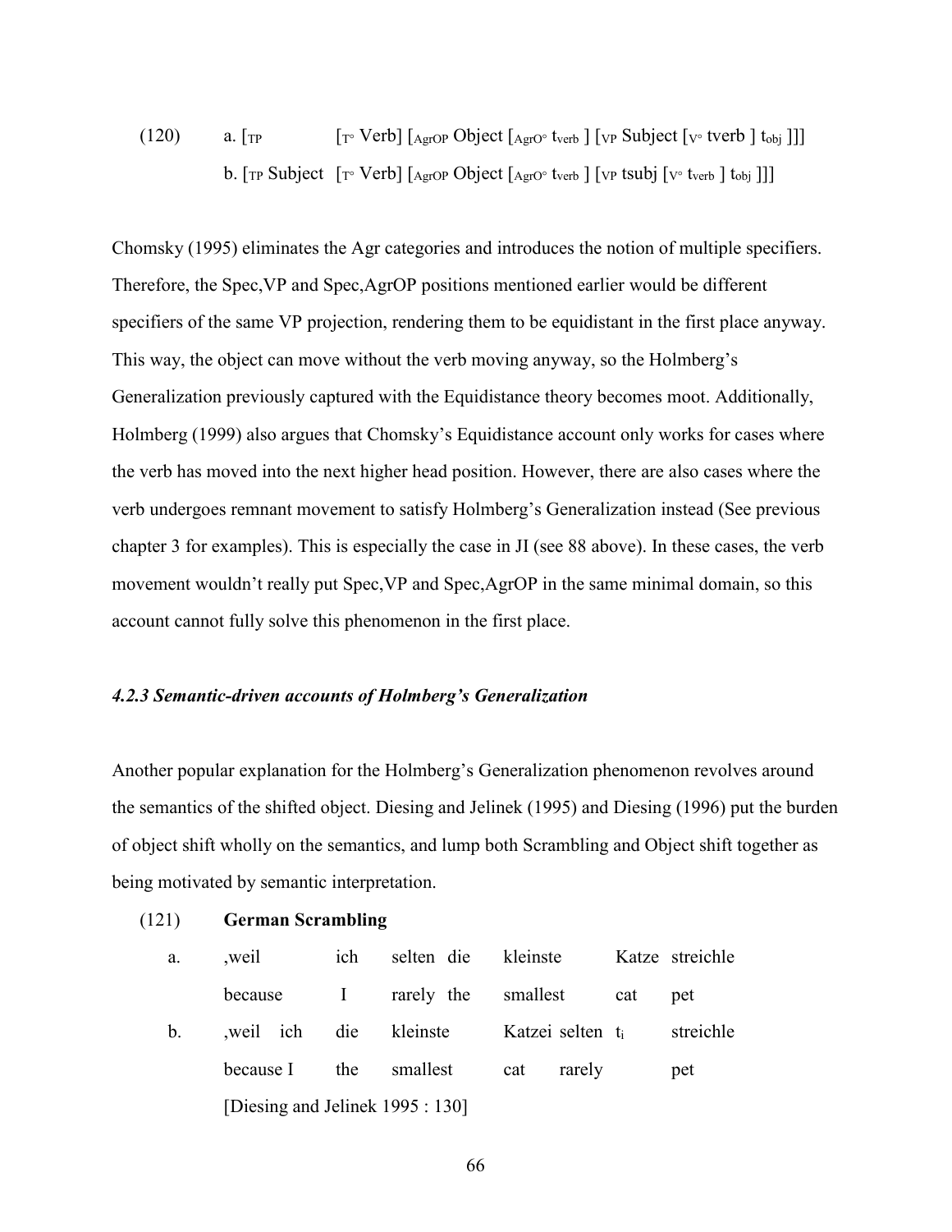(120) a. [$_{TP}$ [$_{T°}$ Verb] [$_{AgrOP}$ Object [$_{AgrO°}$ $t_{verb}$ ] [$_{VP}$ Subject [$_{V°}$ tverb ] $t_{obj}$ ]]]

b. [$_{TP}$ Subject [$_{T°}$ Verb] [$_{AgrOP}$ Object [$_{AgrO°}$ $t_{verb}$ ] [$_{VP}$ tsubj [$_{V°}$ $t_{verb}$ ] $t_{obj}$ ]]]

Chomsky (1995) eliminates the Agr categories and introduces the notion of multiple specifiers. Therefore, the Spec,VP and Spec,AgrOP positions mentioned earlier would be different specifiers of the same VP projection, rendering them to be equidistant in the first place anyway. This way, the object can move without the verb moving anyway, so the Holmberg's Generalization previously captured with the Equidistance theory becomes moot. Additionally, Holmberg (1999) also argues that Chomsky's Equidistance account only works for cases where the verb has moved into the next higher head position. However, there are also cases where the verb undergoes remnant movement to satisfy Holmberg's Generalization instead (See previous chapter 3 for examples). This is especially the case in JI (see 88 above). In these cases, the verb movement wouldn't really put Spec,VP and Spec,AgrOP in the same minimal domain, so this account cannot fully solve this phenomenon in the first place.

### *4.2.3 Semantic-driven accounts of Holmberg's Generalization*

Another popular explanation for the Holmberg's Generalization phenomenon revolves around the semantics of the shifted object. Diesing and Jelinek (1995) and Diesing (1996) put the burden of object shift wholly on the semantics, and lump both Scrambling and Object shift together as being motivated by semantic interpretation.

(121) **German Scrambling**

a. ,weil ich selten die kleinste Katze streichle
   because I rarely the smallest cat pet

b. ,weil ich die kleinste Katze$_i$ selten $t_i$ streichle
   because I the smallest cat rarely pet

[Diesing and Jelinek 1995 : 130]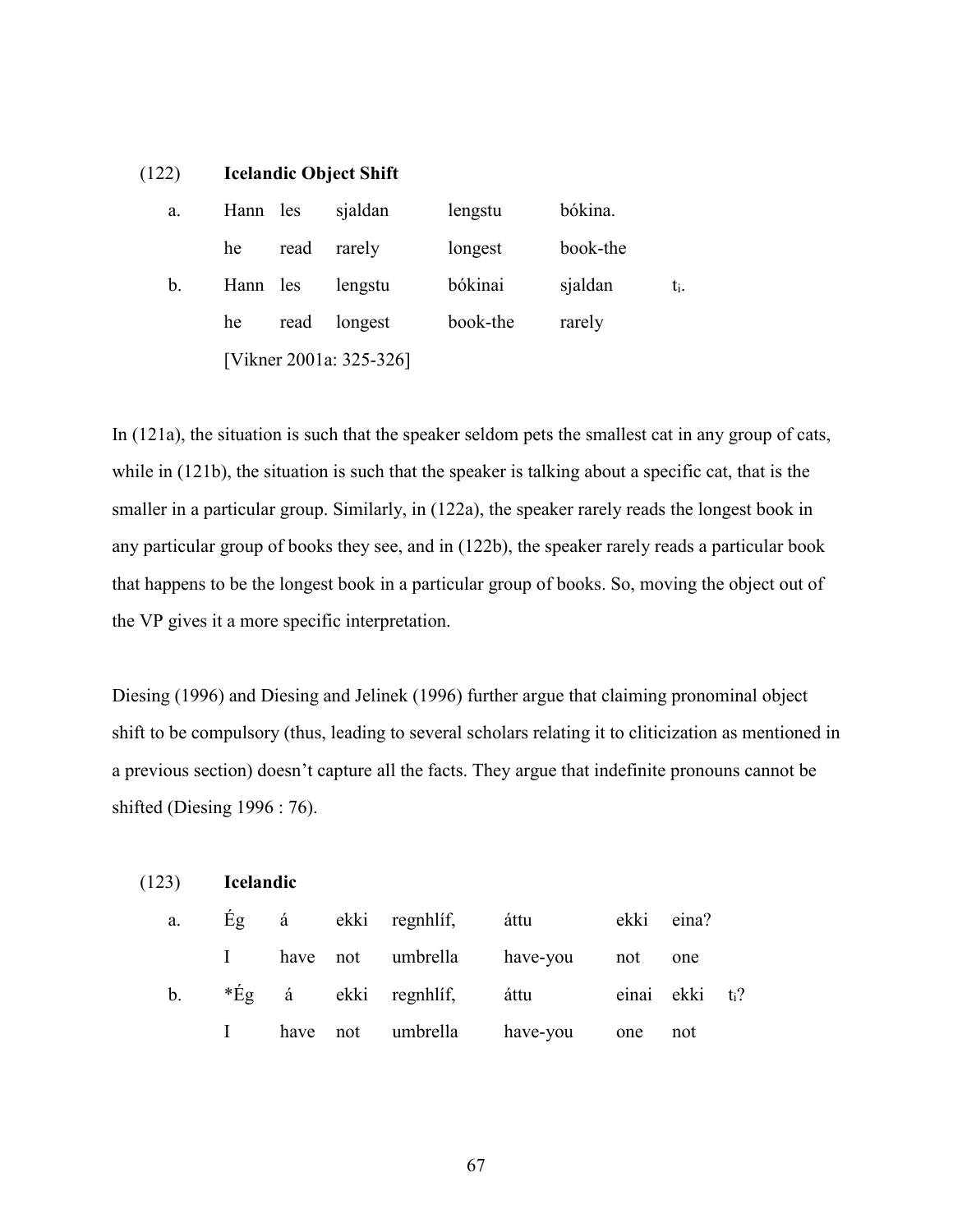(122) **Icelandic Object Shift**

| | | | | | | |
|---|---|---|---|---|---|---|
| a. | Hann | les | sjaldan | lengstu | bókina. | |
| | he | read | rarely | longest | book-the | |
| b. | Hann | les | lengstu | bókina$_i$ | sjaldan | $t_i$. |
| | he | read | longest | book-the | rarely | |

[Vikner 2001a: 325-326]

In (121a), the situation is such that the speaker seldom pets the smallest cat in any group of cats, while in (121b), the situation is such that the speaker is talking about a specific cat, that is the smaller in a particular group. Similarly, in (122a), the speaker rarely reads the longest book in any particular group of books they see, and in (122b), the speaker rarely reads a particular book that happens to be the longest book in a particular group of books. So, moving the object out of the VP gives it a more specific interpretation.

Diesing (1996) and Diesing and Jelinek (1996) further argue that claiming pronominal object shift to be compulsory (thus, leading to several scholars relating it to cliticization as mentioned in a previous section) doesn't capture all the facts. They argue that indefinite pronouns cannot be shifted (Diesing 1996 : 76).

(123) **Icelandic**

| | | | | | | | | |
|---|---|---|---|---|---|---|---|---|
| a. | Ég | á | ekki | regnhlíf, | áttu | ekki | eina? | |
| | I | have | not | umbrella | have-you | not | one | |
| b. | *Ég | á | ekki | regnhlíf, | áttu | eina$_i$ | ekki | $t_i$? |
| | I | have | not | umbrella | have-you | one | not | |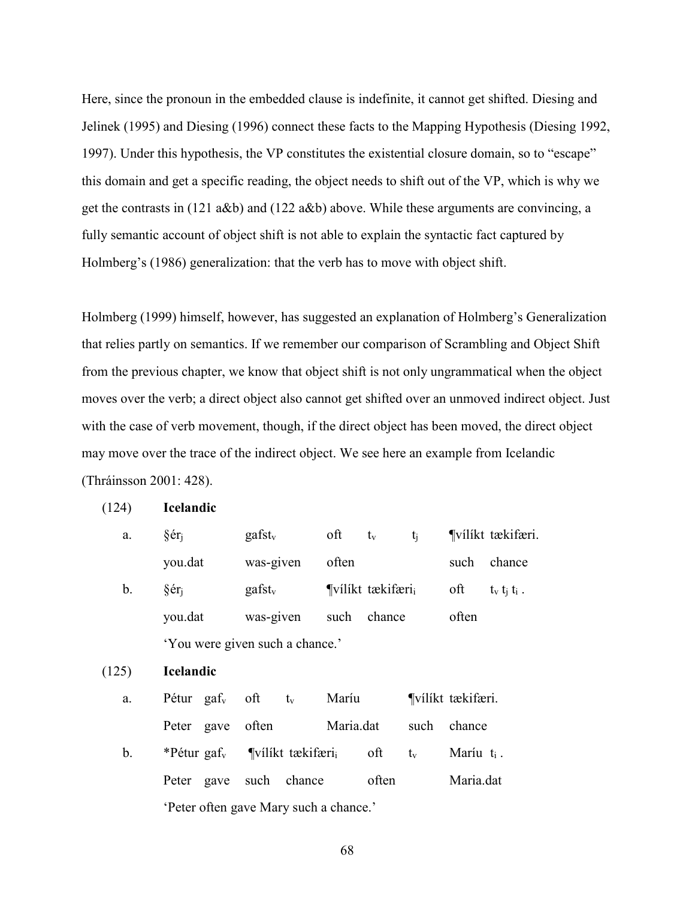Here, since the pronoun in the embedded clause is indefinite, it cannot get shifted. Diesing and Jelinek (1995) and Diesing (1996) connect these facts to the Mapping Hypothesis (Diesing 1992, 1997). Under this hypothesis, the VP constitutes the existential closure domain, so to "escape" this domain and get a specific reading, the object needs to shift out of the VP, which is why we get the contrasts in (121 a&b) and (122 a&b) above. While these arguments are convincing, a fully semantic account of object shift is not able to explain the syntactic fact captured by Holmberg's (1986) generalization: that the verb has to move with object shift.

Holmberg (1999) himself, however, has suggested an explanation of Holmberg's Generalization that relies partly on semantics. If we remember our comparison of Scrambling and Object Shift from the previous chapter, we know that object shift is not only ungrammatical when the object moves over the verb; a direct object also cannot get shifted over an unmoved indirect object. Just with the case of verb movement, though, if the direct object has been moved, the direct object may move over the trace of the indirect object. We see here an example from Icelandic (Thráinsson 2001: 428).

(124) **Icelandic**

a. §ér$_j$ gafst$_v$ oft t$_v$ t$_j$ ¶vílíkt tækifæri.
   you.dat was-given often such chance

b. §ér$_j$ gafst$_v$ ¶vílíkt tækifæri$_i$ oft t$_v$ t$_j$ t$_i$ .
   you.dat was-given such chance often
   'You were given such a chance.'

(125) **Icelandic**

a. Pétur gaf$_v$ oft t$_v$ Maríu ¶vílíkt tækifæri.
   Peter gave often Maria.dat such chance

b. *Pétur gaf$_v$ ¶vílíkt tækifæri$_i$ oft t$_v$ Maríu t$_i$ .
   Peter gave such chance often Maria.dat
   'Peter often gave Mary such a chance.'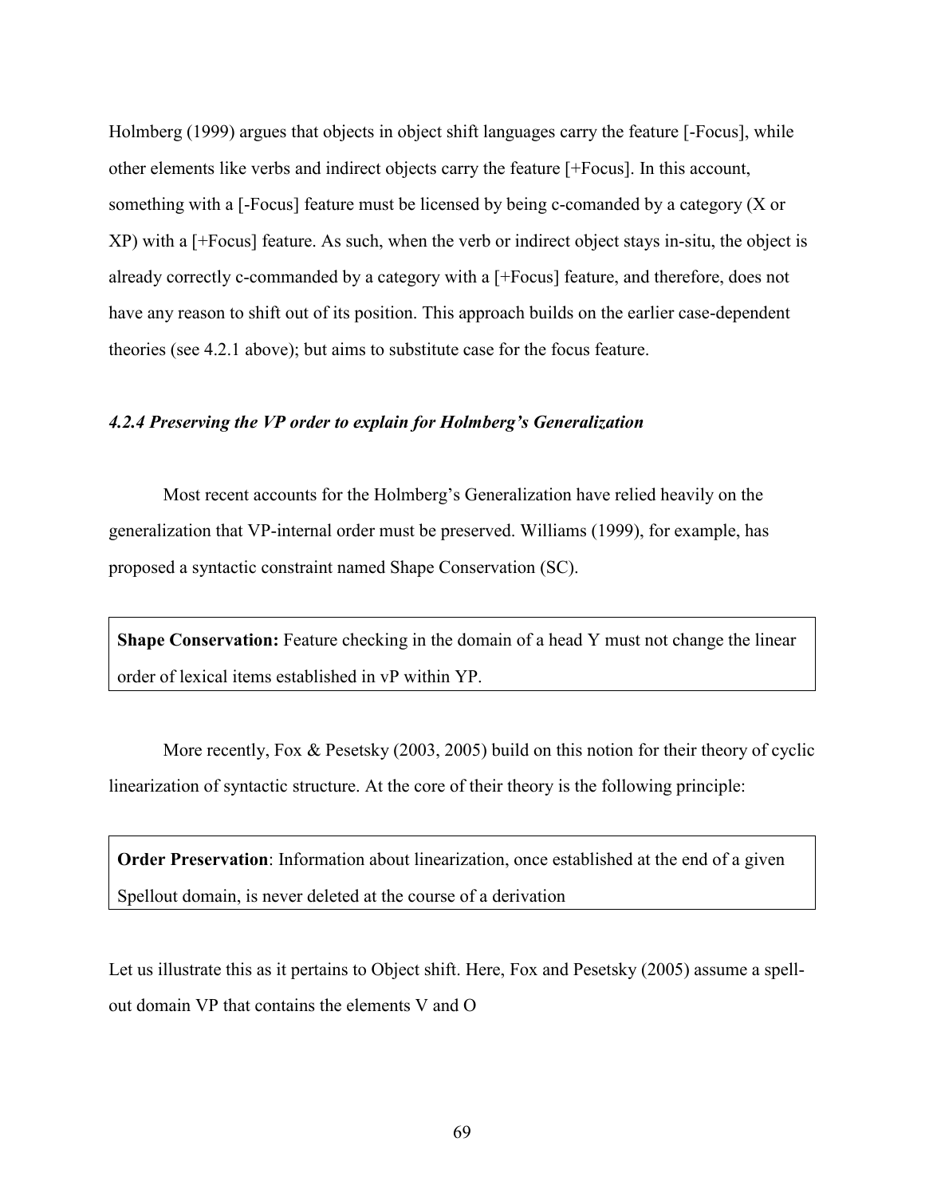Holmberg (1999) argues that objects in object shift languages carry the feature [-Focus], while other elements like verbs and indirect objects carry the feature [+Focus]. In this account, something with a [-Focus] feature must be licensed by being c-comanded by a category (X or XP) with a [+Focus] feature. As such, when the verb or indirect object stays in-situ, the object is already correctly c-commanded by a category with a [+Focus] feature, and therefore, does not have any reason to shift out of its position. This approach builds on the earlier case-dependent theories (see 4.2.1 above); but aims to substitute case for the focus feature.

#### *4.2.4 Preserving the VP order to explain for Holmberg's Generalization*

Most recent accounts for the Holmberg's Generalization have relied heavily on the generalization that VP-internal order must be preserved. Williams (1999), for example, has proposed a syntactic constraint named Shape Conservation (SC).

> **Shape Conservation:** Feature checking in the domain of a head Y must not change the linear order of lexical items established in vP within YP.

More recently, Fox & Pesetsky (2003, 2005) build on this notion for their theory of cyclic linearization of syntactic structure. At the core of their theory is the following principle:

> **Order Preservation**: Information about linearization, once established at the end of a given Spellout domain, is never deleted at the course of a derivation

Let us illustrate this as it pertains to Object shift. Here, Fox and Pesetsky (2005) assume a spell-out domain VP that contains the elements V and O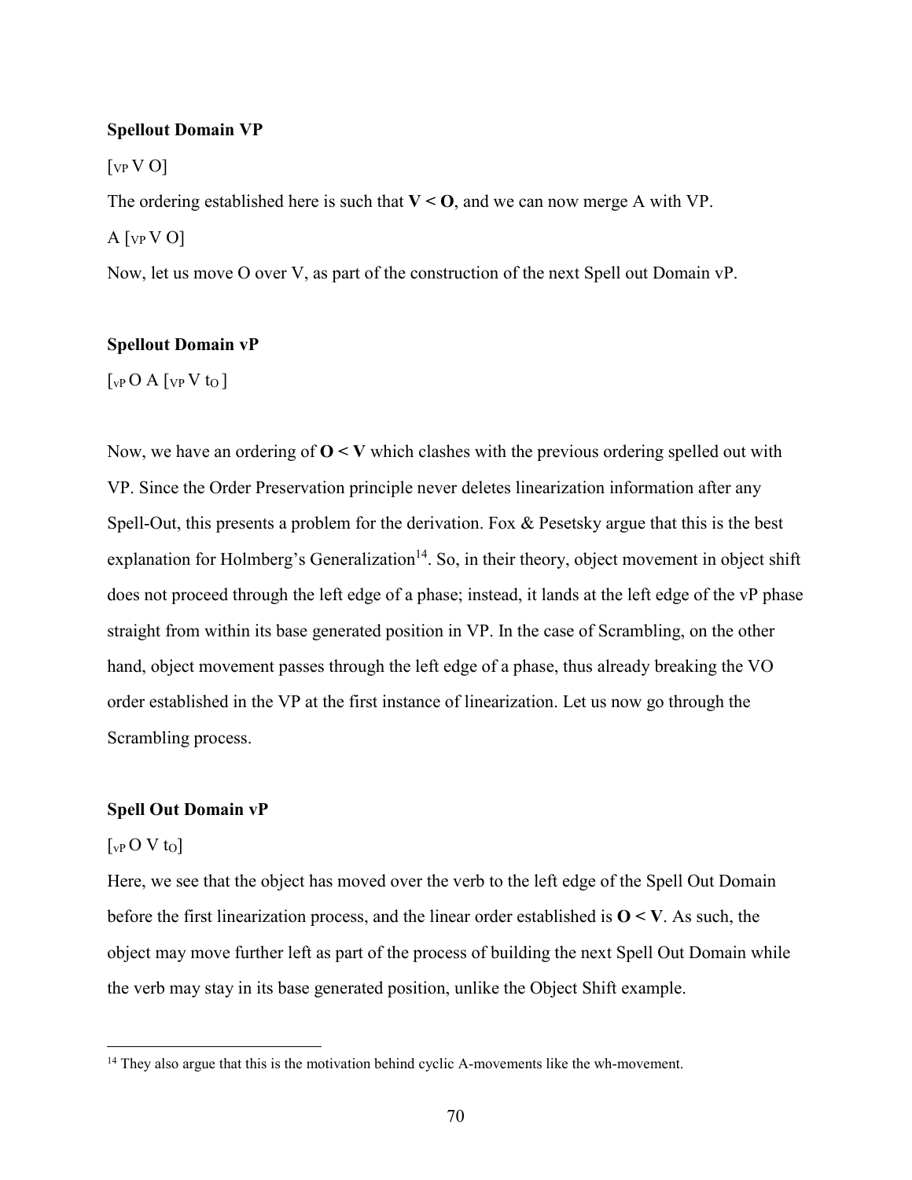**Spellout Domain VP**

$[_{VP}$ V O]

The ordering established here is such that **V < O**, and we can now merge A with VP.

A $[_{VP}$ V O]

Now, let us move O over V, as part of the construction of the next Spell out Domain vP.

**Spellout Domain vP**

$[_{vP}$ O A $[_{VP}$ V $t_O$ ]

Now, we have an ordering of **O < V** which clashes with the previous ordering spelled out with VP. Since the Order Preservation principle never deletes linearization information after any Spell-Out, this presents a problem for the derivation. Fox & Pesetsky argue that this is the best explanation for Holmberg's Generalization[14]. So, in their theory, object movement in object shift does not proceed through the left edge of a phase; instead, it lands at the left edge of the vP phase straight from within its base generated position in VP. In the case of Scrambling, on the other hand, object movement passes through the left edge of a phase, thus already breaking the VO order established in the VP at the first instance of linearization. Let us now go through the Scrambling process.

**Spell Out Domain vP**

$[_{vP}$ O V $t_O$]

Here, we see that the object has moved over the verb to the left edge of the Spell Out Domain before the first linearization process, and the linear order established is **O < V**. As such, the object may move further left as part of the process of building the next Spell Out Domain while the verb may stay in its base generated position, unlike the Object Shift example.

[14] They also argue that this is the motivation behind cyclic A-movements like the wh-movement.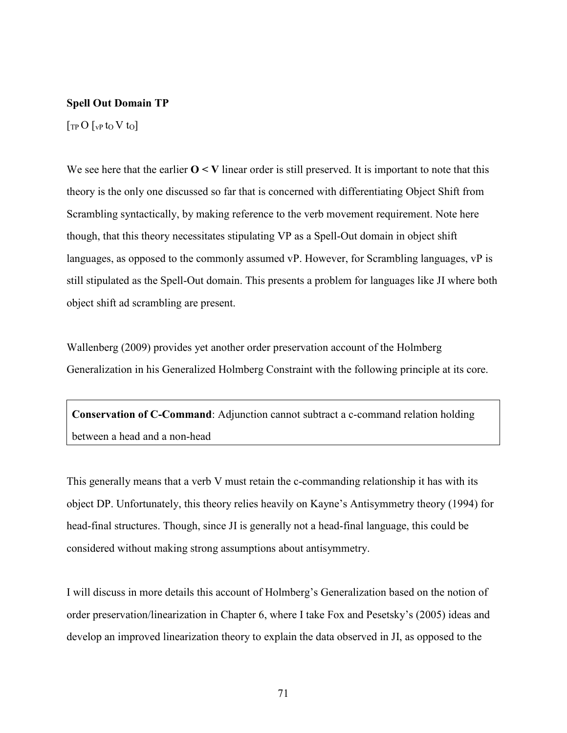**Spell Out Domain TP**

$[_{TP}\ O\ [_{vP}\ t_O\ V\ t_O]$

We see here that the earlier **O < V** linear order is still preserved. It is important to note that this theory is the only one discussed so far that is concerned with differentiating Object Shift from Scrambling syntactically, by making reference to the verb movement requirement. Note here though, that this theory necessitates stipulating VP as a Spell-Out domain in object shift languages, as opposed to the commonly assumed vP. However, for Scrambling languages, vP is still stipulated as the Spell-Out domain. This presents a problem for languages like JI where both object shift ad scrambling are present.

Wallenberg (2009) provides yet another order preservation account of the Holmberg Generalization in his Generalized Holmberg Constraint with the following principle at its core.

> **Conservation of C-Command**: Adjunction cannot subtract a c-command relation holding between a head and a non-head

This generally means that a verb V must retain the c-commanding relationship it has with its object DP. Unfortunately, this theory relies heavily on Kayne's Antisymmetry theory (1994) for head-final structures. Though, since JI is generally not a head-final language, this could be considered without making strong assumptions about antisymmetry.

I will discuss in more details this account of Holmberg's Generalization based on the notion of order preservation/linearization in Chapter 6, where I take Fox and Pesetsky's (2005) ideas and develop an improved linearization theory to explain the data observed in JI, as opposed to the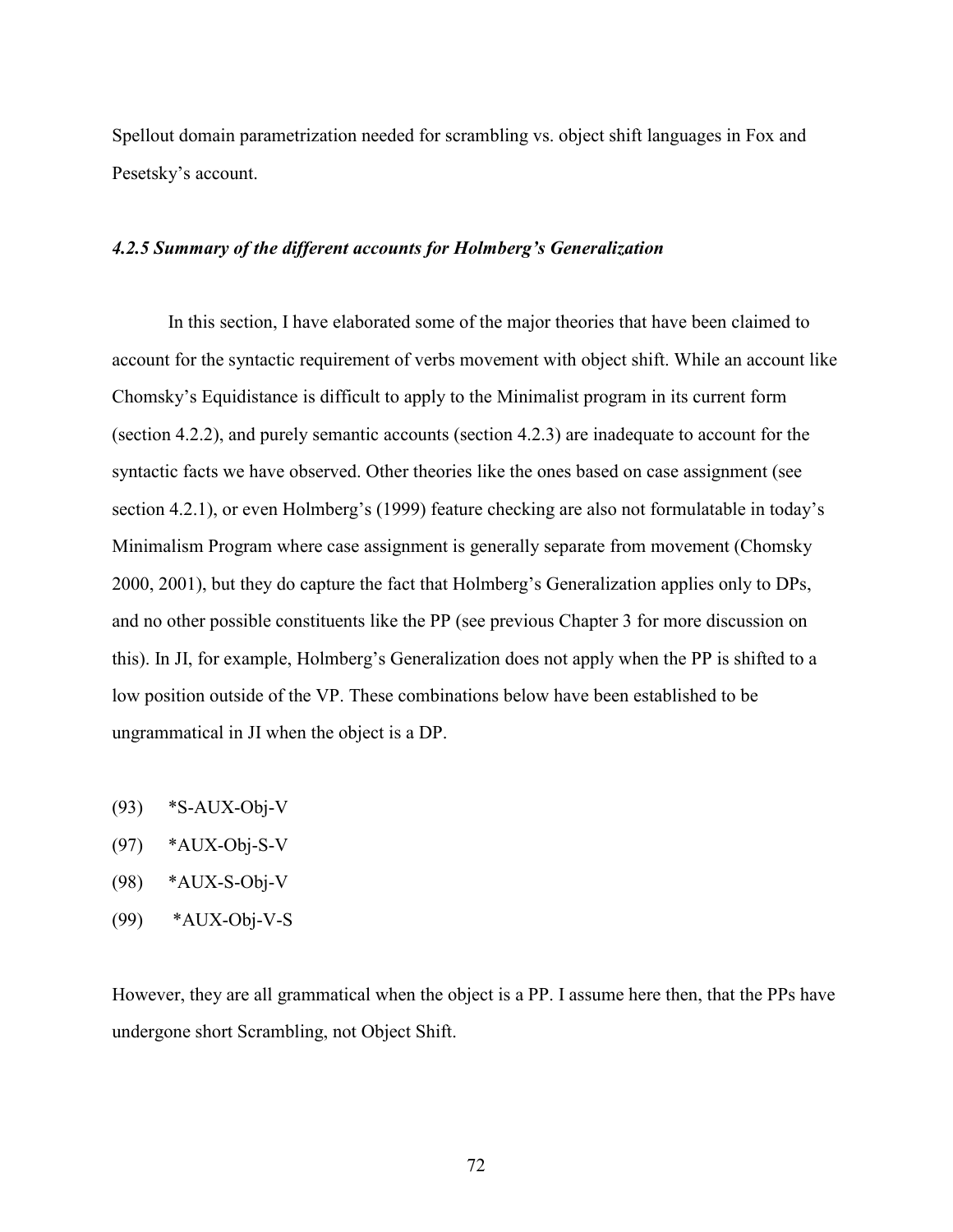Spellout domain parametrization needed for scrambling vs. object shift languages in Fox and Pesetsky's account.

#### *4.2.5 Summary of the different accounts for Holmberg's Generalization*

In this section, I have elaborated some of the major theories that have been claimed to account for the syntactic requirement of verbs movement with object shift. While an account like Chomsky's Equidistance is difficult to apply to the Minimalist program in its current form (section 4.2.2), and purely semantic accounts (section 4.2.3) are inadequate to account for the syntactic facts we have observed. Other theories like the ones based on case assignment (see section 4.2.1), or even Holmberg's (1999) feature checking are also not formulatable in today's Minimalism Program where case assignment is generally separate from movement (Chomsky 2000, 2001), but they do capture the fact that Holmberg's Generalization applies only to DPs, and no other possible constituents like the PP (see previous Chapter 3 for more discussion on this). In JI, for example, Holmberg's Generalization does not apply when the PP is shifted to a low position outside of the VP. These combinations below have been established to be ungrammatical in JI when the object is a DP.

(93) *S-AUX-Obj-V

(97) *AUX-Obj-S-V

(98) *AUX-S-Obj-V

(99) *AUX-Obj-V-S

However, they are all grammatical when the object is a PP. I assume here then, that the PPs have undergone short Scrambling, not Object Shift.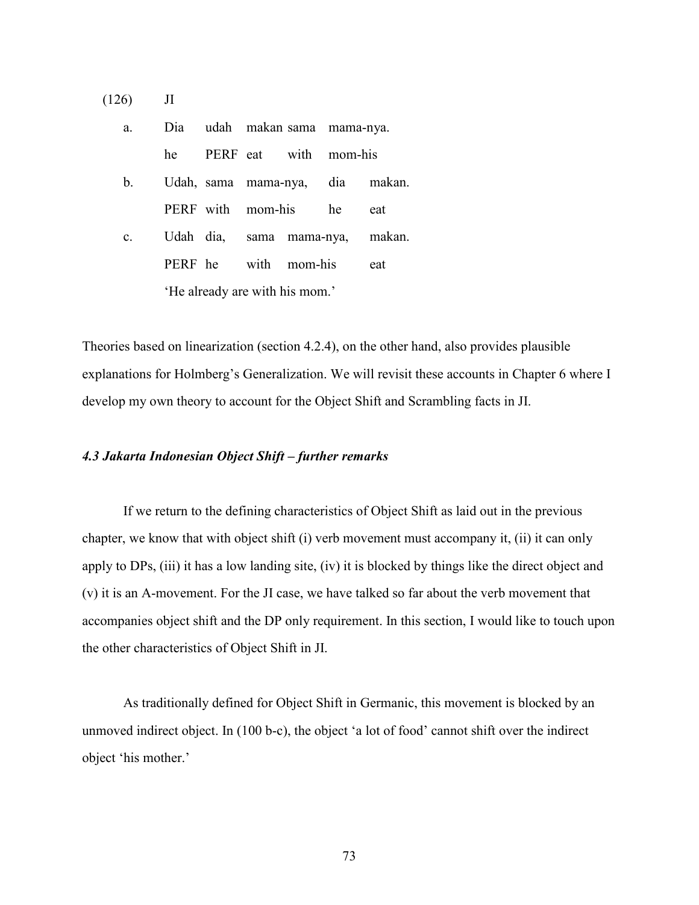(126) JI

| | | | | | | |
|---|---|---|---|---|---|---|
| a. | Dia | udah | makan | sama | mama-nya. | |
| | he | PERF | eat | with | mom-his | |
| b. | Udah, | sama | mama-nya, | dia | makan. | |
| | PERF | with | mom-his | he | eat | |
| c. | Udah | dia, | sama | mama-nya, | makan. | |
| | PERF | he | with | mom-his | eat | |

'He already are with his mom.'

Theories based on linearization (section 4.2.4), on the other hand, also provides plausible explanations for Holmberg's Generalization. We will revisit these accounts in Chapter 6 where I develop my own theory to account for the Object Shift and Scrambling facts in JI.

### *4.3 Jakarta Indonesian Object Shift – further remarks*

If we return to the defining characteristics of Object Shift as laid out in the previous chapter, we know that with object shift (i) verb movement must accompany it, (ii) it can only apply to DPs, (iii) it has a low landing site, (iv) it is blocked by things like the direct object and (v) it is an A-movement. For the JI case, we have talked so far about the verb movement that accompanies object shift and the DP only requirement. In this section, I would like to touch upon the other characteristics of Object Shift in JI.

As traditionally defined for Object Shift in Germanic, this movement is blocked by an unmoved indirect object. In (100 b-c), the object 'a lot of food' cannot shift over the indirect object 'his mother.'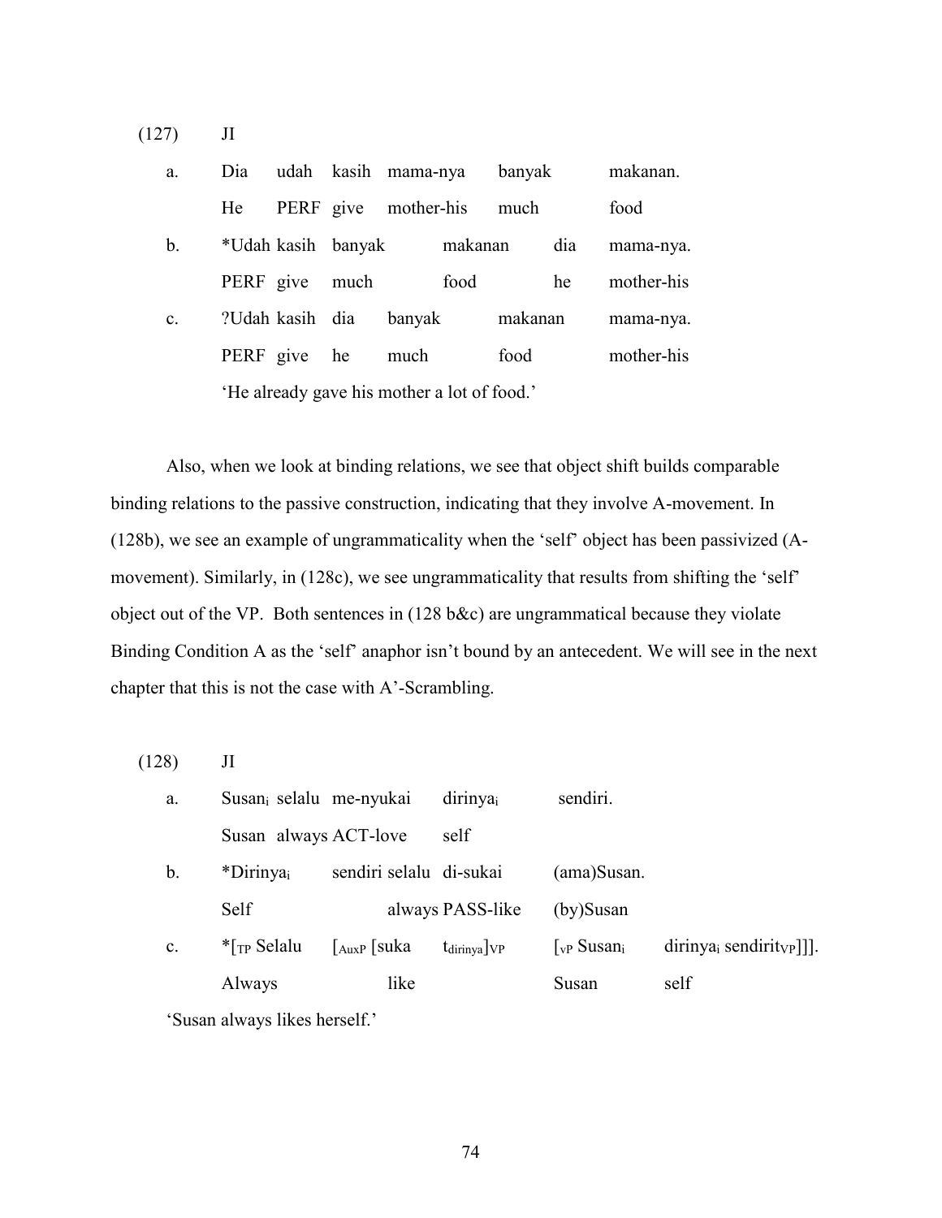(127) JI

| | | | | | | |
|---|---|---|---|---|---|---|
| a. | Dia | udah | kasih | mama-nya | banyak | makanan. |
| | He | PERF | give | mother-his | much | food |
| b. | *Udah | kasih | banyak | makanan | dia | mama-nya. |
| | PERF | give | much | food | he | mother-his |
| c. | ?Udah | kasih | dia | banyak | makanan | mama-nya. |
| | PERF | give | he | much | food | mother-his |

'He already gave his mother a lot of food.'

Also, when we look at binding relations, we see that object shift builds comparable binding relations to the passive construction, indicating that they involve A-movement. In (128b), we see an example of ungrammaticality when the 'self' object has been passivized (A-movement). Similarly, in (128c), we see ungrammaticality that results from shifting the 'self' object out of the VP. Both sentences in (128 b&c) are ungrammatical because they violate Binding Condition A as the 'self' anaphor isn't bound by an antecedent. We will see in the next chapter that this is not the case with A'-Scrambling.

(128) JI

| | | | | | |
|---|---|---|---|---|---|
| a. | Susan$_i$ selalu | me-nyukai | dirinya$_i$ | sendiri. | |
| | Susan always | ACT-love | self | | |
| b. | *Dirinya$_i$ | sendiri selalu | di-sukai | (ama)Susan. | |
| | Self | always | PASS-like | (by)Susan | |
| c. | *[$_{TP}$ Selalu | [$_{AuxP}$ [suka | t$_{dirinya}$]$_{VP}$ | [$_{vP}$ Susan$_i$ | dirinya$_i$ sendirit$_{VP}$]]]. |
| | Always | like | | Susan | self |

'Susan always likes herself.'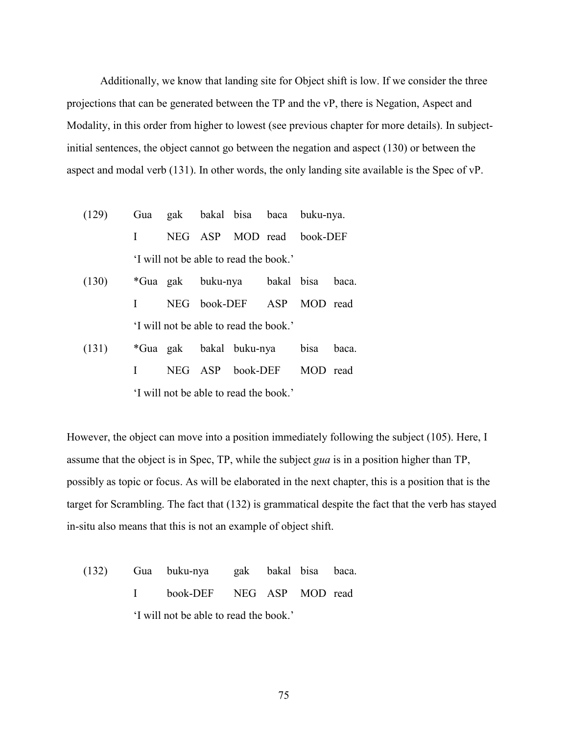Additionally, we know that landing site for Object shift is low. If we consider the three projections that can be generated between the TP and the vP, there is Negation, Aspect and Modality, in this order from higher to lowest (see previous chapter for more details). In subject-initial sentences, the object cannot go between the negation and aspect (130) or between the aspect and modal verb (131). In other words, the only landing site available is the Spec of vP.

(129) Gua gak bakal bisa baca buku-nya.
      I NEG ASP MOD read book-DEF
      'I will not be able to read the book.'

(130) *Gua gak buku-nya bakal bisa baca.
      I NEG book-DEF ASP MOD read
      'I will not be able to read the book.'

(131) *Gua gak bakal buku-nya bisa baca.
      I NEG ASP book-DEF MOD read
      'I will not be able to read the book.'

However, the object can move into a position immediately following the subject (105). Here, I assume that the object is in Spec, TP, while the subject *gua* is in a position higher than TP, possibly as topic or focus. As will be elaborated in the next chapter, this is a position that is the target for Scrambling. The fact that (132) is grammatical despite the fact that the verb has stayed in-situ also means that this is not an example of object shift.

(132) Gua buku-nya gak bakal bisa baca.
      I book-DEF NEG ASP MOD read
      'I will not be able to read the book.'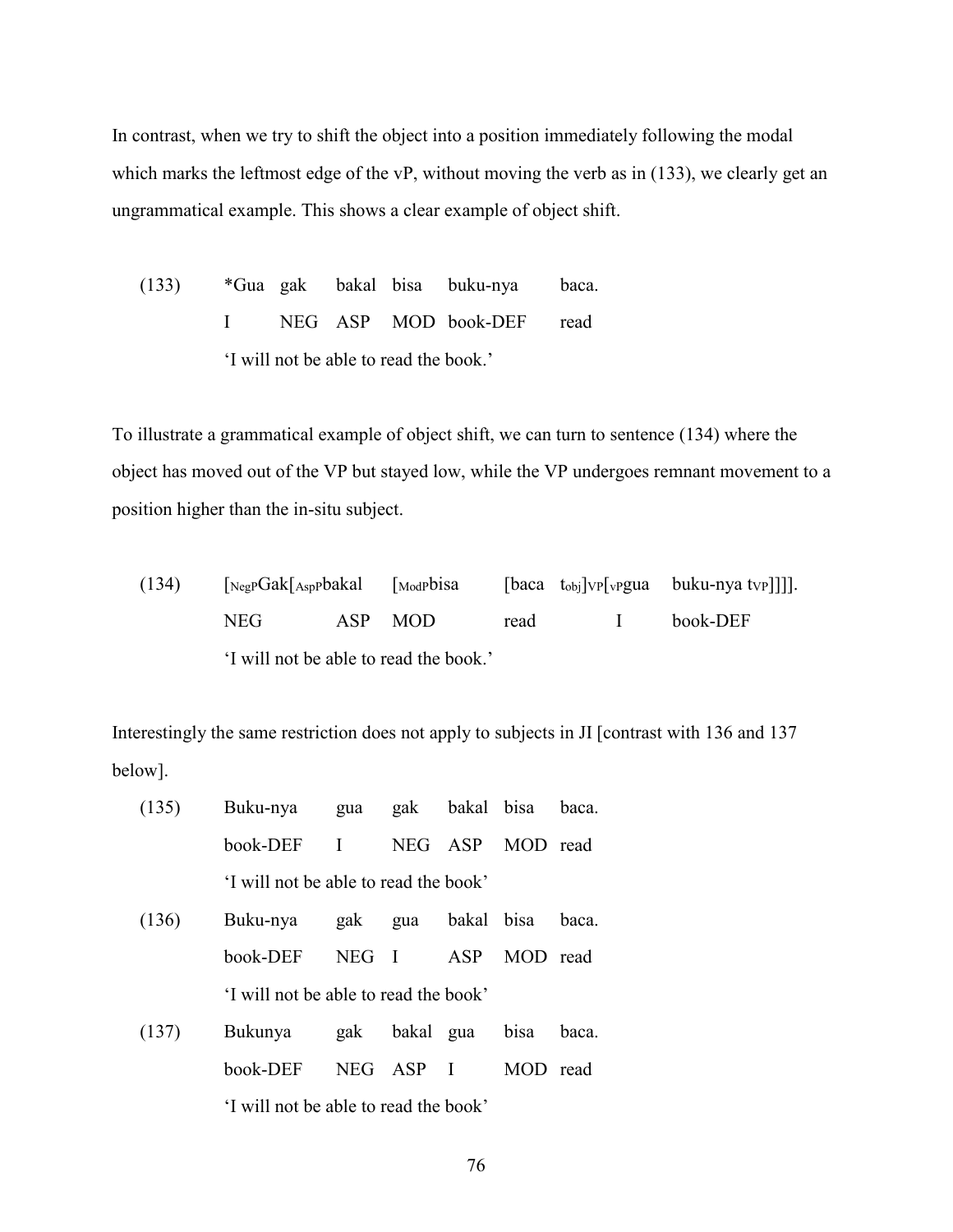In contrast, when we try to shift the object into a position immediately following the modal which marks the leftmost edge of the vP, without moving the verb as in (133), we clearly get an ungrammatical example. This shows a clear example of object shift.

(133) *Gua gak bakal bisa buku-nya baca.
 I NEG ASP MOD book-DEF read
 'I will not be able to read the book.'

To illustrate a grammatical example of object shift, we can turn to sentence (134) where the object has moved out of the VP but stayed low, while the VP undergoes remnant movement to a position higher than the in-situ subject.

(134) [$_{NegP}$Gak[$_{AspP}$bakal [$_{ModP}$bisa [baca t$_{obj}$]VP[$_{vP}$gua buku-nya t$_{VP}$]]]].
 NEG ASP MOD read I book-DEF
 'I will not be able to read the book.'

Interestingly the same restriction does not apply to subjects in JI [contrast with 136 and 137 below].

(135) Buku-nya gua gak bakal bisa baca.
 book-DEF I NEG ASP MOD read
 'I will not be able to read the book'

(136) Buku-nya gak gua bakal bisa baca.
 book-DEF NEG I ASP MOD read
 'I will not be able to read the book'

(137) Bukunya gak bakal gua bisa baca.
 book-DEF NEG ASP I MOD read
 'I will not be able to read the book'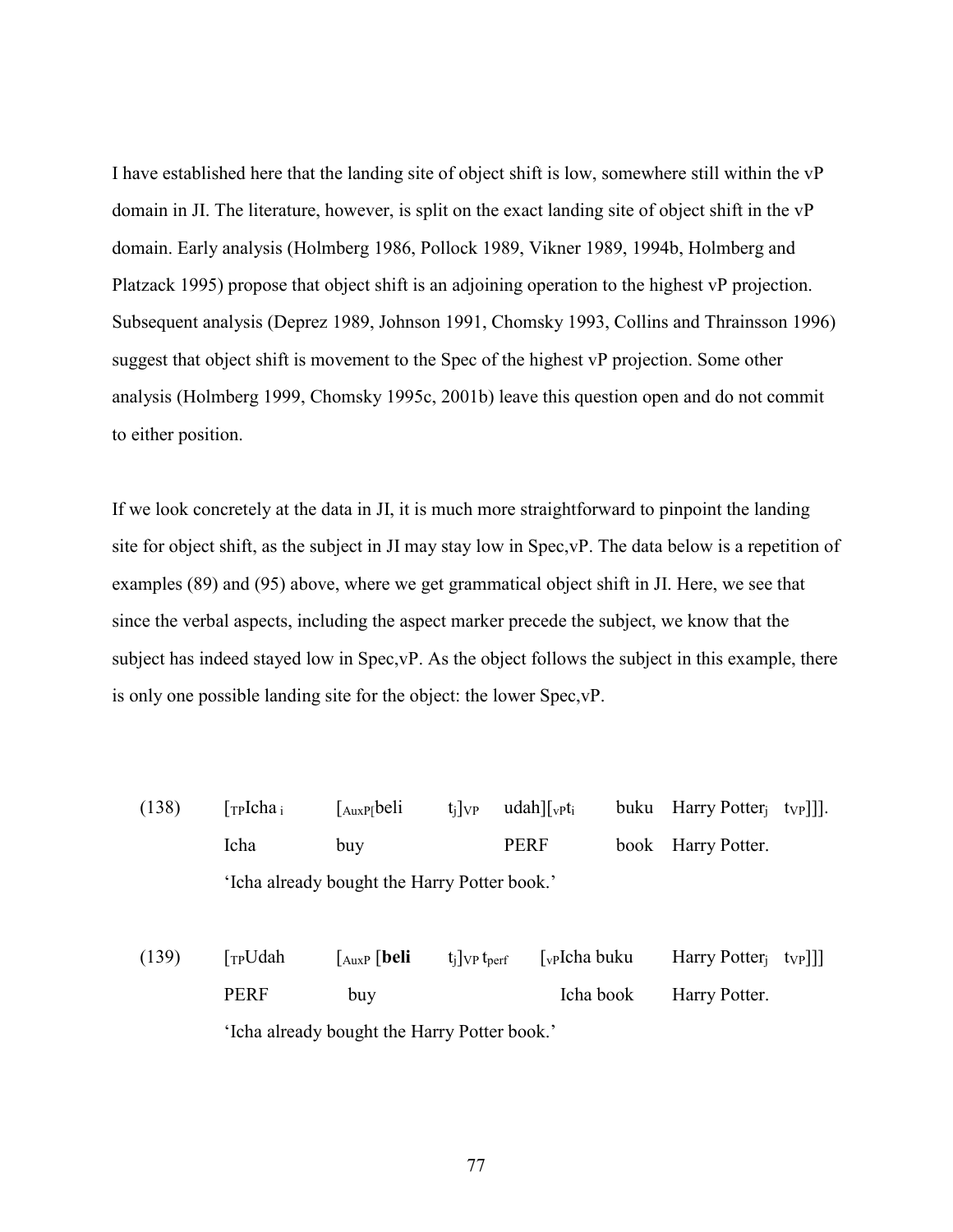I have established here that the landing site of object shift is low, somewhere still within the vP domain in JI. The literature, however, is split on the exact landing site of object shift in the vP domain. Early analysis (Holmberg 1986, Pollock 1989, Vikner 1989, 1994b, Holmberg and Platzack 1995) propose that object shift is an adjoining operation to the highest vP projection. Subsequent analysis (Deprez 1989, Johnson 1991, Chomsky 1993, Collins and Thrainsson 1996) suggest that object shift is movement to the Spec of the highest vP projection. Some other analysis (Holmberg 1999, Chomsky 1995c, 2001b) leave this question open and do not commit to either position.

If we look concretely at the data in JI, it is much more straightforward to pinpoint the landing site for object shift, as the subject in JI may stay low in Spec,vP. The data below is a repetition of examples (89) and (95) above, where we get grammatical object shift in JI. Here, we see that since the verbal aspects, including the aspect marker precede the subject, we know that the subject has indeed stayed low in Spec,vP. As the object follows the subject in this example, there is only one possible landing site for the object: the lower Spec,vP.

(138) [$_{TP}$Icha $_{i}$ [$_{AuxP}$[beli $t_j$]$_{VP}$ udah][$_{vP}$$t_i$ buku Harry Potter$_j$ $t_{VP}$]]].
Icha buy PERF book Harry Potter.
'Icha already bought the Harry Potter book.'

(139) [$_{TP}$Udah [$_{AuxP}$ [**beli** $t_j$]$_{VP}$ $t_{perf}$ [$_{vP}$Icha buku Harry Potter$_j$ $t_{VP}$]]]
PERF buy Icha book Harry Potter.
'Icha already bought the Harry Potter book.'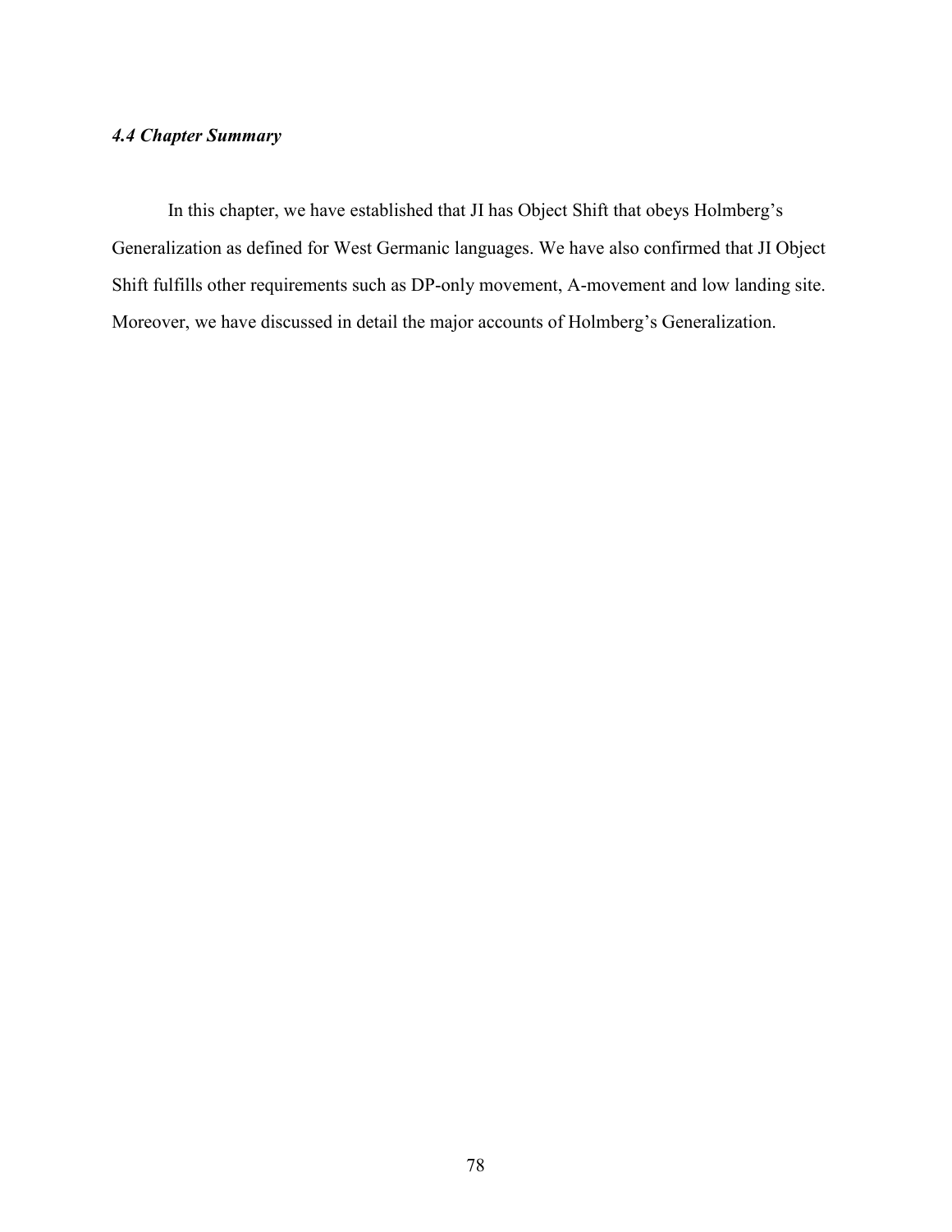### *4.4 Chapter Summary*

In this chapter, we have established that JI has Object Shift that obeys Holmberg's Generalization as defined for West Germanic languages. We have also confirmed that JI Object Shift fulfills other requirements such as DP-only movement, A-movement and low landing site. Moreover, we have discussed in detail the major accounts of Holmberg's Generalization.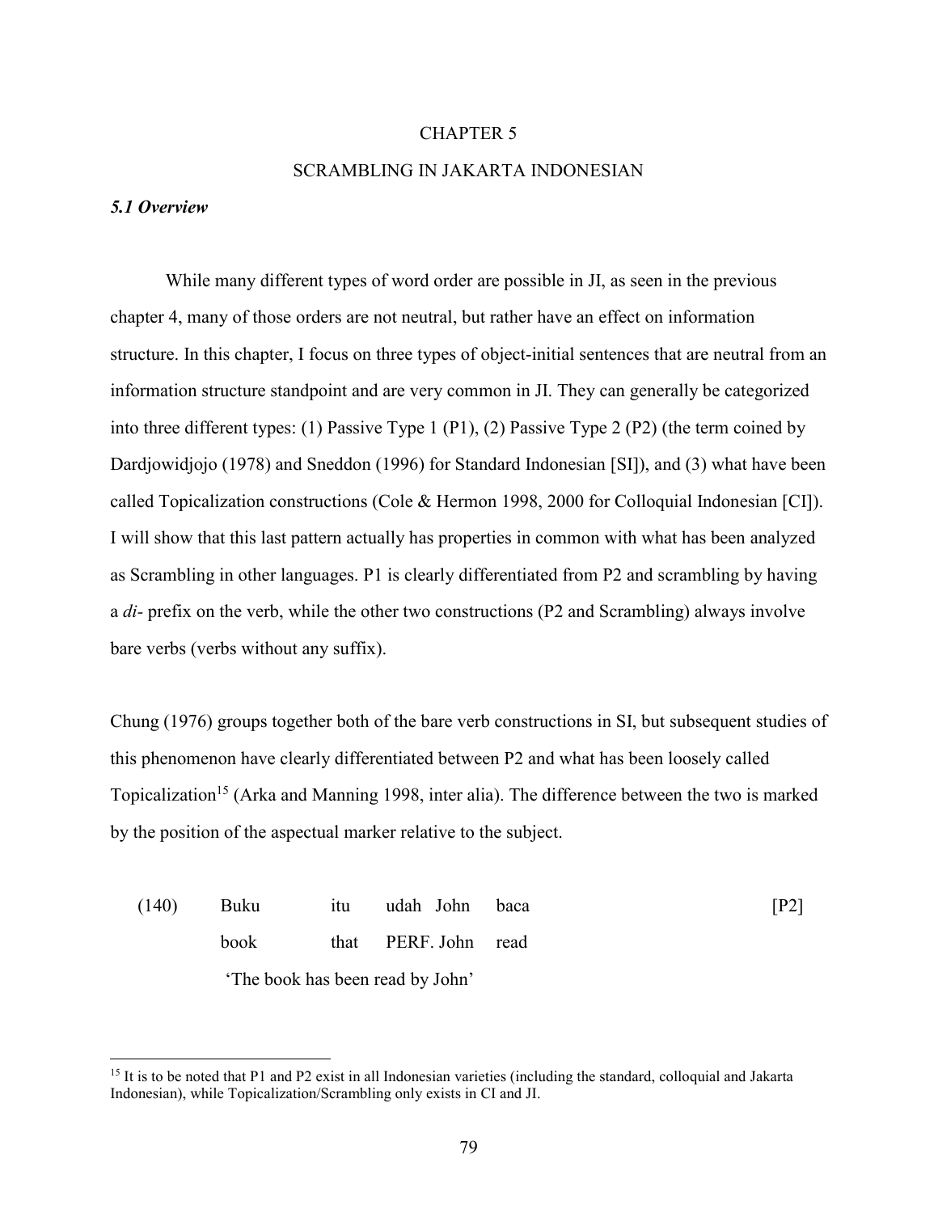# CHAPTER 5

# SCRAMBLING IN JAKARTA INDONESIAN

### *5.1 Overview*

While many different types of word order are possible in JI, as seen in the previous chapter 4, many of those orders are not neutral, but rather have an effect on information structure. In this chapter, I focus on three types of object-initial sentences that are neutral from an information structure standpoint and are very common in JI. They can generally be categorized into three different types: (1) Passive Type 1 (P1), (2) Passive Type 2 (P2) (the term coined by Dardjowidjojo (1978) and Sneddon (1996) for Standard Indonesian [SI]), and (3) what have been called Topicalization constructions (Cole & Hermon 1998, 2000 for Colloquial Indonesian [CI]). I will show that this last pattern actually has properties in common with what has been analyzed as Scrambling in other languages. P1 is clearly differentiated from P2 and scrambling by having a *di-* prefix on the verb, while the other two constructions (P2 and Scrambling) always involve bare verbs (verbs without any suffix).

Chung (1976) groups together both of the bare verb constructions in SI, but subsequent studies of this phenomenon have clearly differentiated between P2 and what has been loosely called Topicalization[15] (Arka and Manning 1998, inter alia). The difference between the two is marked by the position of the aspectual marker relative to the subject.

| (140) | Buku | itu | udah | John | baca | [P2] |
|---|---|---|---|---|---|---|
| | book | that | PERF. | John | read | |
| | 'The book has been read by John' | | | | | |

[15] It is to be noted that P1 and P2 exist in all Indonesian varieties (including the standard, colloquial and Jakarta Indonesian), while Topicalization/Scrambling only exists in CI and JI.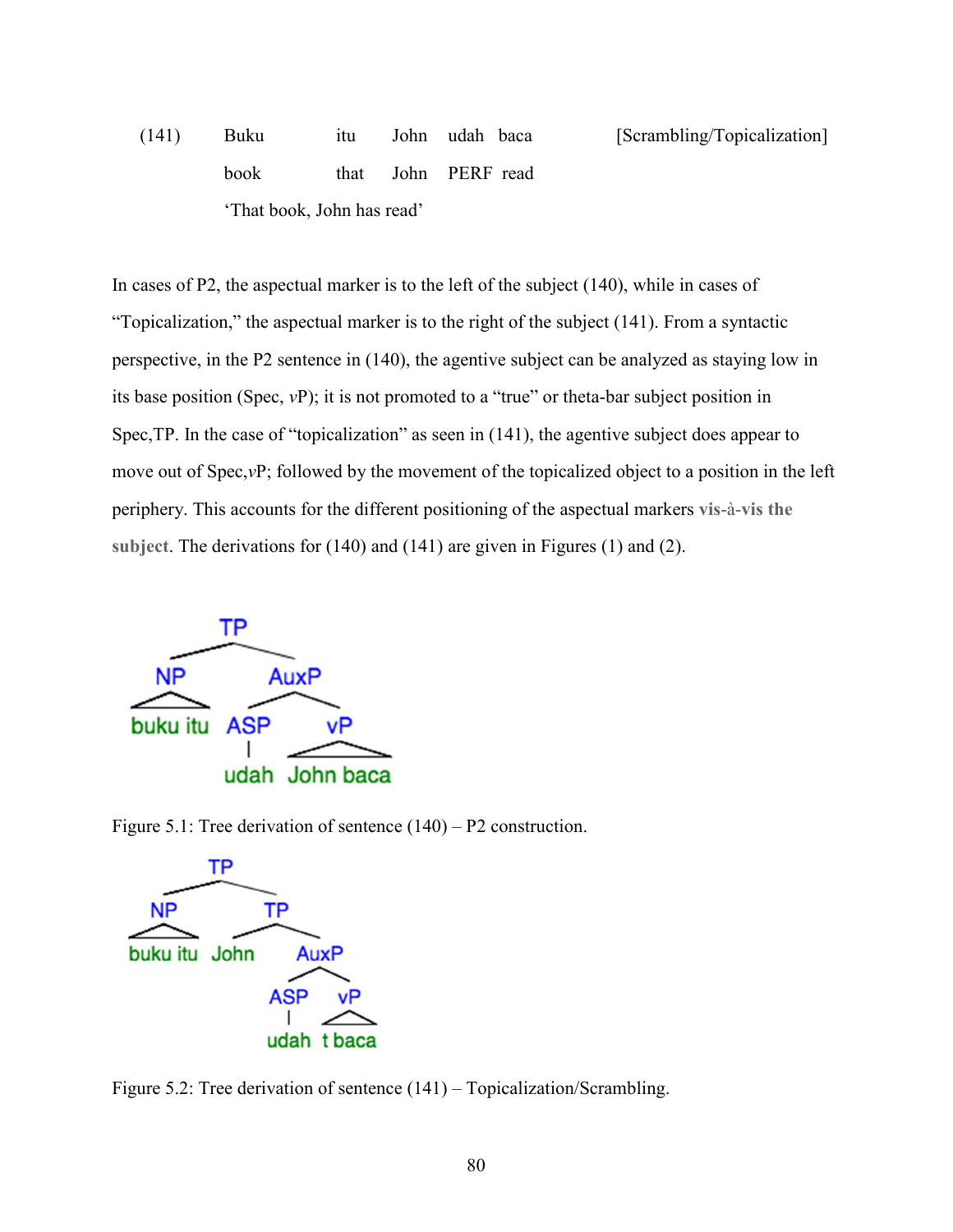(141) Buku itu John udah baca [Scrambling/Topicalization]
book that John PERF read
'That book, John has read'

In cases of P2, the aspectual marker is to the left of the subject (140), while in cases of "Topicalization," the aspectual marker is to the right of the subject (141). From a syntactic perspective, in the P2 sentence in (140), the agentive subject can be analyzed as staying low in its base position (Spec, *v*P); it is not promoted to a "true" or theta-bar subject position in Spec,TP. In the case of "topicalization" as seen in (141), the agentive subject does appear to move out of Spec,*v*P; followed by the movement of the topicalized object to a position in the left periphery. This accounts for the different positioning of the aspectual markers **vis-à-vis the subject**. The derivations for (140) and (141) are given in Figures (1) and (2).

```
              TP
           /      \
         NP        AuxP
       buku itu   /    \
                ASP     vP
                 |      John baca
                udah
```

Figure 5.1: Tree derivation of sentence (140) – P2 construction.

```
              TP
           /      \
         NP        TP
       buku itu   /   \
               John    AuxP
                      /    \
                    ASP     vP
                     |      t baca
                    udah
```

Figure 5.2: Tree derivation of sentence (141) – Topicalization/Scrambling.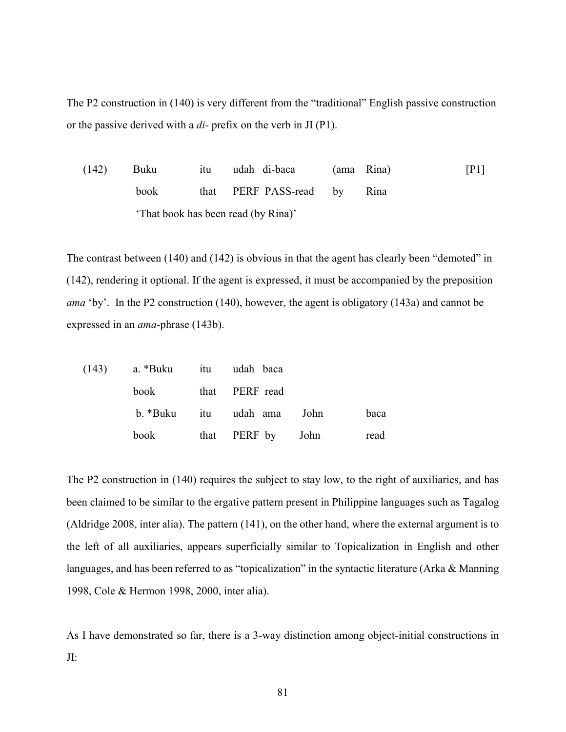The P2 construction in (140) is very different from the "traditional" English passive construction or the passive derived with a *di-* prefix on the verb in JI (P1).

| (142) | Buku | itu | udah di-baca | (ama | Rina) | [P1] |
|---|---|---|---|---|---|---|
| | book | that | PERF PASS-read | by | Rina | |
| | 'That book has been read (by Rina)' | | | | | |

The contrast between (140) and (142) is obvious in that the agent has clearly been "demoted" in (142), rendering it optional. If the agent is expressed, it must be accompanied by the preposition *ama* 'by'. In the P2 construction (140), however, the agent is obligatory (143a) and cannot be expressed in an *ama*-phrase (143b).

| (143) | a. *Buku | itu | udah baca | | |
|---|---|---|---|---|---|
| | book | that | PERF read | | |
| | b. *Buku | itu | udah ama | John | baca |
| | book | that | PERF by | John | read |

The P2 construction in (140) requires the subject to stay low, to the right of auxiliaries, and has been claimed to be similar to the ergative pattern present in Philippine languages such as Tagalog (Aldridge 2008, inter alia). The pattern (141), on the other hand, where the external argument is to the left of all auxiliaries, appears superficially similar to Topicalization in English and other languages, and has been referred to as "topicalization" in the syntactic literature (Arka & Manning 1998, Cole & Hermon 1998, 2000, inter alia).

As I have demonstrated so far, there is a 3-way distinction among object-initial constructions in JI: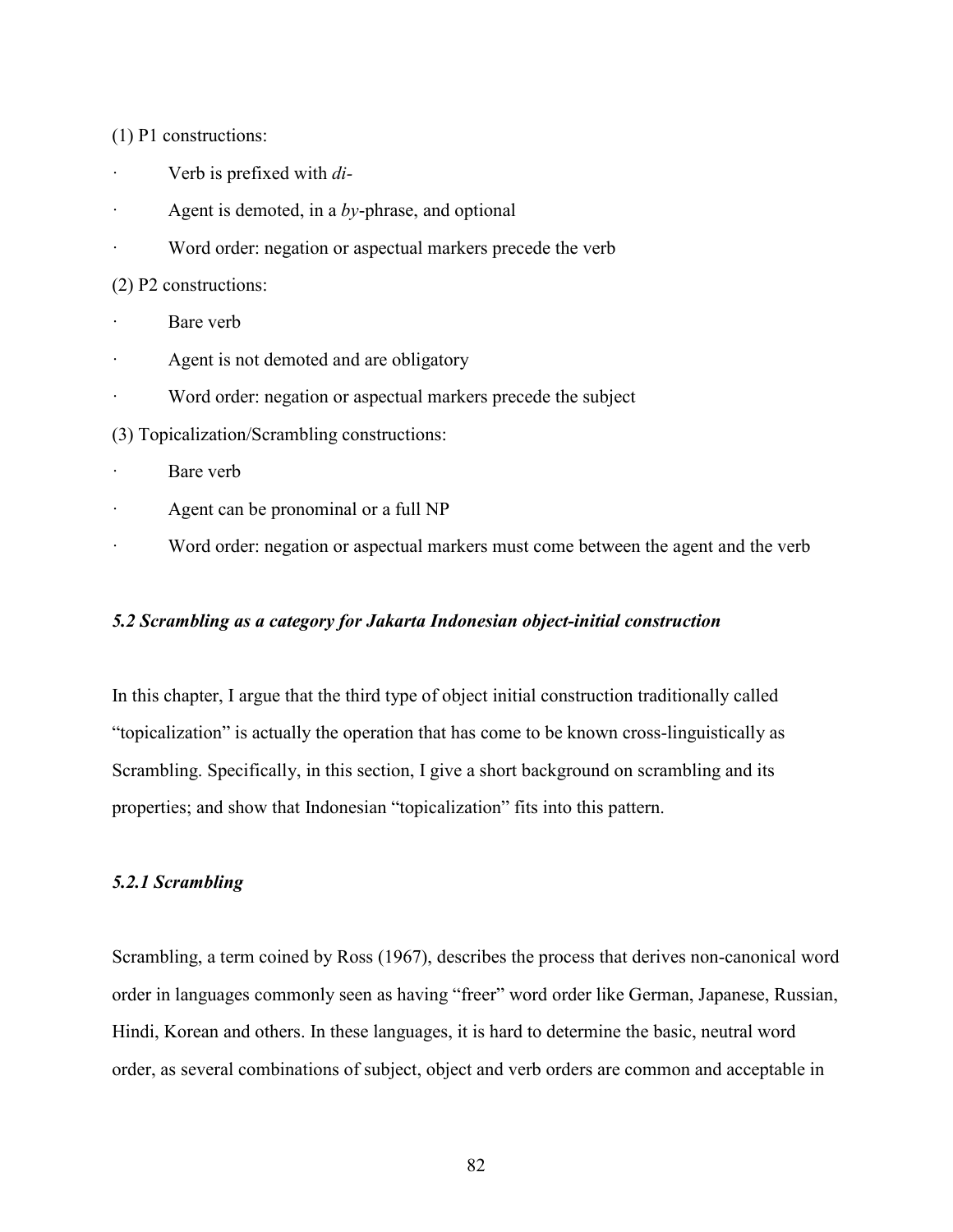(1) P1 constructions:

- Verb is prefixed with *di-*
- Agent is demoted, in a *by*-phrase, and optional
- Word order: negation or aspectual markers precede the verb

(2) P2 constructions:

- Bare verb
- Agent is not demoted and are obligatory
- Word order: negation or aspectual markers precede the subject

(3) Topicalization/Scrambling constructions:

- Bare verb
- Agent can be pronominal or a full NP
- Word order: negation or aspectual markers must come between the agent and the verb

### *5.2 Scrambling as a category for Jakarta Indonesian object-initial construction*

In this chapter, I argue that the third type of object initial construction traditionally called "topicalization" is actually the operation that has come to be known cross-linguistically as Scrambling. Specifically, in this section, I give a short background on scrambling and its properties; and show that Indonesian "topicalization" fits into this pattern.

#### *5.2.1 Scrambling*

Scrambling, a term coined by Ross (1967), describes the process that derives non-canonical word order in languages commonly seen as having "freer" word order like German, Japanese, Russian, Hindi, Korean and others. In these languages, it is hard to determine the basic, neutral word order, as several combinations of subject, object and verb orders are common and acceptable in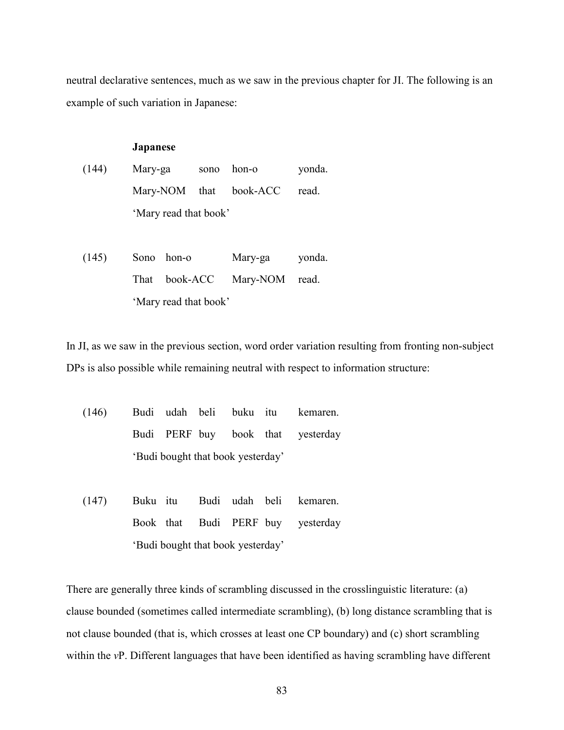neutral declarative sentences, much as we saw in the previous chapter for JI. The following is an example of such variation in Japanese:

**Japanese**

(144) Mary-ga sono hon-o yonda.
  Mary-NOM that book-ACC read.
  'Mary read that book'

(145) Sono hon-o Mary-ga yonda.
  That book-ACC Mary-NOM read.
  'Mary read that book'

In JI, as we saw in the previous section, word order variation resulting from fronting non-subject DPs is also possible while remaining neutral with respect to information structure:

(146) Budi udah beli buku itu kemaren.
  Budi PERF buy book that yesterday
  'Budi bought that book yesterday'

(147) Buku itu Budi udah beli kemaren.
  Book that Budi PERF buy yesterday
  'Budi bought that book yesterday'

There are generally three kinds of scrambling discussed in the crosslinguistic literature: (a) clause bounded (sometimes called intermediate scrambling), (b) long distance scrambling that is not clause bounded (that is, which crosses at least one CP boundary) and (c) short scrambling within the *v*P. Different languages that have been identified as having scrambling have different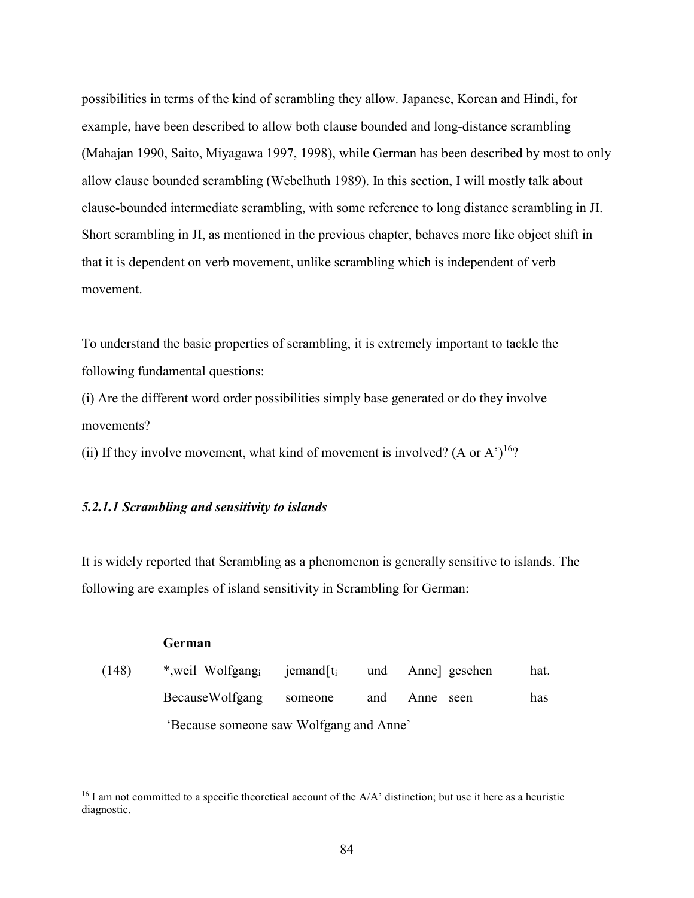possibilities in terms of the kind of scrambling they allow. Japanese, Korean and Hindi, for example, have been described to allow both clause bounded and long-distance scrambling (Mahajan 1990, Saito, Miyagawa 1997, 1998), while German has been described by most to only allow clause bounded scrambling (Webelhuth 1989). In this section, I will mostly talk about clause-bounded intermediate scrambling, with some reference to long distance scrambling in JI. Short scrambling in JI, as mentioned in the previous chapter, behaves more like object shift in that it is dependent on verb movement, unlike scrambling which is independent of verb movement.

To understand the basic properties of scrambling, it is extremely important to tackle the following fundamental questions:

(i) Are the different word order possibilities simply base generated or do they involve movements?

(ii) If they involve movement, what kind of movement is involved? (A or A')[16]?

##### *5.2.1.1 Scrambling and sensitivity to islands*

It is widely reported that Scrambling as a phenomenon is generally sensitive to islands. The following are examples of island sensitivity in Scrambling for German:

**German**

(148) *,weil Wolfgang$_i$ jemand[t$_i$ und Anne] gesehen hat.
BecauseWolfgang someone and Anne seen has
'Because someone saw Wolfgang and Anne'

---

[16] I am not committed to a specific theoretical account of the A/A' distinction; but use it here as a heuristic diagnostic.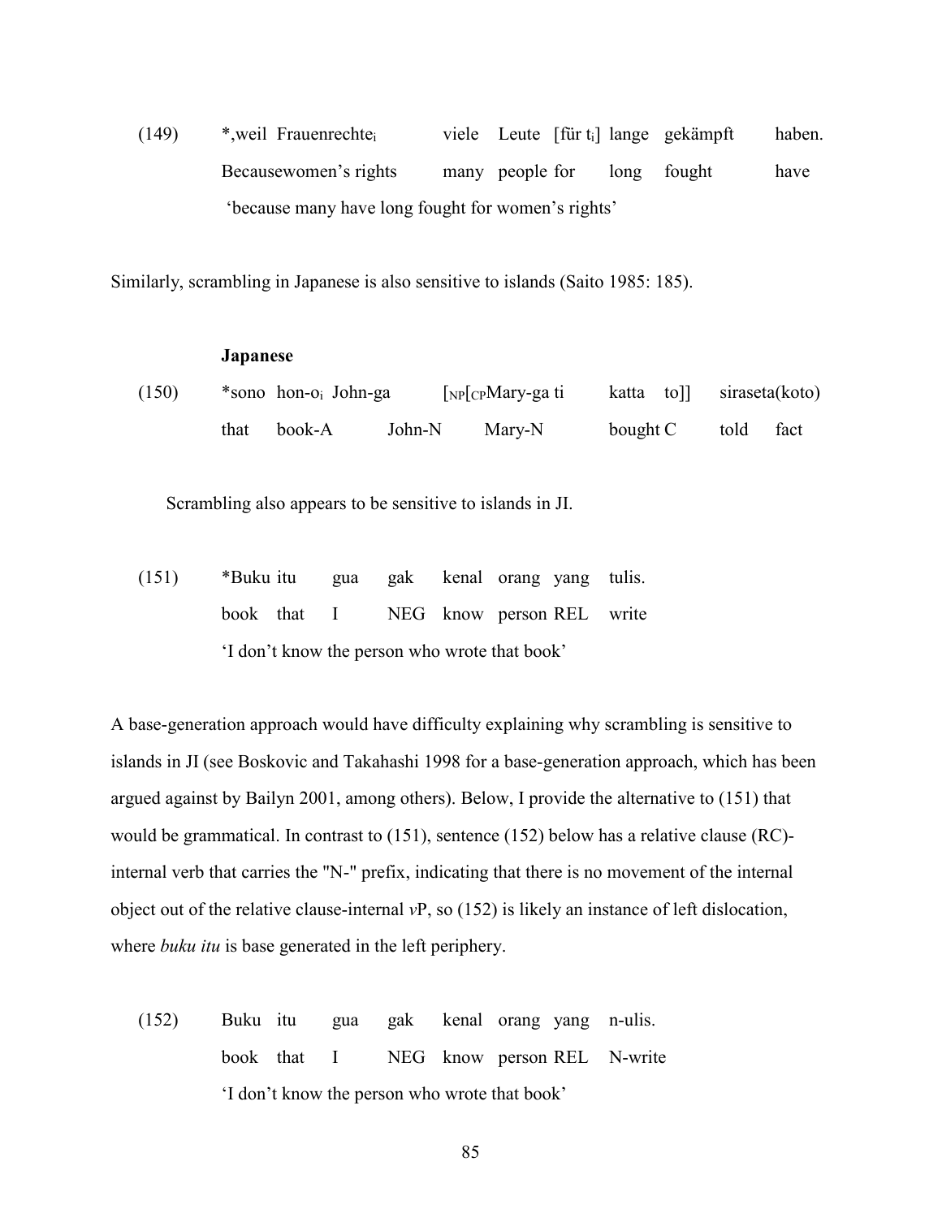(149) *,weil Frauenrechte$_i$ viele Leute [für t$_i$] lange gekämpft haben.
Becausewomen's rights many people for long fought have
'because many have long fought for women's rights'

Similarly, scrambling in Japanese is also sensitive to islands (Saito 1985: 185).

**Japanese**

(150) *sono hon-o$_i$ John-ga [$_{NP}$[$_{CP}$Mary-ga ti katta to]] siraseta(koto)
that book-A John-N Mary-N bought C told fact

Scrambling also appears to be sensitive to islands in JI.

(151) *Buku itu gua gak kenal orang yang tulis.
book that I NEG know person REL write
'I don't know the person who wrote that book'

A base-generation approach would have difficulty explaining why scrambling is sensitive to islands in JI (see Boskovic and Takahashi 1998 for a base-generation approach, which has been argued against by Bailyn 2001, among others). Below, I provide the alternative to (151) that would be grammatical. In contrast to (151), sentence (152) below has a relative clause (RC)-internal verb that carries the "N-" prefix, indicating that there is no movement of the internal object out of the relative clause-internal *v*P, so (152) is likely an instance of left dislocation, where *buku itu* is base generated in the left periphery.

(152) Buku itu gua gak kenal orang yang n-ulis.
book that I NEG know person REL N-write
'I don't know the person who wrote that book'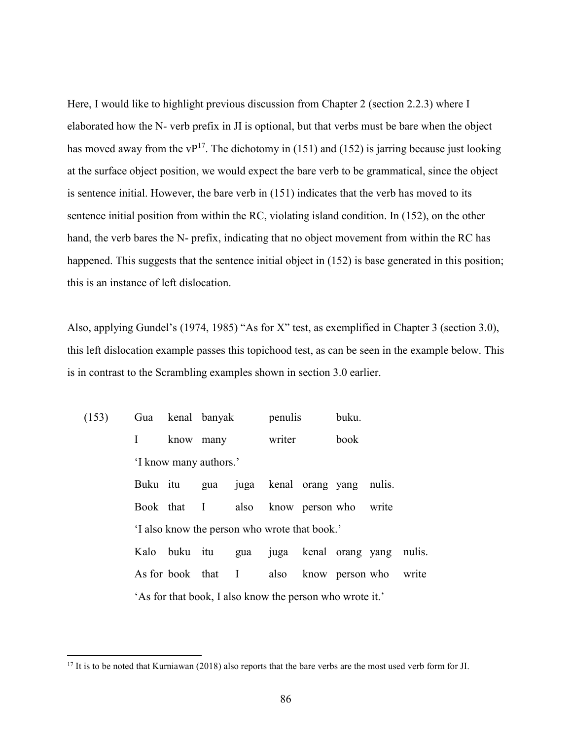Here, I would like to highlight previous discussion from Chapter 2 (section 2.2.3) where I elaborated how the N- verb prefix in JI is optional, but that verbs must be bare when the object has moved away from the vP[17]. The dichotomy in (151) and (152) is jarring because just looking at the surface object position, we would expect the bare verb to be grammatical, since the object is sentence initial. However, the bare verb in (151) indicates that the verb has moved to its sentence initial position from within the RC, violating island condition. In (152), on the other hand, the verb bares the N- prefix, indicating that no object movement from within the RC has happened. This suggests that the sentence initial object in (152) is base generated in this position; this is an instance of left dislocation.

Also, applying Gundel's (1974, 1985) "As for X" test, as exemplified in Chapter 3 (section 3.0), this left dislocation example passes this topichood test, as can be seen in the example below. This is in contrast to the Scrambling examples shown in section 3.0 earlier.

(153)

| Gua | kenal | banyak | penulis | buku. |
|---|---|---|---|---|
| I | know | many | writer | book |

'I know many authors.'

| Buku | itu | gua | juga | kenal | orang | yang | nulis. |
|---|---|---|---|---|---|---|---|
| Book | that | I | also | know | person | who | write |

'I also know the person who wrote that book.'

| Kalo | buku | itu | gua | juga | kenal | orang | yang | nulis. |
|---|---|---|---|---|---|---|---|---|
| As for | book | that | I | also | know | person | who | write |

'As for that book, I also know the person who wrote it.'

---

[17] It is to be noted that Kurniawan (2018) also reports that the bare verbs are the most used verb form for JI.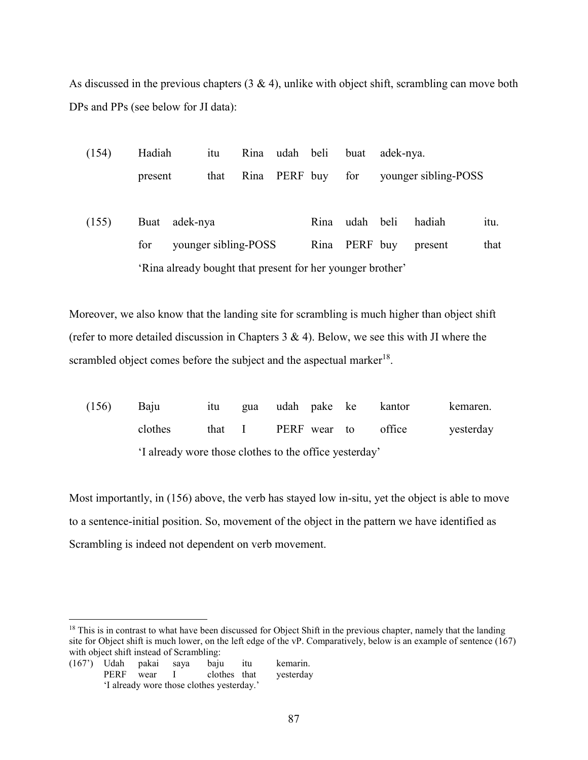As discussed in the previous chapters (3 & 4), unlike with object shift, scrambling can move both DPs and PPs (see below for JI data):

(154) Hadiah itu Rina udah beli buat adek-nya.
present that Rina PERF buy for younger sibling-POSS

(155) Buat adek-nya Rina udah beli hadiah itu.
for younger sibling-POSS Rina PERF buy present that
'Rina already bought that present for her younger brother'

Moreover, we also know that the landing site for scrambling is much higher than object shift (refer to more detailed discussion in Chapters 3 & 4). Below, we see this with JI where the scrambled object comes before the subject and the aspectual marker[18].

(156) Baju itu gua udah pake ke kantor kemaren.
clothes that I PERF wear to office yesterday
'I already wore those clothes to the office yesterday'

Most importantly, in (156) above, the verb has stayed low in-situ, yet the object is able to move to a sentence-initial position. So, movement of the object in the pattern we have identified as Scrambling is indeed not dependent on verb movement.

---

[18] This is in contrast to what have been discussed for Object Shift in the previous chapter, namely that the landing site for Object shift is much lower, on the left edge of the vP. Comparatively, below is an example of sentence (167) with object shift instead of Scrambling:

(167') Udah pakai saya baju itu kemarin.
PERF wear I clothes that yesterday
'I already wore those clothes yesterday.'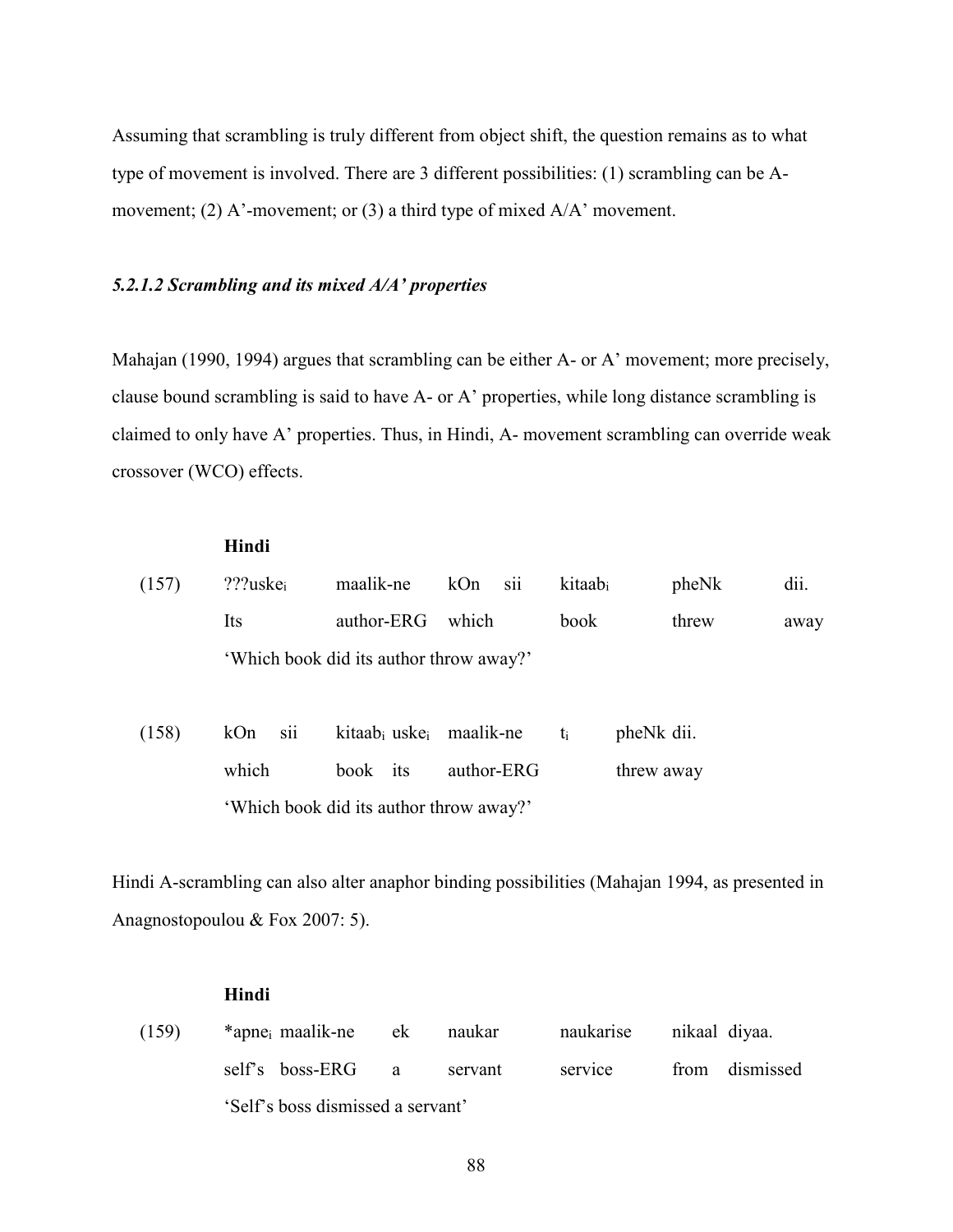Assuming that scrambling is truly different from object shift, the question remains as to what type of movement is involved. There are 3 different possibilities: (1) scrambling can be A-movement; (2) A'-movement; or (3) a third type of mixed A/A' movement.

### *5.2.1.2 Scrambling and its mixed A/A' properties*

Mahajan (1990, 1994) argues that scrambling can be either A- or A' movement; more precisely, clause bound scrambling is said to have A- or A' properties, while long distance scrambling is claimed to only have A' properties. Thus, in Hindi, A- movement scrambling can override weak crossover (WCO) effects.

**Hindi**

| (157) | ???uske$_i$ | maalik-ne | kOn sii | kitaab$_i$ | pheNk | dii. |
|---|---|---|---|---|---|---|
| | Its | author-ERG | which | book | threw | away |
| | 'Which book did its author throw away?' | | | | | |

| (158) | kOn sii | kitaab$_i$ uske$_i$ | maalik-ne | t$_i$ | pheNk dii. |
|---|---|---|---|---|---|
| | which | book its | author-ERG | | threw away |
| | 'Which book did its author throw away?' | | | | |

Hindi A-scrambling can also alter anaphor binding possibilities (Mahajan 1994, as presented in Anagnostopoulou & Fox 2007: 5).

**Hindi**

| (159) | *apne$_i$ maalik-ne | ek | naukar | naukarise | nikaal diyaa. |
|---|---|---|---|---|---|
| | self's boss-ERG | a | servant | service | from dismissed |
| | 'Self's boss dismissed a servant' | | | | |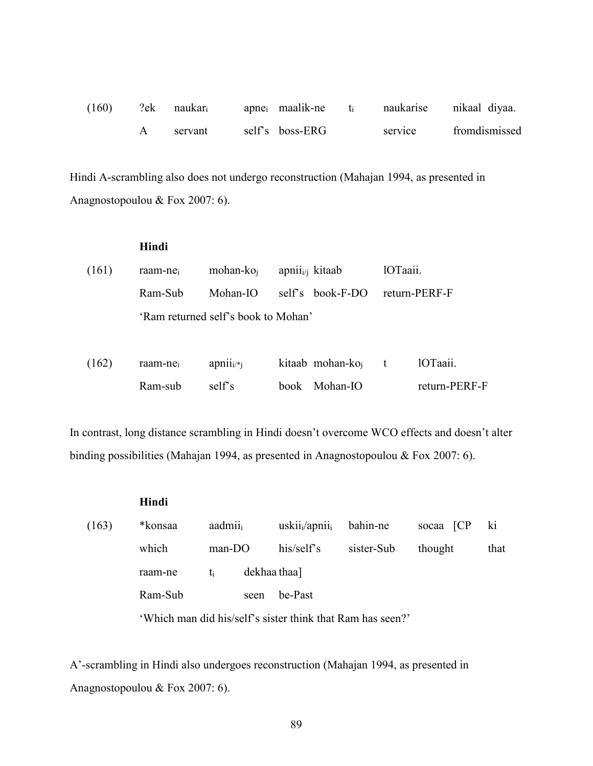(160) ?ek naukar$_i$ apne$_i$ maalik-ne t$_i$ naukarise nikaal diyaa.
A servant self's boss-ERG service fromdismissed

Hindi A-scrambling also does not undergo reconstruction (Mahajan 1994, as presented in Anagnostopoulou & Fox 2007: 6).

**Hindi**

(161) raam-ne$_i$ mohan-ko$_j$ apnii$_{i/j}$ kitaab lOTaaii.
Ram-Sub Mohan-IO self's book-F-DO return-PERF-F
'Ram returned self's book to Mohan'

(162) raam-ne$_i$ apnii$_{i/*j}$ kitaab mohan-ko$_j$ t lOTaaii.
Ram-sub self's book Mohan-IO return-PERF-F

In contrast, long distance scrambling in Hindi doesn't overcome WCO effects and doesn't alter binding possibilities (Mahajan 1994, as presented in Anagnostopoulou & Fox 2007: 6).

**Hindi**

(163) *konsaa aadmii$_i$ uskii$_i$/apnii$_i$ bahin-ne socaa [CP ki
which man-DO his/self's sister-Sub thought that
raam-ne t$_i$ dekhaa thaa]
Ram-Sub seen be-Past
'Which man did his/self's sister think that Ram has seen?'

A'-scrambling in Hindi also undergoes reconstruction (Mahajan 1994, as presented in Anagnostopoulou & Fox 2007: 6).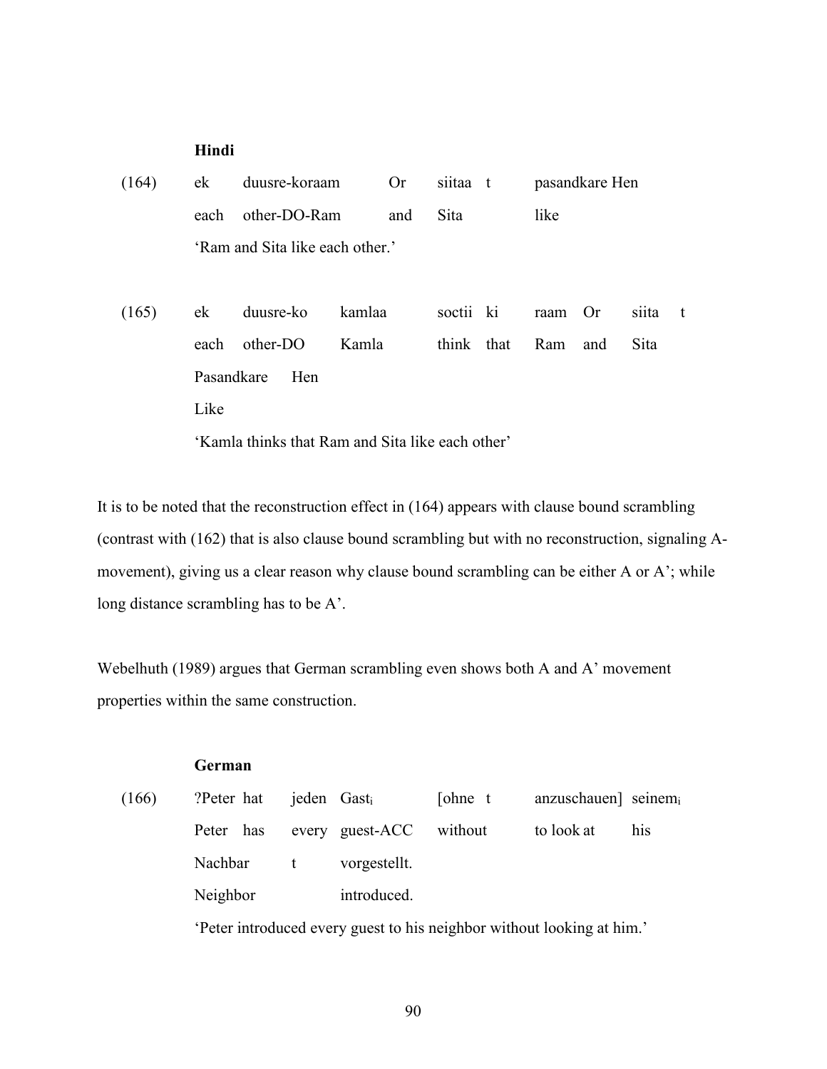**Hindi**

(164) ek duusre-koraam Or siitaa t pasandkare Hen
each other-DO-Ram and Sita like
'Ram and Sita like each other.'

(165) ek duusre-ko kamlaa soctii ki raam Or siita t
each other-DO Kamla think that Ram and Sita
Pasandkare Hen
Like
'Kamla thinks that Ram and Sita like each other'

It is to be noted that the reconstruction effect in (164) appears with clause bound scrambling (contrast with (162) that is also clause bound scrambling but with no reconstruction, signaling A-movement), giving us a clear reason why clause bound scrambling can be either A or A'; while long distance scrambling has to be A'.

Webelhuth (1989) argues that German scrambling even shows both A and A' movement properties within the same construction.

**German**

(166) ?Peter hat jeden $Gast_i$ [ohne t anzuschauen] $seinem_i$
Peter has every guest-ACC without to look at his
Nachbar t vorgestellt.
Neighbor introduced.
'Peter introduced every guest to his neighbor without looking at him.'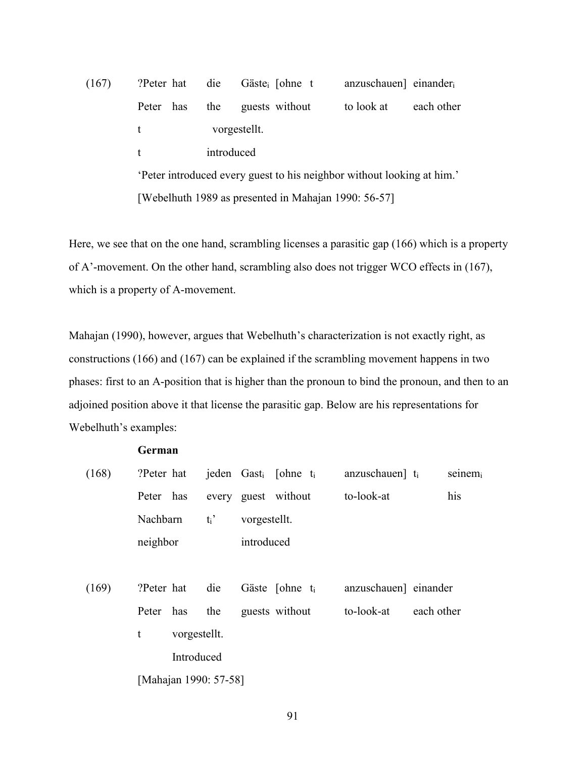(167) ?Peter hat die Gäste$_i$ [ohne t anzuschauen] einander$_i$
Peter has the guests without to look at each other
t vorgestellt.
t introduced
'Peter introduced every guest to his neighbor without looking at him.'
[Webelhuth 1989 as presented in Mahajan 1990: 56-57]

Here, we see that on the one hand, scrambling licenses a parasitic gap (166) which is a property of A'-movement. On the other hand, scrambling also does not trigger WCO effects in (167), which is a property of A-movement.

Mahajan (1990), however, argues that Webelhuth's characterization is not exactly right, as constructions (166) and (167) can be explained if the scrambling movement happens in two phases: first to an A-position that is higher than the pronoun to bind the pronoun, and then to an adjoined position above it that license the parasitic gap. Below are his representations for Webelhuth's examples:

**German**

(168) ?Peter hat jeden Gast$_i$ [ohne t$_i$ anzuschauen] t$_i$ seinem$_i$
Peter has every guest without to-look-at his
Nachbarn t$_i$' vorgestellt.
neighbor introduced

(169) ?Peter hat die Gäste [ohne t$_i$ anzuschauen] einander
Peter has the guests without to-look-at each other
t vorgestellt.
Introduced
[Mahajan 1990: 57-58]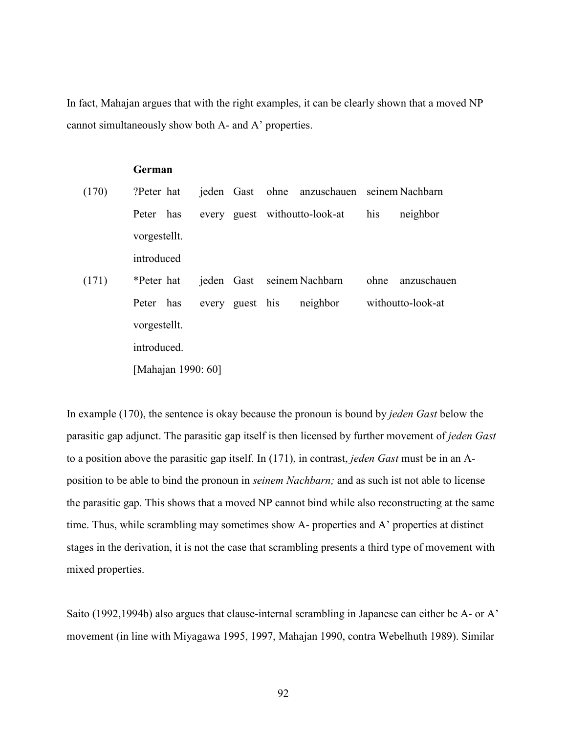In fact, Mahajan argues that with the right examples, it can be clearly shown that a moved NP cannot simultaneously show both A- and A' properties.

**German**

(170) ?Peter hat jeden Gast ohne anzuschauen seinem Nachbarn vorgestellt.
Peter has every guest withoutto-look-at his neighbor introduced

(171) *Peter hat jeden Gast seinem Nachbarn ohne anzuschauen vorgestellt.
Peter has every guest his neighbor withoutto-look-at introduced.

[Mahajan 1990: 60]

In example (170), the sentence is okay because the pronoun is bound by *jeden Gast* below the parasitic gap adjunct. The parasitic gap itself is then licensed by further movement of *jeden Gast* to a position above the parasitic gap itself. In (171), in contrast, *jeden Gast* must be in an A-position to be able to bind the pronoun in *seinem Nachbarn;* and as such ist not able to license the parasitic gap. This shows that a moved NP cannot bind while also reconstructing at the same time. Thus, while scrambling may sometimes show A- properties and A' properties at distinct stages in the derivation, it is not the case that scrambling presents a third type of movement with mixed properties.

Saito (1992,1994b) also argues that clause-internal scrambling in Japanese can either be A- or A' movement (in line with Miyagawa 1995, 1997, Mahajan 1990, contra Webelhuth 1989). Similar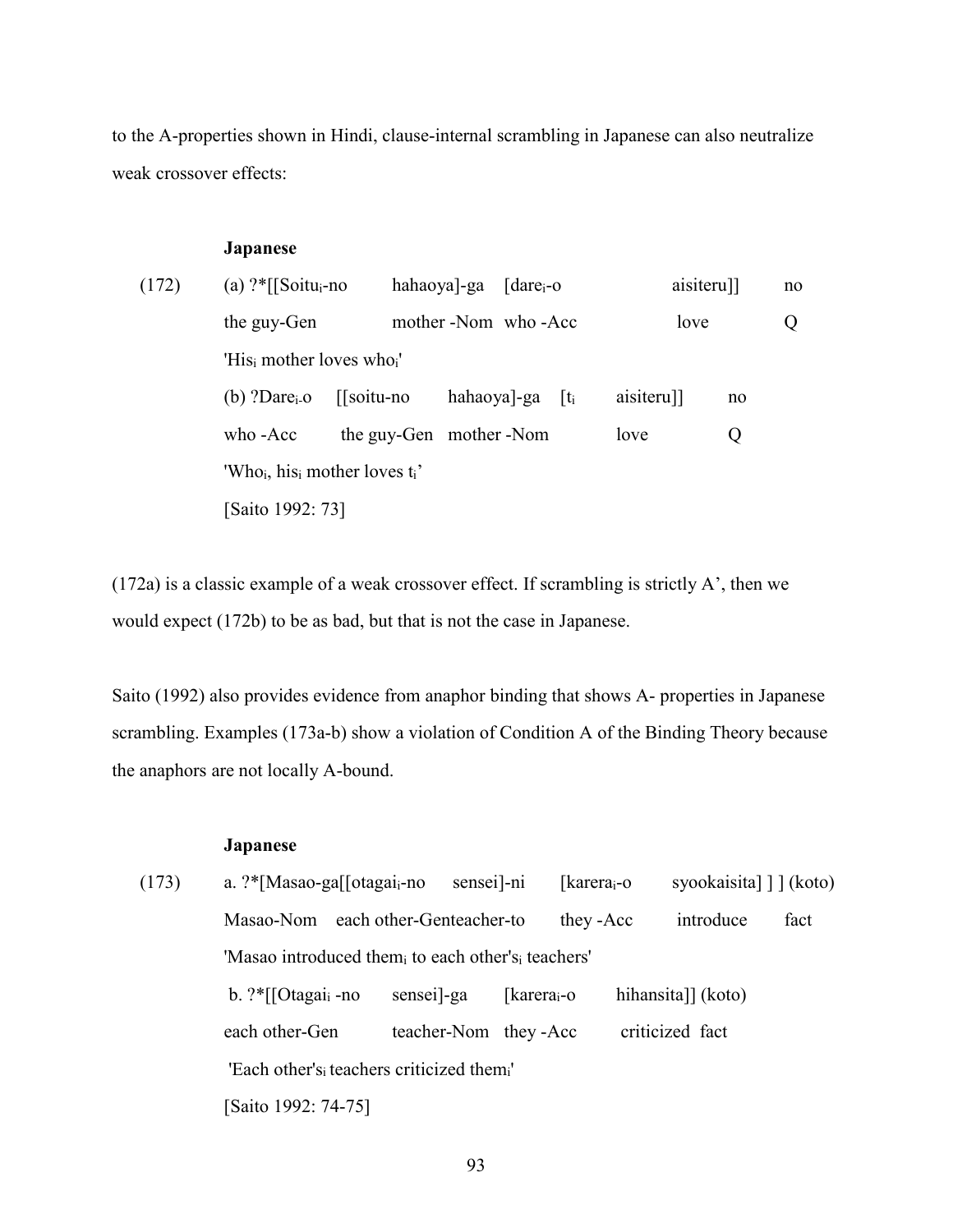to the A-properties shown in Hindi, clause-internal scrambling in Japanese can also neutralize weak crossover effects:

**Japanese**

(172) (a) ?*[[Soitu$_i$-no hahaoya]-ga [dare$_i$-o aisiteru]] no
the guy-Gen mother -Nom who -Acc love Q
'His$_i$ mother loves who$_i$'

(b) ?Dare$_i$-o [[soitu-no hahaoya]-ga [t$_i$ aisiteru]] no
who -Acc the guy-Gen mother -Nom love Q
'Who$_i$, his$_i$ mother loves t$_i$'

[Saito 1992: 73]

(172a) is a classic example of a weak crossover effect. If scrambling is strictly A', then we would expect (172b) to be as bad, but that is not the case in Japanese.

Saito (1992) also provides evidence from anaphor binding that shows A- properties in Japanese scrambling. Examples (173a-b) show a violation of Condition A of the Binding Theory because the anaphors are not locally A-bound.

**Japanese**

(173) a. ?*[Masao-ga[[otagai$_i$-no sensei]-ni [karera$_i$-o syookaisita] ] ] (koto)
Masao-Nom each other-Genteacher-to they -Acc introduce fact
'Masao introduced them$_i$ to each other's$_i$ teachers'

b. ?*[[Otagai$_i$ -no sensei]-ga [karera$_i$-o hihansita]] (koto)
each other-Gen teacher-Nom they -Acc criticized fact
'Each other's$_i$ teachers criticized them$_i$'

[Saito 1992: 74-75]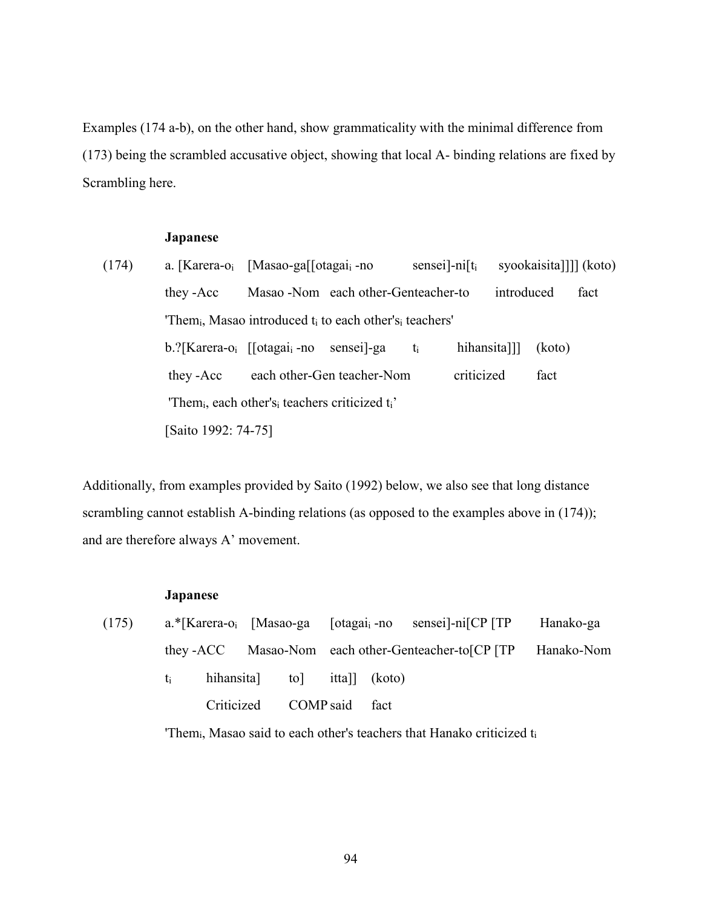Examples (174 a-b), on the other hand, show grammaticality with the minimal difference from (173) being the scrambled accusative object, showing that local A- binding relations are fixed by Scrambling here.

**Japanese**

(174) a. [Karera-o$_i$ [Masao-ga[[otagai$_i$ -no sensei]-ni[t$_i$ syookaisita]]]] (koto)
they -Acc Masao -Nom each other-Genteacher-to introduced fact
'Them$_i$, Masao introduced t$_i$ to each other's$_i$ teachers'

b.?[Karera-o$_i$ [[otagai$_i$ -no sensei]-ga t$_i$ hihansita]]] (koto)
they -Acc each other-Gen teacher-Nom criticized fact
'Them$_i$, each other's$_i$ teachers criticized t$_i$'

[Saito 1992: 74-75]

Additionally, from examples provided by Saito (1992) below, we also see that long distance scrambling cannot establish A-binding relations (as opposed to the examples above in (174)); and are therefore always A' movement.

**Japanese**

(175) a.*[Karera-o$_i$ [Masao-ga [otagai$_i$ -no sensei]-ni[CP [TP Hanako-ga
they -ACC Masao-Nom each other-Genteacher-to[CP [TP Hanako-Nom
t$_i$ hihansita] to] itta]] (koto)
Criticized COMP said fact

'Them$_i$, Masao said to each other's teachers that Hanako criticized t$_i$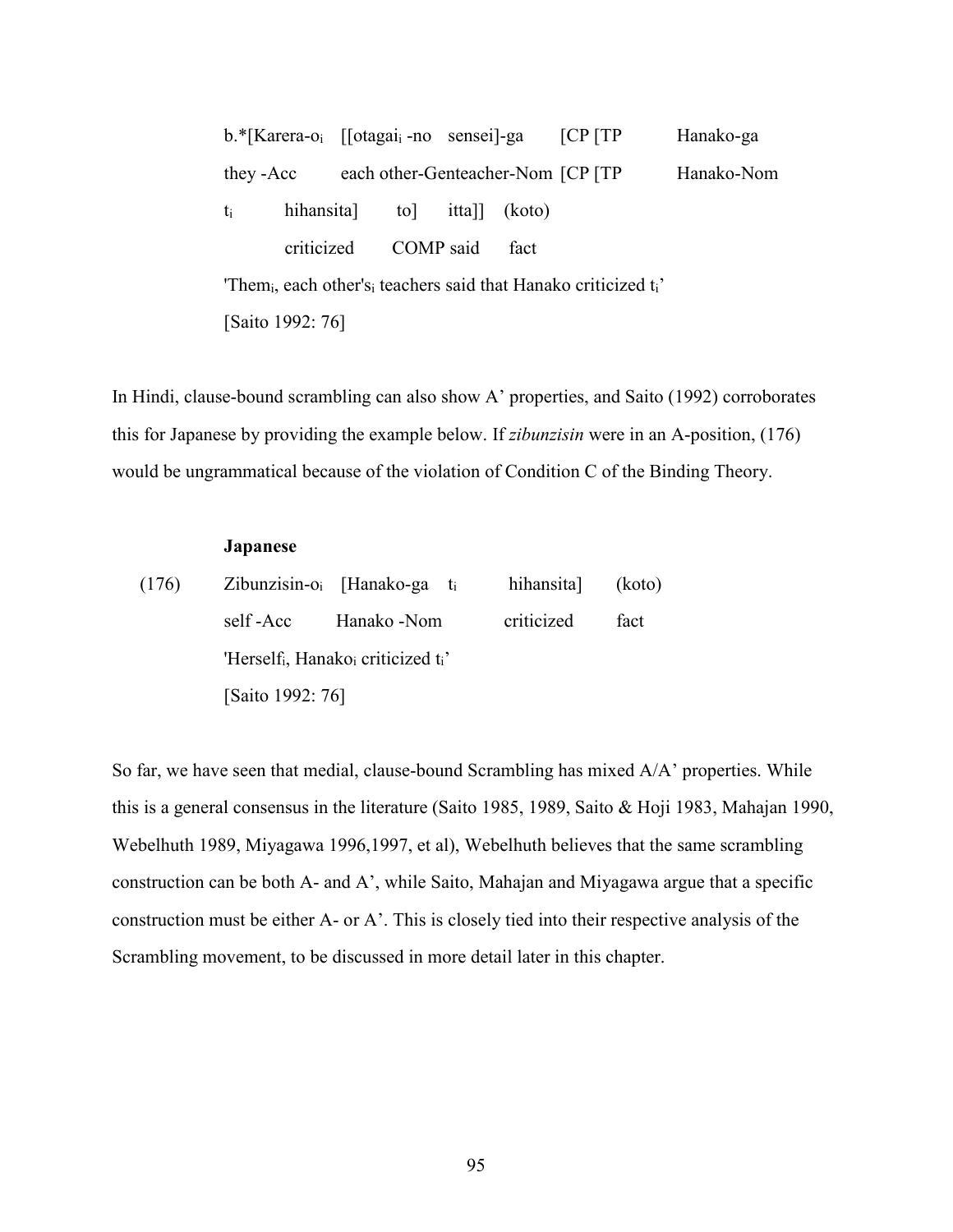b.*[Karera-o$_i$ [[otagai$_i$ -no sensei]-ga [CP [TP Hanako-ga

they -Acc each other-Genteacher-Nom [CP [TP Hanako-Nom

t$_i$ hihansita] to] itta]] (koto)

criticized COMP said fact

'Them$_i$, each other's$_i$ teachers said that Hanako criticized t$_i$'

[Saito 1992: 76]

In Hindi, clause-bound scrambling can also show A' properties, and Saito (1992) corroborates this for Japanese by providing the example below. If *zibunzisin* were in an A-position, (176) would be ungrammatical because of the violation of Condition C of the Binding Theory.

**Japanese**

(176) Zibunzisin-o$_i$ [Hanako-ga t$_i$ hihansita] (koto)

self -Acc Hanako -Nom criticized fact

'Herself$_i$, Hanako$_i$ criticized t$_i$'

[Saito 1992: 76]

So far, we have seen that medial, clause-bound Scrambling has mixed A/A' properties. While this is a general consensus in the literature (Saito 1985, 1989, Saito & Hoji 1983, Mahajan 1990, Webelhuth 1989, Miyagawa 1996,1997, et al), Webelhuth believes that the same scrambling construction can be both A- and A', while Saito, Mahajan and Miyagawa argue that a specific construction must be either A- or A'. This is closely tied into their respective analysis of the Scrambling movement, to be discussed in more detail later in this chapter.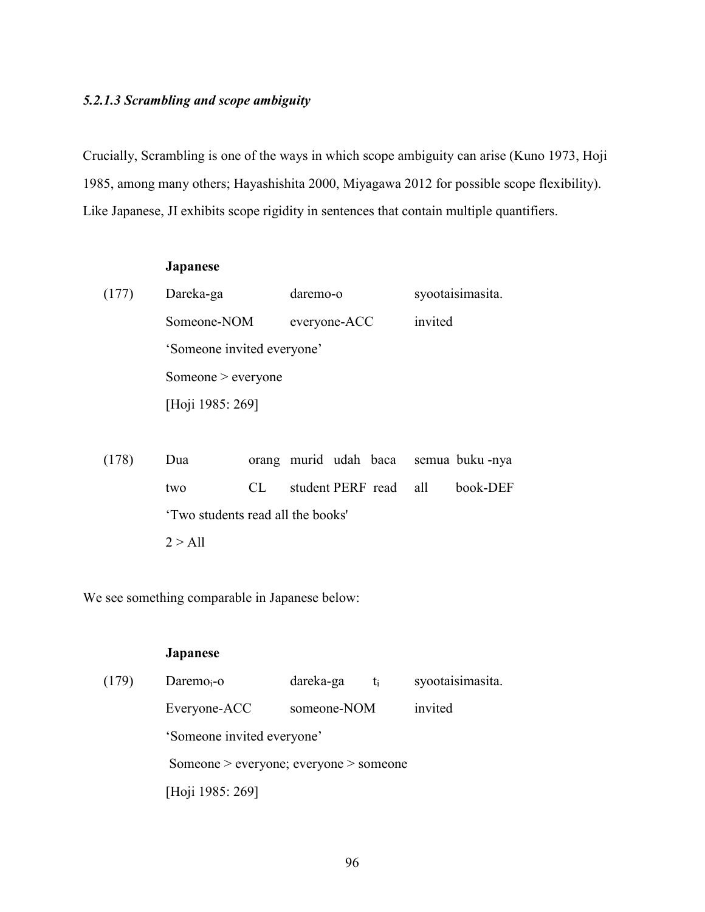#### *5.2.1.3 Scrambling and scope ambiguity*

Crucially, Scrambling is one of the ways in which scope ambiguity can arise (Kuno 1973, Hoji 1985, among many others; Hayashishita 2000, Miyagawa 2012 for possible scope flexibility). Like Japanese, JI exhibits scope rigidity in sentences that contain multiple quantifiers.

**Japanese**

(177) Dareka-ga daremo-o syootaisimasita.
Someone-NOM everyone-ACC invited
'Someone invited everyone'
Someone > everyone
[Hoji 1985: 269]

(178) Dua orang murid udah baca semua buku -nya
two CL student PERF read all book-DEF
'Two students read all the books'
2 > All

We see something comparable in Japanese below:

**Japanese**

(179) Daremo$_i$-o dareka-ga $t_i$ syootaisimasita.
Everyone-ACC someone-NOM invited
'Someone invited everyone'
Someone > everyone; everyone > someone
[Hoji 1985: 269]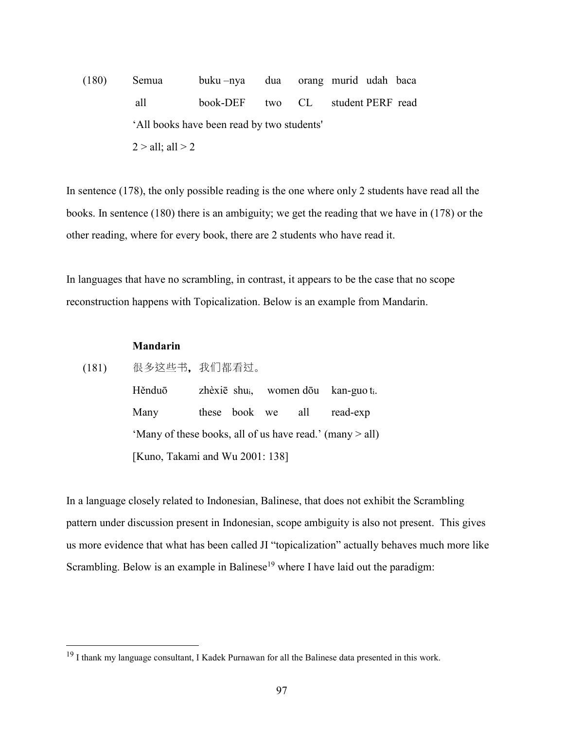(180) Semua buku –nya dua orang murid udah baca
all book-DEF two CL student PERF read
'All books have been read by two students'
2 > all; all > 2

In sentence (178), the only possible reading is the one where only 2 students have read all the books. In sentence (180) there is an ambiguity; we get the reading that we have in (178) or the other reading, where for every book, there are 2 students who have read it.

In languages that have no scrambling, in contrast, it appears to be the case that no scope reconstruction happens with Topicalization. Below is an example from Mandarin.

**Mandarin**

(181) 很多这些书，我们都看过。
Hěnduō zhèxiē shu$_i$, women dōu kan-guo t$_i$.
Many these book we all read-exp
'Many of these books, all of us have read.' (many > all)
[Kuno, Takami and Wu 2001: 138]

In a language closely related to Indonesian, Balinese, that does not exhibit the Scrambling pattern under discussion present in Indonesian, scope ambiguity is also not present. This gives us more evidence that what has been called JI "topicalization" actually behaves much more like Scrambling. Below is an example in Balinese[19] where I have laid out the paradigm:

[19] I thank my language consultant, I Kadek Purnawan for all the Balinese data presented in this work.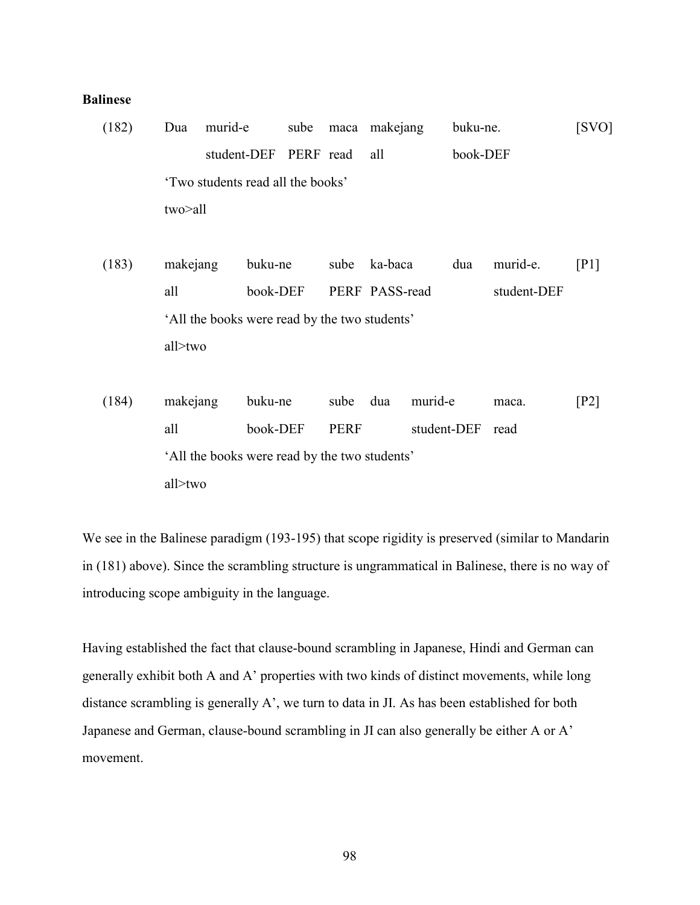**Balinese**

(182) Dua murid-e sube maca makejang buku-ne. [SVO]
    student-DEF PERF read all book-DEF
    'Two students read all the books'
    two>all

(183) makejang buku-ne sube ka-baca dua murid-e. [P1]
    all book-DEF PERF PASS-read student-DEF
    'All the books were read by the two students'
    all>two

(184) makejang buku-ne sube dua murid-e maca. [P2]
    all book-DEF PERF student-DEF read
    'All the books were read by the two students'
    all>two

We see in the Balinese paradigm (193-195) that scope rigidity is preserved (similar to Mandarin in (181) above). Since the scrambling structure is ungrammatical in Balinese, there is no way of introducing scope ambiguity in the language.

Having established the fact that clause-bound scrambling in Japanese, Hindi and German can generally exhibit both A and A' properties with two kinds of distinct movements, while long distance scrambling is generally A', we turn to data in JI. As has been established for both Japanese and German, clause-bound scrambling in JI can also generally be either A or A' movement.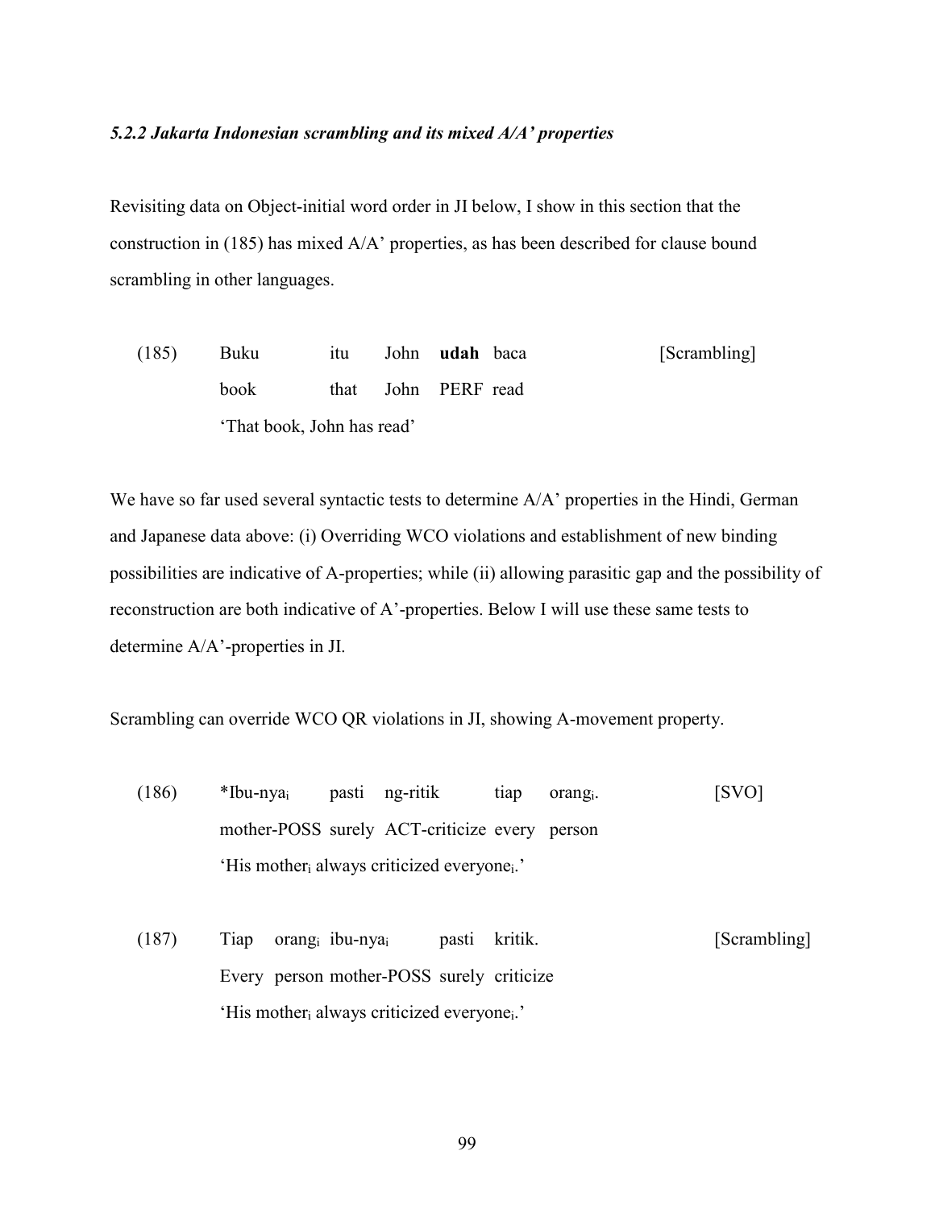### *5.2.2 Jakarta Indonesian scrambling and its mixed A/A' properties*

Revisiting data on Object-initial word order in JI below, I show in this section that the construction in (185) has mixed A/A' properties, as has been described for clause bound scrambling in other languages.

(185) Buku itu John **udah** baca [Scrambling]
book that John PERF read
'That book, John has read'

We have so far used several syntactic tests to determine A/A' properties in the Hindi, German and Japanese data above: (i) Overriding WCO violations and establishment of new binding possibilities are indicative of A-properties; while (ii) allowing parasitic gap and the possibility of reconstruction are both indicative of A'-properties. Below I will use these same tests to determine A/A'-properties in JI.

Scrambling can override WCO QR violations in JI, showing A-movement property.

(186) *Ibu-nya$_i$ pasti ng-ritik tiap orang$_i$. [SVO]
mother-POSS surely ACT-criticize every person
'His mother$_i$ always criticized everyone$_i$.'

(187) Tiap orang$_i$ ibu-nya$_i$ pasti kritik. [Scrambling]
Every person mother-POSS surely criticize
'His mother$_i$ always criticized everyone$_i$.'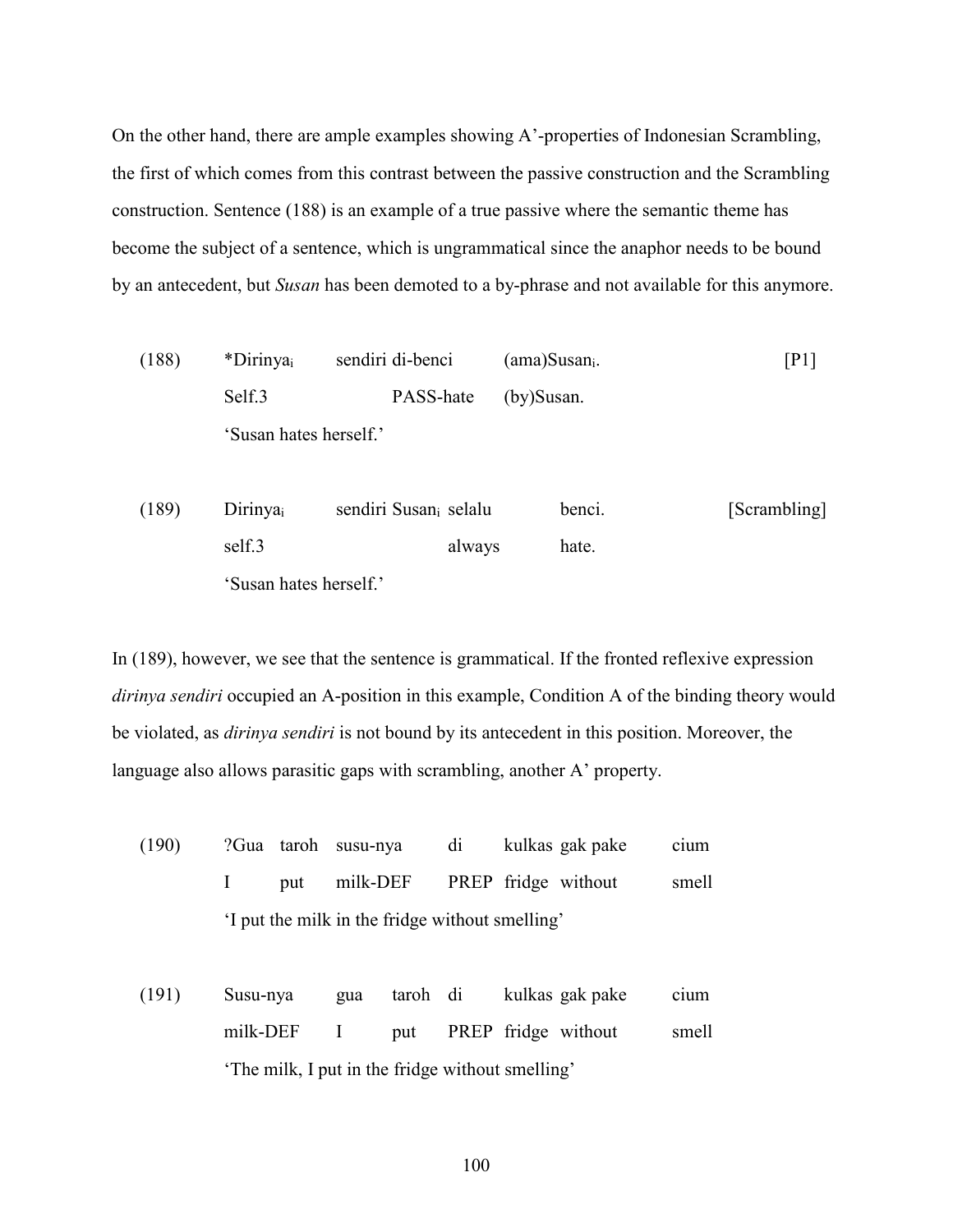On the other hand, there are ample examples showing A'-properties of Indonesian Scrambling, the first of which comes from this contrast between the passive construction and the Scrambling construction. Sentence (188) is an example of a true passive where the semantic theme has become the subject of a sentence, which is ungrammatical since the anaphor needs to be bound by an antecedent, but *Susan* has been demoted to a by-phrase and not available for this anymore.

(188) *Dirinya$_i$ sendiri di-benci (ama)Susan$_i$. [P1]
Self.3 PASS-hate (by)Susan.
'Susan hates herself.'

(189) Dirinya$_i$ sendiri Susan$_i$ selalu benci. [Scrambling]
self.3 always hate.
'Susan hates herself.'

In (189), however, we see that the sentence is grammatical. If the fronted reflexive expression *dirinya sendiri* occupied an A-position in this example, Condition A of the binding theory would be violated, as *dirinya sendiri* is not bound by its antecedent in this position. Moreover, the language also allows parasitic gaps with scrambling, another A' property.

(190) ?Gua taroh susu-nya di kulkas gak pake cium
I put milk-DEF PREP fridge without smell
'I put the milk in the fridge without smelling'

(191) Susu-nya gua taroh di kulkas gak pake cium
milk-DEF I put PREP fridge without smell
'The milk, I put in the fridge without smelling'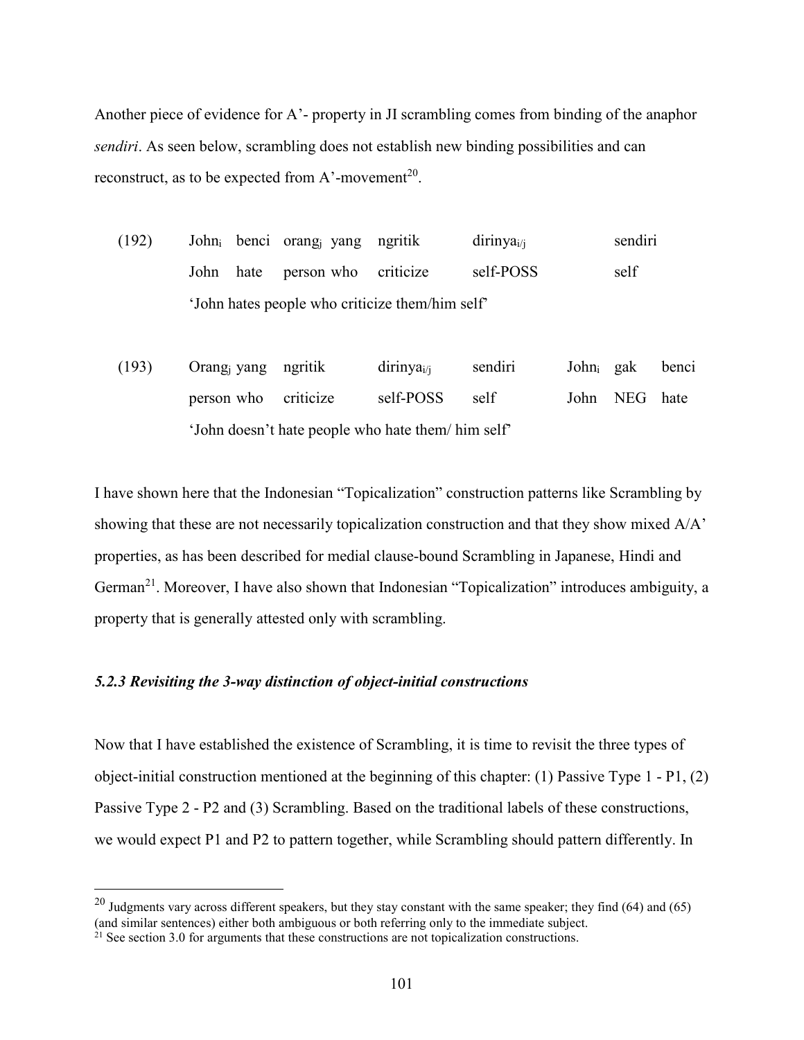Another piece of evidence for A'- property in JI scrambling comes from binding of the anaphor *sendiri*. As seen below, scrambling does not establish new binding possibilities and can reconstruct, as to be expected from A'-movement[20].

(192) John$_i$ benci orang$_j$ yang ngritik dirinya$_{i/j}$ sendiri
John hate person who criticize self-POSS self
'John hates people who criticize them/him self'

(193) Orang$_j$ yang ngritik dirinya$_{i/j}$ sendiri John$_i$ gak benci
person who criticize self-POSS self John NEG hate
'John doesn't hate people who hate them/ him self'

I have shown here that the Indonesian "Topicalization" construction patterns like Scrambling by showing that these are not necessarily topicalization construction and that they show mixed A/A' properties, as has been described for medial clause-bound Scrambling in Japanese, Hindi and German[21]. Moreover, I have also shown that Indonesian "Topicalization" introduces ambiguity, a property that is generally attested only with scrambling.

### *5.2.3 Revisiting the 3-way distinction of object-initial constructions*

Now that I have established the existence of Scrambling, it is time to revisit the three types of object-initial construction mentioned at the beginning of this chapter: (1) Passive Type 1 - P1, (2) Passive Type 2 - P2 and (3) Scrambling. Based on the traditional labels of these constructions, we would expect P1 and P2 to pattern together, while Scrambling should pattern differently. In

[20] Judgments vary across different speakers, but they stay constant with the same speaker; they find (64) and (65) (and similar sentences) either both ambiguous or both referring only to the immediate subject.

[21] See section 3.0 for arguments that these constructions are not topicalization constructions.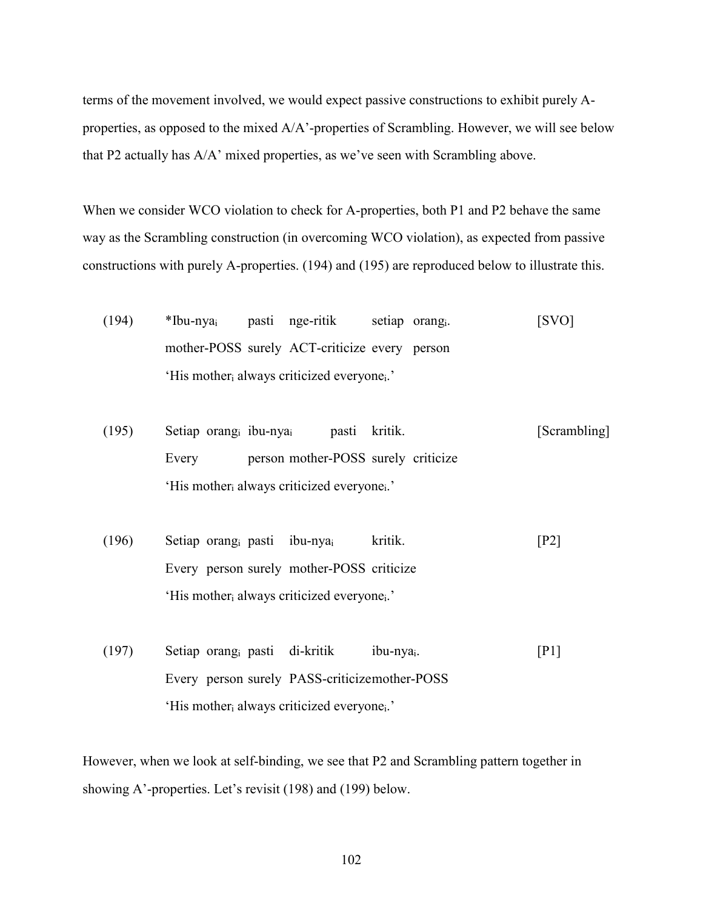terms of the movement involved, we would expect passive constructions to exhibit purely A-properties, as opposed to the mixed A/A'-properties of Scrambling. However, we will see below that P2 actually has A/A' mixed properties, as we've seen with Scrambling above.

When we consider WCO violation to check for A-properties, both P1 and P2 behave the same way as the Scrambling construction (in overcoming WCO violation), as expected from passive constructions with purely A-properties. (194) and (195) are reproduced below to illustrate this.

(194) *Ibu-nya$_i$ pasti nge-ritik setiap orang$_i$. [SVO]
mother-POSS surely ACT-criticize every person
'His mother$_i$ always criticized everyone$_i$.'

(195) Setiap orang$_i$ ibu-nya$_i$ pasti kritik. [Scrambling]
Every person mother-POSS surely criticize
'His mother$_i$ always criticized everyone$_i$.'

(196) Setiap orang$_i$ pasti ibu-nya$_i$ kritik. [P2]
Every person surely mother-POSS criticize
'His mother$_i$ always criticized everyone$_i$.'

(197) Setiap orang$_i$ pasti di-kritik ibu-nya$_i$. [P1]
Every person surely PASS-criticize mother-POSS
'His mother$_i$ always criticized everyone$_i$.'

However, when we look at self-binding, we see that P2 and Scrambling pattern together in showing A'-properties. Let's revisit (198) and (199) below.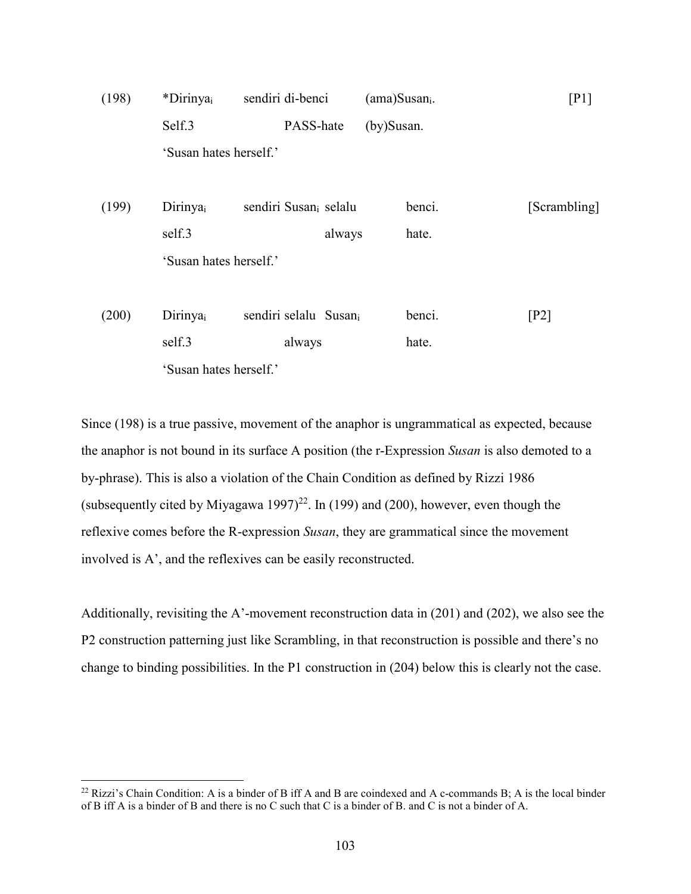(198) *Dirinya$_i$ sendiri di-benci (ama)Susan$_i$. [P1]
Self.3 PASS-hate (by)Susan.
'Susan hates herself.'

(199) Dirinya$_i$ sendiri Susan$_i$ selalu benci. [Scrambling]
self.3 always hate.
'Susan hates herself.'

(200) Dirinya$_i$ sendiri selalu Susan$_i$ benci. [P2]
self.3 always hate.
'Susan hates herself.'

Since (198) is a true passive, movement of the anaphor is ungrammatical as expected, because the anaphor is not bound in its surface A position (the r-Expression *Susan* is also demoted to a by-phrase). This is also a violation of the Chain Condition as defined by Rizzi 1986 (subsequently cited by Miyagawa 1997)[22]. In (199) and (200), however, even though the reflexive comes before the R-expression *Susan*, they are grammatical since the movement involved is A', and the reflexives can be easily reconstructed.

Additionally, revisiting the A'-movement reconstruction data in (201) and (202), we also see the P2 construction patterning just like Scrambling, in that reconstruction is possible and there's no change to binding possibilities. In the P1 construction in (204) below this is clearly not the case.

[22] Rizzi's Chain Condition: A is a binder of B iff A and B are coindexed and A c-commands B; A is the local binder of B iff A is a binder of B and there is no C such that C is a binder of B. and C is not a binder of A.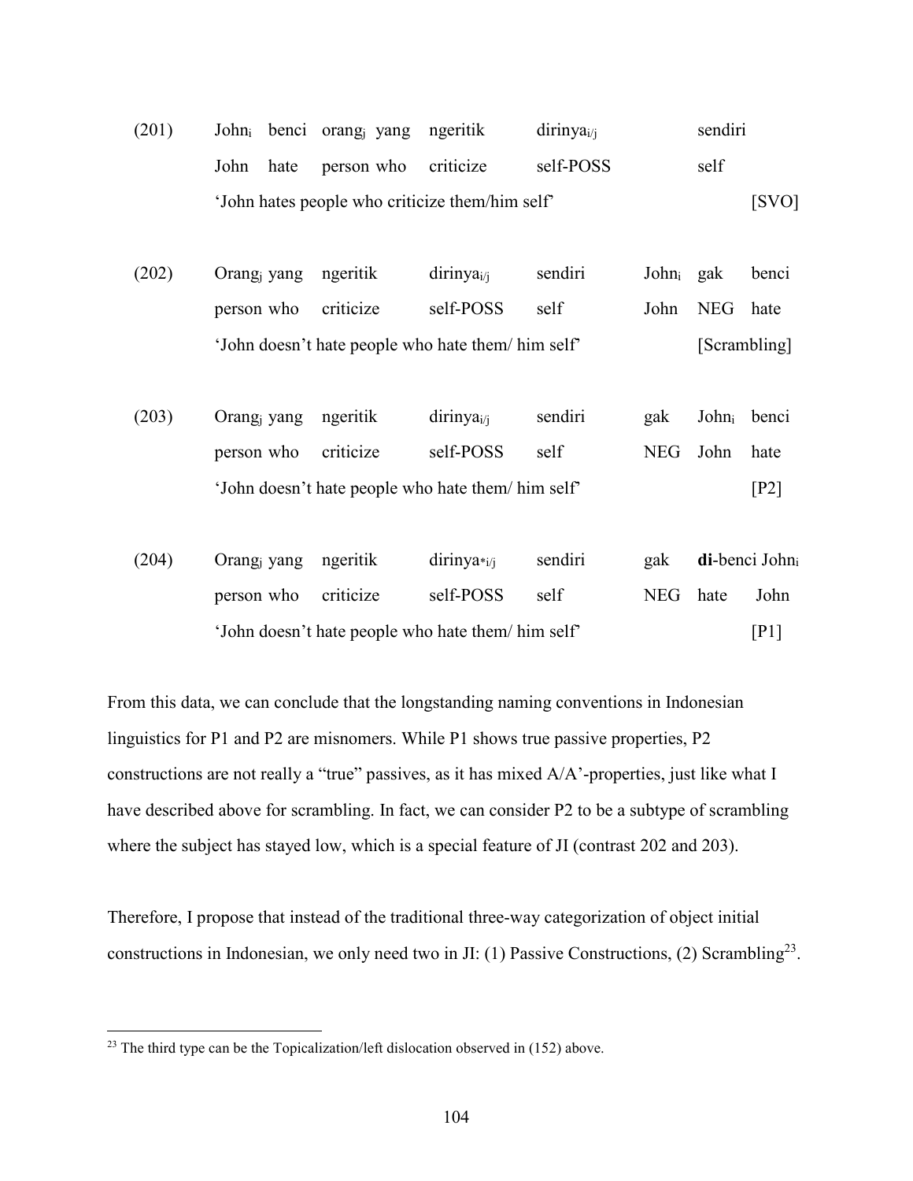(201) John$_i$ benci orang$_j$ yang ngeritik dirinya$_{i/j}$ sendiri
John hate person who criticize self-POSS self
'John hates people who criticize them/him self' [SVO]

(202) Orang$_j$ yang ngeritik dirinya$_{i/j}$ sendiri John$_i$ gak benci
person who criticize self-POSS self John NEG hate
'John doesn't hate people who hate them/ him self' [Scrambling]

(203) Orang$_j$ yang ngeritik dirinya$_{i/j}$ sendiri gak John$_i$ benci
person who criticize self-POSS self NEG John hate
'John doesn't hate people who hate them/ him self' [P2]

(204) Orang$_j$ yang ngeritik dirinya$_{*i/j}$ sendiri gak **di**-benci John$_i$
person who criticize self-POSS self NEG hate John
'John doesn't hate people who hate them/ him self' [P1]

From this data, we can conclude that the longstanding naming conventions in Indonesian linguistics for P1 and P2 are misnomers. While P1 shows true passive properties, P2 constructions are not really a "true" passives, as it has mixed A/A'-properties, just like what I have described above for scrambling. In fact, we can consider P2 to be a subtype of scrambling where the subject has stayed low, which is a special feature of JI (contrast 202 and 203).

Therefore, I propose that instead of the traditional three-way categorization of object initial constructions in Indonesian, we only need two in JI: (1) Passive Constructions, (2) Scrambling[23].

[23] The third type can be the Topicalization/left dislocation observed in (152) above.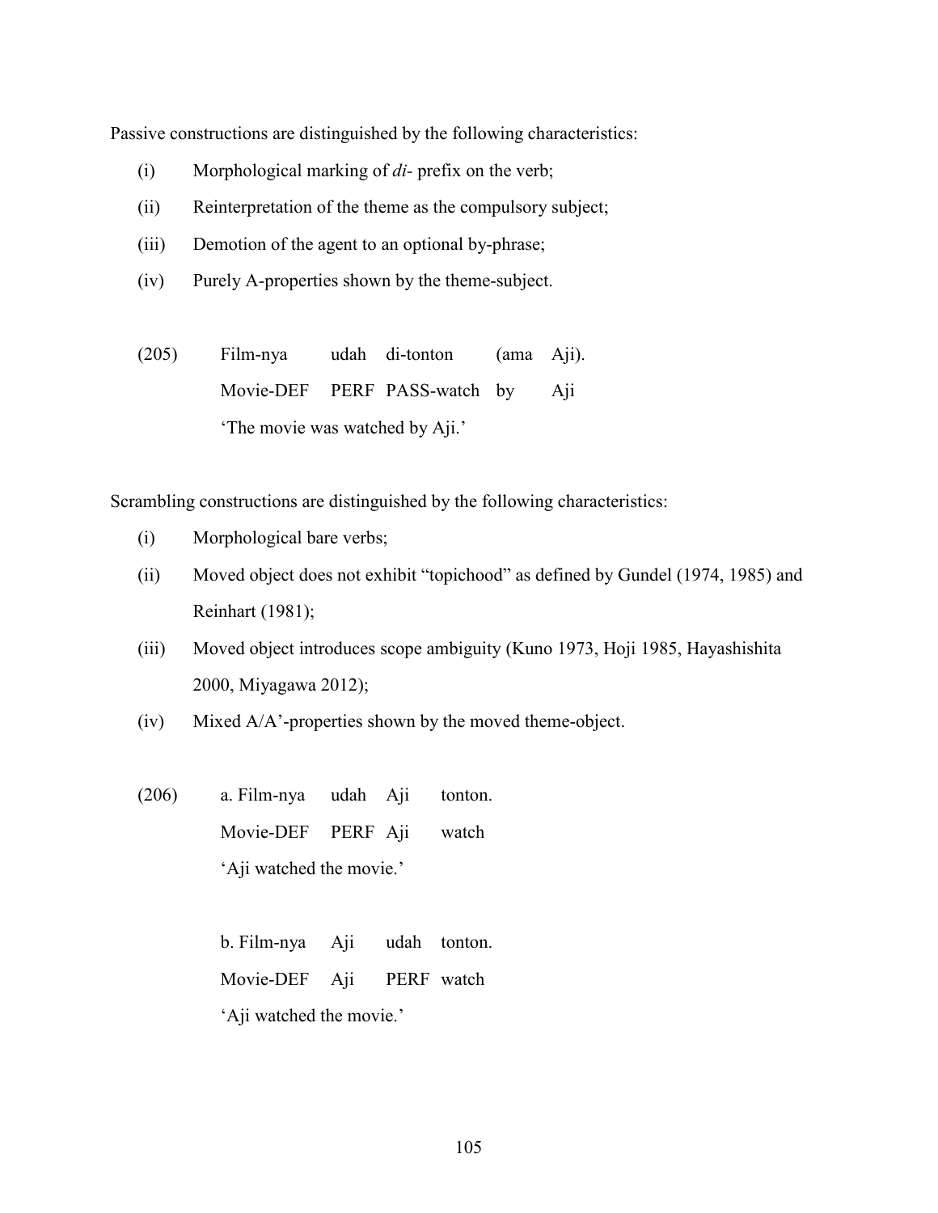Passive constructions are distinguished by the following characteristics:

(i) Morphological marking of *di-* prefix on the verb;

(ii) Reinterpretation of the theme as the compulsory subject;

(iii) Demotion of the agent to an optional by-phrase;

(iv) Purely A-properties shown by the theme-subject.

(205)

| Film-nya | udah | di-tonton | (ama | Aji). |
|---|---|---|---|---|
| Movie-DEF | PERF | PASS-watch | by | Aji |

'The movie was watched by Aji.'

Scrambling constructions are distinguished by the following characteristics:

(i) Morphological bare verbs;

(ii) Moved object does not exhibit "topichood" as defined by Gundel (1974, 1985) and Reinhart (1981);

(iii) Moved object introduces scope ambiguity (Kuno 1973, Hoji 1985, Hayashishita 2000, Miyagawa 2012);

(iv) Mixed A/A'-properties shown by the moved theme-object.

(206)

a.

| Film-nya | udah | Aji | tonton. |
|---|---|---|---|
| Movie-DEF | PERF | Aji | watch |

'Aji watched the movie.'

b.

| Film-nya | Aji | udah | tonton. |
|---|---|---|---|
| Movie-DEF | Aji | PERF | watch |

'Aji watched the movie.'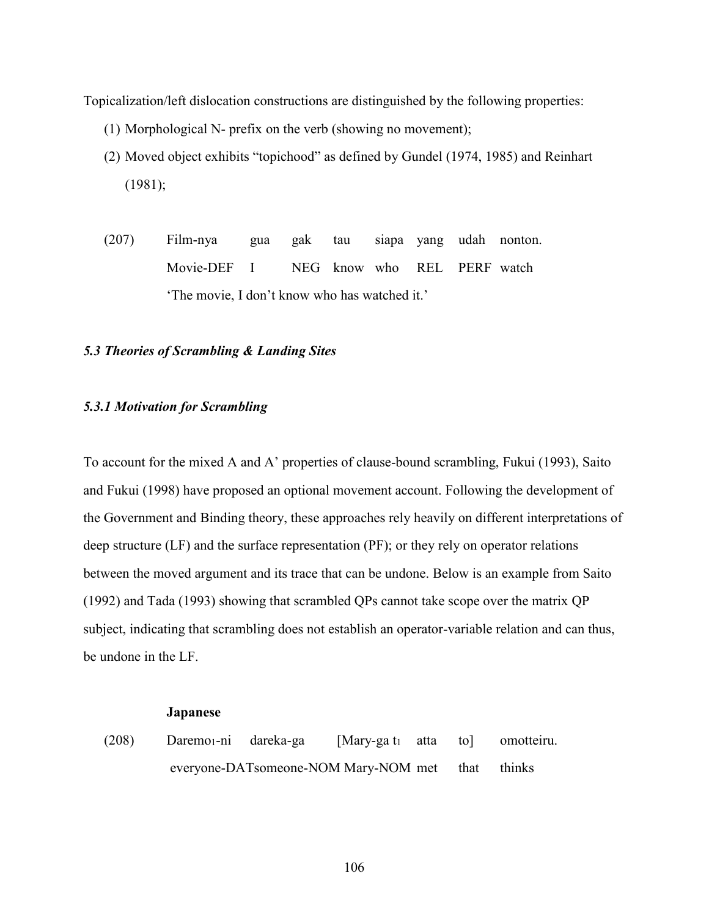Topicalization/left dislocation constructions are distinguished by the following properties:

(1) Morphological N- prefix on the verb (showing no movement);

(2) Moved object exhibits "topichood" as defined by Gundel (1974, 1985) and Reinhart (1981);

(207) Film-nya gua gak tau siapa yang udah nonton.
Movie-DEF I NEG know who REL PERF watch
'The movie, I don't know who has watched it.'

### *5.3 Theories of Scrambling & Landing Sites*

#### *5.3.1 Motivation for Scrambling*

To account for the mixed A and A' properties of clause-bound scrambling, Fukui (1993), Saito and Fukui (1998) have proposed an optional movement account. Following the development of the Government and Binding theory, these approaches rely heavily on different interpretations of deep structure (LF) and the surface representation (PF); or they rely on operator relations between the moved argument and its trace that can be undone. Below is an example from Saito (1992) and Tada (1993) showing that scrambled QPs cannot take scope over the matrix QP subject, indicating that scrambling does not establish an operator-variable relation and can thus, be undone in the LF.

**Japanese**

(208) $Daremo_1$-ni dareka-ga [Mary-ga $t_1$ atta to] omotteiru.
everyone-DATsomeone-NOM Mary-NOM met that thinks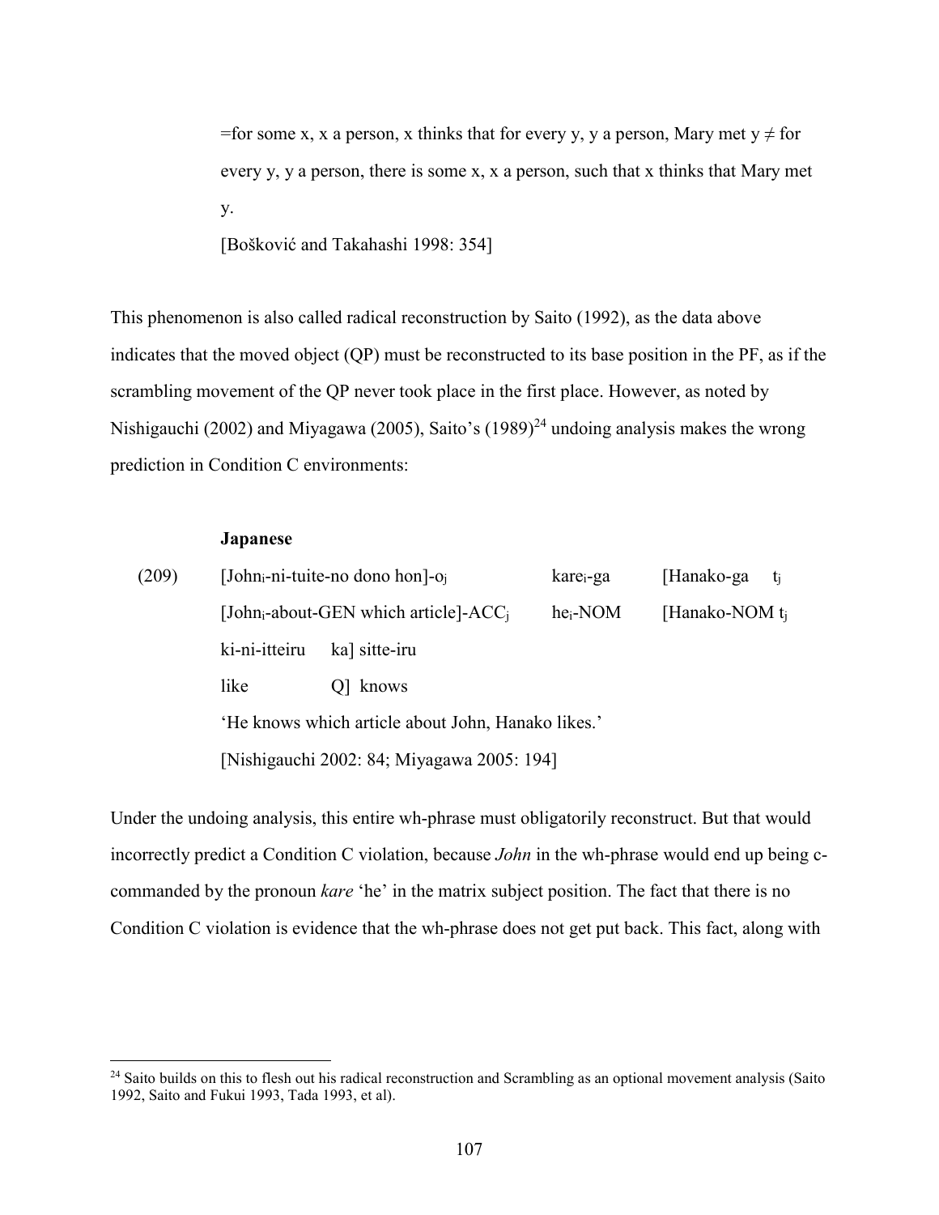=for some x, x a person, x thinks that for every y, y a person, Mary met y ≠ for every y, y a person, there is some x, x a person, such that x thinks that Mary met y.

[Bošković and Takahashi 1998: 354]

This phenomenon is also called radical reconstruction by Saito (1992), as the data above indicates that the moved object (QP) must be reconstructed to its base position in the PF, as if the scrambling movement of the QP never took place in the first place. However, as noted by Nishigauchi (2002) and Miyagawa (2005), Saito's (1989)[24] undoing analysis makes the wrong prediction in Condition C environments:

**Japanese**

(209) [John$_i$-ni-tuite-no dono hon]-o$_j$ kare$_i$-ga [Hanako-ga $t_j$
[John$_i$-about-GEN which article]-ACC$_j$ he$_i$-NOM [Hanako-NOM $t_j$
ki-ni-itteiru ka] sitte-iru
like Q] knows
'He knows which article about John, Hanako likes.'
[Nishigauchi 2002: 84; Miyagawa 2005: 194]

Under the undoing analysis, this entire wh-phrase must obligatorily reconstruct. But that would incorrectly predict a Condition C violation, because *John* in the wh-phrase would end up being c-commanded by the pronoun *kare* 'he' in the matrix subject position. The fact that there is no Condition C violation is evidence that the wh-phrase does not get put back. This fact, along with

[24] Saito builds on this to flesh out his radical reconstruction and Scrambling as an optional movement analysis (Saito 1992, Saito and Fukui 1993, Tada 1993, et al).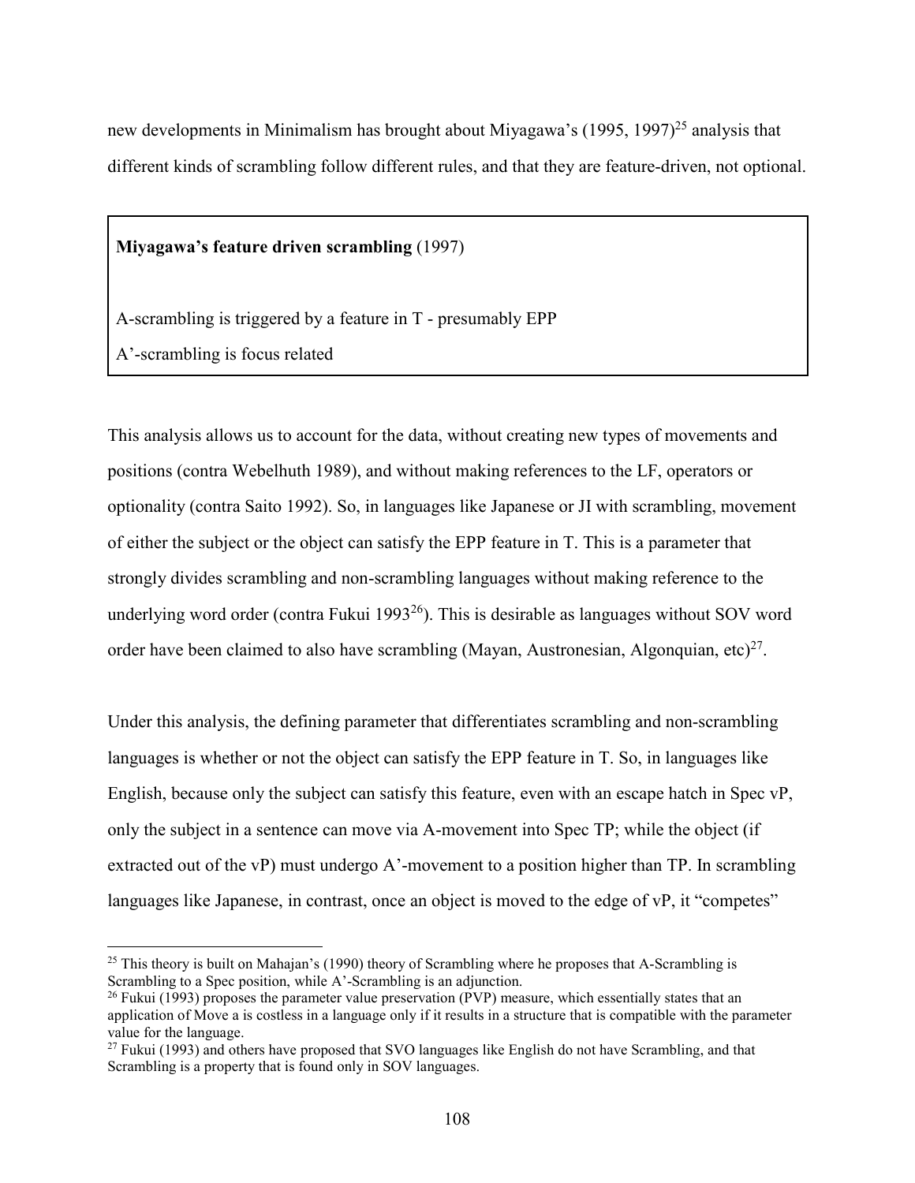new developments in Minimalism has brought about Miyagawa's (1995, 1997)[25] analysis that different kinds of scrambling follow different rules, and that they are feature-driven, not optional.

> **Miyagawa's feature driven scrambling** (1997)
>
> A-scrambling is triggered by a feature in T - presumably EPP
> A'-scrambling is focus related

This analysis allows us to account for the data, without creating new types of movements and positions (contra Webelhuth 1989), and without making references to the LF, operators or optionality (contra Saito 1992). So, in languages like Japanese or JI with scrambling, movement of either the subject or the object can satisfy the EPP feature in T. This is a parameter that strongly divides scrambling and non-scrambling languages without making reference to the underlying word order (contra Fukui 1993[26]). This is desirable as languages without SOV word order have been claimed to also have scrambling (Mayan, Austronesian, Algonquian, etc)[27].

Under this analysis, the defining parameter that differentiates scrambling and non-scrambling languages is whether or not the object can satisfy the EPP feature in T. So, in languages like English, because only the subject can satisfy this feature, even with an escape hatch in Spec vP, only the subject in a sentence can move via A-movement into Spec TP; while the object (if extracted out of the vP) must undergo A'-movement to a position higher than TP. In scrambling languages like Japanese, in contrast, once an object is moved to the edge of vP, it "competes"

---

[25] This theory is built on Mahajan's (1990) theory of Scrambling where he proposes that A-Scrambling is Scrambling to a Spec position, while A'-Scrambling is an adjunction.

[26] Fukui (1993) proposes the parameter value preservation (PVP) measure, which essentially states that an application of Move a is costless in a language only if it results in a structure that is compatible with the parameter value for the language.

[27] Fukui (1993) and others have proposed that SVO languages like English do not have Scrambling, and that Scrambling is a property that is found only in SOV languages.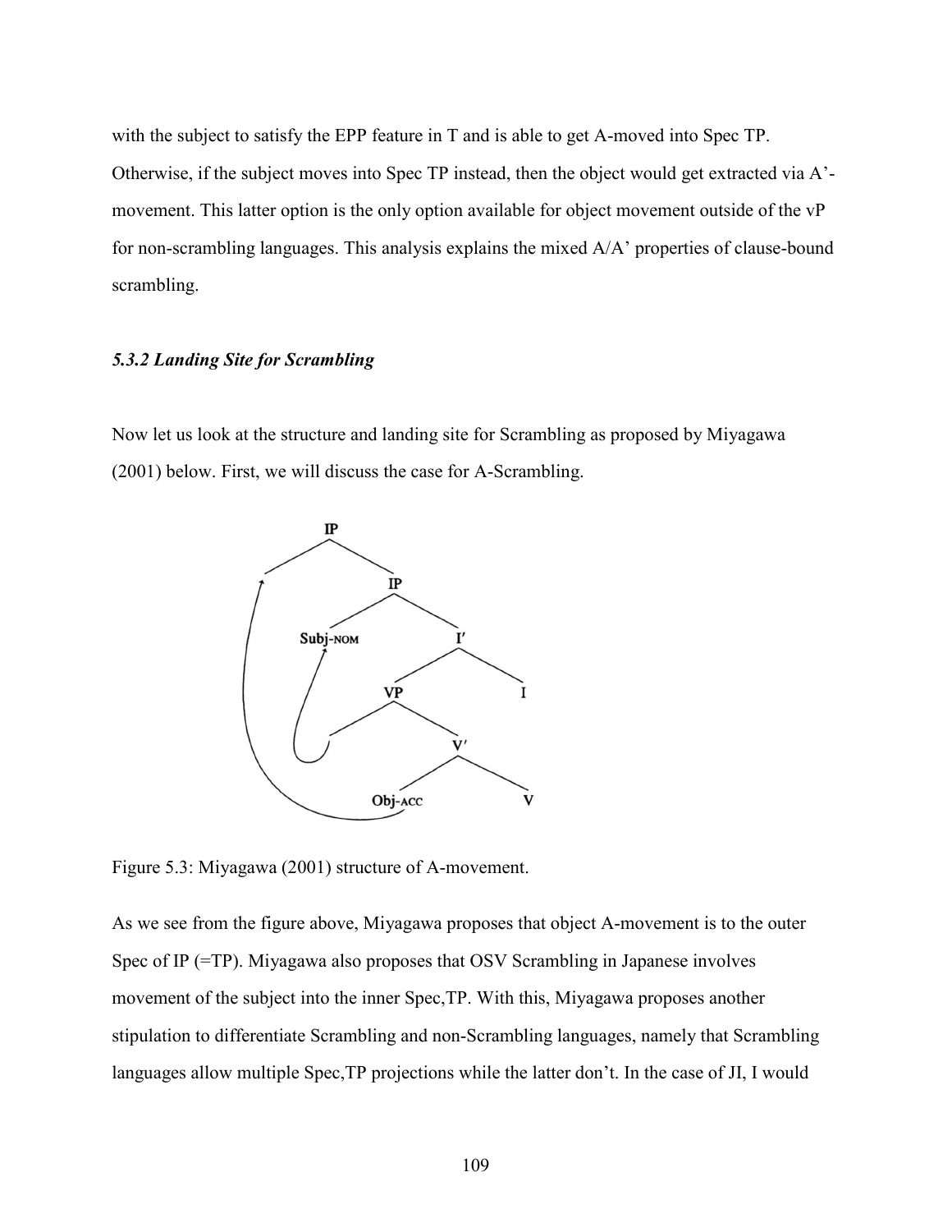with the subject to satisfy the EPP feature in T and is able to get A-moved into Spec TP. Otherwise, if the subject moves into Spec TP instead, then the object would get extracted via A'-movement. This latter option is the only option available for object movement outside of the vP for non-scrambling languages. This analysis explains the mixed A/A' properties of clause-bound scrambling.

### *5.3.2 Landing Site for Scrambling*

Now let us look at the structure and landing site for Scrambling as proposed by Miyagawa (2001) below. First, we will discuss the case for A-Scrambling.

Figure 5.3: Miyagawa (2001) structure of A-movement.

As we see from the figure above, Miyagawa proposes that object A-movement is to the outer Spec of IP (=TP). Miyagawa also proposes that OSV Scrambling in Japanese involves movement of the subject into the inner Spec,TP. With this, Miyagawa proposes another stipulation to differentiate Scrambling and non-Scrambling languages, namely that Scrambling languages allow multiple Spec,TP projections while the latter don't. In the case of JI, I would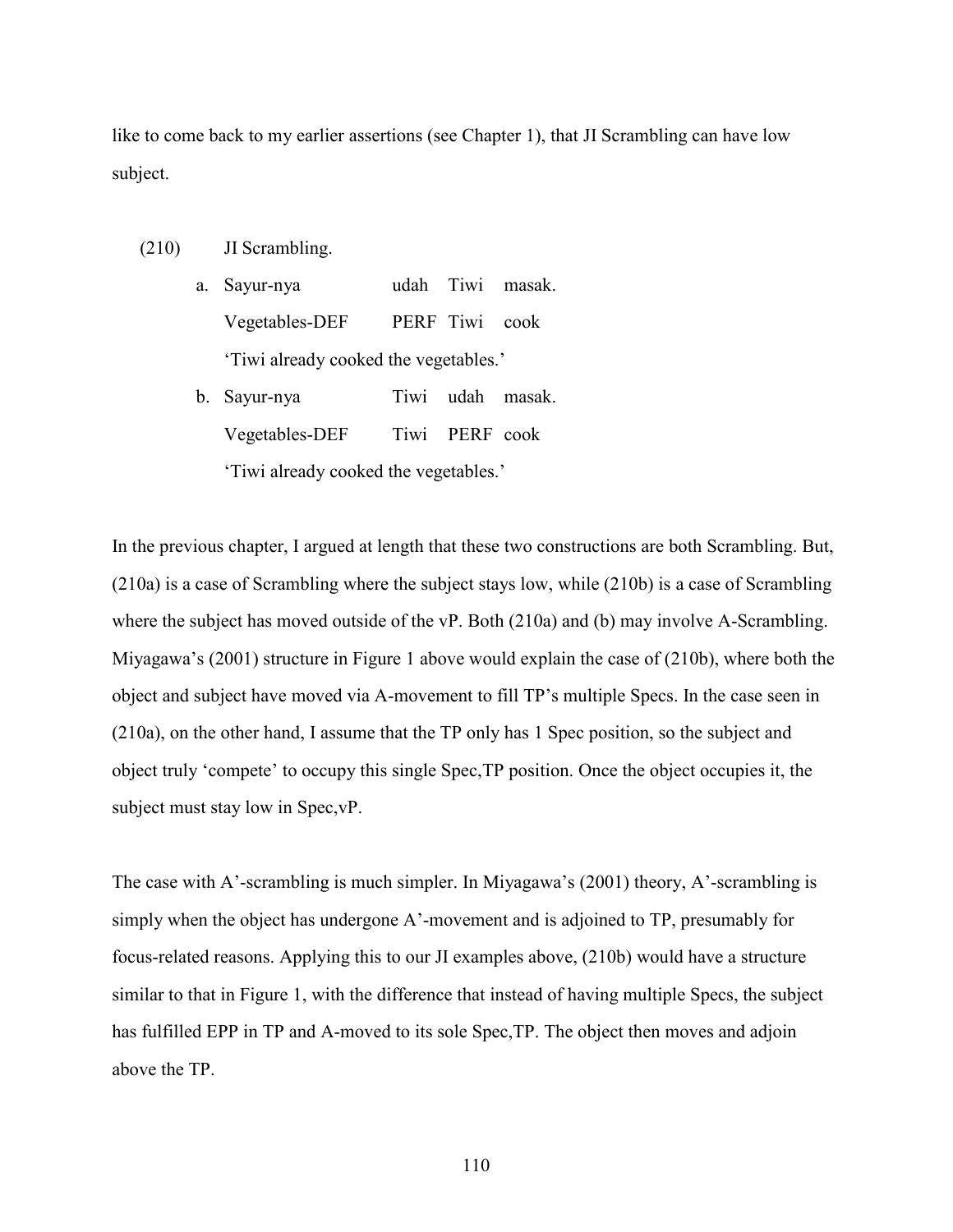like to come back to my earlier assertions (see Chapter 1), that JI Scrambling can have low subject.

(210) JI Scrambling.

a. Sayur-nya udah Tiwi masak.
   Vegetables-DEF PERF Tiwi cook
   'Tiwi already cooked the vegetables.'

b. Sayur-nya Tiwi udah masak.
   Vegetables-DEF Tiwi PERF cook
   'Tiwi already cooked the vegetables.'

In the previous chapter, I argued at length that these two constructions are both Scrambling. But, (210a) is a case of Scrambling where the subject stays low, while (210b) is a case of Scrambling where the subject has moved outside of the vP. Both (210a) and (b) may involve A-Scrambling. Miyagawa's (2001) structure in Figure 1 above would explain the case of (210b), where both the object and subject have moved via A-movement to fill TP's multiple Specs. In the case seen in (210a), on the other hand, I assume that the TP only has 1 Spec position, so the subject and object truly 'compete' to occupy this single Spec,TP position. Once the object occupies it, the subject must stay low in Spec,vP.

The case with A'-scrambling is much simpler. In Miyagawa's (2001) theory, A'-scrambling is simply when the object has undergone A'-movement and is adjoined to TP, presumably for focus-related reasons. Applying this to our JI examples above, (210b) would have a structure similar to that in Figure 1, with the difference that instead of having multiple Specs, the subject has fulfilled EPP in TP and A-moved to its sole Spec,TP. The object then moves and adjoin above the TP.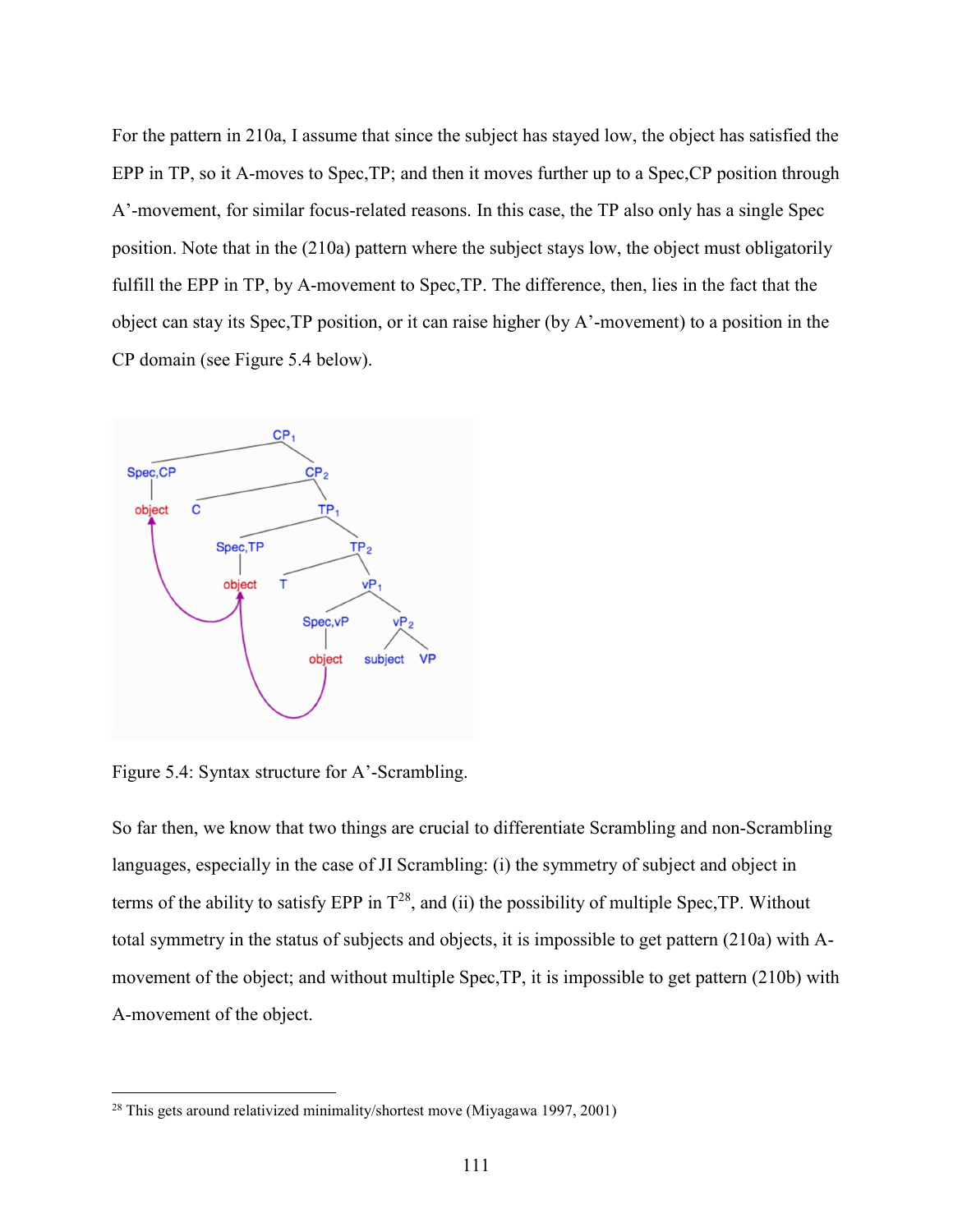For the pattern in 210a, I assume that since the subject has stayed low, the object has satisfied the EPP in TP, so it A-moves to Spec,TP; and then it moves further up to a Spec,CP position through A'-movement, for similar focus-related reasons. In this case, the TP also only has a single Spec position. Note that in the (210a) pattern where the subject stays low, the object must obligatorily fulfill the EPP in TP, by A-movement to Spec,TP. The difference, then, lies in the fact that the object can stay its Spec,TP position, or it can raise higher (by A'-movement) to a position in the CP domain (see Figure 5.4 below).

Figure 5.4: Syntax structure for A'-Scrambling.

So far then, we know that two things are crucial to differentiate Scrambling and non-Scrambling languages, especially in the case of JI Scrambling: (i) the symmetry of subject and object in terms of the ability to satisfy EPP in T[28], and (ii) the possibility of multiple Spec,TP. Without total symmetry in the status of subjects and objects, it is impossible to get pattern (210a) with A-movement of the object; and without multiple Spec,TP, it is impossible to get pattern (210b) with A-movement of the object.

[28] This gets around relativized minimality/shortest move (Miyagawa 1997, 2001)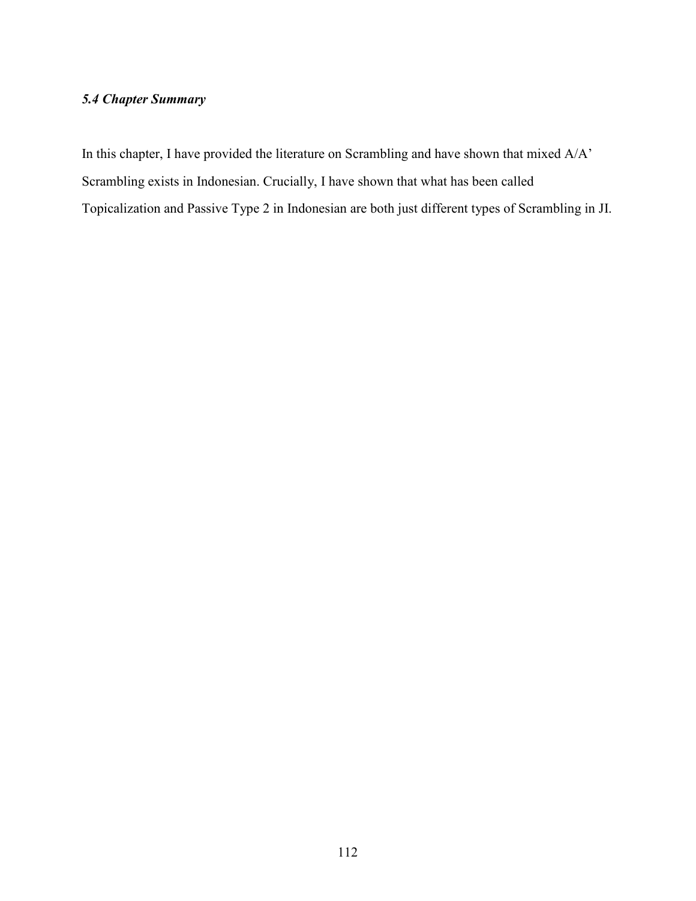### *5.4 Chapter Summary*

In this chapter, I have provided the literature on Scrambling and have shown that mixed A/A' Scrambling exists in Indonesian. Crucially, I have shown that what has been called Topicalization and Passive Type 2 in Indonesian are both just different types of Scrambling in JI.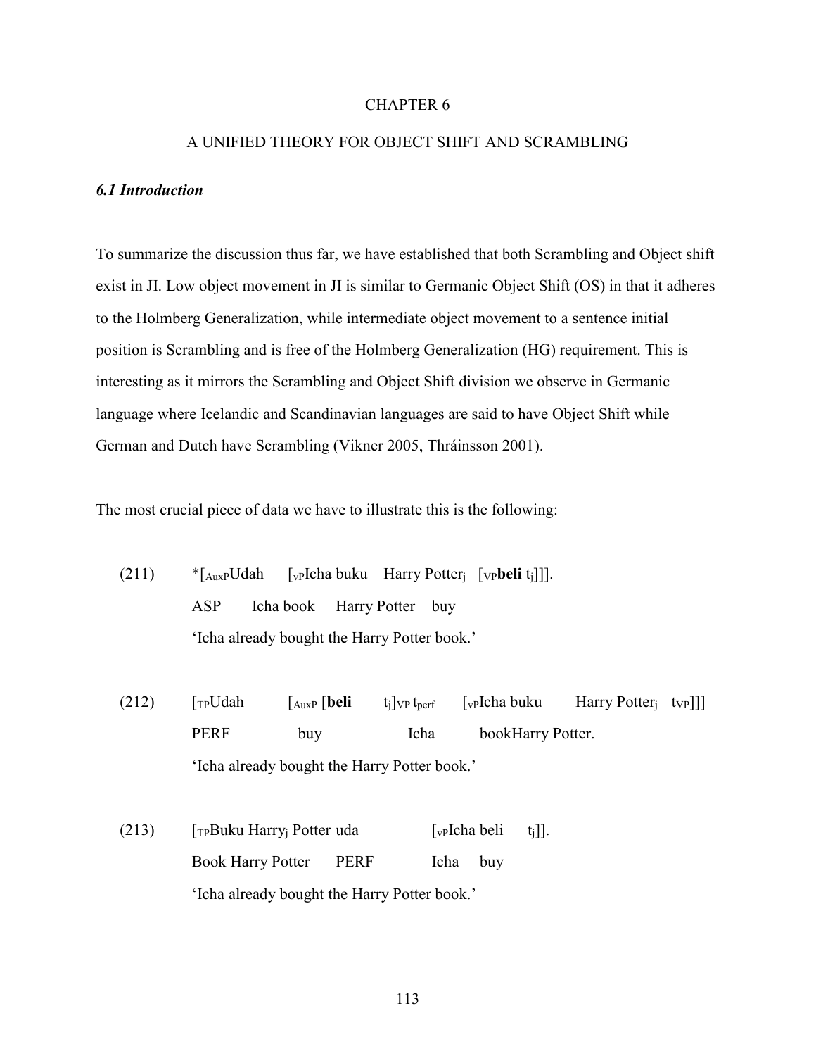# CHAPTER 6

## A UNIFIED THEORY FOR OBJECT SHIFT AND SCRAMBLING

### *6.1 Introduction*

To summarize the discussion thus far, we have established that both Scrambling and Object shift exist in JI. Low object movement in JI is similar to Germanic Object Shift (OS) in that it adheres to the Holmberg Generalization, while intermediate object movement to a sentence initial position is Scrambling and is free of the Holmberg Generalization (HG) requirement. This is interesting as it mirrors the Scrambling and Object Shift division we observe in Germanic language where Icelandic and Scandinavian languages are said to have Object Shift while German and Dutch have Scrambling (Vikner 2005, Thráinsson 2001).

The most crucial piece of data we have to illustrate this is the following:

(211) *[$_{AuxP}$Udah [$_{vP}$Icha buku Harry Potter$_j$ [$_{VP}$**beli** t$_j$]]].
ASP Icha book Harry Potter buy
'Icha already bought the Harry Potter book.'

(212) [$_{TP}$Udah [$_{AuxP}$ [**beli** t$_j$]$_{VP}$ t$_{perf}$ [$_{vP}$Icha buku Harry Potter$_j$ t$_{VP}$]]]
PERF buy Icha bookHarry Potter.
'Icha already bought the Harry Potter book.'

(213) [$_{TP}$Buku Harry$_j$ Potter uda [$_{vP}$Icha beli t$_j$]].
Book Harry Potter PERF Icha buy
'Icha already bought the Harry Potter book.'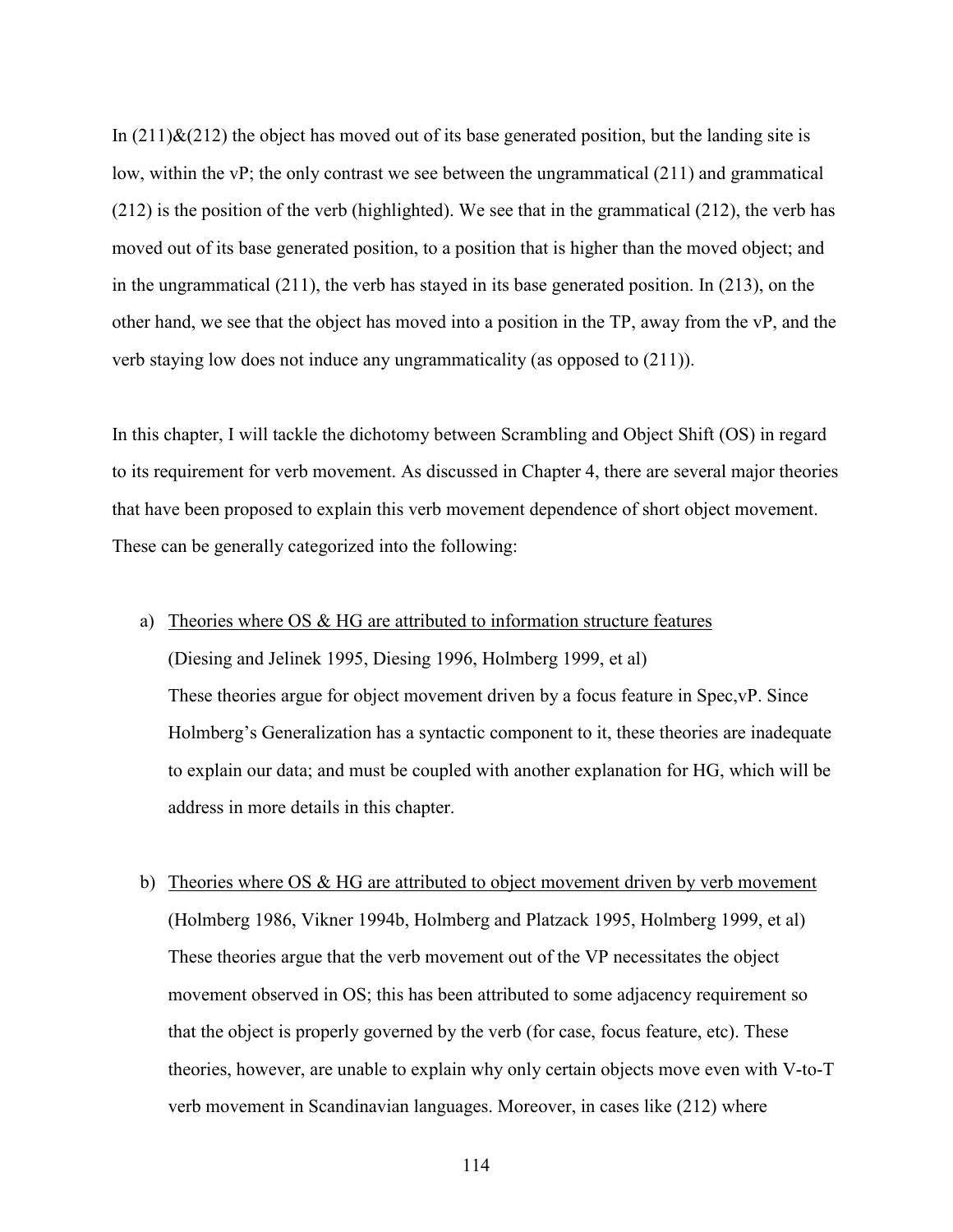In (211)&(212) the object has moved out of its base generated position, but the landing site is low, within the vP; the only contrast we see between the ungrammatical (211) and grammatical (212) is the position of the verb (highlighted). We see that in the grammatical (212), the verb has moved out of its base generated position, to a position that is higher than the moved object; and in the ungrammatical (211), the verb has stayed in its base generated position. In (213), on the other hand, we see that the object has moved into a position in the TP, away from the vP, and the verb staying low does not induce any ungrammaticality (as opposed to (211)).

In this chapter, I will tackle the dichotomy between Scrambling and Object Shift (OS) in regard to its requirement for verb movement. As discussed in Chapter 4, there are several major theories that have been proposed to explain this verb movement dependence of short object movement. These can be generally categorized into the following:

a) <u>Theories where OS & HG are attributed to information structure features</u>
   (Diesing and Jelinek 1995, Diesing 1996, Holmberg 1999, et al)
   These theories argue for object movement driven by a focus feature in Spec,vP. Since Holmberg's Generalization has a syntactic component to it, these theories are inadequate to explain our data; and must be coupled with another explanation for HG, which will be address in more details in this chapter.

b) <u>Theories where OS & HG are attributed to object movement driven by verb movement</u>
   (Holmberg 1986, Vikner 1994b, Holmberg and Platzack 1995, Holmberg 1999, et al)
   These theories argue that the verb movement out of the VP necessitates the object movement observed in OS; this has been attributed to some adjacency requirement so that the object is properly governed by the verb (for case, focus feature, etc). These theories, however, are unable to explain why only certain objects move even with V-to-T verb movement in Scandinavian languages. Moreover, in cases like (212) where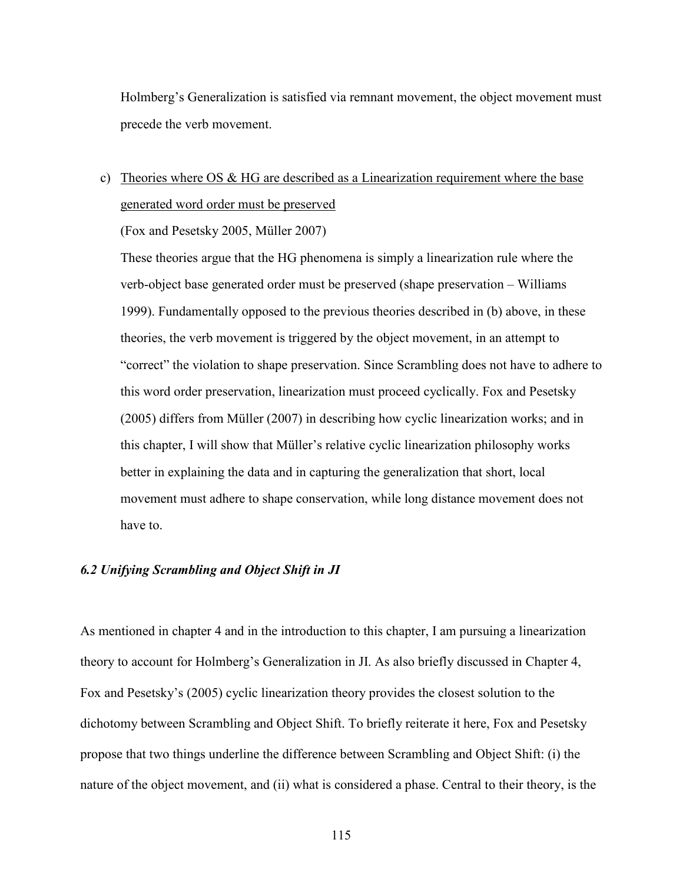Holmberg's Generalization is satisfied via remnant movement, the object movement must precede the verb movement.

c) <u>Theories where OS & HG are described as a Linearization requirement where the base generated word order must be preserved</u>

   (Fox and Pesetsky 2005, Müller 2007)

   These theories argue that the HG phenomena is simply a linearization rule where the verb-object base generated order must be preserved (shape preservation – Williams 1999). Fundamentally opposed to the previous theories described in (b) above, in these theories, the verb movement is triggered by the object movement, in an attempt to "correct" the violation to shape preservation. Since Scrambling does not have to adhere to this word order preservation, linearization must proceed cyclically. Fox and Pesetsky (2005) differs from Müller (2007) in describing how cyclic linearization works; and in this chapter, I will show that Müller's relative cyclic linearization philosophy works better in explaining the data and in capturing the generalization that short, local movement must adhere to shape conservation, while long distance movement does not have to.

### *6.2 Unifying Scrambling and Object Shift in JI*

As mentioned in chapter 4 and in the introduction to this chapter, I am pursuing a linearization theory to account for Holmberg's Generalization in JI. As also briefly discussed in Chapter 4, Fox and Pesetsky's (2005) cyclic linearization theory provides the closest solution to the dichotomy between Scrambling and Object Shift. To briefly reiterate it here, Fox and Pesetsky propose that two things underline the difference between Scrambling and Object Shift: (i) the nature of the object movement, and (ii) what is considered a phase. Central to their theory, is the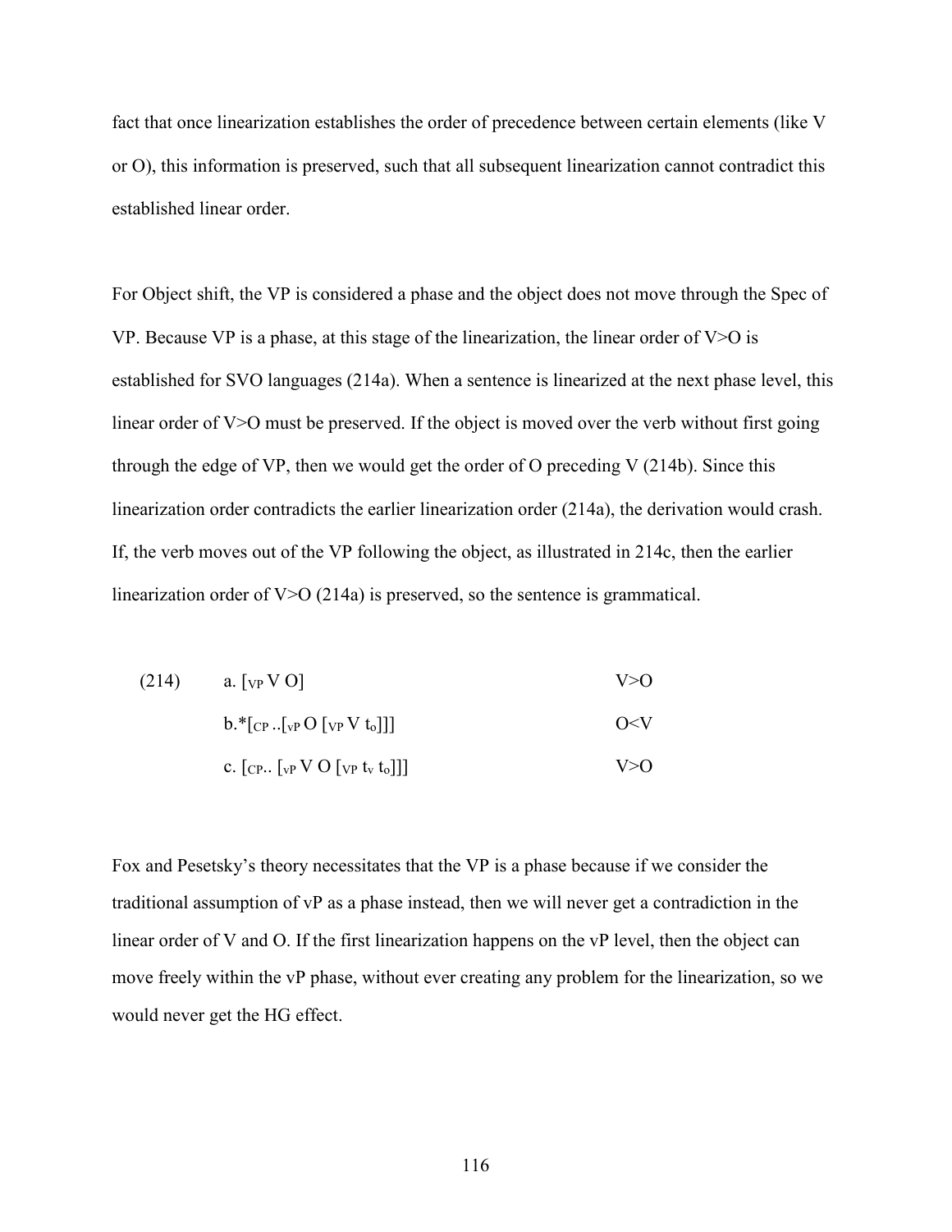fact that once linearization establishes the order of precedence between certain elements (like V or O), this information is preserved, such that all subsequent linearization cannot contradict this established linear order.

For Object shift, the VP is considered a phase and the object does not move through the Spec of VP. Because VP is a phase, at this stage of the linearization, the linear order of V>O is established for SVO languages (214a). When a sentence is linearized at the next phase level, this linear order of V>O must be preserved. If the object is moved over the verb without first going through the edge of VP, then we would get the order of O preceding V (214b). Since this linearization order contradicts the earlier linearization order (214a), the derivation would crash. If, the verb moves out of the VP following the object, as illustrated in 214c, then the earlier linearization order of V>O (214a) is preserved, so the sentence is grammatical.

(214) a. [$_{VP}$ V O] V>O

b.*[$_{CP}$ ..[$_{vP}$ O [$_{VP}$ V t$_{o}$]]] O<V

c. [$_{CP}$.. [$_{vP}$ V O [$_{VP}$ t$_{v}$ t$_{o}$]]] V>O

Fox and Pesetsky's theory necessitates that the VP is a phase because if we consider the traditional assumption of vP as a phase instead, then we will never get a contradiction in the linear order of V and O. If the first linearization happens on the vP level, then the object can move freely within the vP phase, without ever creating any problem for the linearization, so we would never get the HG effect.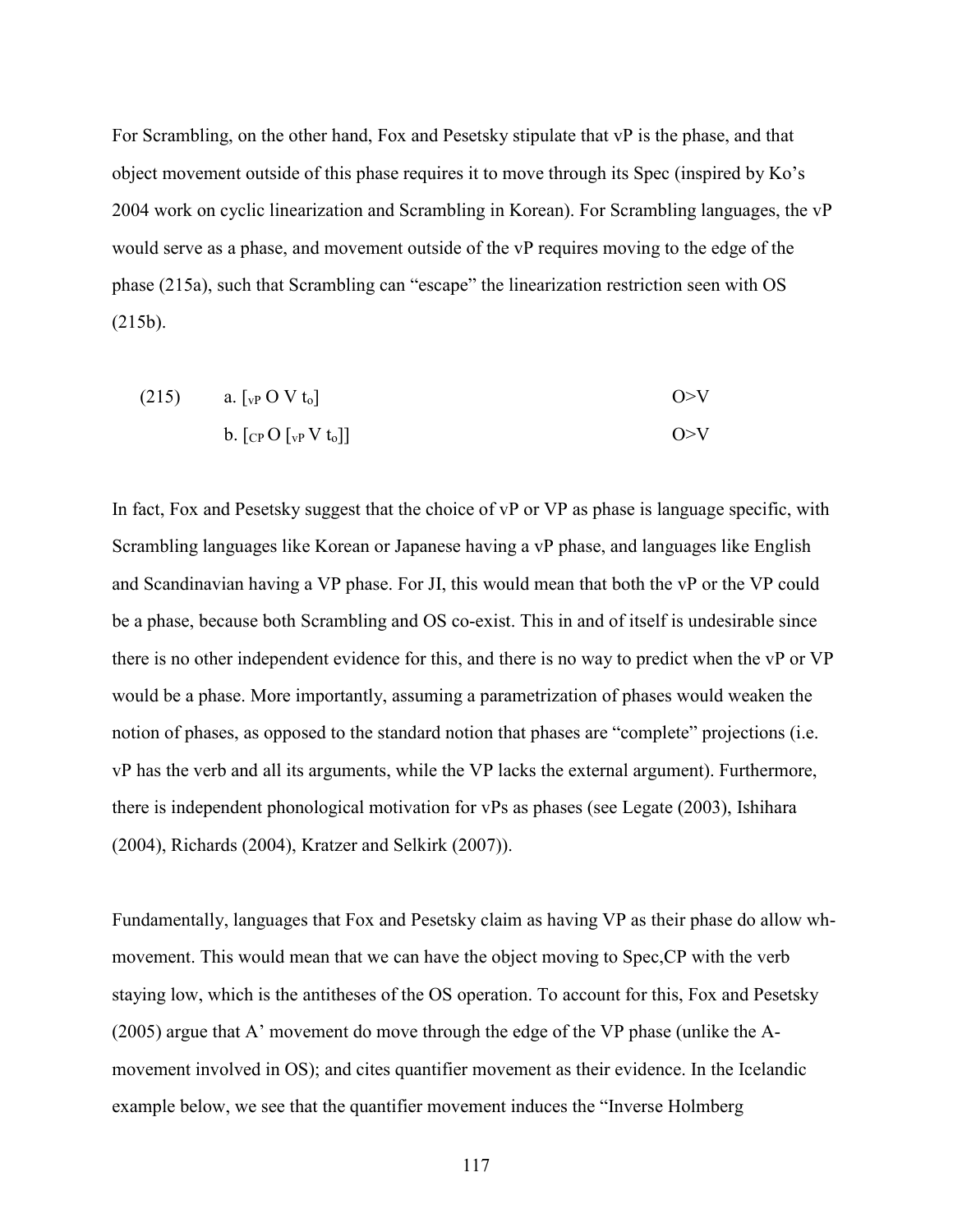For Scrambling, on the other hand, Fox and Pesetsky stipulate that vP is the phase, and that object movement outside of this phase requires it to move through its Spec (inspired by Ko's 2004 work on cyclic linearization and Scrambling in Korean). For Scrambling languages, the vP would serve as a phase, and movement outside of the vP requires moving to the edge of the phase (215a), such that Scrambling can "escape" the linearization restriction seen with OS (215b).

(215) a. $[_{vP}$ O V $t_o]$ O>V

b. $[_{CP}$ O $[_{vP}$ V $t_o]]$ O>V

In fact, Fox and Pesetsky suggest that the choice of vP or VP as phase is language specific, with Scrambling languages like Korean or Japanese having a vP phase, and languages like English and Scandinavian having a VP phase. For JI, this would mean that both the vP or the VP could be a phase, because both Scrambling and OS co-exist. This in and of itself is undesirable since there is no other independent evidence for this, and there is no way to predict when the vP or VP would be a phase. More importantly, assuming a parametrization of phases would weaken the notion of phases, as opposed to the standard notion that phases are "complete" projections (i.e. vP has the verb and all its arguments, while the VP lacks the external argument). Furthermore, there is independent phonological motivation for vPs as phases (see Legate (2003), Ishihara (2004), Richards (2004), Kratzer and Selkirk (2007)).

Fundamentally, languages that Fox and Pesetsky claim as having VP as their phase do allow wh-movement. This would mean that we can have the object moving to Spec,CP with the verb staying low, which is the antitheses of the OS operation. To account for this, Fox and Pesetsky (2005) argue that A' movement do move through the edge of the VP phase (unlike the A-movement involved in OS); and cites quantifier movement as their evidence. In the Icelandic example below, we see that the quantifier movement induces the "Inverse Holmberg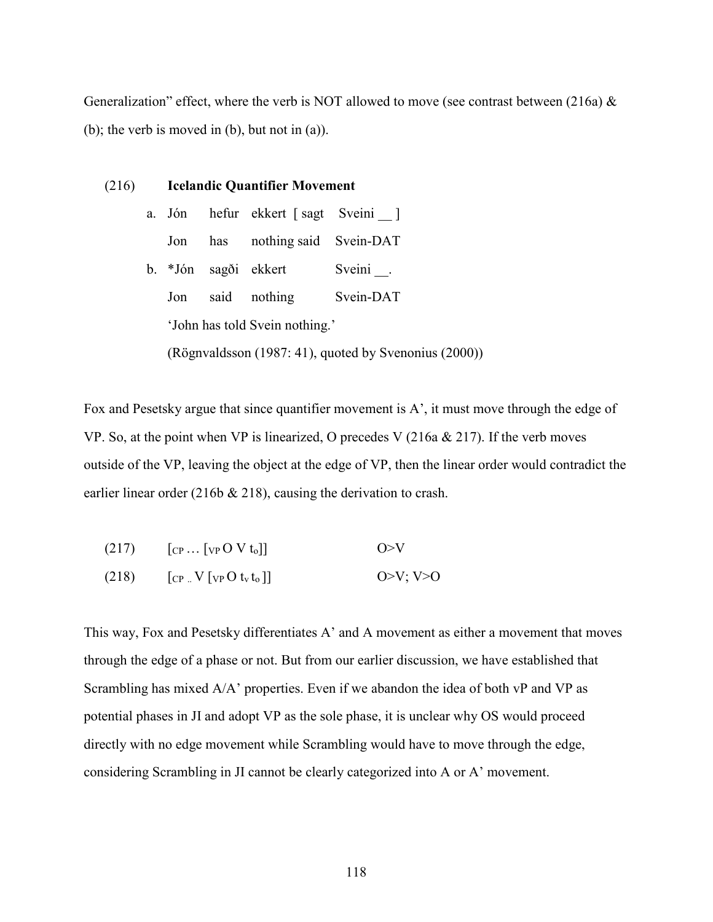Generalization" effect, where the verb is NOT allowed to move (see contrast between (216a) & (b); the verb is moved in (b), but not in (a)).

(216) **Icelandic Quantifier Movement**

a. Jón hefur ekkert [ sagt Sveini __ ]
   Jon has nothing said Svein-DAT

b. *Jón sagði ekkert Sveini __.
   Jon said nothing Svein-DAT
   'John has told Svein nothing.'
   (Rögnvaldsson (1987: 41), quoted by Svenonius (2000))

Fox and Pesetsky argue that since quantifier movement is A', it must move through the edge of VP. So, at the point when VP is linearized, O precedes V (216a & 217). If the verb moves outside of the VP, leaving the object at the edge of VP, then the linear order would contradict the earlier linear order (216b & 218), causing the derivation to crash.

(217) $[_{CP} \ldots [_{VP}$ O V $t_o]]$ O>V

(218) $[_{CP} ..$ V $[_{VP}$ O $t_v$ $t_o ]]$ O>V; V>O

This way, Fox and Pesetsky differentiates A' and A movement as either a movement that moves through the edge of a phase or not. But from our earlier discussion, we have established that Scrambling has mixed A/A' properties. Even if we abandon the idea of both vP and VP as potential phases in JI and adopt VP as the sole phase, it is unclear why OS would proceed directly with no edge movement while Scrambling would have to move through the edge, considering Scrambling in JI cannot be clearly categorized into A or A' movement.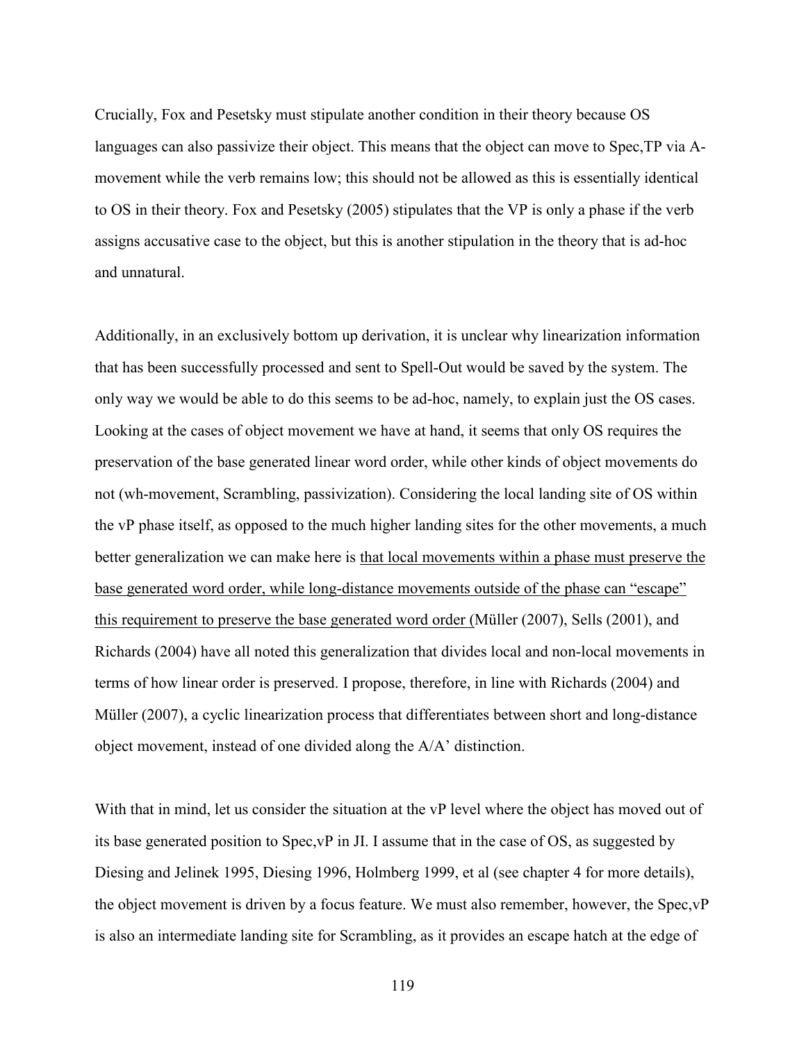Crucially, Fox and Pesetsky must stipulate another condition in their theory because OS languages can also passivize their object. This means that the object can move to Spec,TP via A-movement while the verb remains low; this should not be allowed as this is essentially identical to OS in their theory. Fox and Pesetsky (2005) stipulates that the VP is only a phase if the verb assigns accusative case to the object, but this is another stipulation in the theory that is ad-hoc and unnatural.

Additionally, in an exclusively bottom up derivation, it is unclear why linearization information that has been successfully processed and sent to Spell-Out would be saved by the system. The only way we would be able to do this seems to be ad-hoc, namely, to explain just the OS cases. Looking at the cases of object movement we have at hand, it seems that only OS requires the preservation of the base generated linear word order, while other kinds of object movements do not (wh-movement, Scrambling, passivization). Considering the local landing site of OS within the vP phase itself, as opposed to the much higher landing sites for the other movements, a much better generalization we can make here is <u>that local movements within a phase must preserve the base generated word order, while long-distance movements outside of the phase can "escape" this requirement to preserve the base generated word order (</u>Müller (2007), Sells (2001), and Richards (2004) have all noted this generalization that divides local and non-local movements in terms of how linear order is preserved. I propose, therefore, in line with Richards (2004) and Müller (2007), a cyclic linearization process that differentiates between short and long-distance object movement, instead of one divided along the A/A' distinction.

With that in mind, let us consider the situation at the vP level where the object has moved out of its base generated position to Spec,vP in JI. I assume that in the case of OS, as suggested by Diesing and Jelinek 1995, Diesing 1996, Holmberg 1999, et al (see chapter 4 for more details), the object movement is driven by a focus feature. We must also remember, however, the Spec,vP is also an intermediate landing site for Scrambling, as it provides an escape hatch at the edge of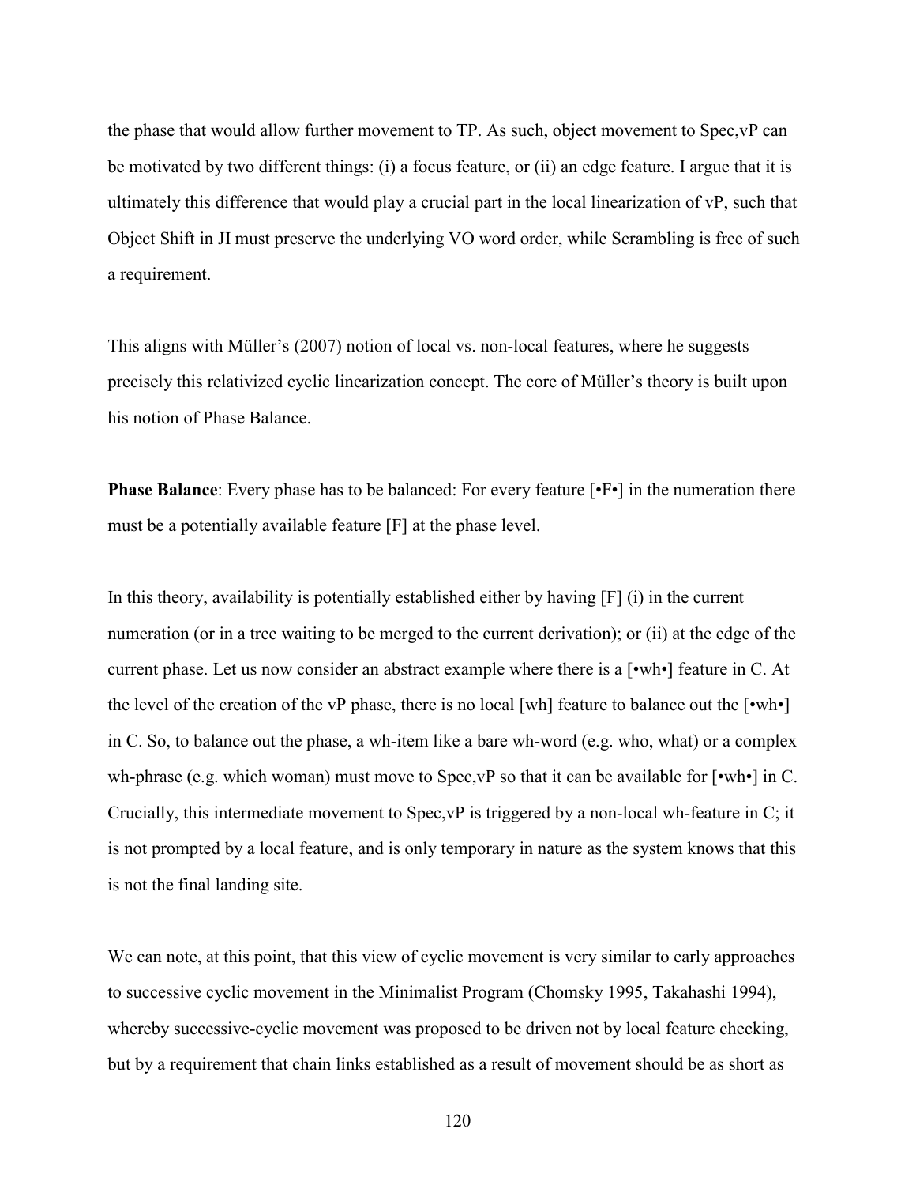the phase that would allow further movement to TP. As such, object movement to Spec,vP can be motivated by two different things: (i) a focus feature, or (ii) an edge feature. I argue that it is ultimately this difference that would play a crucial part in the local linearization of vP, such that Object Shift in JI must preserve the underlying VO word order, while Scrambling is free of such a requirement.

This aligns with Müller's (2007) notion of local vs. non-local features, where he suggests precisely this relativized cyclic linearization concept. The core of Müller's theory is built upon his notion of Phase Balance.

**Phase Balance**: Every phase has to be balanced: For every feature [•F•] in the numeration there must be a potentially available feature [F] at the phase level.

In this theory, availability is potentially established either by having [F] (i) in the current numeration (or in a tree waiting to be merged to the current derivation); or (ii) at the edge of the current phase. Let us now consider an abstract example where there is a [•wh•] feature in C. At the level of the creation of the vP phase, there is no local [wh] feature to balance out the [•wh•] in C. So, to balance out the phase, a wh-item like a bare wh-word (e.g. who, what) or a complex wh-phrase (e.g. which woman) must move to Spec,vP so that it can be available for [•wh•] in C. Crucially, this intermediate movement to Spec,vP is triggered by a non-local wh-feature in C; it is not prompted by a local feature, and is only temporary in nature as the system knows that this is not the final landing site.

We can note, at this point, that this view of cyclic movement is very similar to early approaches to successive cyclic movement in the Minimalist Program (Chomsky 1995, Takahashi 1994), whereby successive-cyclic movement was proposed to be driven not by local feature checking, but by a requirement that chain links established as a result of movement should be as short as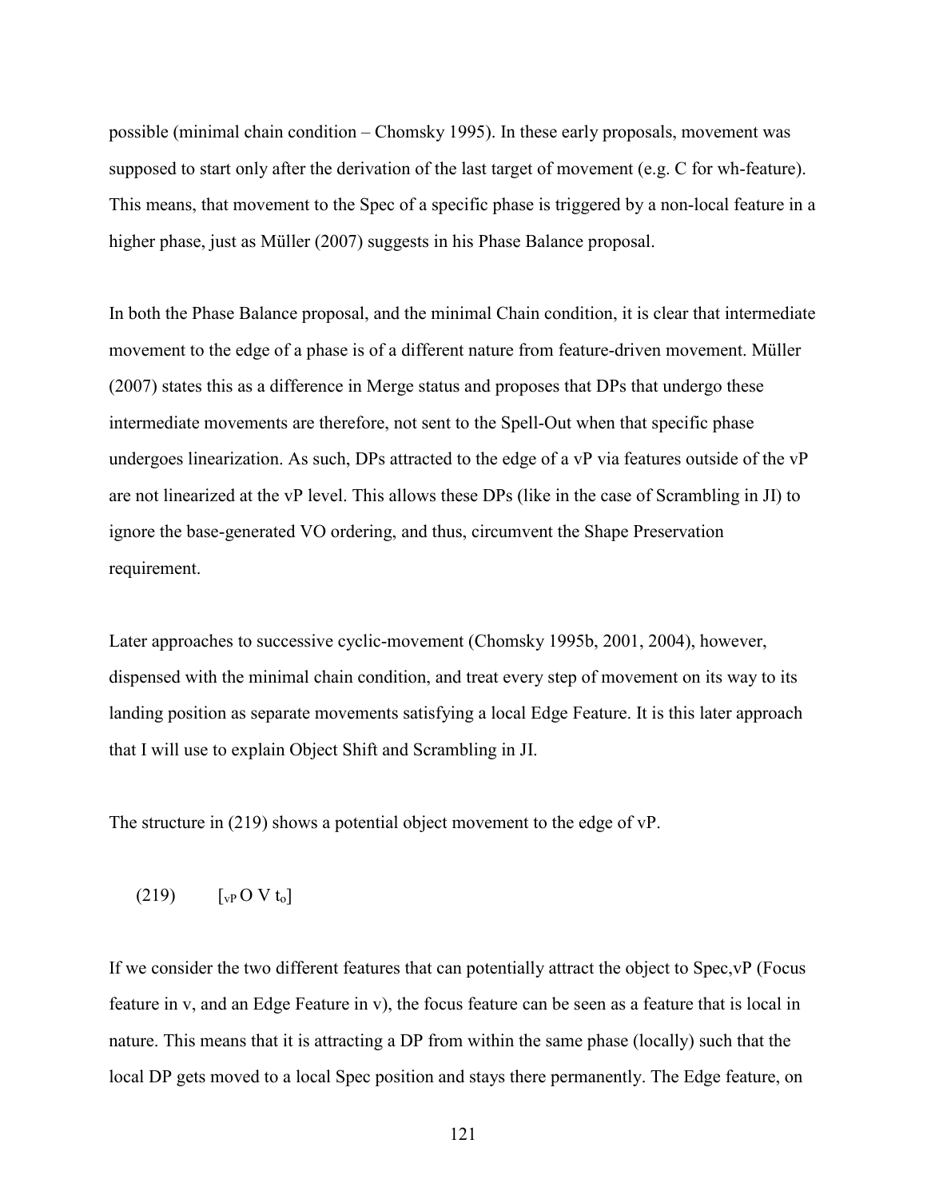possible (minimal chain condition – Chomsky 1995). In these early proposals, movement was supposed to start only after the derivation of the last target of movement (e.g. C for wh-feature). This means, that movement to the Spec of a specific phase is triggered by a non-local feature in a higher phase, just as Müller (2007) suggests in his Phase Balance proposal.

In both the Phase Balance proposal, and the minimal Chain condition, it is clear that intermediate movement to the edge of a phase is of a different nature from feature-driven movement. Müller (2007) states this as a difference in Merge status and proposes that DPs that undergo these intermediate movements are therefore, not sent to the Spell-Out when that specific phase undergoes linearization. As such, DPs attracted to the edge of a vP via features outside of the vP are not linearized at the vP level. This allows these DPs (like in the case of Scrambling in JI) to ignore the base-generated VO ordering, and thus, circumvent the Shape Preservation requirement.

Later approaches to successive cyclic-movement (Chomsky 1995b, 2001, 2004), however, dispensed with the minimal chain condition, and treat every step of movement on its way to its landing position as separate movements satisfying a local Edge Feature. It is this later approach that I will use to explain Object Shift and Scrambling in JI.

The structure in (219) shows a potential object movement to the edge of vP.

(219) $[_{vP}$ O V $t_o]$

If we consider the two different features that can potentially attract the object to Spec,vP (Focus feature in v, and an Edge Feature in v), the focus feature can be seen as a feature that is local in nature. This means that it is attracting a DP from within the same phase (locally) such that the local DP gets moved to a local Spec position and stays there permanently. The Edge feature, on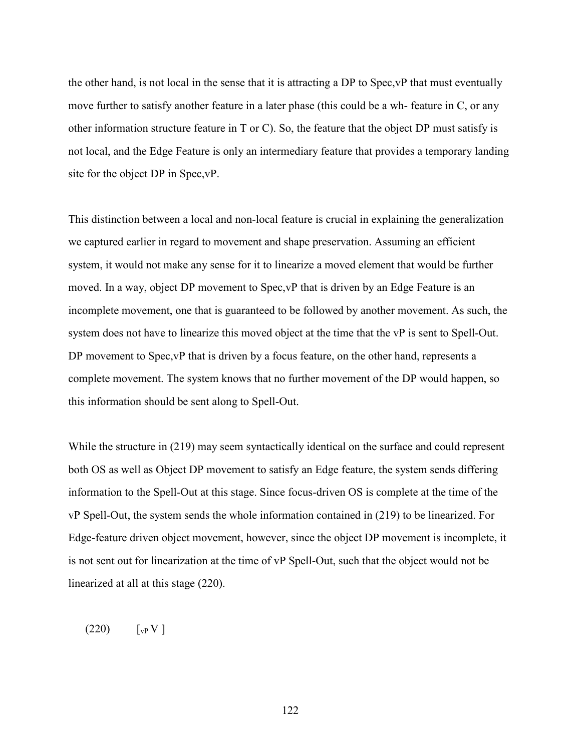the other hand, is not local in the sense that it is attracting a DP to Spec,vP that must eventually move further to satisfy another feature in a later phase (this could be a wh- feature in C, or any other information structure feature in T or C). So, the feature that the object DP must satisfy is not local, and the Edge Feature is only an intermediary feature that provides a temporary landing site for the object DP in Spec,vP.

This distinction between a local and non-local feature is crucial in explaining the generalization we captured earlier in regard to movement and shape preservation. Assuming an efficient system, it would not make any sense for it to linearize a moved element that would be further moved. In a way, object DP movement to Spec,vP that is driven by an Edge Feature is an incomplete movement, one that is guaranteed to be followed by another movement. As such, the system does not have to linearize this moved object at the time that the vP is sent to Spell-Out. DP movement to Spec,vP that is driven by a focus feature, on the other hand, represents a complete movement. The system knows that no further movement of the DP would happen, so this information should be sent along to Spell-Out.

While the structure in (219) may seem syntactically identical on the surface and could represent both OS as well as Object DP movement to satisfy an Edge feature, the system sends differing information to the Spell-Out at this stage. Since focus-driven OS is complete at the time of the vP Spell-Out, the system sends the whole information contained in (219) to be linearized. For Edge-feature driven object movement, however, since the object DP movement is incomplete, it is not sent out for linearization at the time of vP Spell-Out, such that the object would not be linearized at all at this stage (220).

(220) $[_{vP}$ V ]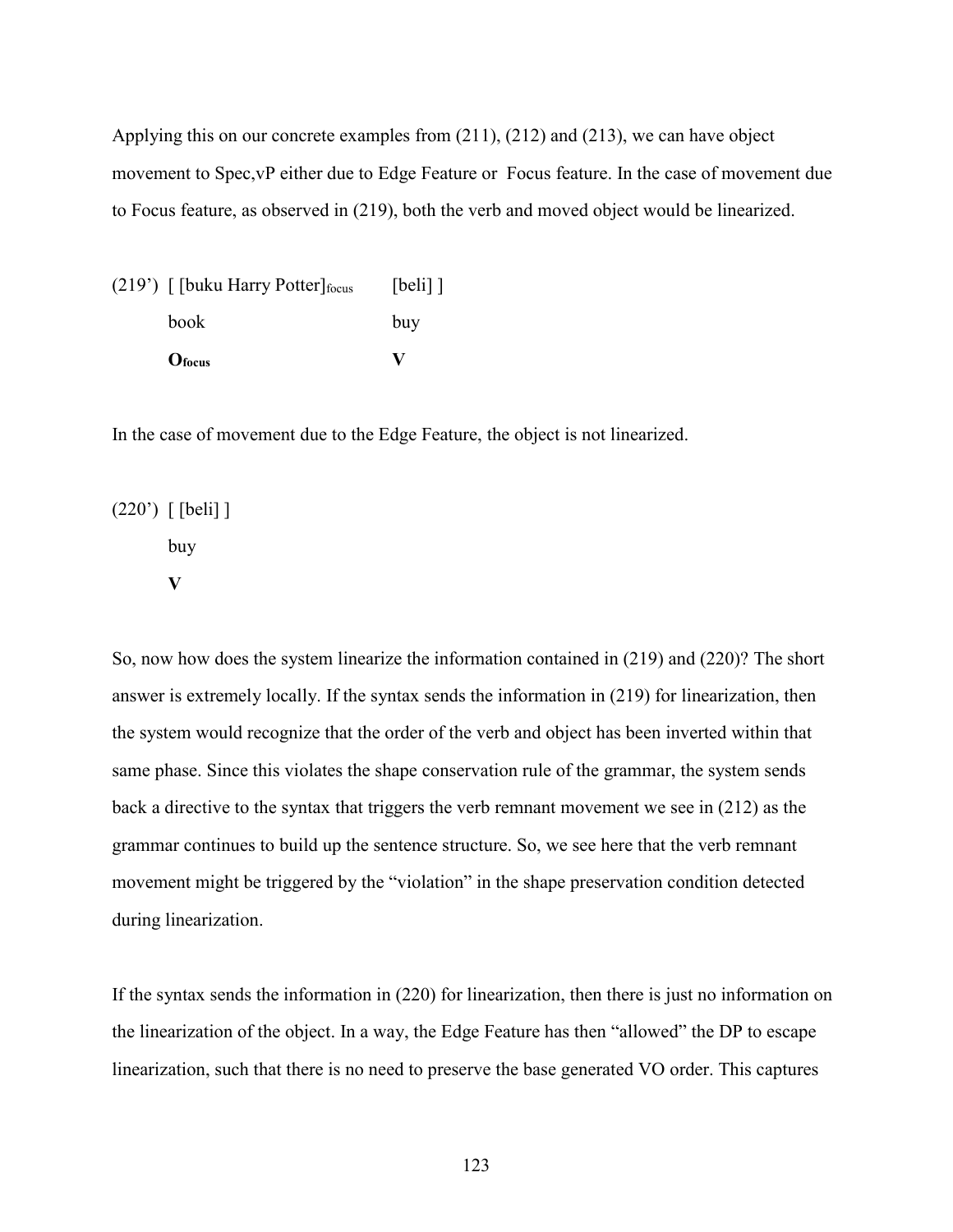Applying this on our concrete examples from (211), (212) and (213), we can have object movement to Spec,vP either due to Edge Feature or Focus feature. In the case of movement due to Focus feature, as observed in (219), both the verb and moved object would be linearized.

(219') [ [buku Harry Potter]$_{focus}$ [beli] ]

book buy

**O$_{focus}$** **V**

In the case of movement due to the Edge Feature, the object is not linearized.

(220') [ [beli] ]

buy

**V**

So, now how does the system linearize the information contained in (219) and (220)? The short answer is extremely locally. If the syntax sends the information in (219) for linearization, then the system would recognize that the order of the verb and object has been inverted within that same phase. Since this violates the shape conservation rule of the grammar, the system sends back a directive to the syntax that triggers the verb remnant movement we see in (212) as the grammar continues to build up the sentence structure. So, we see here that the verb remnant movement might be triggered by the "violation" in the shape preservation condition detected during linearization.

If the syntax sends the information in (220) for linearization, then there is just no information on the linearization of the object. In a way, the Edge Feature has then "allowed" the DP to escape linearization, such that there is no need to preserve the base generated VO order. This captures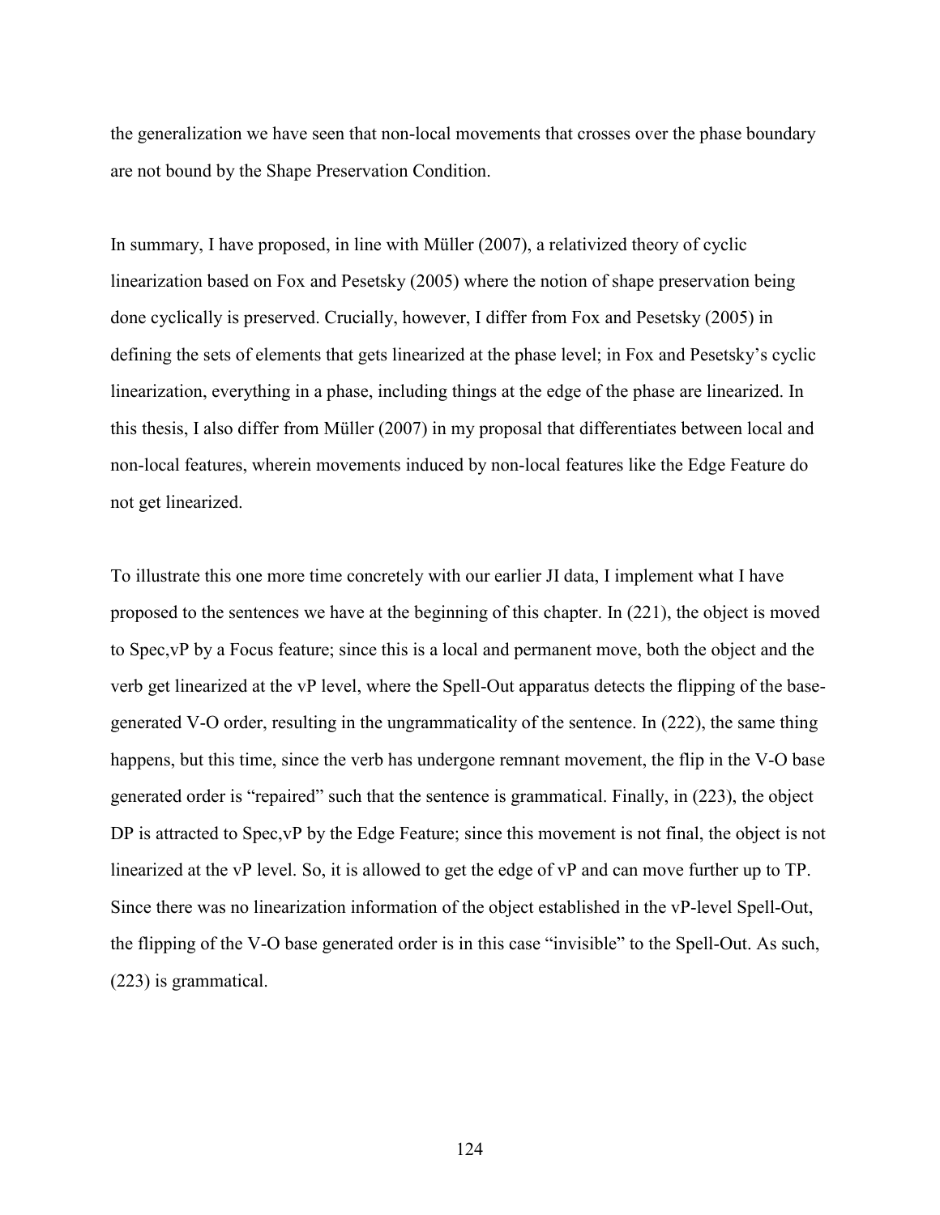the generalization we have seen that non-local movements that crosses over the phase boundary are not bound by the Shape Preservation Condition.

In summary, I have proposed, in line with Müller (2007), a relativized theory of cyclic linearization based on Fox and Pesetsky (2005) where the notion of shape preservation being done cyclically is preserved. Crucially, however, I differ from Fox and Pesetsky (2005) in defining the sets of elements that gets linearized at the phase level; in Fox and Pesetsky's cyclic linearization, everything in a phase, including things at the edge of the phase are linearized. In this thesis, I also differ from Müller (2007) in my proposal that differentiates between local and non-local features, wherein movements induced by non-local features like the Edge Feature do not get linearized.

To illustrate this one more time concretely with our earlier JI data, I implement what I have proposed to the sentences we have at the beginning of this chapter. In (221), the object is moved to Spec,vP by a Focus feature; since this is a local and permanent move, both the object and the verb get linearized at the vP level, where the Spell-Out apparatus detects the flipping of the base-generated V-O order, resulting in the ungrammaticality of the sentence. In (222), the same thing happens, but this time, since the verb has undergone remnant movement, the flip in the V-O base generated order is "repaired" such that the sentence is grammatical. Finally, in (223), the object DP is attracted to Spec,vP by the Edge Feature; since this movement is not final, the object is not linearized at the vP level. So, it is allowed to get the edge of vP and can move further up to TP. Since there was no linearization information of the object established in the vP-level Spell-Out, the flipping of the V-O base generated order is in this case "invisible" to the Spell-Out. As such, (223) is grammatical.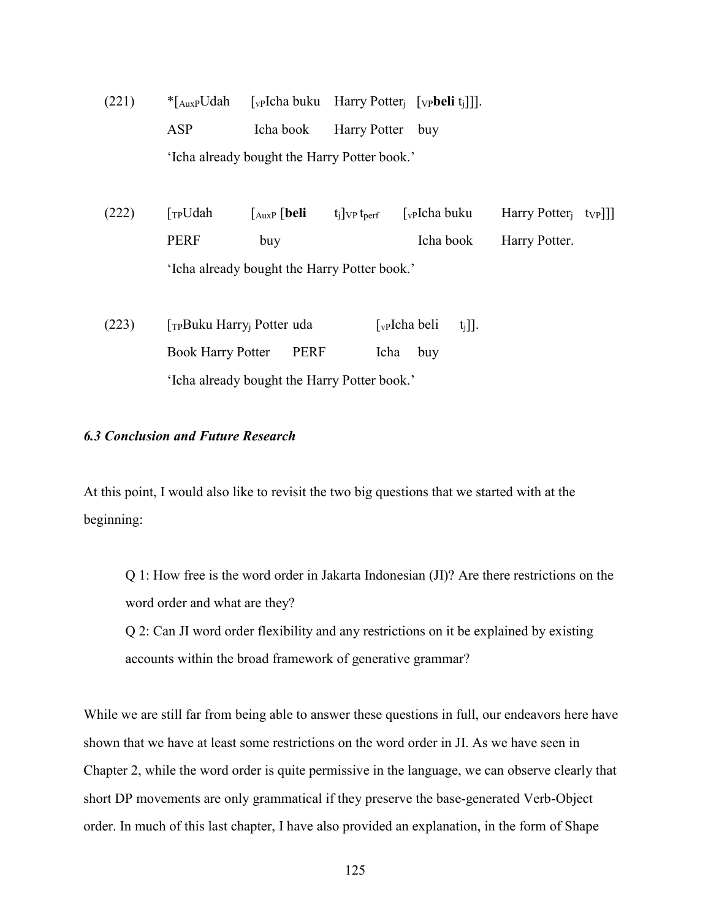(221) *[$_{AuxP}$Udah [$_{vP}$Icha buku Harry Potter$_j$ [$_{VP}$**beli** t$_j$]]].
ASP Icha book Harry Potter buy
'Icha already bought the Harry Potter book.'

(222) [$_{TP}$Udah [$_{AuxP}$ [**beli** t$_j$]$_{VP}$ t$_{perf}$ [$_{vP}$Icha buku Harry Potter$_j$ t$_{VP}$]]]
PERF buy Icha book Harry Potter.
'Icha already bought the Harry Potter book.'

(223) [$_{TP}$Buku Harry$_j$ Potter uda [$_{vP}$Icha beli t$_j$]].
Book Harry Potter PERF Icha buy
'Icha already bought the Harry Potter book.'

### *6.3 Conclusion and Future Research*

At this point, I would also like to revisit the two big questions that we started with at the beginning:

> Q 1: How free is the word order in Jakarta Indonesian (JI)? Are there restrictions on the word order and what are they?
>
> Q 2: Can JI word order flexibility and any restrictions on it be explained by existing accounts within the broad framework of generative grammar?

While we are still far from being able to answer these questions in full, our endeavors here have shown that we have at least some restrictions on the word order in JI. As we have seen in Chapter 2, while the word order is quite permissive in the language, we can observe clearly that short DP movements are only grammatical if they preserve the base-generated Verb-Object order. In much of this last chapter, I have also provided an explanation, in the form of Shape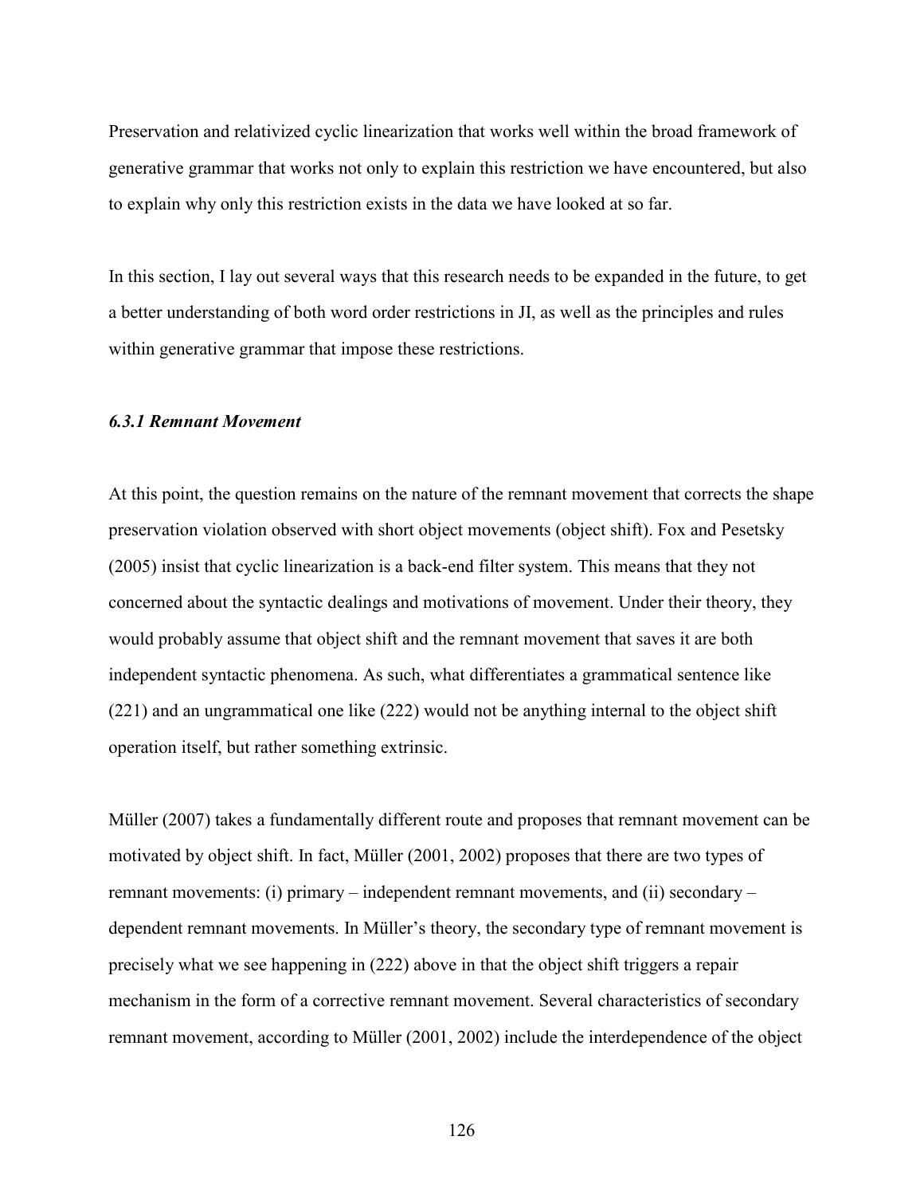Preservation and relativized cyclic linearization that works well within the broad framework of generative grammar that works not only to explain this restriction we have encountered, but also to explain why only this restriction exists in the data we have looked at so far.

In this section, I lay out several ways that this research needs to be expanded in the future, to get a better understanding of both word order restrictions in JI, as well as the principles and rules within generative grammar that impose these restrictions.

### *6.3.1 Remnant Movement*

At this point, the question remains on the nature of the remnant movement that corrects the shape preservation violation observed with short object movements (object shift). Fox and Pesetsky (2005) insist that cyclic linearization is a back-end filter system. This means that they not concerned about the syntactic dealings and motivations of movement. Under their theory, they would probably assume that object shift and the remnant movement that saves it are both independent syntactic phenomena. As such, what differentiates a grammatical sentence like (221) and an ungrammatical one like (222) would not be anything internal to the object shift operation itself, but rather something extrinsic.

Müller (2007) takes a fundamentally different route and proposes that remnant movement can be motivated by object shift. In fact, Müller (2001, 2002) proposes that there are two types of remnant movements: (i) primary – independent remnant movements, and (ii) secondary – dependent remnant movements. In Müller's theory, the secondary type of remnant movement is precisely what we see happening in (222) above in that the object shift triggers a repair mechanism in the form of a corrective remnant movement. Several characteristics of secondary remnant movement, according to Müller (2001, 2002) include the interdependence of the object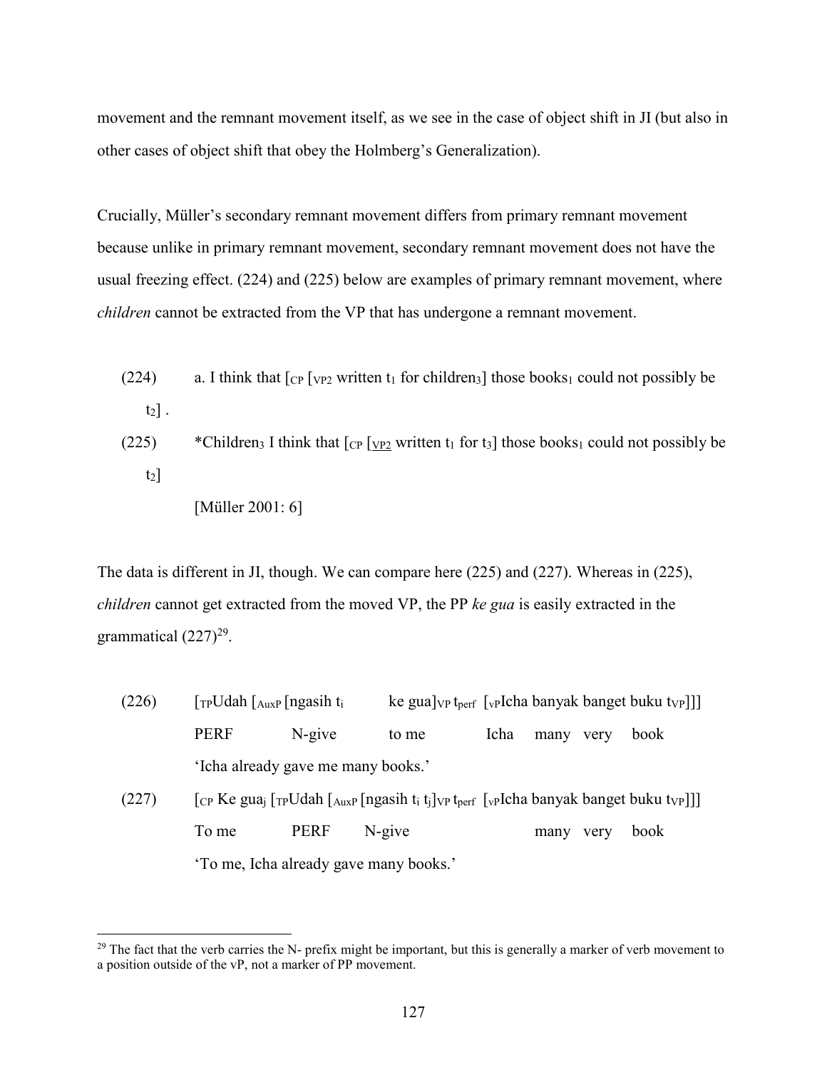movement and the remnant movement itself, as we see in the case of object shift in JI (but also in other cases of object shift that obey the Holmberg's Generalization).

Crucially, Müller's secondary remnant movement differs from primary remnant movement because unlike in primary remnant movement, secondary remnant movement does not have the usual freezing effect. (224) and (225) below are examples of primary remnant movement, where *children* cannot be extracted from the VP that has undergone a remnant movement.

(224) a. I think that [$_{CP}$ [$_{VP2}$ written $t_1$ for children$_3$] those books$_1$ could not possibly be $t_2$] .

(225) *Children$_3$ I think that [$_{CP}$ [$_{\underline{VP2}}$ written $t_1$ for $t_3$] those books$_1$ could not possibly be $t_2$]

[Müller 2001: 6]

The data is different in JI, though. We can compare here (225) and (227). Whereas in (225), *children* cannot get extracted from the moved VP, the PP *ke gua* is easily extracted in the grammatical (227)[29].

(226) [$_{TP}$Udah [$_{AuxP}$ [ngasih $t_i$ ke gua]$_{VP}$ $t_{perf}$ [$_{vP}$Icha banyak banget buku $t_{VP}$]]]
PERF N-give to me Icha many very book
'Icha already gave me many books.'

(227) [$_{CP}$ Ke gua$_j$ [$_{TP}$Udah [$_{AuxP}$ [ngasih $t_i$ $t_j$]$_{VP}$ $t_{perf}$ [$_{vP}$Icha banyak banget buku $t_{VP}$]]]
To me PERF N-give many very book
'To me, Icha already gave many books.'

[29] The fact that the verb carries the N- prefix might be important, but this is generally a marker of verb movement to a position outside of the vP, not a marker of PP movement.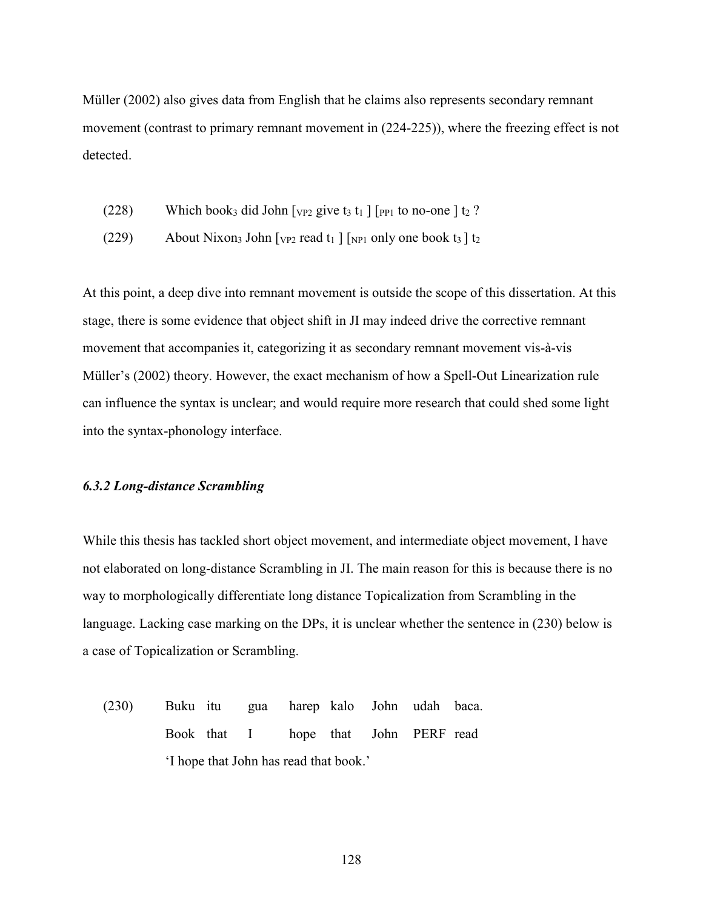Müller (2002) also gives data from English that he claims also represents secondary remnant movement (contrast to primary remnant movement in (224-225)), where the freezing effect is not detected.

(228) Which book$_3$ did John [$_{VP2}$ give $t_3$ $t_1$ ] [$_{PP1}$ to no-one ] $t_2$ ?

(229) About Nixon$_3$ John [$_{VP2}$ read $t_1$ ] [$_{NP1}$ only one book $t_3$ ] $t_2$

At this point, a deep dive into remnant movement is outside the scope of this dissertation. At this stage, there is some evidence that object shift in JI may indeed drive the corrective remnant movement that accompanies it, categorizing it as secondary remnant movement vis-à-vis Müller's (2002) theory. However, the exact mechanism of how a Spell-Out Linearization rule can influence the syntax is unclear; and would require more research that could shed some light into the syntax-phonology interface.

### *6.3.2 Long-distance Scrambling*

While this thesis has tackled short object movement, and intermediate object movement, I have not elaborated on long-distance Scrambling in JI. The main reason for this is because there is no way to morphologically differentiate long distance Topicalization from Scrambling in the language. Lacking case marking on the DPs, it is unclear whether the sentence in (230) below is a case of Topicalization or Scrambling.

(230) Buku itu gua harep kalo John udah baca.
Book that I hope that John PERF read
'I hope that John has read that book.'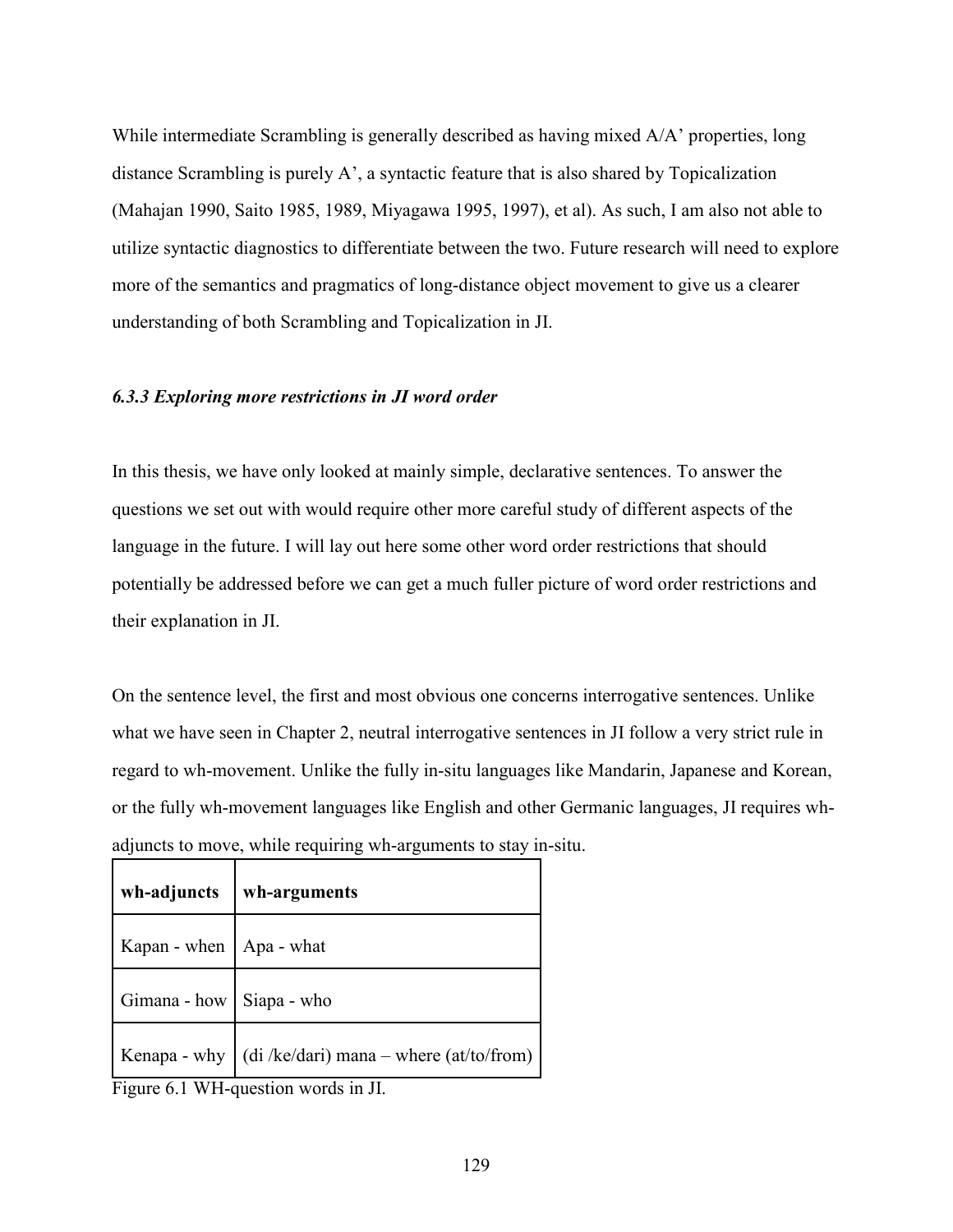While intermediate Scrambling is generally described as having mixed A/A' properties, long distance Scrambling is purely A', a syntactic feature that is also shared by Topicalization (Mahajan 1990, Saito 1985, 1989, Miyagawa 1995, 1997), et al). As such, I am also not able to utilize syntactic diagnostics to differentiate between the two. Future research will need to explore more of the semantics and pragmatics of long-distance object movement to give us a clearer understanding of both Scrambling and Topicalization in JI.

### *6.3.3 Exploring more restrictions in JI word order*

In this thesis, we have only looked at mainly simple, declarative sentences. To answer the questions we set out with would require other more careful study of different aspects of the language in the future. I will lay out here some other word order restrictions that should potentially be addressed before we can get a much fuller picture of word order restrictions and their explanation in JI.

On the sentence level, the first and most obvious one concerns interrogative sentences. Unlike what we have seen in Chapter 2, neutral interrogative sentences in JI follow a very strict rule in regard to wh-movement. Unlike the fully in-situ languages like Mandarin, Japanese and Korean, or the fully wh-movement languages like English and other Germanic languages, JI requires wh-adjuncts to move, while requiring wh-arguments to stay in-situ.

| **wh-adjuncts** | **wh-arguments** |
|---|---|
| Kapan - when | Apa - what |
| Gimana - how | Siapa - who |
| Kenapa - why | (di /ke/dari) mana – where (at/to/from) |

Figure 6.1 WH-question words in JI.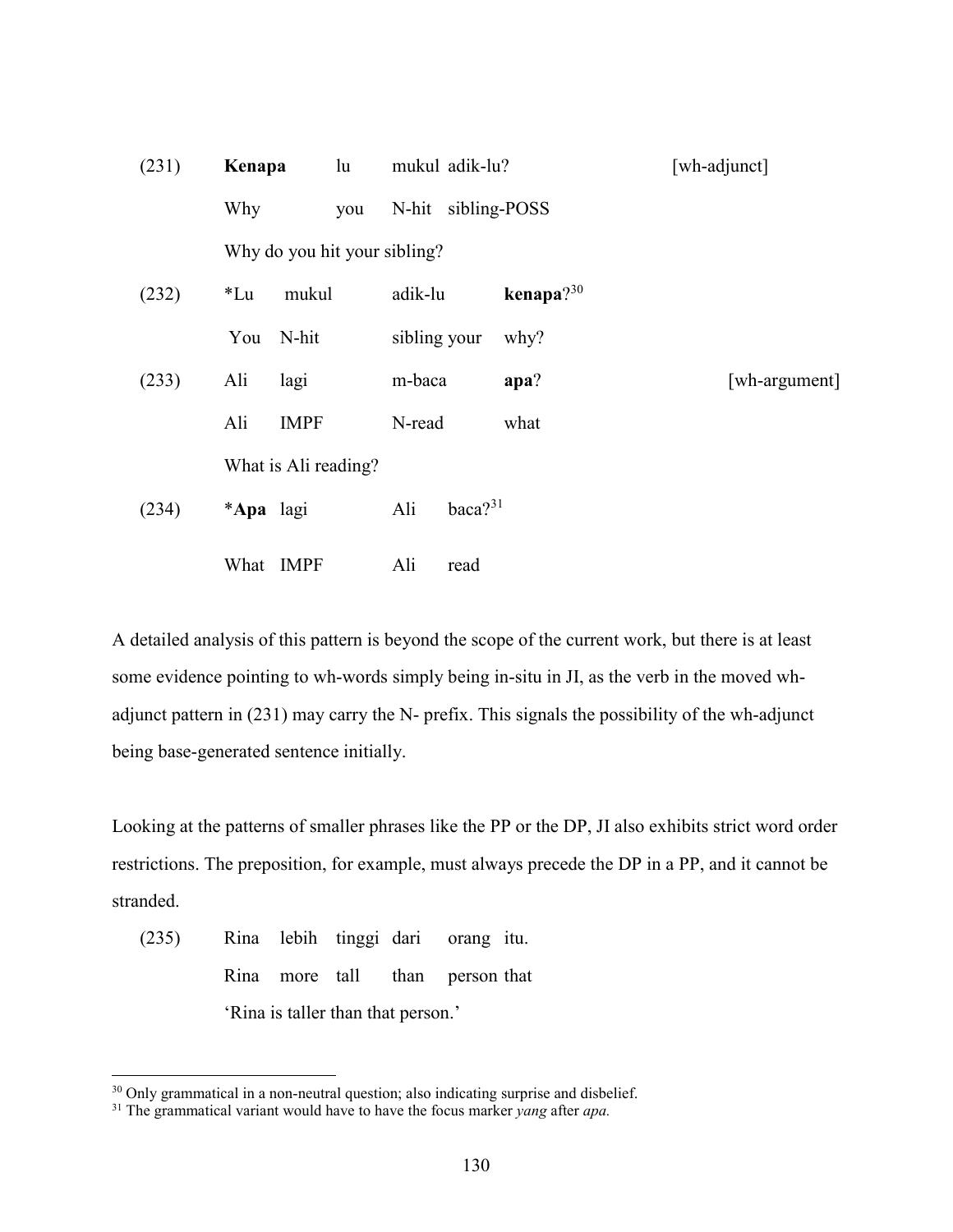(231) **Kenapa** lu mukul adik-lu? [wh-adjunct]

Why you N-hit sibling-POSS

Why do you hit your sibling?

(232) *Lu mukul adik-lu **kenapa**?[30]

You N-hit sibling your why?

(233) Ali lagi m-baca **apa**? [wh-argument]

Ali IMPF N-read what

What is Ali reading?

(234) ***Apa** lagi Ali baca?[31]

What IMPF Ali read

A detailed analysis of this pattern is beyond the scope of the current work, but there is at least some evidence pointing to wh-words simply being in-situ in JI, as the verb in the moved wh-adjunct pattern in (231) may carry the N- prefix. This signals the possibility of the wh-adjunct being base-generated sentence initially.

Looking at the patterns of smaller phrases like the PP or the DP, JI also exhibits strict word order restrictions. The preposition, for example, must always precede the DP in a PP, and it cannot be stranded.

(235) Rina lebih tinggi dari orang itu.

Rina more tall than person that

'Rina is taller than that person.'

---

[30] Only grammatical in a non-neutral question; also indicating surprise and disbelief.

[31] The grammatical variant would have to have the focus marker *yang* after *apa.*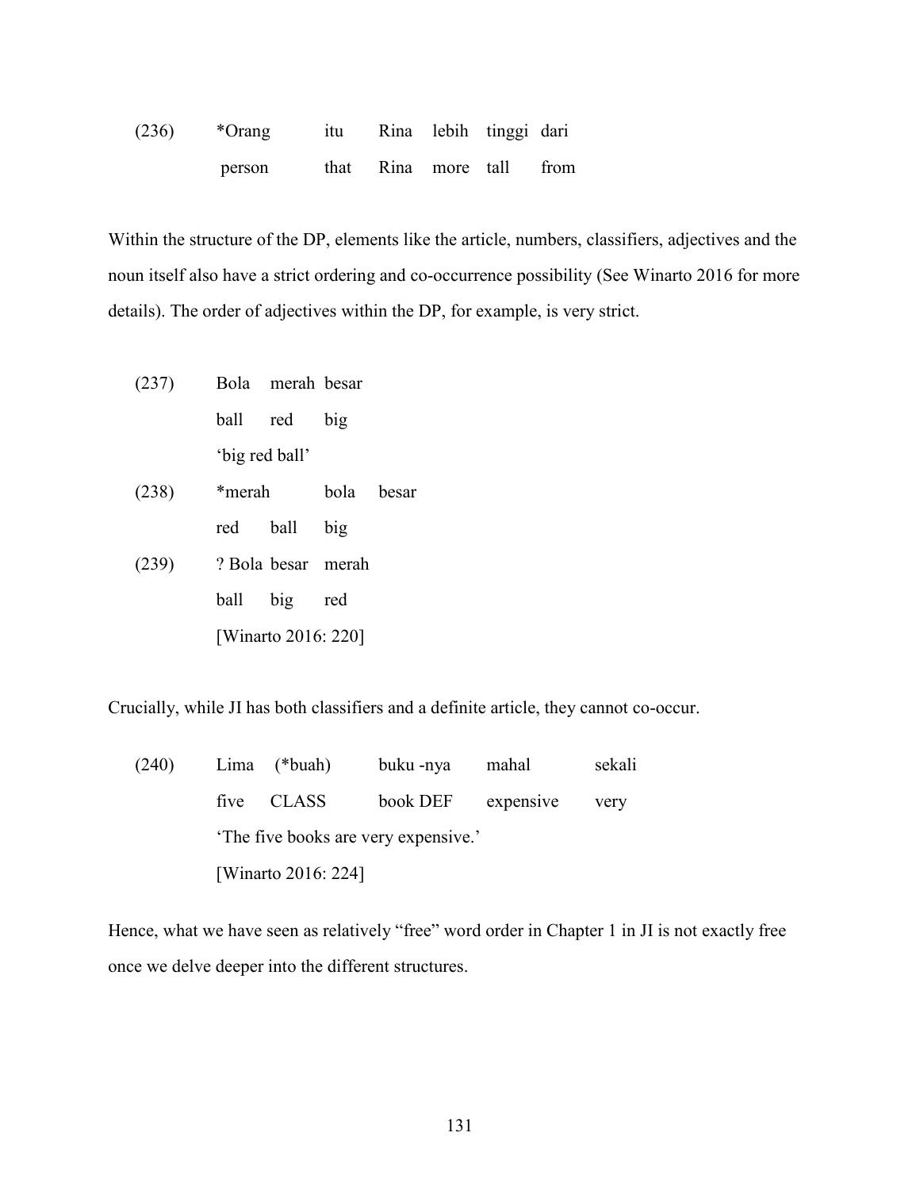(236) *Orang itu Rina lebih tinggi dari
person that Rina more tall from

Within the structure of the DP, elements like the article, numbers, classifiers, adjectives and the noun itself also have a strict ordering and co-occurrence possibility (See Winarto 2016 for more details). The order of adjectives within the DP, for example, is very strict.

(237) Bola merah besar
ball red big
'big red ball'

(238) *merah bola besar
red ball big

(239) ? Bola besar merah
ball big red
[Winarto 2016: 220]

Crucially, while JI has both classifiers and a definite article, they cannot co-occur.

(240) Lima (*buah) buku -nya mahal sekali
five CLASS book DEF expensive very
'The five books are very expensive.'
[Winarto 2016: 224]

Hence, what we have seen as relatively "free" word order in Chapter 1 in JI is not exactly free once we delve deeper into the different structures.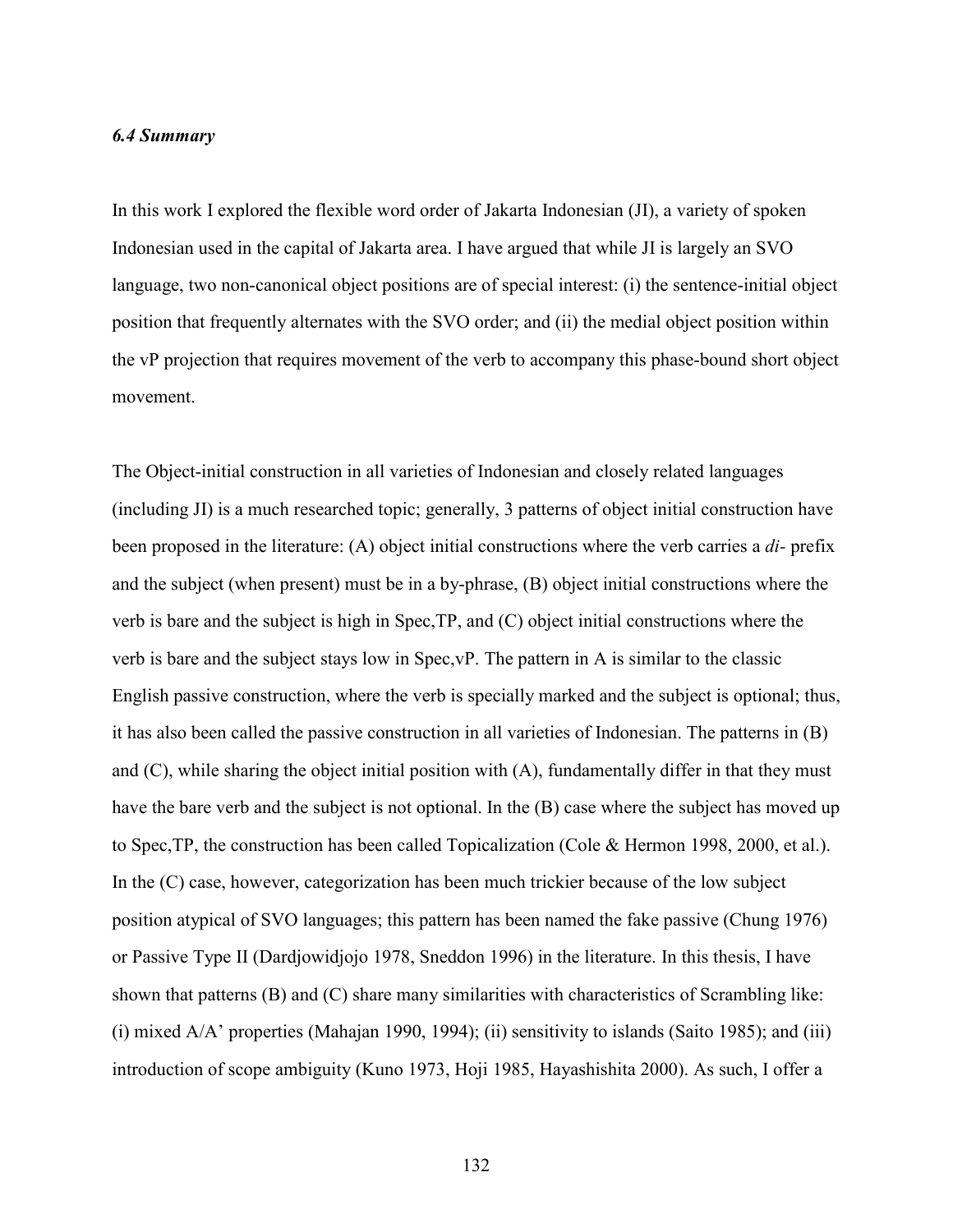### *6.4 Summary*

In this work I explored the flexible word order of Jakarta Indonesian (JI), a variety of spoken Indonesian used in the capital of Jakarta area. I have argued that while JI is largely an SVO language, two non-canonical object positions are of special interest: (i) the sentence-initial object position that frequently alternates with the SVO order; and (ii) the medial object position within the vP projection that requires movement of the verb to accompany this phase-bound short object movement.

The Object-initial construction in all varieties of Indonesian and closely related languages (including JI) is a much researched topic; generally, 3 patterns of object initial construction have been proposed in the literature: (A) object initial constructions where the verb carries a *di-* prefix and the subject (when present) must be in a by-phrase, (B) object initial constructions where the verb is bare and the subject is high in Spec,TP, and (C) object initial constructions where the verb is bare and the subject stays low in Spec,vP. The pattern in A is similar to the classic English passive construction, where the verb is specially marked and the subject is optional; thus, it has also been called the passive construction in all varieties of Indonesian. The patterns in (B) and (C), while sharing the object initial position with (A), fundamentally differ in that they must have the bare verb and the subject is not optional. In the (B) case where the subject has moved up to Spec,TP, the construction has been called Topicalization (Cole & Hermon 1998, 2000, et al.). In the (C) case, however, categorization has been much trickier because of the low subject position atypical of SVO languages; this pattern has been named the fake passive (Chung 1976) or Passive Type II (Dardjowidjojo 1978, Sneddon 1996) in the literature. In this thesis, I have shown that patterns (B) and (C) share many similarities with characteristics of Scrambling like: (i) mixed A/A' properties (Mahajan 1990, 1994); (ii) sensitivity to islands (Saito 1985); and (iii) introduction of scope ambiguity (Kuno 1973, Hoji 1985, Hayashishita 2000). As such, I offer a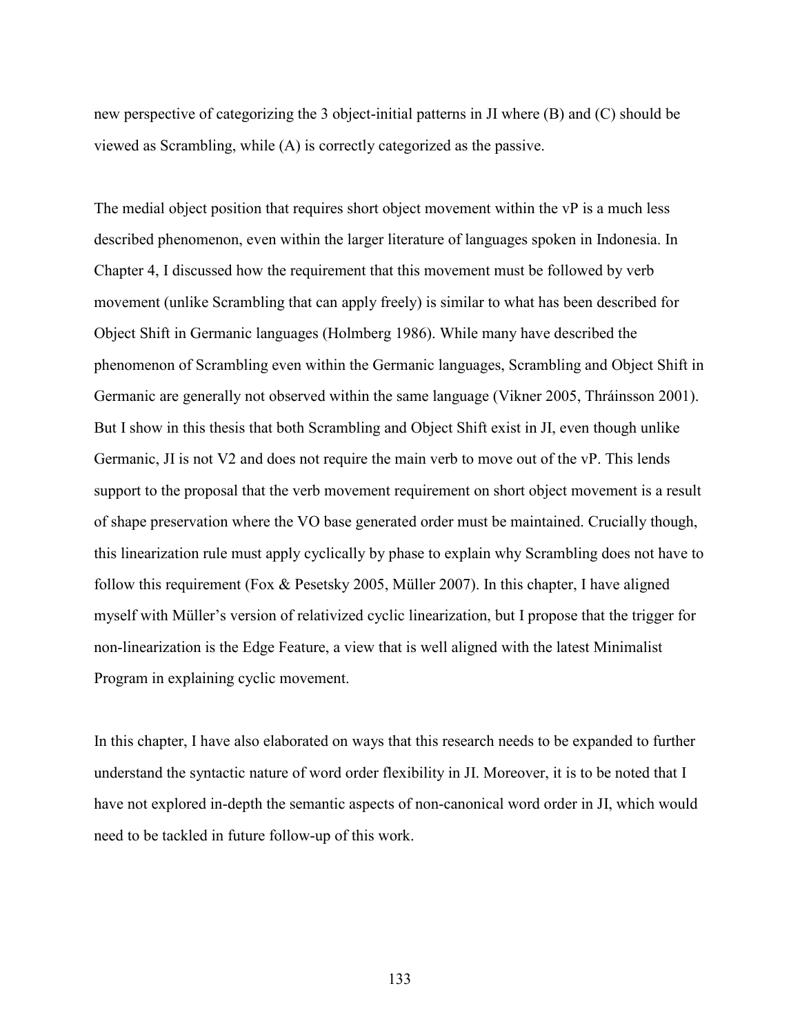new perspective of categorizing the 3 object-initial patterns in JI where (B) and (C) should be viewed as Scrambling, while (A) is correctly categorized as the passive.

The medial object position that requires short object movement within the vP is a much less described phenomenon, even within the larger literature of languages spoken in Indonesia. In Chapter 4, I discussed how the requirement that this movement must be followed by verb movement (unlike Scrambling that can apply freely) is similar to what has been described for Object Shift in Germanic languages (Holmberg 1986). While many have described the phenomenon of Scrambling even within the Germanic languages, Scrambling and Object Shift in Germanic are generally not observed within the same language (Vikner 2005, Thráinsson 2001). But I show in this thesis that both Scrambling and Object Shift exist in JI, even though unlike Germanic, JI is not V2 and does not require the main verb to move out of the vP. This lends support to the proposal that the verb movement requirement on short object movement is a result of shape preservation where the VO base generated order must be maintained. Crucially though, this linearization rule must apply cyclically by phase to explain why Scrambling does not have to follow this requirement (Fox & Pesetsky 2005, Müller 2007). In this chapter, I have aligned myself with Müller's version of relativized cyclic linearization, but I propose that the trigger for non-linearization is the Edge Feature, a view that is well aligned with the latest Minimalist Program in explaining cyclic movement.

In this chapter, I have also elaborated on ways that this research needs to be expanded to further understand the syntactic nature of word order flexibility in JI. Moreover, it is to be noted that I have not explored in-depth the semantic aspects of non-canonical word order in JI, which would need to be tackled in future follow-up of this work.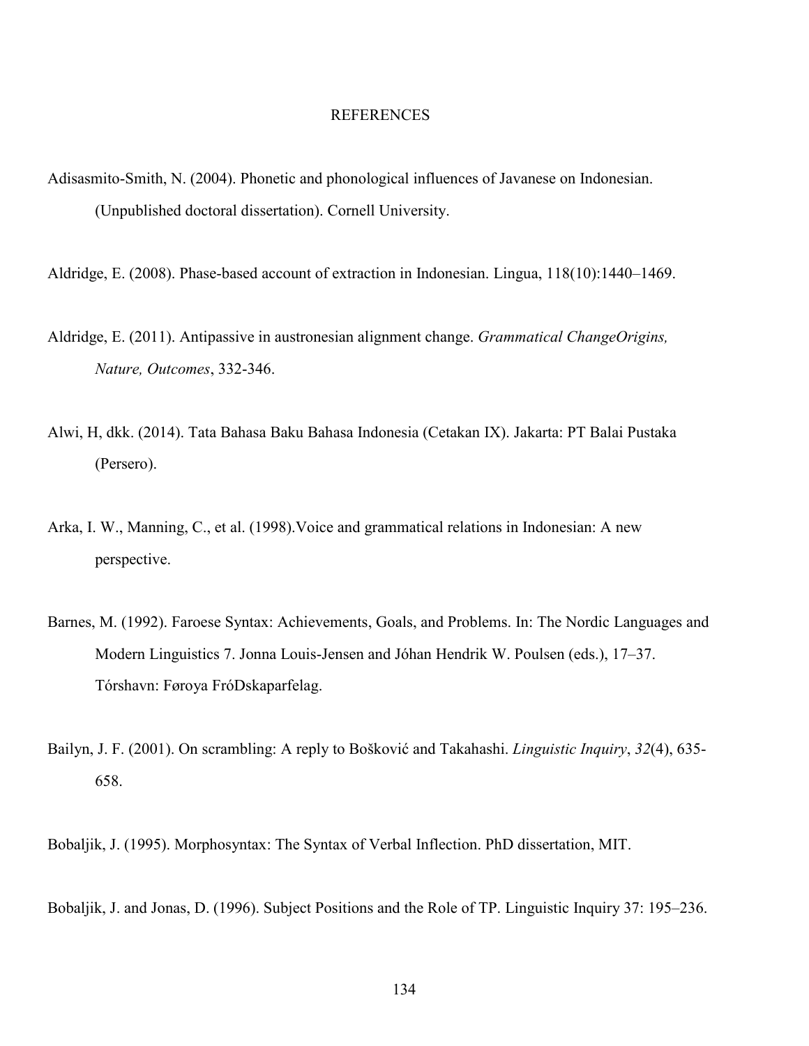# REFERENCES

Adisasmito-Smith, N. (2004). Phonetic and phonological influences of Javanese on Indonesian. (Unpublished doctoral dissertation). Cornell University.

Aldridge, E. (2008). Phase-based account of extraction in Indonesian. Lingua, 118(10):1440–1469.

Aldridge, E. (2011). Antipassive in austronesian alignment change. *Grammatical ChangeOrigins, Nature, Outcomes*, 332-346.

Alwi, H, dkk. (2014). Tata Bahasa Baku Bahasa Indonesia (Cetakan IX). Jakarta: PT Balai Pustaka (Persero).

Arka, I. W., Manning, C., et al. (1998).Voice and grammatical relations in Indonesian: A new perspective.

Barnes, M. (1992). Faroese Syntax: Achievements, Goals, and Problems. In: The Nordic Languages and Modern Linguistics 7. Jonna Louis-Jensen and Jóhan Hendrik W. Poulsen (eds.), 17–37. Tórshavn: Føroya FróDskaparfelag.

Bailyn, J. F. (2001). On scrambling: A reply to Bošković and Takahashi. *Linguistic Inquiry*, *32*(4), 635-658.

Bobaljik, J. (1995). Morphosyntax: The Syntax of Verbal Inflection. PhD dissertation, MIT.

Bobaljik, J. and Jonas, D. (1996). Subject Positions and the Role of TP. Linguistic Inquiry 37: 195–236.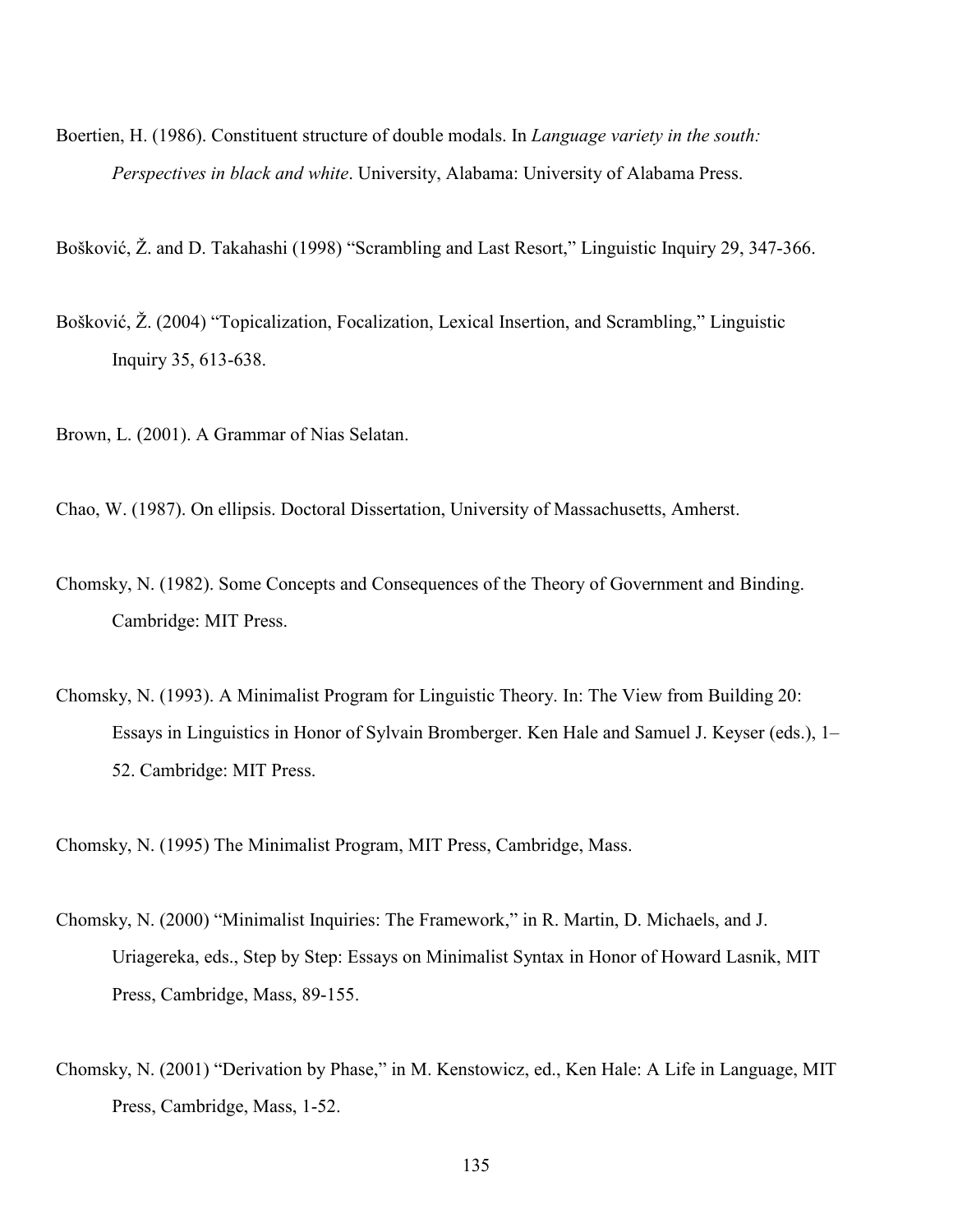Boertien, H. (1986). Constituent structure of double modals. In *Language variety in the south: Perspectives in black and white*. University, Alabama: University of Alabama Press.

Bošković, Ž. and D. Takahashi (1998) "Scrambling and Last Resort," Linguistic Inquiry 29, 347-366.

Bošković, Ž. (2004) "Topicalization, Focalization, Lexical Insertion, and Scrambling," Linguistic Inquiry 35, 613-638.

Brown, L. (2001). A Grammar of Nias Selatan.

Chao, W. (1987). On ellipsis. Doctoral Dissertation, University of Massachusetts, Amherst.

Chomsky, N. (1982). Some Concepts and Consequences of the Theory of Government and Binding. Cambridge: MIT Press.

Chomsky, N. (1993). A Minimalist Program for Linguistic Theory. In: The View from Building 20: Essays in Linguistics in Honor of Sylvain Bromberger. Ken Hale and Samuel J. Keyser (eds.), 1–52. Cambridge: MIT Press.

Chomsky, N. (1995) The Minimalist Program, MIT Press, Cambridge, Mass.

Chomsky, N. (2000) "Minimalist Inquiries: The Framework," in R. Martin, D. Michaels, and J. Uriagereka, eds., Step by Step: Essays on Minimalist Syntax in Honor of Howard Lasnik, MIT Press, Cambridge, Mass, 89-155.

Chomsky, N. (2001) "Derivation by Phase," in M. Kenstowicz, ed., Ken Hale: A Life in Language, MIT Press, Cambridge, Mass, 1-52.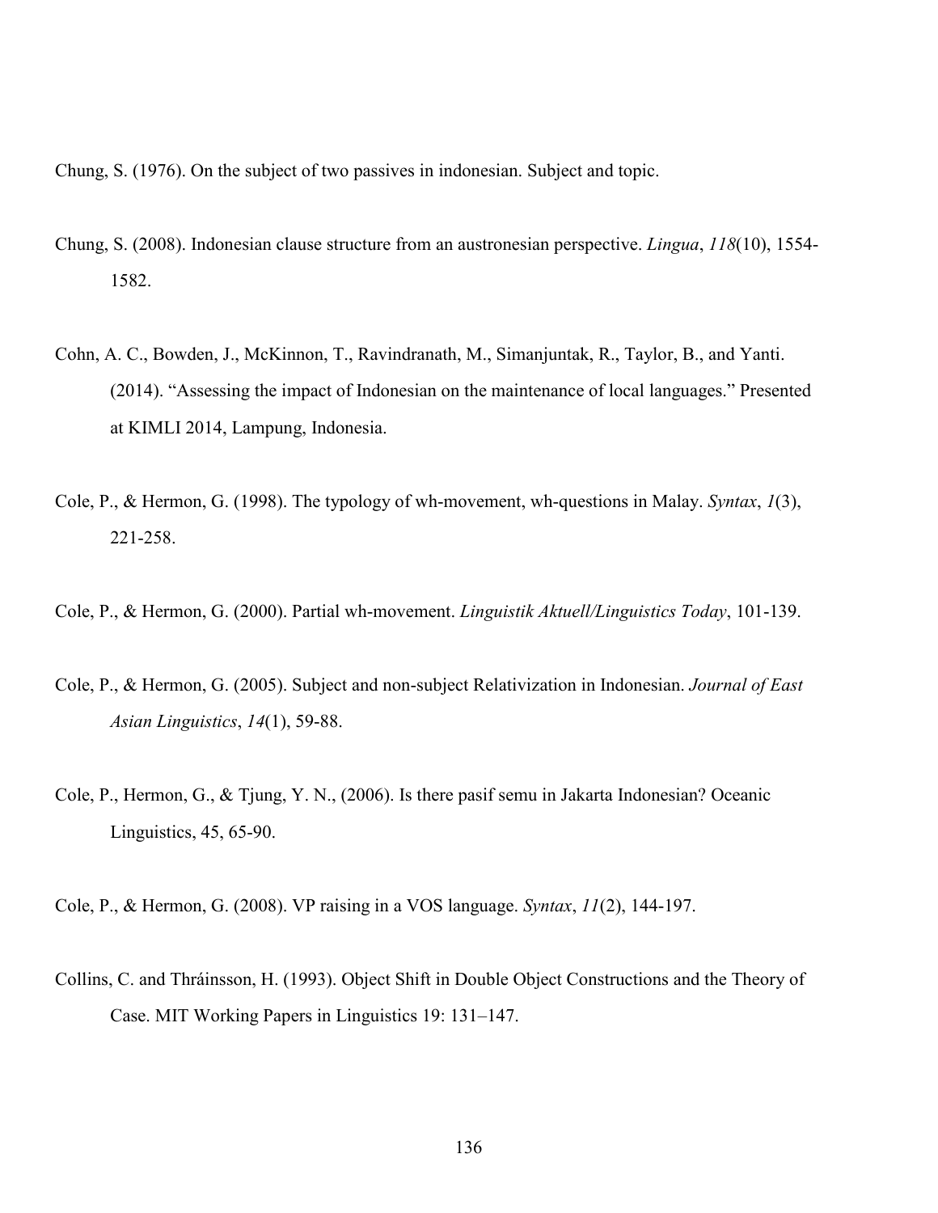Chung, S. (1976). On the subject of two passives in indonesian. Subject and topic.

Chung, S. (2008). Indonesian clause structure from an austronesian perspective. *Lingua*, *118*(10), 1554-1582.

Cohn, A. C., Bowden, J., McKinnon, T., Ravindranath, M., Simanjuntak, R., Taylor, B., and Yanti. (2014). "Assessing the impact of Indonesian on the maintenance of local languages." Presented at KIMLI 2014, Lampung, Indonesia.

Cole, P., & Hermon, G. (1998). The typology of wh-movement, wh-questions in Malay. *Syntax*, *1*(3), 221-258.

Cole, P., & Hermon, G. (2000). Partial wh-movement. *Linguistik Aktuell/Linguistics Today*, 101-139.

Cole, P., & Hermon, G. (2005). Subject and non-subject Relativization in Indonesian. *Journal of East Asian Linguistics*, *14*(1), 59-88.

Cole, P., Hermon, G., & Tjung, Y. N., (2006). Is there pasif semu in Jakarta Indonesian? Oceanic Linguistics, 45, 65-90.

Cole, P., & Hermon, G. (2008). VP raising in a VOS language. *Syntax*, *11*(2), 144-197.

Collins, C. and Thráinsson, H. (1993). Object Shift in Double Object Constructions and the Theory of Case. MIT Working Papers in Linguistics 19: 131–147.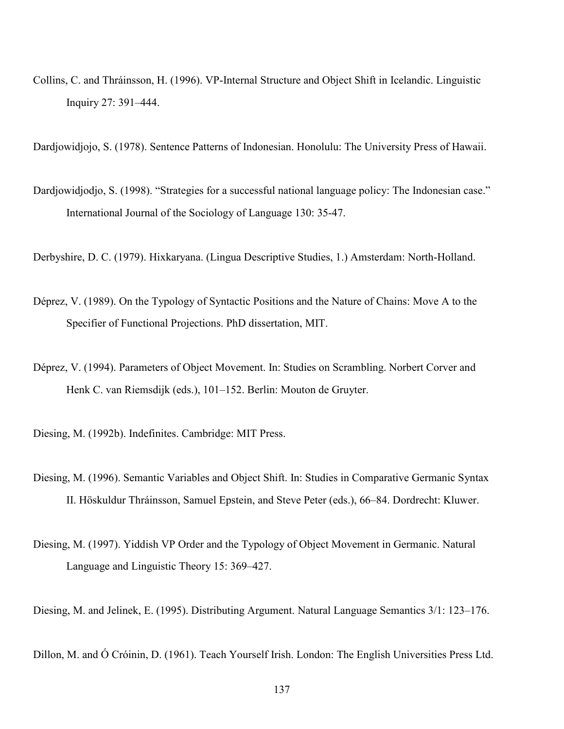Collins, C. and Thráinsson, H. (1996). VP-Internal Structure and Object Shift in Icelandic. Linguistic Inquiry 27: 391–444.

Dardjowidjojo, S. (1978). Sentence Patterns of Indonesian. Honolulu: The University Press of Hawaii.

Dardjowidjodjo, S. (1998). "Strategies for a successful national language policy: The Indonesian case." International Journal of the Sociology of Language 130: 35-47.

Derbyshire, D. C. (1979). Hixkaryana. (Lingua Descriptive Studies, 1.) Amsterdam: North-Holland.

Déprez, V. (1989). On the Typology of Syntactic Positions and the Nature of Chains: Move A to the Specifier of Functional Projections. PhD dissertation, MIT.

Déprez, V. (1994). Parameters of Object Movement. In: Studies on Scrambling. Norbert Corver and Henk C. van Riemsdijk (eds.), 101–152. Berlin: Mouton de Gruyter.

Diesing, M. (1992b). Indefinites. Cambridge: MIT Press.

Diesing, M. (1996). Semantic Variables and Object Shift. In: Studies in Comparative Germanic Syntax II. Höskuldur Thráinsson, Samuel Epstein, and Steve Peter (eds.), 66–84. Dordrecht: Kluwer.

Diesing, M. (1997). Yiddish VP Order and the Typology of Object Movement in Germanic. Natural Language and Linguistic Theory 15: 369–427.

Diesing, M. and Jelinek, E. (1995). Distributing Argument. Natural Language Semantics 3/1: 123–176.

Dillon, M. and Ó Cróinin, D. (1961). Teach Yourself Irish. London: The English Universities Press Ltd.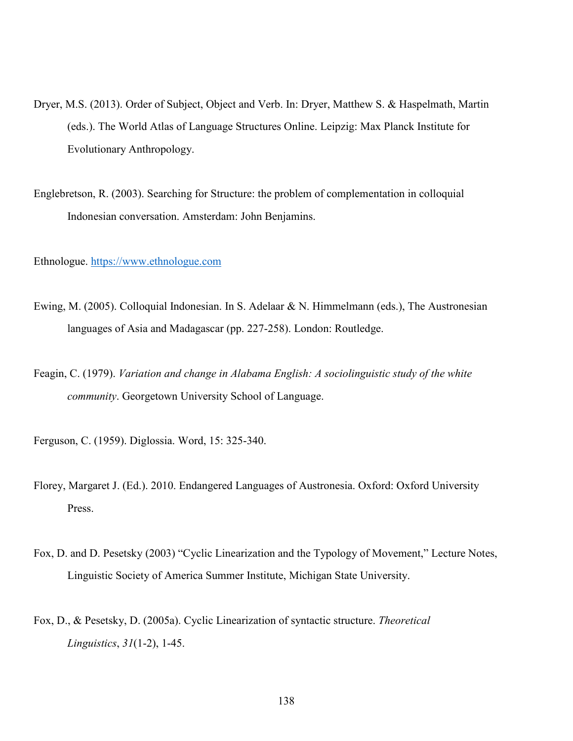Dryer, M.S. (2013). Order of Subject, Object and Verb. In: Dryer, Matthew S. & Haspelmath, Martin (eds.). The World Atlas of Language Structures Online. Leipzig: Max Planck Institute for Evolutionary Anthropology.

Englebretson, R. (2003). Searching for Structure: the problem of complementation in colloquial Indonesian conversation. Amsterdam: John Benjamins.

Ethnologue. https://www.ethnologue.com

Ewing, M. (2005). Colloquial Indonesian. In S. Adelaar & N. Himmelmann (eds.), The Austronesian languages of Asia and Madagascar (pp. 227-258). London: Routledge.

Feagin, C. (1979). *Variation and change in Alabama English: A sociolinguistic study of the white community*. Georgetown University School of Language.

Ferguson, C. (1959). Diglossia. Word, 15: 325-340.

Florey, Margaret J. (Ed.). 2010. Endangered Languages of Austronesia. Oxford: Oxford University Press.

Fox, D. and D. Pesetsky (2003) "Cyclic Linearization and the Typology of Movement," Lecture Notes, Linguistic Society of America Summer Institute, Michigan State University.

Fox, D., & Pesetsky, D. (2005a). Cyclic Linearization of syntactic structure. *Theoretical Linguistics*, *31*(1-2), 1-45.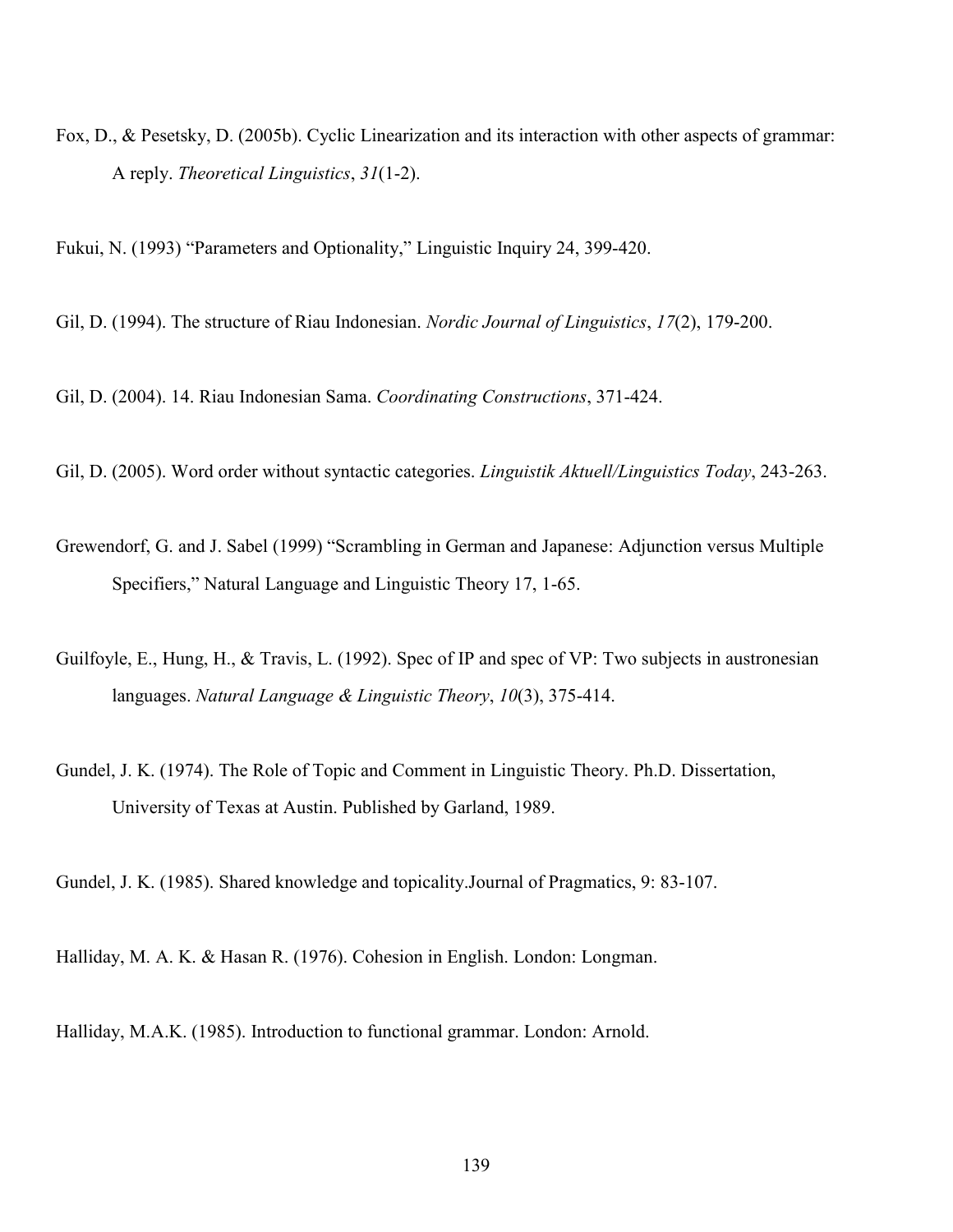Fox, D., & Pesetsky, D. (2005b). Cyclic Linearization and its interaction with other aspects of grammar: A reply. *Theoretical Linguistics*, *31*(1-2).

Fukui, N. (1993) "Parameters and Optionality," Linguistic Inquiry 24, 399-420.

Gil, D. (1994). The structure of Riau Indonesian. *Nordic Journal of Linguistics*, *17*(2), 179-200.

Gil, D. (2004). 14. Riau Indonesian Sama. *Coordinating Constructions*, 371-424.

Gil, D. (2005). Word order without syntactic categories. *Linguistik Aktuell/Linguistics Today*, 243-263.

Grewendorf, G. and J. Sabel (1999) "Scrambling in German and Japanese: Adjunction versus Multiple Specifiers," Natural Language and Linguistic Theory 17, 1-65.

Guilfoyle, E., Hung, H., & Travis, L. (1992). Spec of IP and spec of VP: Two subjects in austronesian languages. *Natural Language & Linguistic Theory*, *10*(3), 375-414.

Gundel, J. K. (1974). The Role of Topic and Comment in Linguistic Theory. Ph.D. Dissertation, University of Texas at Austin. Published by Garland, 1989.

Gundel, J. K. (1985). Shared knowledge and topicality.Journal of Pragmatics, 9: 83-107.

Halliday, M. A. K. & Hasan R. (1976). Cohesion in English. London: Longman.

Halliday, M.A.K. (1985). Introduction to functional grammar. London: Arnold.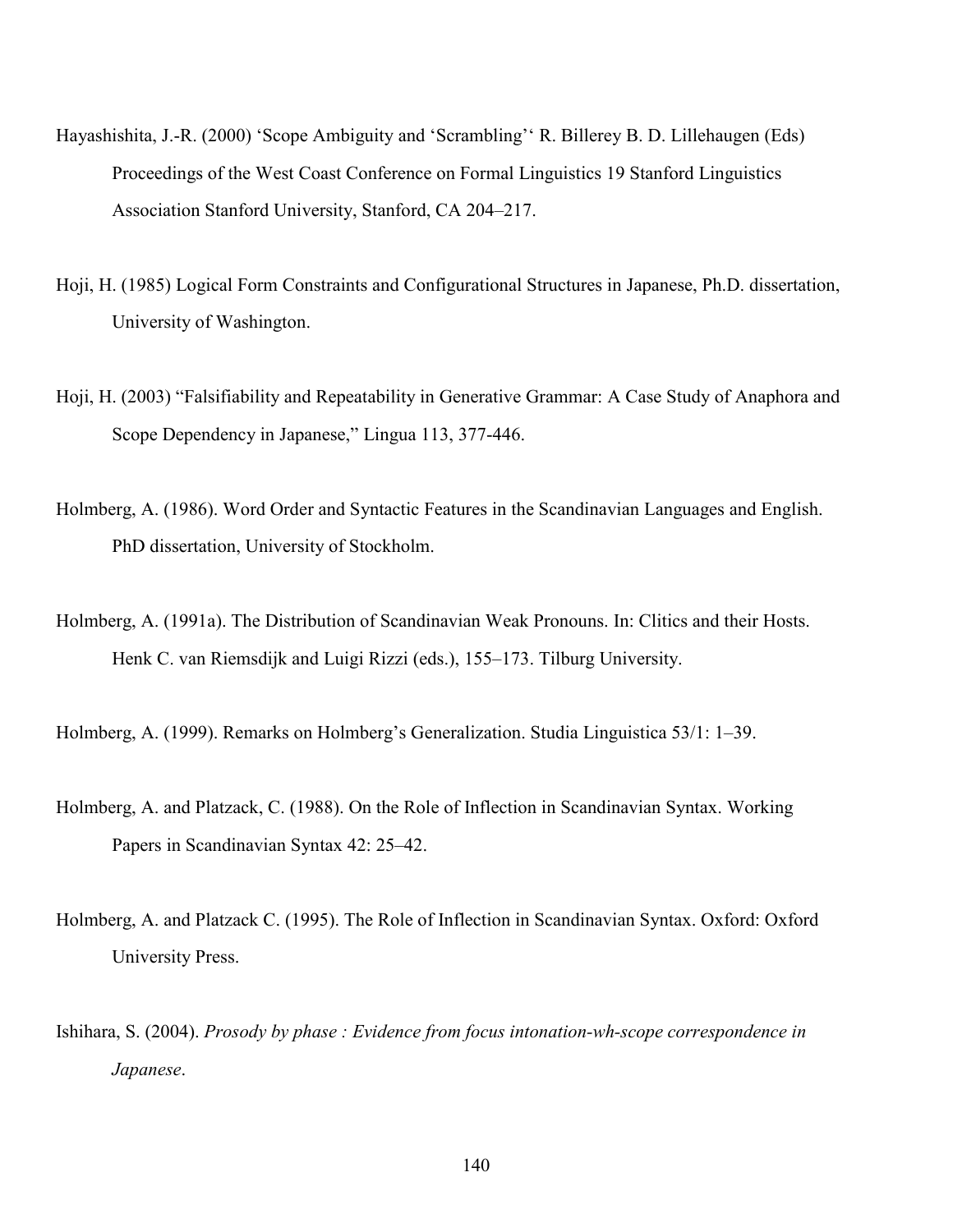Hayashishita, J.-R. (2000) 'Scope Ambiguity and 'Scrambling'' R. Billerey B. D. Lillehaugen (Eds) Proceedings of the West Coast Conference on Formal Linguistics 19 Stanford Linguistics Association Stanford University, Stanford, CA 204–217.

Hoji, H. (1985) Logical Form Constraints and Configurational Structures in Japanese, Ph.D. dissertation, University of Washington.

Hoji, H. (2003) "Falsifiability and Repeatability in Generative Grammar: A Case Study of Anaphora and Scope Dependency in Japanese," Lingua 113, 377-446.

Holmberg, A. (1986). Word Order and Syntactic Features in the Scandinavian Languages and English. PhD dissertation, University of Stockholm.

Holmberg, A. (1991a). The Distribution of Scandinavian Weak Pronouns. In: Clitics and their Hosts. Henk C. van Riemsdijk and Luigi Rizzi (eds.), 155–173. Tilburg University.

Holmberg, A. (1999). Remarks on Holmberg's Generalization. Studia Linguistica 53/1: 1–39.

Holmberg, A. and Platzack, C. (1988). On the Role of Inflection in Scandinavian Syntax. Working Papers in Scandinavian Syntax 42: 25–42.

Holmberg, A. and Platzack C. (1995). The Role of Inflection in Scandinavian Syntax. Oxford: Oxford University Press.

Ishihara, S. (2004). *Prosody by phase : Evidence from focus intonation-wh-scope correspondence in Japanese*.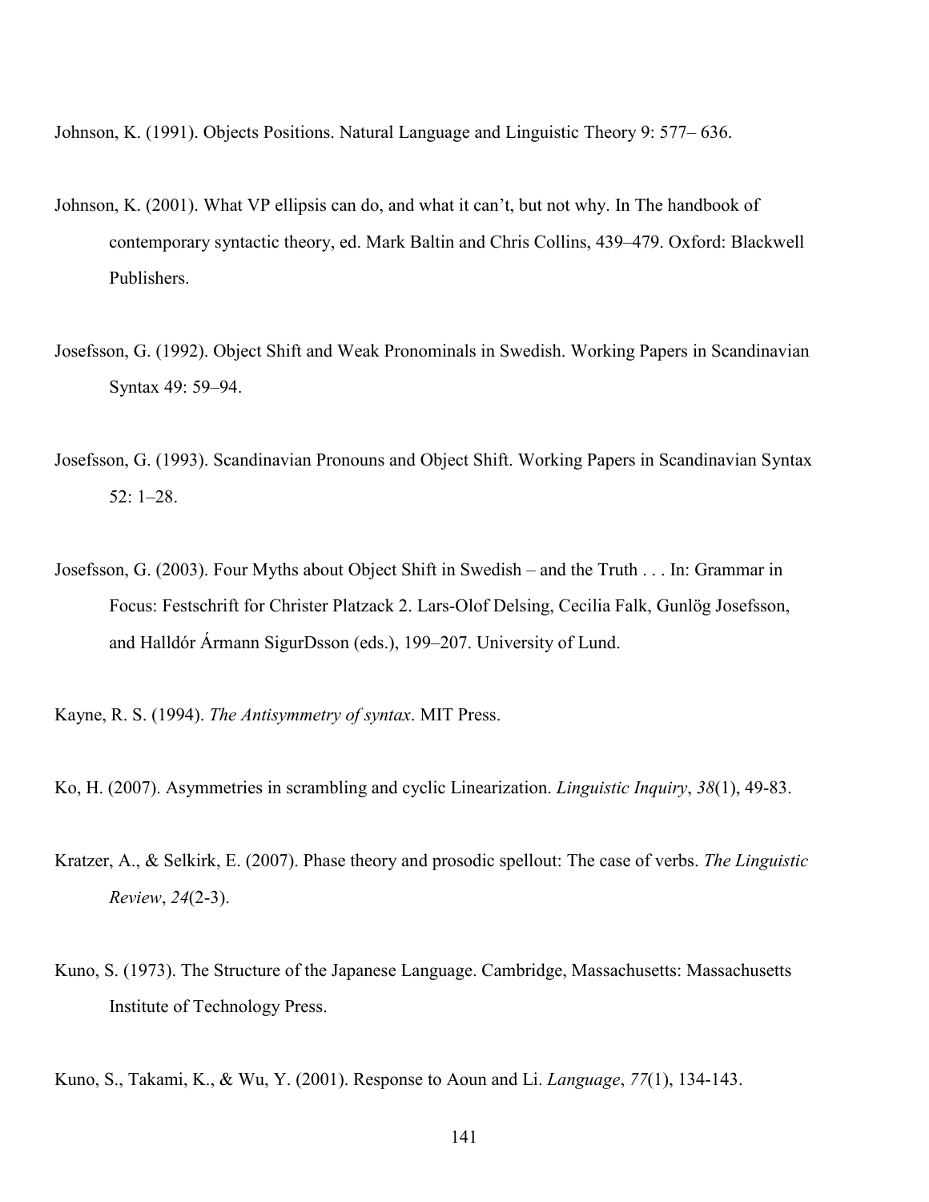Johnson, K. (1991). Objects Positions. Natural Language and Linguistic Theory 9: 577– 636.

Johnson, K. (2001). What VP ellipsis can do, and what it can't, but not why. In The handbook of contemporary syntactic theory, ed. Mark Baltin and Chris Collins, 439–479. Oxford: Blackwell Publishers.

Josefsson, G. (1992). Object Shift and Weak Pronominals in Swedish. Working Papers in Scandinavian Syntax 49: 59–94.

Josefsson, G. (1993). Scandinavian Pronouns and Object Shift. Working Papers in Scandinavian Syntax 52: 1–28.

Josefsson, G. (2003). Four Myths about Object Shift in Swedish – and the Truth . . . In: Grammar in Focus: Festschrift for Christer Platzack 2. Lars-Olof Delsing, Cecilia Falk, Gunlög Josefsson, and Halldór Ármann SigurDsson (eds.), 199–207. University of Lund.

Kayne, R. S. (1994). *The Antisymmetry of syntax*. MIT Press.

Ko, H. (2007). Asymmetries in scrambling and cyclic Linearization. *Linguistic Inquiry*, *38*(1), 49-83.

Kratzer, A., & Selkirk, E. (2007). Phase theory and prosodic spellout: The case of verbs. *The Linguistic Review*, *24*(2-3).

Kuno, S. (1973). The Structure of the Japanese Language. Cambridge, Massachusetts: Massachusetts Institute of Technology Press.

Kuno, S., Takami, K., & Wu, Y. (2001). Response to Aoun and Li. *Language*, *77*(1), 134-143.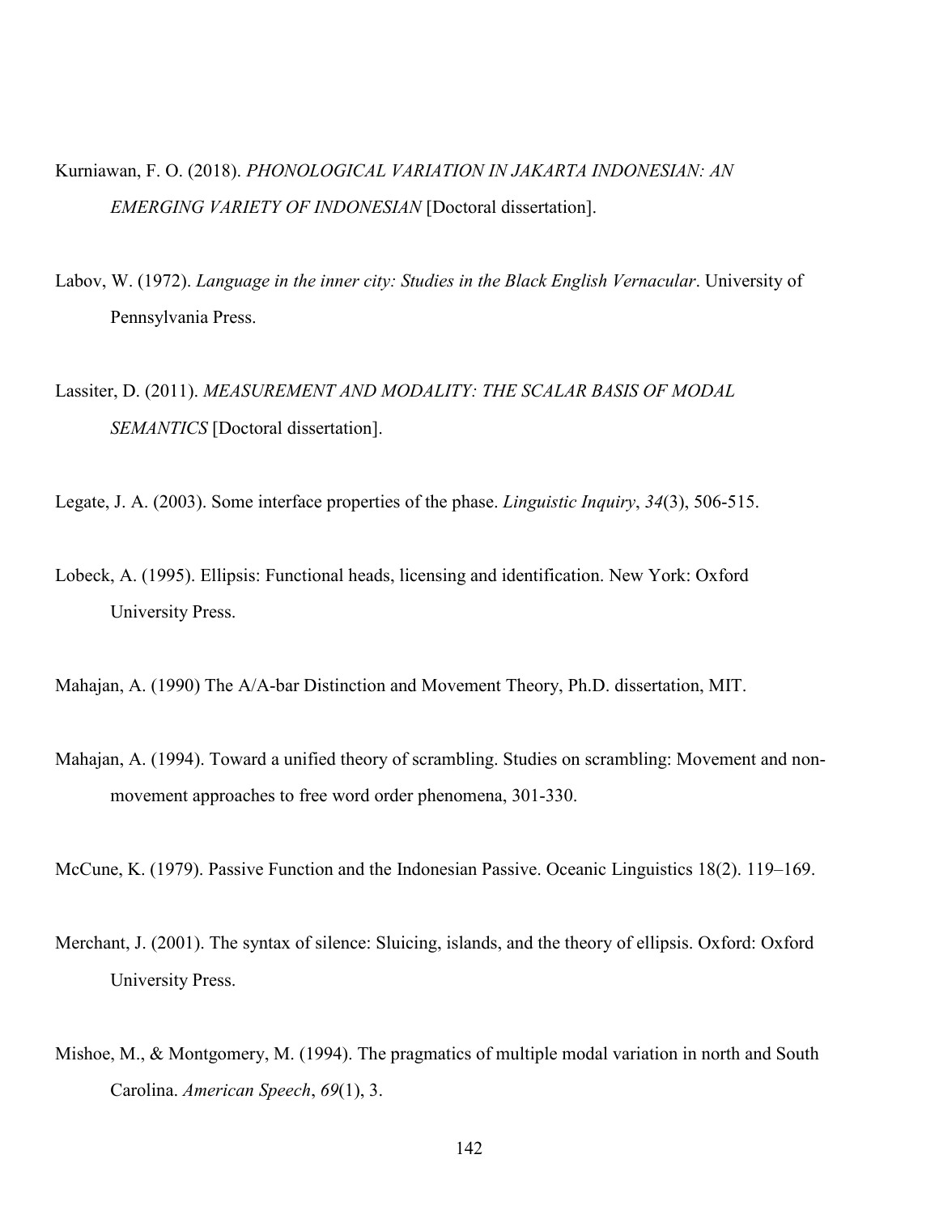Kurniawan, F. O. (2018). *PHONOLOGICAL VARIATION IN JAKARTA INDONESIAN: AN EMERGING VARIETY OF INDONESIAN* [Doctoral dissertation].

Labov, W. (1972). *Language in the inner city: Studies in the Black English Vernacular*. University of Pennsylvania Press.

Lassiter, D. (2011). *MEASUREMENT AND MODALITY: THE SCALAR BASIS OF MODAL SEMANTICS* [Doctoral dissertation].

Legate, J. A. (2003). Some interface properties of the phase. *Linguistic Inquiry*, *34*(3), 506-515.

Lobeck, A. (1995). Ellipsis: Functional heads, licensing and identification. New York: Oxford University Press.

Mahajan, A. (1990) The A/A-bar Distinction and Movement Theory, Ph.D. dissertation, MIT.

Mahajan, A. (1994). Toward a unified theory of scrambling. Studies on scrambling: Movement and non-movement approaches to free word order phenomena, 301-330.

McCune, K. (1979). Passive Function and the Indonesian Passive. Oceanic Linguistics 18(2). 119–169.

Merchant, J. (2001). The syntax of silence: Sluicing, islands, and the theory of ellipsis. Oxford: Oxford University Press.

Mishoe, M., & Montgomery, M. (1994). The pragmatics of multiple modal variation in north and South Carolina. *American Speech*, *69*(1), 3.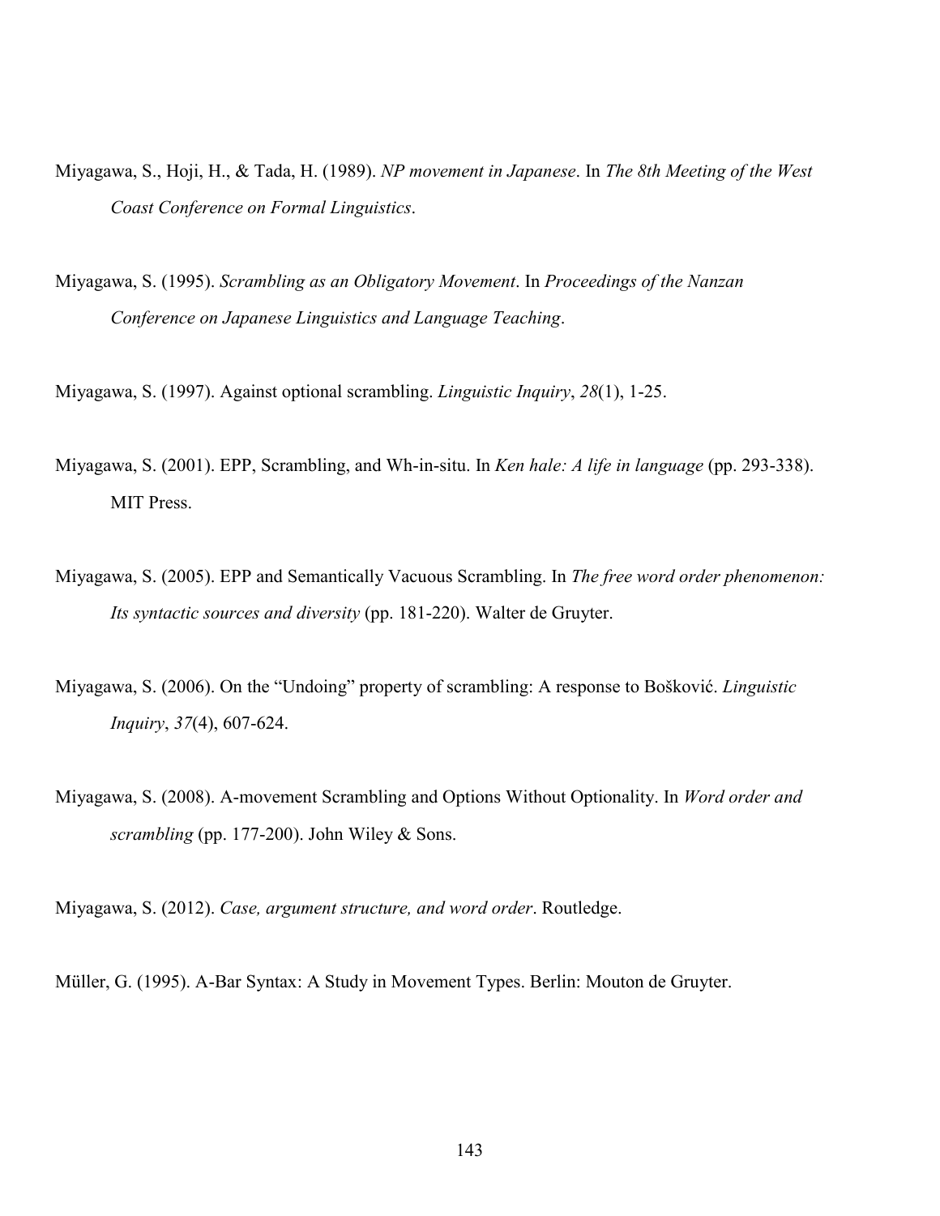Miyagawa, S., Hoji, H., & Tada, H. (1989). *NP movement in Japanese*. In *The 8th Meeting of the West Coast Conference on Formal Linguistics*.

Miyagawa, S. (1995). *Scrambling as an Obligatory Movement*. In *Proceedings of the Nanzan Conference on Japanese Linguistics and Language Teaching*.

Miyagawa, S. (1997). Against optional scrambling. *Linguistic Inquiry*, *28*(1), 1-25.

Miyagawa, S. (2001). EPP, Scrambling, and Wh-in-situ. In *Ken hale: A life in language* (pp. 293-338). MIT Press.

Miyagawa, S. (2005). EPP and Semantically Vacuous Scrambling. In *The free word order phenomenon: Its syntactic sources and diversity* (pp. 181-220). Walter de Gruyter.

Miyagawa, S. (2006). On the "Undoing" property of scrambling: A response to Bošković. *Linguistic Inquiry*, *37*(4), 607-624.

Miyagawa, S. (2008). A-movement Scrambling and Options Without Optionality. In *Word order and scrambling* (pp. 177-200). John Wiley & Sons.

Miyagawa, S. (2012). *Case, argument structure, and word order*. Routledge.

Müller, G. (1995). A-Bar Syntax: A Study in Movement Types. Berlin: Mouton de Gruyter.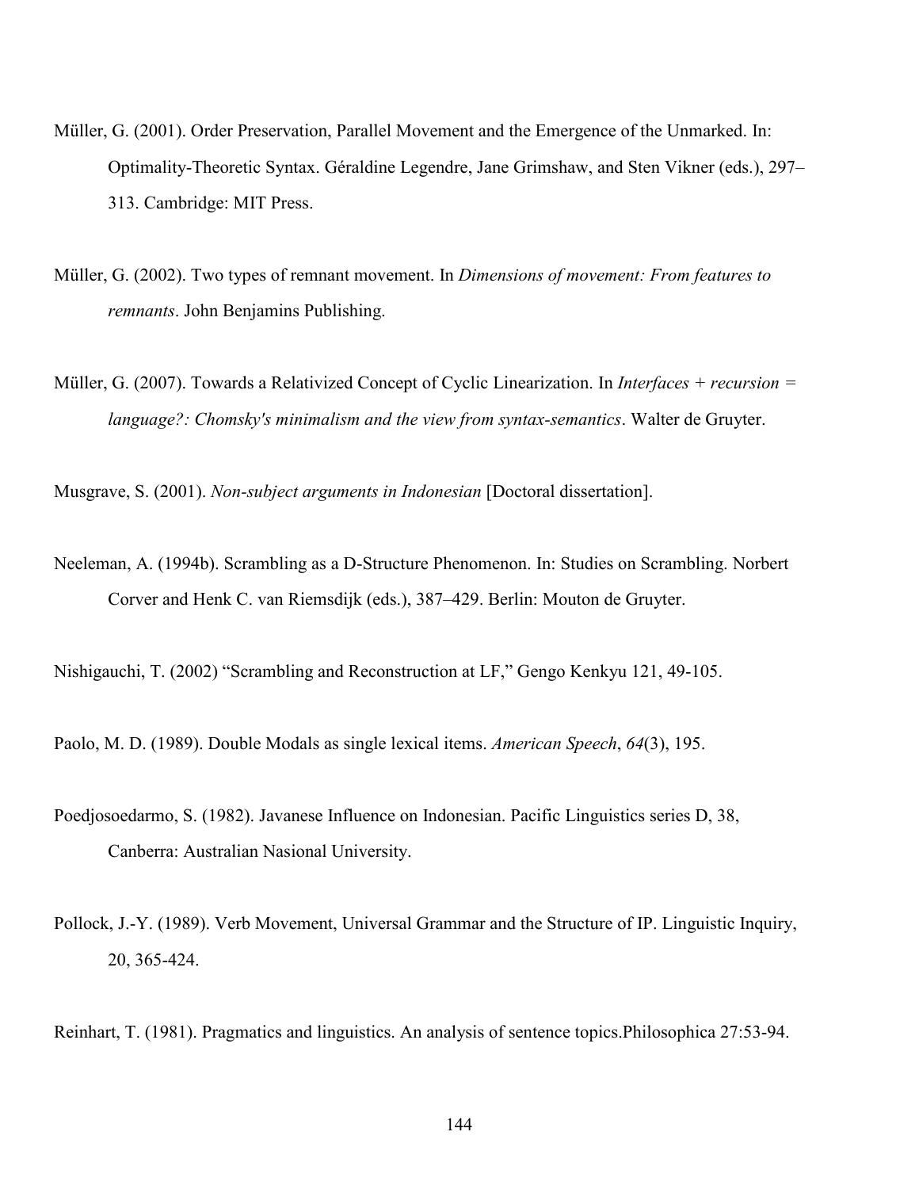Müller, G. (2001). Order Preservation, Parallel Movement and the Emergence of the Unmarked. In: Optimality-Theoretic Syntax. Géraldine Legendre, Jane Grimshaw, and Sten Vikner (eds.), 297–313. Cambridge: MIT Press.

Müller, G. (2002). Two types of remnant movement. In *Dimensions of movement: From features to remnants*. John Benjamins Publishing.

Müller, G. (2007). Towards a Relativized Concept of Cyclic Linearization. In *Interfaces + recursion = language?: Chomsky's minimalism and the view from syntax-semantics*. Walter de Gruyter.

Musgrave, S. (2001). *Non-subject arguments in Indonesian* [Doctoral dissertation].

Neeleman, A. (1994b). Scrambling as a D-Structure Phenomenon. In: Studies on Scrambling. Norbert Corver and Henk C. van Riemsdijk (eds.), 387–429. Berlin: Mouton de Gruyter.

Nishigauchi, T. (2002) "Scrambling and Reconstruction at LF," Gengo Kenkyu 121, 49-105.

Paolo, M. D. (1989). Double Modals as single lexical items. *American Speech*, *64*(3), 195.

Poedjosoedarmo, S. (1982). Javanese Influence on Indonesian. Pacific Linguistics series D, 38, Canberra: Australian Nasional University.

Pollock, J.-Y. (1989). Verb Movement, Universal Grammar and the Structure of IP. Linguistic Inquiry, 20, 365-424.

Reinhart, T. (1981). Pragmatics and linguistics. An analysis of sentence topics.Philosophica 27:53-94.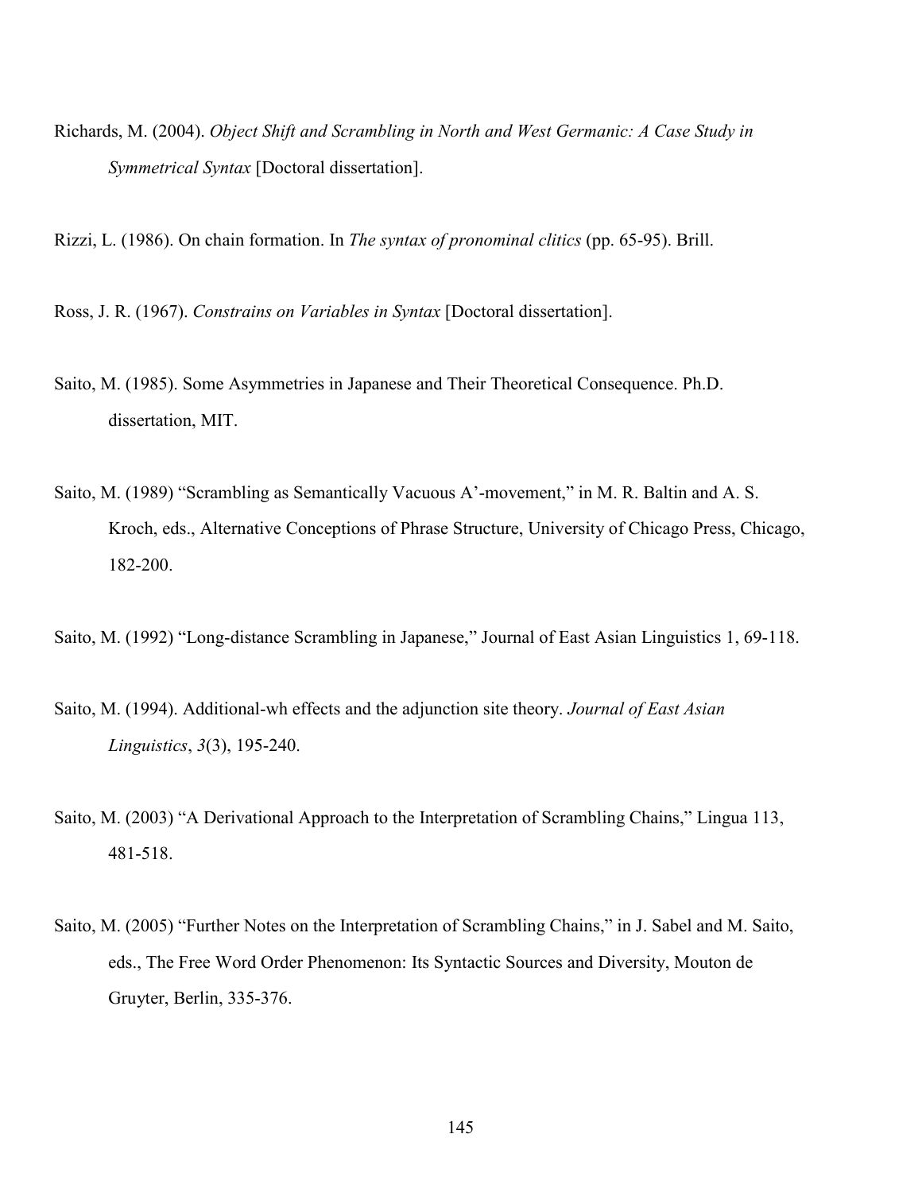Richards, M. (2004). *Object Shift and Scrambling in North and West Germanic: A Case Study in Symmetrical Syntax* [Doctoral dissertation].

Rizzi, L. (1986). On chain formation. In *The syntax of pronominal clitics* (pp. 65-95). Brill.

Ross, J. R. (1967). *Constrains on Variables in Syntax* [Doctoral dissertation].

Saito, M. (1985). Some Asymmetries in Japanese and Their Theoretical Consequence. Ph.D. dissertation, MIT.

Saito, M. (1989) "Scrambling as Semantically Vacuous A'-movement," in M. R. Baltin and A. S. Kroch, eds., Alternative Conceptions of Phrase Structure, University of Chicago Press, Chicago, 182-200.

Saito, M. (1992) "Long-distance Scrambling in Japanese," Journal of East Asian Linguistics 1, 69-118.

Saito, M. (1994). Additional-wh effects and the adjunction site theory. *Journal of East Asian Linguistics*, *3*(3), 195-240.

Saito, M. (2003) "A Derivational Approach to the Interpretation of Scrambling Chains," Lingua 113, 481-518.

Saito, M. (2005) "Further Notes on the Interpretation of Scrambling Chains," in J. Sabel and M. Saito, eds., The Free Word Order Phenomenon: Its Syntactic Sources and Diversity, Mouton de Gruyter, Berlin, 335-376.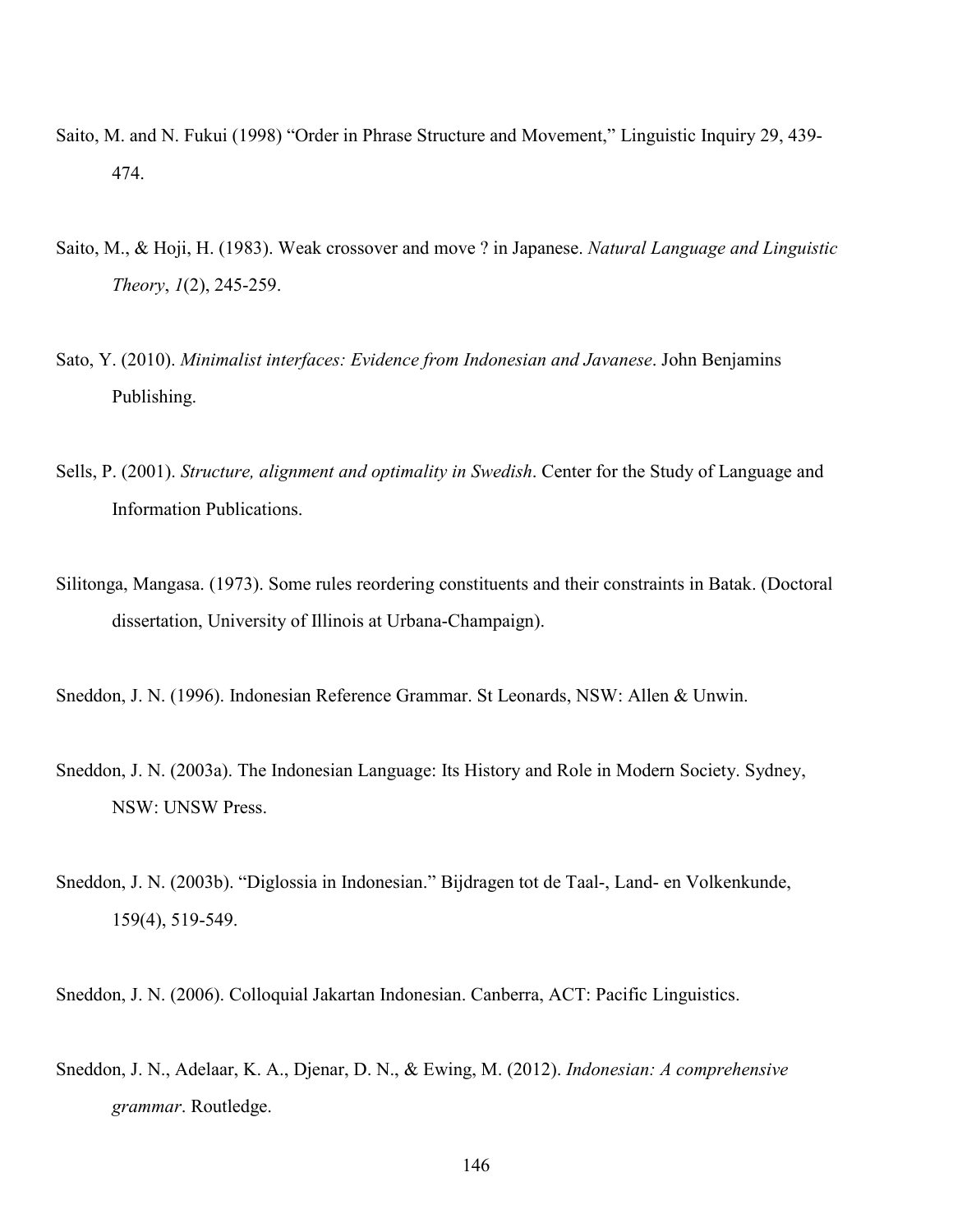Saito, M. and N. Fukui (1998) "Order in Phrase Structure and Movement," Linguistic Inquiry 29, 439-474.

Saito, M., & Hoji, H. (1983). Weak crossover and move ? in Japanese. *Natural Language and Linguistic Theory*, *1*(2), 245-259.

Sato, Y. (2010). *Minimalist interfaces: Evidence from Indonesian and Javanese*. John Benjamins Publishing.

Sells, P. (2001). *Structure, alignment and optimality in Swedish*. Center for the Study of Language and Information Publications.

Silitonga, Mangasa. (1973). Some rules reordering constituents and their constraints in Batak. (Doctoral dissertation, University of Illinois at Urbana-Champaign).

Sneddon, J. N. (1996). Indonesian Reference Grammar. St Leonards, NSW: Allen & Unwin.

Sneddon, J. N. (2003a). The Indonesian Language: Its History and Role in Modern Society. Sydney, NSW: UNSW Press.

Sneddon, J. N. (2003b). "Diglossia in Indonesian." Bijdragen tot de Taal-, Land- en Volkenkunde, 159(4), 519-549.

Sneddon, J. N. (2006). Colloquial Jakartan Indonesian. Canberra, ACT: Pacific Linguistics.

Sneddon, J. N., Adelaar, K. A., Djenar, D. N., & Ewing, M. (2012). *Indonesian: A comprehensive grammar*. Routledge.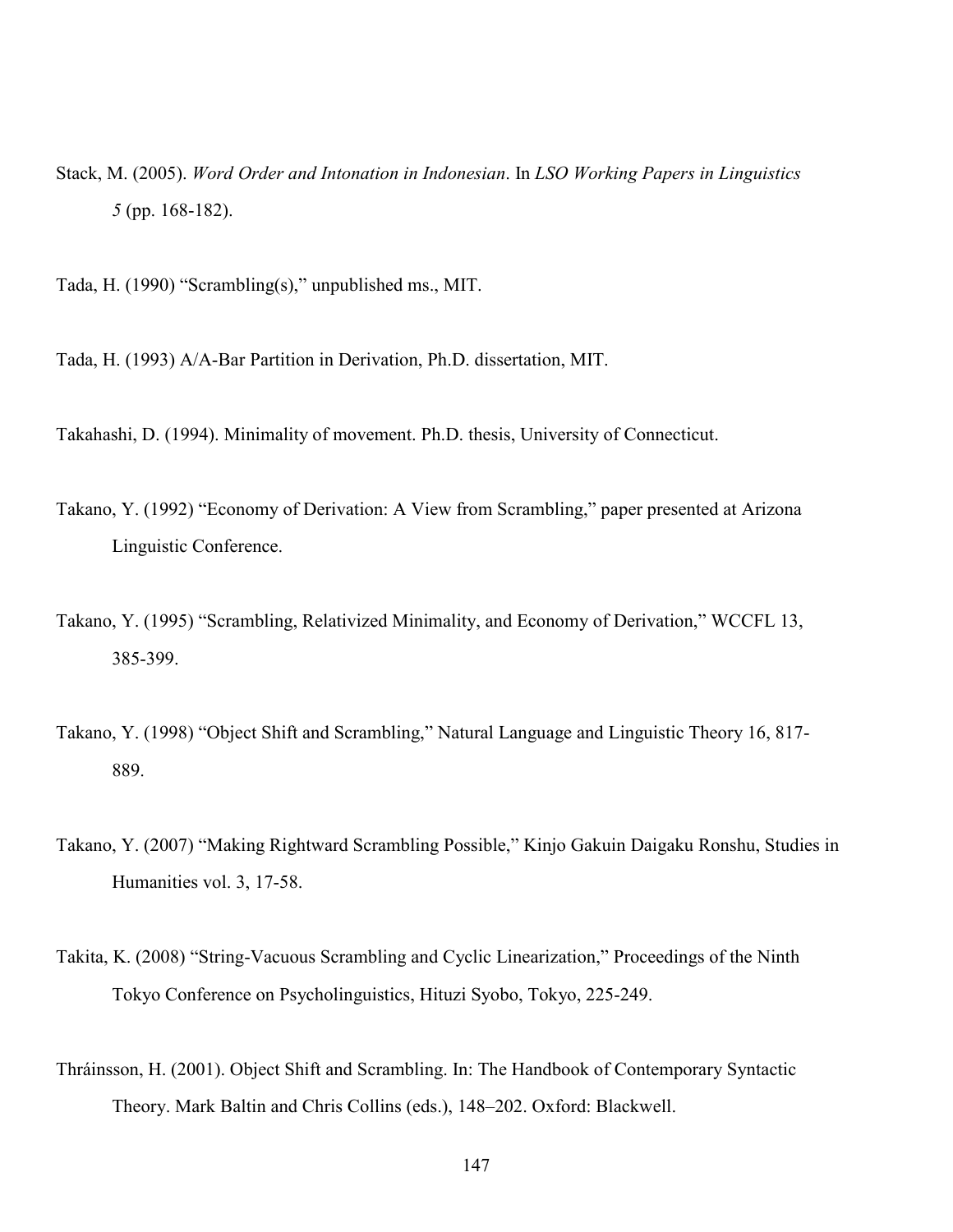Stack, M. (2005). *Word Order and Intonation in Indonesian*. In *LSO Working Papers in Linguistics 5* (pp. 168-182).

Tada, H. (1990) “Scrambling(s),” unpublished ms., MIT.

Tada, H. (1993) A/A-Bar Partition in Derivation, Ph.D. dissertation, MIT.

Takahashi, D. (1994). Minimality of movement. Ph.D. thesis, University of Connecticut.

Takano, Y. (1992) “Economy of Derivation: A View from Scrambling,” paper presented at Arizona Linguistic Conference.

Takano, Y. (1995) “Scrambling, Relativized Minimality, and Economy of Derivation,” WCCFL 13, 385-399.

Takano, Y. (1998) “Object Shift and Scrambling,” Natural Language and Linguistic Theory 16, 817-889.

Takano, Y. (2007) “Making Rightward Scrambling Possible,” Kinjo Gakuin Daigaku Ronshu, Studies in Humanities vol. 3, 17-58.

Takita, K. (2008) “String-Vacuous Scrambling and Cyclic Linearization,” Proceedings of the Ninth Tokyo Conference on Psycholinguistics, Hituzi Syobo, Tokyo, 225-249.

Thráinsson, H. (2001). Object Shift and Scrambling. In: The Handbook of Contemporary Syntactic Theory. Mark Baltin and Chris Collins (eds.), 148–202. Oxford: Blackwell.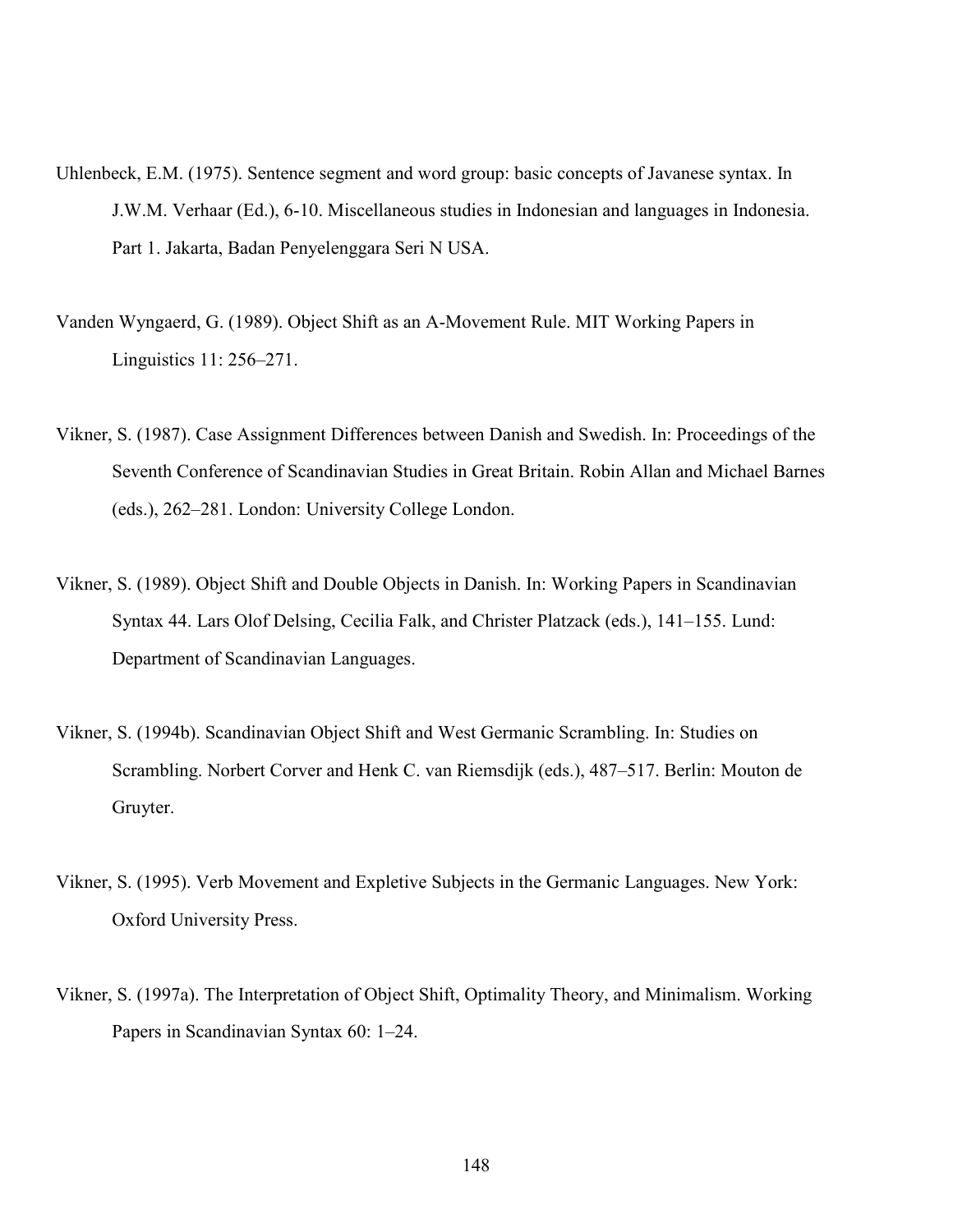Uhlenbeck, E.M. (1975). Sentence segment and word group: basic concepts of Javanese syntax. In J.W.M. Verhaar (Ed.), 6-10. Miscellaneous studies in Indonesian and languages in Indonesia. Part 1. Jakarta, Badan Penyelenggara Seri N USA.

Vanden Wyngaerd, G. (1989). Object Shift as an A-Movement Rule. MIT Working Papers in Linguistics 11: 256–271.

Vikner, S. (1987). Case Assignment Differences between Danish and Swedish. In: Proceedings of the Seventh Conference of Scandinavian Studies in Great Britain. Robin Allan and Michael Barnes (eds.), 262–281. London: University College London.

Vikner, S. (1989). Object Shift and Double Objects in Danish. In: Working Papers in Scandinavian Syntax 44. Lars Olof Delsing, Cecilia Falk, and Christer Platzack (eds.), 141–155. Lund: Department of Scandinavian Languages.

Vikner, S. (1994b). Scandinavian Object Shift and West Germanic Scrambling. In: Studies on Scrambling. Norbert Corver and Henk C. van Riemsdijk (eds.), 487–517. Berlin: Mouton de Gruyter.

Vikner, S. (1995). Verb Movement and Expletive Subjects in the Germanic Languages. New York: Oxford University Press.

Vikner, S. (1997a). The Interpretation of Object Shift, Optimality Theory, and Minimalism. Working Papers in Scandinavian Syntax 60: 1–24.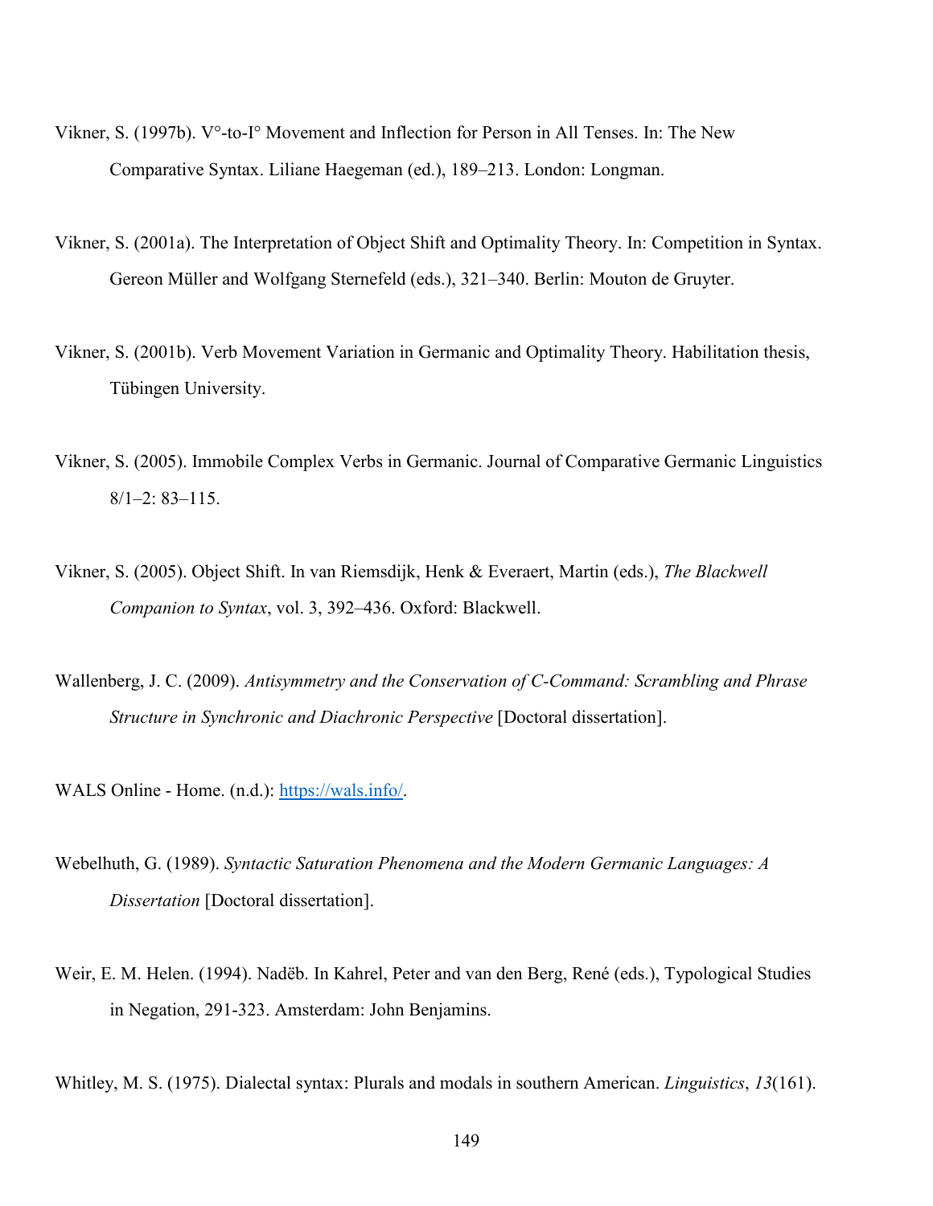Vikner, S. (1997b). V°-to-I° Movement and Inflection for Person in All Tenses. In: The New Comparative Syntax. Liliane Haegeman (ed.), 189–213. London: Longman.

Vikner, S. (2001a). The Interpretation of Object Shift and Optimality Theory. In: Competition in Syntax. Gereon Müller and Wolfgang Sternefeld (eds.), 321–340. Berlin: Mouton de Gruyter.

Vikner, S. (2001b). Verb Movement Variation in Germanic and Optimality Theory. Habilitation thesis, Tübingen University.

Vikner, S. (2005). Immobile Complex Verbs in Germanic. Journal of Comparative Germanic Linguistics 8/1–2: 83–115.

Vikner, S. (2005). Object Shift. In van Riemsdijk, Henk & Everaert, Martin (eds.), *The Blackwell Companion to Syntax*, vol. 3, 392–436. Oxford: Blackwell.

Wallenberg, J. C. (2009). *Antisymmetry and the Conservation of C-Command: Scrambling and Phrase Structure in Synchronic and Diachronic Perspective* [Doctoral dissertation].

WALS Online - Home. (n.d.): https://wals.info/.

Webelhuth, G. (1989). *Syntactic Saturation Phenomena and the Modern Germanic Languages: A Dissertation* [Doctoral dissertation].

Weir, E. M. Helen. (1994). Nadëb. In Kahrel, Peter and van den Berg, René (eds.), Typological Studies in Negation, 291-323. Amsterdam: John Benjamins.

Whitley, M. S. (1975). Dialectal syntax: Plurals and modals in southern American. *Linguistics*, *13*(161).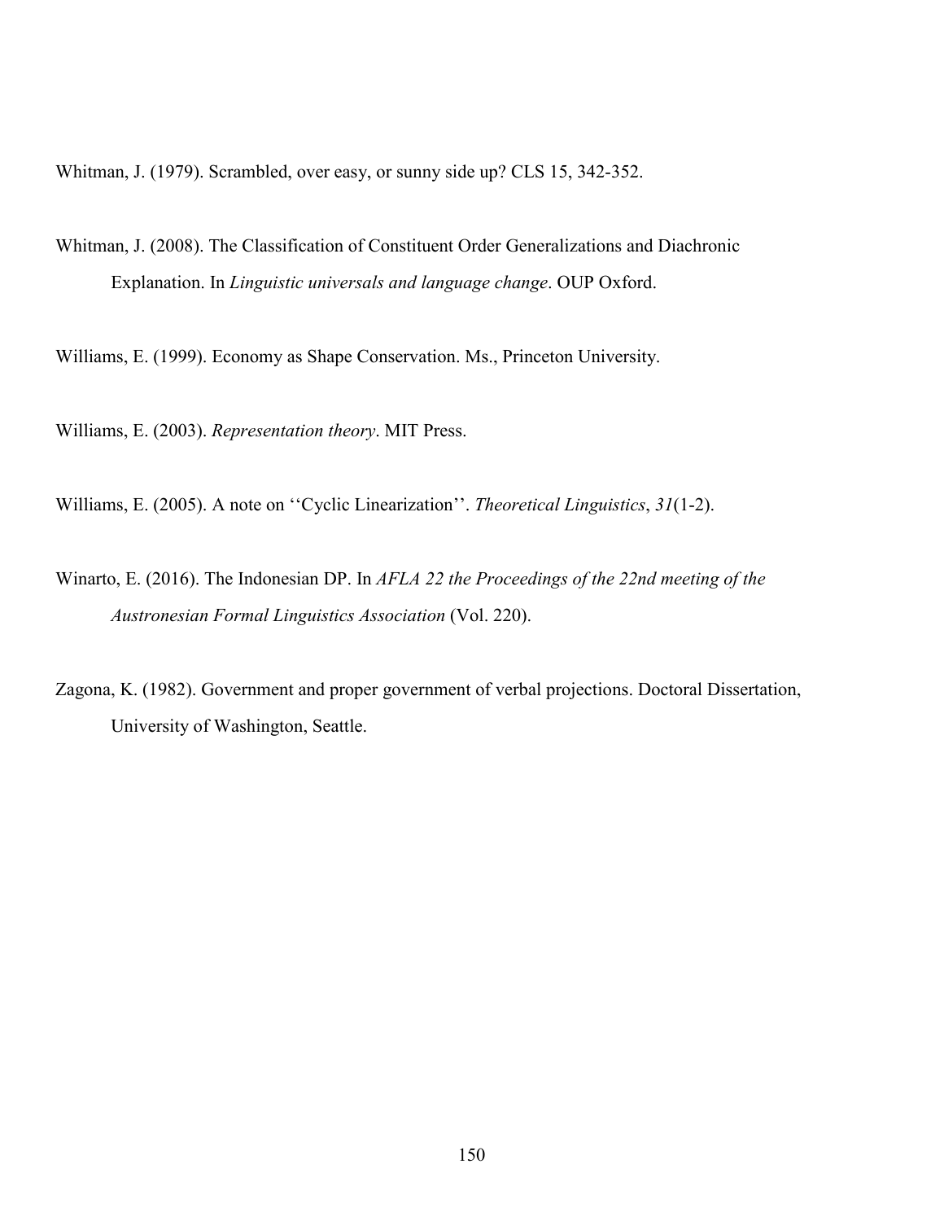Whitman, J. (1979). Scrambled, over easy, or sunny side up? CLS 15, 342-352.

Whitman, J. (2008). The Classification of Constituent Order Generalizations and Diachronic Explanation. In *Linguistic universals and language change*. OUP Oxford.

Williams, E. (1999). Economy as Shape Conservation. Ms., Princeton University.

Williams, E. (2003). *Representation theory*. MIT Press.

Williams, E. (2005). A note on ''Cyclic Linearization''. *Theoretical Linguistics*, *31*(1-2).

Winarto, E. (2016). The Indonesian DP. In *AFLA 22 the Proceedings of the 22nd meeting of the Austronesian Formal Linguistics Association* (Vol. 220).

Zagona, K. (1982). Government and proper government of verbal projections. Doctoral Dissertation, University of Washington, Seattle.